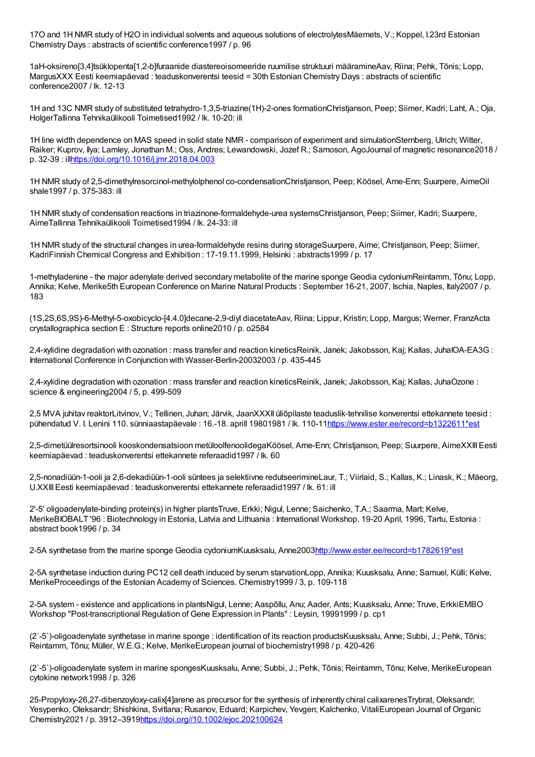17O and 1H NMR study of H2O in individual solvents and aqueous solutions of electrolytesMäemets, V.; Koppel, I.23rd Estonian Chemistry Days : abstracts of scientific conference1997 / p. 96

1aH-oksireno[3,4]tsüklopenta[1,2-b]furaanide diastereoisomeeride ruumilise struktuuri määramineAav, Riina; Pehk, Tõnis; Lopp, MargusXXX Eesti keemiapäevad : teaduskonverentsi teesid = 30th Estonian Chemistry Days : abstracts of scientific conference2007 / lk. 12-13

1H and 13C NMR study of substituted tetrahydro-1,3,5-triazine(1H)-2-ones formationChristjanson, Peep; Siimer, Kadri; Laht, A.; Oja, HolgerTallinna Tehnikaülikooli Toimetised1992 / lk. 10-20: ill

1H line width dependence on MAS speed in solid state NMR - comparison of experiment and simulationSternberg, Ulrich; Witter, Raiker; Kuprov, Ilya; Lamley, Jonathan M.; Oss, Andres; Lewandowski, Jozef R.; Samoson, AgoJournal of magnetic resonance2018 / p. 32-39 : illhttps://doi.org/10.1016/j.jmr.2018.04.003

1H NMR study of 2,5-dimethylresorcinol-methylolphenol co-condensationChristjanson, Peep; Köösel, Arne-Enn; Suurpere, AimeOil shale1997 / p. 375-383: ill

1H NMR study of condensation reactions in triazinone-formaldehyde-urea systemsChristjanson, Peep; Siimer, Kadri; Suurpere, AimeTallinna Tehnikaülikooli Toimetised1994 / lk. 24-33: ill

1H NMR study of the structural changes in urea-formaldehyde resins during storageSuurpere, Aime; Christjanson, Peep; Siimer, KadriFinnish Chemical Congress and Exhibition : 17-19.11.1999, Helsinki : abstracts1999 / p. 17

1-methyladenine - the major adenylate derived secondary metabolite of the marine sponge Geodia cydoniumReintamm, Tõnu; Lopp, Annika; Kelve, Merike5th European Conference on Marine Natural Products : September 16-21, 2007, Ischia, Naples, Italy2007 / p. 183

(1S,2S,6S,9S)-6-Methyl-5-oxobicyclo-[4.4.0]decane-2,9-diyl diacetateAav, Riina; Lippur, Kristin; Lopp, Margus; Werner, FranzActa crystallographica section E : Structure reports online2010 / p. o2584

2,4-xylidine degradation with ozonation : mass transfer and reaction kineticsReinik, Janek; Jakobsson, Kaj; Kallas, JuhaIOA-EA3G : International Conference in Conjunction with Wasser-Berlin-20032003 / p. 435-445

2,4-xylidine degradation with ozonation : mass transfer and reaction kineticsReinik, Janek; Jakobsson, Kaj; Kallas, JuhaOzone : science & engineering2004 / 5, p. 499-509

2,5 MVA juhitav reaktorLitvinov, V.; Tellinen, Juhan; Järvik, JaanXXXII üliõpilaste teaduslik-tehnilise konverentsi ettekannete teesid : pühendatud V. I. Lenini 110. sünniaastapäevale : 16.-18. aprill 19801981 / lk. 110-11https://www.ester.ee/record=b1322611*est

2,5-dimetüülresortsinooli kooskondensatsioon metüloolfenoolidegaKöösel, Arne-Enn; Christjanson, Peep; Suurpere, AimeXXIII Eesti keemiapäevad : teaduskonverentsi ettekannete referaadid1997 / lk. 60

2,5-nonadiüün-1-ooli ja 2,6-dekadiüün-1-ooli süntees ja selektiivne redutseerimineLaur, T.; Viirlaid, S.; Kallas, K.; Linask, K.; Mäeorg, U.XXIII Eesti keemiapäevad : teaduskonverentsi ettekannete referaadid1997 / lk. 61: ill

2'-5' oligoadenylate-binding protein(s) in higher plantsTruve, Erkki; Nigul, Lenne; Saichenko, T.A.; Saarma, Mart; Kelve, MerikeBIOBALT '96 : Biotechnology in Estonia, Latvia and Lithuania : International Workshop, 19-20 April, 1996, Tartu, Estonia : abstract book1996 / p. 34

2-5A synthetase from the marine sponge Geodia cydoniumKuusksalu, Anne2003http://www.ester.ee/record=b1782619*est

2-5A synthetase induction during PC12 cell death induced by serum starvationLopp, Annika; Kuusksalu, Anne; Samuel, Külli; Kelve, MerikeProceedings of the Estonian Academy of Sciences. Chemistry1999 / 3, p. 109-118

2-5A system - existence and applications in plantsNigul, Lenne; Aaspõllu, Anu; Aader, Ants; Kuusksalu, Anne; Truve, ErkkiEMBO Workshop "Post-transcriptional Regulation of Gene Expression in Plants" : Leysin, 19991999 / p. cp1

(2`-5`)-oligoadenylate synthetase in marine sponge : identification of its reaction productsKuusksalu, Anne; Subbi, J.; Pehk, Tõnis; Reintamm, Tõnu; Müller, W.E.G.; Kelve, MerikeEuropean journal of biochemistry1998 / p. 420-426

(2`-5`)-oligoadenylate system in marine spongesKuusksalu, Anne; Subbi, J.; Pehk, Tõnis; Reintamm, Tõnu; Kelve, MerikeEuropean cytokine network1998 / p. 326

25-Propyloxy-26,27-dibenzoyloxy-calix[4]arene as precursor for the synthesis of inherently chiral calixarenesTrybrat, Oleksandr; Yesypenko, Oleksandr; Shishkina, Svitlana; Rusanov, Eduard; Karpichev, Yevgen; Kalchenko, VitaliEuropean Journal of Organic Chemistry2021 / p. 3912–3919https://doi.org//10.1002/ejoc.202100624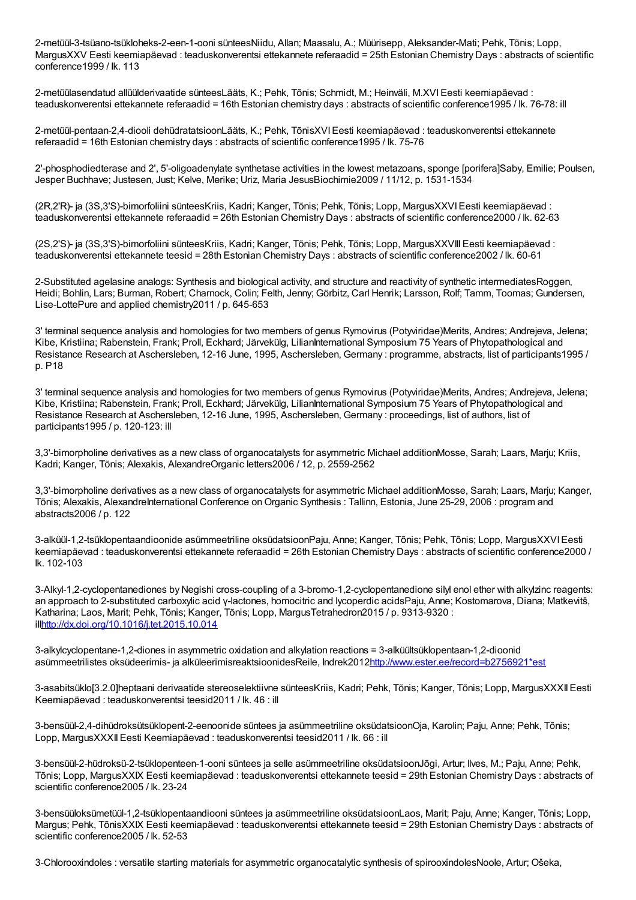2-metüül-3-tsüano-tsükloheks-2-een-1-ooni sünteesNiidu, Allan; Maasalu, A.; Müürisepp, Aleksander-Mati; Pehk, Tõnis; Lopp, MargusXXV Eesti keemiapäevad : teaduskonverentsi ettekannete referaadid = 25th Estonian Chemistry Days : abstracts of scientific conference1999 / lk. 113

2-metüülasendatud allüülderivaatide sünteesLääts, K.; Pehk, Tõnis; Schmidt, M.; Heinväli, M.XVI Eesti keemiapäevad : teaduskonverentsi ettekannete referaadid = 16th Estonian chemistry days : abstracts of scientific conference1995 / lk. 76-78: ill

2-metüül-pentaan-2,4-diooli dehüdratatsioonLääts, K.; Pehk, TõnisXVI Eesti keemiapäevad : teaduskonverentsi ettekannete referaadid = 16th Estonian chemistry days : abstracts of scientific conference1995 / lk. 75-76

2'-phosphodiedterase and 2', 5'-oligoadenylate synthetase activities in the lowest metazoans, sponge [porifera]Saby, Emilie; Poulsen, Jesper Buchhave; Justesen, Just; Kelve, Merike; Uriz, Maria JesusBiochimie2009 / 11/12, p. 1531-1534

(2R,2'R)- ja (3S,3'S)-bimorfoliini sünteesKriis, Kadri; Kanger, Tõnis; Pehk, Tõnis; Lopp, MargusXXVI Eesti keemiapäevad : teaduskonverentsi ettekannete referaadid = 26th Estonian Chemistry Days : abstracts of scientific conference2000 / lk. 62-63

(2S,2'S)- ja (3S,3'S)-bimorfoliini sünteesKriis, Kadri; Kanger, Tõnis; Pehk, Tõnis; Lopp, MargusXXVIII Eesti keemiapäevad : teaduskonverentsi ettekannete teesid = 28th Estonian Chemistry Days : abstracts of scientific conference2002 / lk. 60-61

2-Substituted agelasine analogs: Synthesis and biological activity, and structure and reactivity of synthetic intermediatesRoggen, Heidi; Bohlin, Lars; Burman, Robert; Charnock, Colin; Felth, Jenny; Görbitz, Carl Henrik; Larsson, Rolf; Tamm, Toomas; Gundersen, Lise-LottePure and applied chemistry2011 / p. 645-653

3' terminal sequence analysis and homologies for two members of genus Rymovirus (Potyviridae)Merits, Andres; Andrejeva, Jelena; Kibe, Kristiina; Rabenstein, Frank; Proll, Eckhard; Järvekülg, LilianInternational Symposium 75 Years of Phytopathological and Resistance Research at Aschersleben, 12-16 June, 1995, Aschersleben, Germany : programme, abstracts, list of participants1995 / p. P18

3' terminal sequence analysis and homologies for two members of genus Rymovirus (Potyviridae)Merits, Andres; Andrejeva, Jelena; Kibe, Kristiina; Rabenstein, Frank; Proll, Eckhard; Järvekülg, LilianInternational Symposium 75 Years of Phytopathological and Resistance Research at Aschersleben, 12-16 June, 1995, Aschersleben, Germany : proceedings, list of authors, list of participants1995 / p. 120-123: ill

3,3'-bimorpholine derivatives as a new class of organocatalysts for asymmetric Michael additionMosse, Sarah; Laars, Marju; Kriis, Kadri; Kanger, Tõnis; Alexakis, AlexandreOrganic letters2006 / 12, p. 2559-2562

3,3'-bimorpholine derivatives as a new class of organocatalysts for asymmetric Michael additionMosse, Sarah; Laars, Marju; Kanger, Tõnis; Alexakis, AlexandreInternational Conference on Organic Synthesis : Tallinn, Estonia, June 25-29, 2006 : program and abstracts2006 / p. 122

3-alküül-1,2-tsüklopentaandioonide asümmeetriline oksüdatsioonPaju, Anne; Kanger, Tõnis; Pehk, Tõnis; Lopp, MargusXXVI Eesti keemiapäevad : teaduskonverentsi ettekannete referaadid = 26th Estonian Chemistry Days : abstracts of scientific conference2000 / lk. 102-103

3-Alkyl-1,2-cyclopentanediones by Negishi cross-coupling of a 3-bromo-1,2-cyclopentanedione silyl enol ether with alkylzinc reagents: an approach to 2-substituted carboxylic acid γ-lactones, homocitric and lycoperdic acidsPaju, Anne; Kostomarova, Diana; Matkevitš, Katharina; Laos, Marit; Pehk, Tõnis; Kanger, Tõnis; Lopp, MargusTetrahedron2015 / p. 9313-9320 : illhttp://dx.doi.org/10.1016/j.tet.2015.10.014

3-alkylcyclopentane-1,2-diones in asymmetric oxidation and alkylation reactions = 3-alküültsüklopentaan-1,2-dioonid asümmeetrilistes oksüdeerimis- ja alküleerimisreaktsioonidesReile, Indrek2012http://www.ester.ee/record=b2756921*est

3-asabitsüklo[3.2.0]heptaani derivaatide stereoselektiivne sünteesKriis, Kadri; Pehk, Tõnis; Kanger, Tõnis; Lopp, MargusXXXII Eesti Keemiapäevad : teaduskonverentsi teesid2011 / lk. 46 : ill

3-bensüül-2,4-dihüdroksütsüklopent-2-eenoonide süntees ja asümmeetriline oksüdatsioonOja, Karolin; Paju, Anne; Pehk, Tõnis; Lopp, MargusXXXII Eesti Keemiapäevad : teaduskonverentsi teesid2011 / lk. 66 : ill

3-bensüül-2-hüdroksü-2-tsüklopenteen-1-ooni süntees ja selle asümmeetriline oksüdatsioonJõgi, Artur; Ilves, M.; Paju, Anne; Pehk, Tõnis; Lopp, MargusXXIX Eesti keemiapäevad : teaduskonverentsi ettekannete teesid = 29th Estonian Chemistry Days : abstracts of scientific conference2005 / lk. 23-24

3-bensüüloksümetüül-1,2-tsüklopentaandiooni süntees ja asümmeetriline oksüdatsioonLaos, Marit; Paju, Anne; Kanger, Tõnis; Lopp, Margus; Pehk, TõnisXXIX Eesti keemiapäevad : teaduskonverentsi ettekannete teesid = 29th Estonian Chemistry Days : abstracts of scientific conference2005 / lk. 52-53

3-Chlorooxindoles : versatile starting materials for asymmetric organocatalytic synthesis of spirooxindolesNoole, Artur; Ošeka,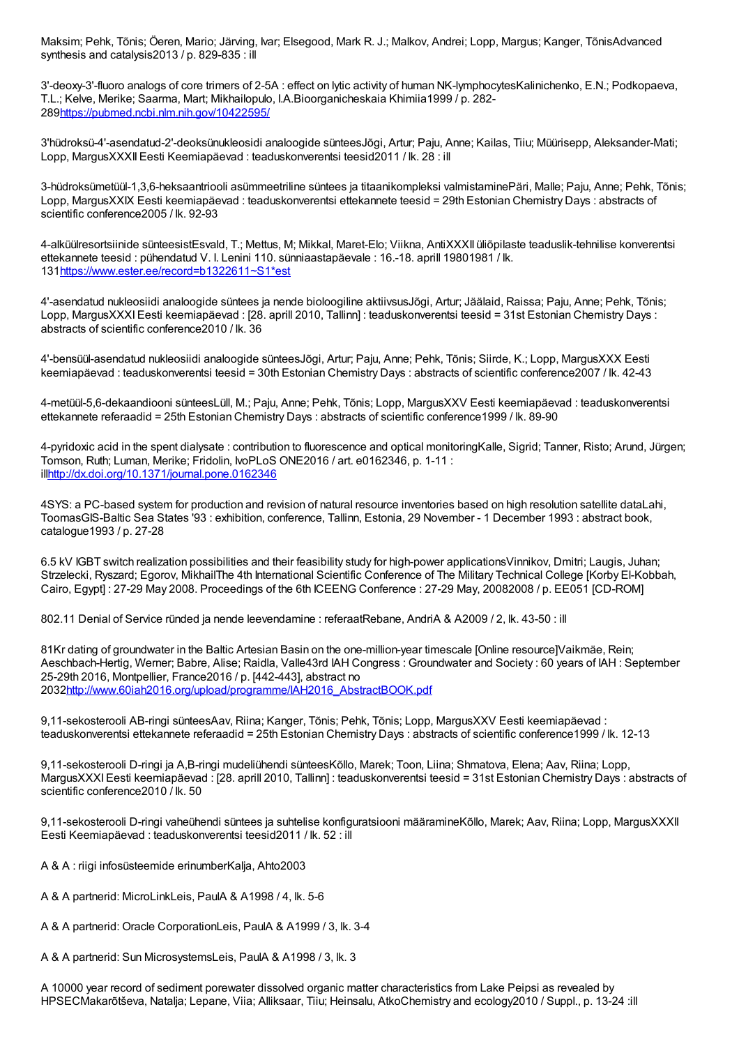Maksim; Pehk, Tõnis; Öeren, Mario; Järving, Ivar; Elsegood, Mark R. J.; Malkov, Andrei; Lopp, Margus; Kanger, TõnisAdvanced synthesis and catalysis2013 / p. 829-835 : ill

3'-deoxy-3'-fluoro analogs of core trimers of 2-5A : effect on lytic activity of human NK-lymphocytesKalinichenko, E.N.; Podkopaeva, T.L.; Kelve, Merike; Saarma, Mart; Mikhailopulo, I.A.Bioorganicheskaia Khimiia1999 / p. 282-289https://pubmed.ncbi.nlm.nih.gov/10422595/

3'hüdroksü-4'-asendatud-2'-deoksünukleosidi analoogide sünteesJõgi, Artur; Paju, Anne; Kailas, Tiiu; Müürisepp, Aleksander-Mati; Lopp, MargusXXXII Eesti Keemiapäevad : teaduskonverentsi teesid2011 / lk. 28 : ill

3-hüdroksümetüül-1,3,6-heksaantriooli asümmeetriline süntees ja titaanikompleksi valmistaminePäri, Malle; Paju, Anne; Pehk, Tõnis; Lopp, MargusXXIX Eesti keemiapäevad : teaduskonverentsi ettekannete teesid = 29th Estonian Chemistry Days : abstracts of scientific conference2005 / lk. 92-93

4-alküülresortsiinide sünteesistEsvald, T.; Mettus, M; Mikkal, Maret-Elo; Viikna, AntiXXXII üliõpilaste teaduslik-tehnilise konverentsi ettekannete teesid : pühendatud V. I. Lenini 110. sünniaastapäevale : 16.-18. aprill 19801981 / lk. 131https://www.ester.ee/record=b1322611~S1*est

4'-asendatud nukleosiidi analoogide süntees ja nende bioloogiline aktiivsusJõgi, Artur; Jäälaid, Raissa; Paju, Anne; Pehk, Tõnis; Lopp, MargusXXXI Eesti keemiapäevad : [28. aprill 2010, Tallinn] : teaduskonverentsi teesid = 31st Estonian Chemistry Days : abstracts of scientific conference2010 / lk. 36

4'-bensüül-asendatud nukleosiidi analoogide sünteesJõgi, Artur; Paju, Anne; Pehk, Tõnis; Siirde, K.; Lopp, MargusXXX Eesti keemiapäevad : teaduskonverentsi teesid = 30th Estonian Chemistry Days : abstracts of scientific conference2007 / lk. 42-43

4-metüül-5,6-dekaandiooni sünteesLüll, M.; Paju, Anne; Pehk, Tõnis; Lopp, MargusXXV Eesti keemiapäevad : teaduskonverentsi ettekannete referaadid = 25th Estonian Chemistry Days : abstracts of scientific conference1999 / lk. 89-90

4-pyridoxic acid in the spent dialysate : contribution to fluorescence and optical monitoringKalle, Sigrid; Tanner, Risto; Arund, Jürgen; Tomson, Ruth; Luman, Merike; Fridolin, IvoPLoS ONE2016 / art. e0162346, p. 1-11 : illhttp://dx.doi.org/10.1371/journal.pone.0162346

4SYS: a PC-based system for production and revision of natural resource inventories based on high resolution satellite dataLahi, ToomasGIS-Baltic Sea States '93 : exhibition, conference, Tallinn, Estonia, 29 November - 1 December 1993 : abstract book, catalogue1993 / p. 27-28

6.5 kV IGBT switch realization possibilities and their feasibility study for high-power applicationsVinnikov, Dmitri; Laugis, Juhan; Strzelecki, Ryszard; Egorov, MikhailThe 4th International Scientific Conference of The Military Technical College [Korby El-Kobbah, Cairo, Egypt] : 27-29 May 2008. Proceedings of the 6th ICEENG Conference : 27-29 May, 20082008 / p. EE051 [CD-ROM]

802.11 Denial of Service ründed ja nende leevendamine : referaatRebane, AndriA & A2009 / 2, lk. 43-50 : ill

81Kr dating of groundwater in the Baltic Artesian Basin on the one-million-year timescale [Online resource]Vaikmäe, Rein; Aeschbach-Hertig, Werner; Babre, Alise; Raidla, Valle43rd IAH Congress : Groundwater and Society : 60 years of IAH : September 25-29th 2016, Montpellier, France2016 / p. [442-443], abstract no 2032http://www.60iah2016.org/upload/programme/IAH2016_AbstractBOOK.pdf

9,11-sekosterooli AB-ringi sünteesAav, Riina; Kanger, Tõnis; Pehk, Tõnis; Lopp, MargusXXV Eesti keemiapäevad : teaduskonverentsi ettekannete referaadid = 25th Estonian Chemistry Days : abstracts of scientific conference1999 / lk. 12-13

9,11-sekosterooli D-ringi ja A,B-ringi mudeliühendi sünteesKõllo, Marek; Toon, Liina; Shmatova, Elena; Aav, Riina; Lopp, MargusXXXI Eesti keemiapäevad : [28. aprill 2010, Tallinn] : teaduskonverentsi teesid = 31st Estonian Chemistry Days : abstracts of scientific conference2010 / lk. 50

9,11-sekosterooli D-ringi vaheühendi süntees ja suhtelise konfiguratsiooni määramineKõllo, Marek; Aav, Riina; Lopp, MargusXXXII Eesti Keemiapäevad : teaduskonverentsi teesid2011 / lk. 52 : ill

A & A : riigi infosüsteemide erinumberKalja, Ahto2003

A & A partnerid: MicroLinkLeis, PaulA & A1998 / 4, lk. 5-6

A & A partnerid: Oracle CorporationLeis, PaulA & A1999 / 3, lk. 3-4

A & A partnerid: Sun MicrosystemsLeis, PaulA & A1998 / 3, lk. 3

A 10000 year record of sediment porewater dissolved organic matter characteristics from Lake Peipsi as revealed by HPSECMakarõtševa, Natalja; Lepane, Viia; Alliksaar, Tiiu; Heinsalu, AtkoChemistry and ecology2010 / Suppl., p. 13-24 :ill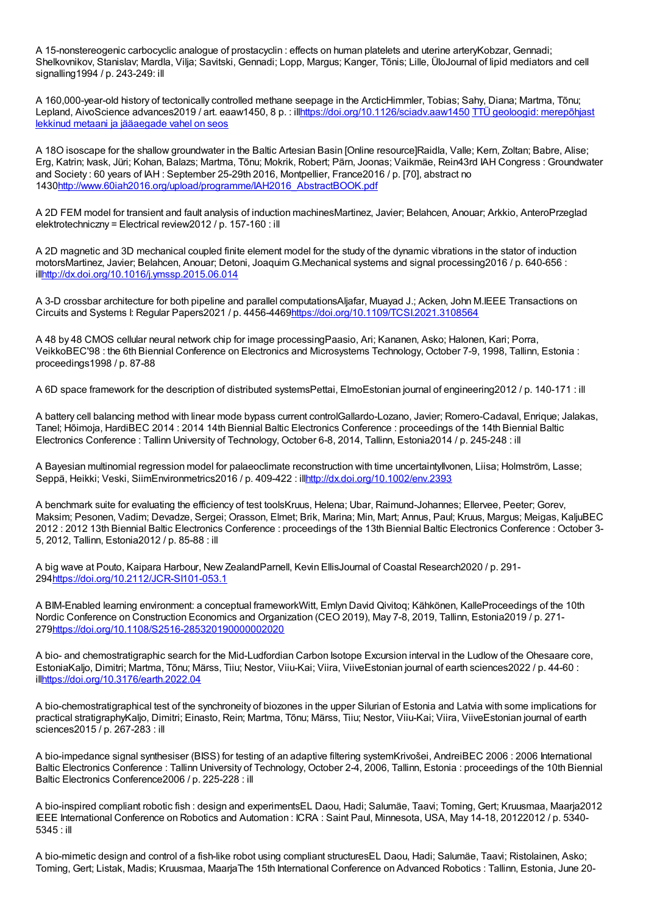A 15-nonstereogenic carbocyclic analogue of prostacyclin : effects on human platelets and uterine arteryKobzar, Gennadi; Shelkovnikov, Stanislav; Mardla, Vilja; Savitski, Gennadi; Lopp, Margus; Kanger, Tõnis; Lille, ÜloJournal of lipid mediators and cell signalling1994 / p. 243-249: ill

A 160,000-year-old history of tectonically controlled methane seepage in the ArcticHimmler, Tobias; Sahy, Diana; Martma, Tõnu; Lepland, AivoScience advances2019 / art. eaaw1450, 8 p. : illhttps://doi.org/10.1126/sciadv.aaw1450 TTÜ geoloogid: merepõhjast lekkinud metaani ja jääaegade vahel on seos

A 18O isoscape for the shallow groundwater in the Baltic Artesian Basin [Online resource]Raidla, Valle; Kern, Zoltan; Babre, Alise; Erg, Katrin; Ivask, Jüri; Kohan, Balazs; Martma, Tõnu; Mokrik, Robert; Pärn, Joonas; Vaikmäe, Rein43rd IAH Congress : Groundwater and Society : 60 years of IAH : September 25-29th 2016, Montpellier, France2016 / p. [70], abstract no 1430http://www.60iah2016.org/upload/programme/IAH2016_AbstractBOOK.pdf

A 2D FEM model for transient and fault analysis of induction machinesMartinez, Javier; Belahcen, Anouar; Arkkio, AnteroPrzeglad elektrotechniczny = Electrical review2012 / p. 157-160 : ill

A 2D magnetic and 3D mechanical coupled finite element model for the study of the dynamic vibrations in the stator of induction motorsMartinez, Javier; Belahcen, Anouar; Detoni, Joaquim G.Mechanical systems and signal processing2016 / p. 640-656 : illhttp://dx.doi.org/10.1016/j.ymssp.2015.06.014

A 3-D crossbar architecture for both pipeline and parallel computationsAljafar, Muayad J.; Acken, John M.IEEE Transactions on Circuits and Systems I: Regular Papers2021 / p. 4456-4469https://doi.org/10.1109/TCSI.2021.3108564

A 48 by 48 CMOS cellular neural network chip for image processingPaasio, Ari; Kananen, Asko; Halonen, Kari; Porra, VeikkoBEC'98 : the 6th Biennial Conference on Electronics and Microsystems Technology, October 7-9, 1998, Tallinn, Estonia : proceedings1998 / p. 87-88

A 6D space framework for the description of distributed systemsPettai, ElmoEstonian journal of engineering2012 / p. 140-171 : ill

A battery cell balancing method with linear mode bypass current controlGallardo-Lozano, Javier; Romero-Cadaval, Enrique; Jalakas, Tanel; Hõimoja, HardiBEC 2014 : 2014 14th Biennial Baltic Electronics Conference : proceedings of the 14th Biennial Baltic Electronics Conference : Tallinn University of Technology, October 6-8, 2014, Tallinn, Estonia2014 / p. 245-248 : ill

A Bayesian multinomial regression model for palaeoclimate reconstruction with time uncertaintyIlvonen, Liisa; Holmström, Lasse; Seppä, Heikki; Veski, SiimEnvironmetrics2016 / p. 409-422 : illhttp://dx.doi.org/10.1002/env.2393

A benchmark suite for evaluating the efficiency of test toolsKruus, Helena; Ubar, Raimund-Johannes; Ellervee, Peeter; Gorev, Maksim; Pesonen, Vadim; Devadze, Sergei; Orasson, Elmet; Brik, Marina; Min, Mart; Annus, Paul; Kruus, Margus; Meigas, KaljuBEC 2012 : 2012 13th Biennial Baltic Electronics Conference : proceedings of the 13th Biennial Baltic Electronics Conference : October 3-5, 2012, Tallinn, Estonia2012 / p. 85-88 : ill

A big wave at Pouto, Kaipara Harbour, New ZealandParnell, Kevin EllisJournal of Coastal Research2020 / p. 291-294https://doi.org/10.2112/JCR-SI101-053.1

A BIM-Enabled learning environment: a conceptual frameworkWitt, Emlyn David Qivitoq; Kähkönen, KalleProceedings of the 10th Nordic Conference on Construction Economics and Organization (CEO 2019), May 7-8, 2019, Tallinn, Estonia2019 / p. 271-279https://doi.org/10.1108/S2516-285320190000002020

A bio- and chemostratigraphic search for the Mid-Ludfordian Carbon Isotope Excursion interval in the Ludlow of the Ohesaare core, EstoniaKaljo, Dimitri; Martma, Tõnu; Märss, Tiiu; Nestor, Viiu-Kai; Viira, ViiveEstonian journal of earth sciences2022 / p. 44-60 : illhttps://doi.org/10.3176/earth.2022.04

A bio-chemostratigraphical test of the synchroneity of biozones in the upper Silurian of Estonia and Latvia with some implications for practical stratigraphyKaljo, Dimitri; Einasto, Rein; Martma, Tõnu; Märss, Tiiu; Nestor, Viiu-Kai; Viira, ViiveEstonian journal of earth sciences2015 / p. 267-283 : ill

A bio-impedance signal synthesiser (BISS) for testing of an adaptive filtering systemKrivošei, AndreiBEC 2006 : 2006 International Baltic Electronics Conference : Tallinn University of Technology, October 2-4, 2006, Tallinn, Estonia : proceedings of the 10th Biennial Baltic Electronics Conference2006 / p. 225-228 : ill

A bio-inspired compliant robotic fish : design and experimentsEL Daou, Hadi; Salumäe, Taavi; Toming, Gert; Kruusmaa, Maarja2012 IEEE International Conference on Robotics and Automation : ICRA : Saint Paul, Minnesota, USA, May 14-18, 20122012 / p. 5340-5345 : ill

A bio-mimetic design and control of a fish-like robot using compliant structuresEL Daou, Hadi; Salumäe, Taavi; Ristolainen, Asko; Toming, Gert; Listak, Madis; Kruusmaa, MaarjaThe 15th International Conference on Advanced Robotics : Tallinn, Estonia, June 20-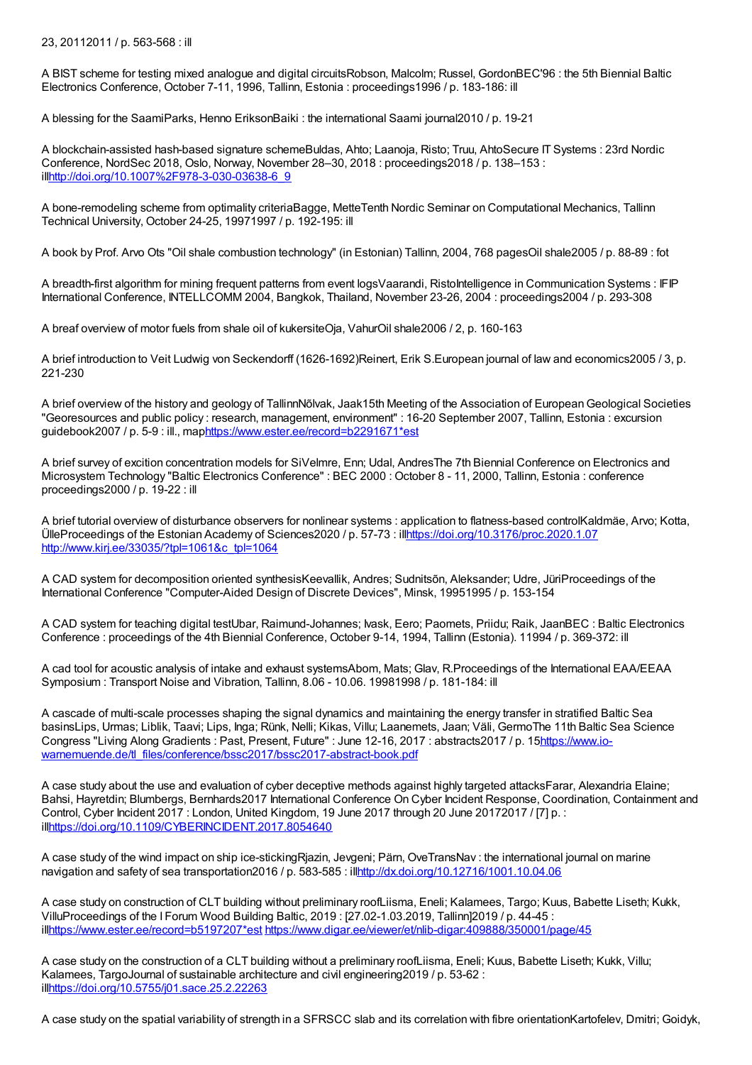23, 20112011 / p. 563-568 : ill

A BIST scheme for testing mixed analogue and digital circuitsRobson, Malcolm; Russel, GordonBEC'96 : the 5th Biennial Baltic Electronics Conference, October 7-11, 1996, Tallinn, Estonia : proceedings1996 / p. 183-186: ill

A blessing for the SaamiParks, Henno EriksonBaiki : the international Saami journal2010 / p. 19-21

A blockchain-assisted hash-based signature schemeBuldas, Ahto; Laanoja, Risto; Truu, AhtoSecure IT Systems : 23rd Nordic Conference, NordSec 2018, Oslo, Norway, November 28–30, 2018 : proceedings2018 / p. 138–153 : illhttp://doi.org/10.1007%2F978-3-030-03638-6_9

A bone-remodeling scheme from optimality criteriaBagge, MetteTenth Nordic Seminar on Computational Mechanics, Tallinn Technical University, October 24-25, 19971997 / p. 192-195: ill

A book by Prof. Arvo Ots "Oil shale combustion technology" (in Estonian) Tallinn, 2004, 768 pagesOil shale2005 / p. 88-89 : fot

A breadth-first algorithm for mining frequent patterns from event logsVaarandi, RistoIntelligence in Communication Systems : IFIP International Conference, INTELLCOMM 2004, Bangkok, Thailand, November 23-26, 2004 : proceedings2004 / p. 293-308

A breaf overview of motor fuels from shale oil of kukersiteOja, VahurOil shale2006 / 2, p. 160-163

A brief introduction to Veit Ludwig von Seckendorff (1626-1692)Reinert, Erik S.European journal of law and economics2005 / 3, p. 221-230

A brief overview of the history and geology of TallinnNõlvak, Jaak15th Meeting of the Association of European Geological Societies "Georesources and public policy : research, management, environment" : 16-20 September 2007, Tallinn, Estonia : excursion guidebook2007 / p. 5-9 : ill., maphttps://www.ester.ee/record=b2291671*est

A brief survey of excition concentration models for SiVelmre, Enn; Udal, AndresThe 7th Biennial Conference on Electronics and Microsystem Technology "Baltic Electronics Conference" : BEC 2000 : October 8 - 11, 2000, Tallinn, Estonia : conference proceedings2000 / p. 19-22 : ill

A brief tutorial overview of disturbance observers for nonlinear systems : application to flatness-based controlKaldmäe, Arvo; Kotta, ÜlleProceedings of the Estonian Academy of Sciences2020 / p. 57-73 : illhttps://doi.org/10.3176/proc.2020.1.07 http://www.kirj.ee/33035/?tpl=1061&c_tpl=1064

A CAD system for decomposition oriented synthesisKeevallik, Andres; Sudnitsõn, Aleksander; Udre, JüriProceedings of the International Conference "Computer-Aided Design of Discrete Devices", Minsk, 19951995 / p. 153-154

A CAD system for teaching digital testUbar, Raimund-Johannes; Ivask, Eero; Paomets, Priidu; Raik, JaanBEC : Baltic Electronics Conference : proceedings of the 4th Biennial Conference, October 9-14, 1994, Tallinn (Estonia). 11994 / p. 369-372: ill

A cad tool for acoustic analysis of intake and exhaust systemsAbom, Mats; Glav, R.Proceedings of the International EAA/EEAA Symposium : Transport Noise and Vibration, Tallinn, 8.06 - 10.06. 19981998 / p. 181-184: ill

A cascade of multi-scale processes shaping the signal dynamics and maintaining the energy transfer in stratified Baltic Sea basinsLips, Urmas; Liblik, Taavi; Lips, Inga; Rünk, Nelli; Kikas, Villu; Laanemets, Jaan; Väli, GermoThe 11th Baltic Sea Science Congress "Living Along Gradients : Past, Present, Future" : June 12-16, 2017 : abstracts2017 / p. 15https://www.io-warnemuende.de/tl_files/conference/bssc2017/bssc2017-abstract-book.pdf

A case study about the use and evaluation of cyber deceptive methods against highly targeted attacksFarar, Alexandria Elaine; Bahsi, Hayretdin; Blumbergs, Bernhards2017 International Conference On Cyber Incident Response, Coordination, Containment and Control, Cyber Incident 2017 : London, United Kingdom, 19 June 2017 through 20 June 20172017 / [7] p. : illhttps://doi.org/10.1109/CYBERINCIDENT.2017.8054640

A case study of the wind impact on ship ice-stickingRjazin, Jevgeni; Pärn, OveTransNav : the international journal on marine navigation and safety of sea transportation2016 / p. 583-585 : illhttp://dx.doi.org/10.12716/1001.10.04.06

A case study on construction of CLT building without preliminary roofLiisma, Eneli; Kalamees, Targo; Kuus, Babette Liseth; Kukk, VilluProceedings of the I Forum Wood Building Baltic, 2019 : [27.02-1.03.2019, Tallinn]2019 / p. 44-45 : illhttps://www.ester.ee/record=b5197207*est https://www.digar.ee/viewer/et/nlib-digar:409888/350001/page/45

A case study on the construction of a CLT building without a preliminary roofLiisma, Eneli; Kuus, Babette Liseth; Kukk, Villu; Kalamees, TargoJournal of sustainable architecture and civil engineering2019 / p. 53-62 : illhttps://doi.org/10.5755/j01.sace.25.2.22263

A case study on the spatial variability of strength in a SFRSCC slab and its correlation with fibre orientationKartofelev, Dmitri; Goidyk,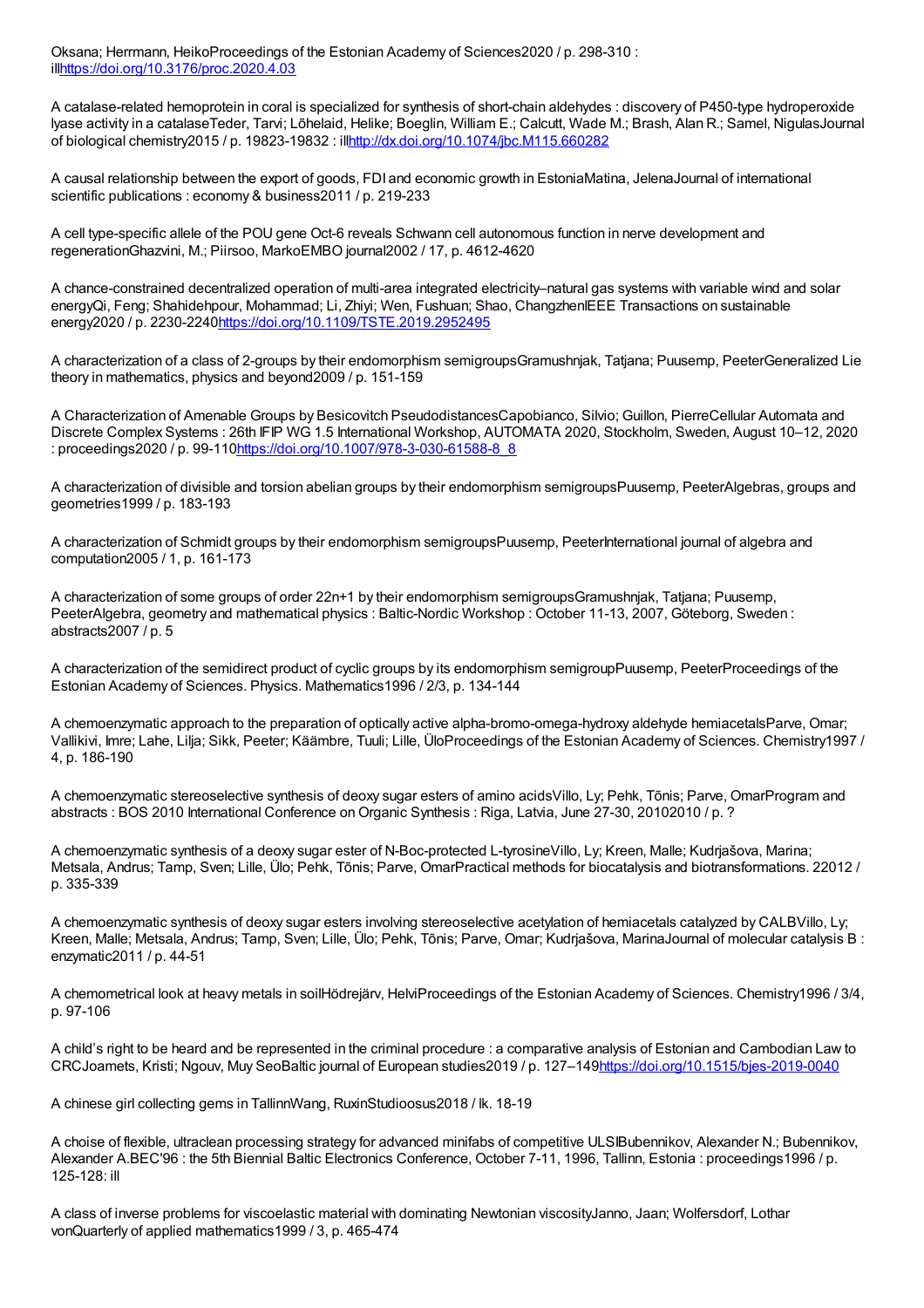Oksana; Herrmann, HeikoProceedings of the Estonian Academy of Sciences2020 / p. 298-310 : illhttps://doi.org/10.3176/proc.2020.4.03

A catalase-related hemoprotein in coral is specialized for synthesis of short-chain aldehydes : discovery of P450-type hydroperoxide lyase activity in a catalaseTeder, Tarvi; Lõhelaid, Helike; Boeglin, William E.; Calcutt, Wade M.; Brash, Alan R.; Samel, NigulasJournal of biological chemistry2015 / p. 19823-19832 : illhttp://dx.doi.org/10.1074/jbc.M115.660282

A causal relationship between the export of goods, FDI and economic growth in EstoniaMatina, JelenaJournal of international scientific publications : economy & business2011 / p. 219-233

A cell type-specific allele of the POU gene Oct-6 reveals Schwann cell autonomous function in nerve development and regenerationGhazvini, M.; Piirsoo, MarkoEMBO journal2002 / 17, p. 4612-4620

A chance-constrained decentralized operation of multi-area integrated electricity–natural gas systems with variable wind and solar energyQi, Feng; Shahidehpour, Mohammad; Li, Zhiyi; Wen, Fushuan; Shao, ChangzhenIEEE Transactions on sustainable energy2020 / p. 2230-2240https://doi.org/10.1109/TSTE.2019.2952495

A characterization of a class of 2-groups by their endomorphism semigroupsGramushnjak, Tatjana; Puusemp, PeeterGeneralized Lie theory in mathematics, physics and beyond2009 / p. 151-159

A Characterization of Amenable Groups by Besicovitch PseudodistancesCapobianco, Silvio; Guillon, PierreCellular Automata and Discrete Complex Systems : 26th IFIP WG 1.5 International Workshop, AUTOMATA 2020, Stockholm, Sweden, August 10–12, 2020 : proceedings2020 / p. 99-110https://doi.org/10.1007/978-3-030-61588-8_8

A characterization of divisible and torsion abelian groups by their endomorphism semigroupsPuusemp, PeeterAlgebras, groups and geometries1999 / p. 183-193

A characterization of Schmidt groups by their endomorphism semigroupsPuusemp, PeeterInternational journal of algebra and computation2005 / 1, p. 161-173

A characterization of some groups of order 22n+1 by their endomorphism semigroupsGramushnjak, Tatjana; Puusemp, PeeterAlgebra, geometry and mathematical physics : Baltic-Nordic Workshop : October 11-13, 2007, Göteborg, Sweden : abstracts2007 / p. 5

A characterization of the semidirect product of cyclic groups by its endomorphism semigroupPuusemp, PeeterProceedings of the Estonian Academy of Sciences. Physics. Mathematics1996 / 2/3, p. 134-144

A chemoenzymatic approach to the preparation of optically active alpha-bromo-omega-hydroxy aldehyde hemiacetalsParve, Omar; Vallikivi, Imre; Lahe, Lilja; Sikk, Peeter; Käämbre, Tuuli; Lille, ÜloProceedings of the Estonian Academy of Sciences. Chemistry1997 / 4, p. 186-190

A chemoenzymatic stereoselective synthesis of deoxy sugar esters of amino acidsVillo, Ly; Pehk, Tõnis; Parve, OmarProgram and abstracts : BOS 2010 International Conference on Organic Synthesis : Riga, Latvia, June 27-30, 20102010 / p. ?

A chemoenzymatic synthesis of a deoxy sugar ester of N-Boc-protected L-tyrosineVillo, Ly; Kreen, Malle; Kudrjašova, Marina; Metsala, Andrus; Tamp, Sven; Lille, Ülo; Pehk, Tõnis; Parve, OmarPractical methods for biocatalysis and biotransformations. 22012 / p. 335-339

A chemoenzymatic synthesis of deoxy sugar esters involving stereoselective acetylation of hemiacetals catalyzed by CALBVillo, Ly; Kreen, Malle; Metsala, Andrus; Tamp, Sven; Lille, Ülo; Pehk, Tõnis; Parve, Omar; Kudrjašova, MarinaJournal of molecular catalysis B : enzymatic2011 / p. 44-51

A chemometrical look at heavy metals in soilHödrejärv, HelviProceedings of the Estonian Academy of Sciences. Chemistry1996 / 3/4, p. 97-106

A child's right to be heard and be represented in the criminal procedure : a comparative analysis of Estonian and Cambodian Law to CRCJoamets, Kristi; Ngouv, Muy SeoBaltic journal of European studies2019 / p. 127–149https://doi.org/10.1515/bjes-2019-0040

A chinese girl collecting gems in TallinnWang, RuxinStudioosus2018 / lk. 18-19

A choise of flexible, ultraclean processing strategy for advanced minifabs of competitive ULSIBubennikov, Alexander N.; Bubennikov, Alexander A.BEC'96 : the 5th Biennial Baltic Electronics Conference, October 7-11, 1996, Tallinn, Estonia : proceedings1996 / p. 125-128: ill

A class of inverse problems for viscoelastic material with dominating Newtonian viscosityJanno, Jaan; Wolfersdorf, Lothar vonQuarterly of applied mathematics1999 / 3, p. 465-474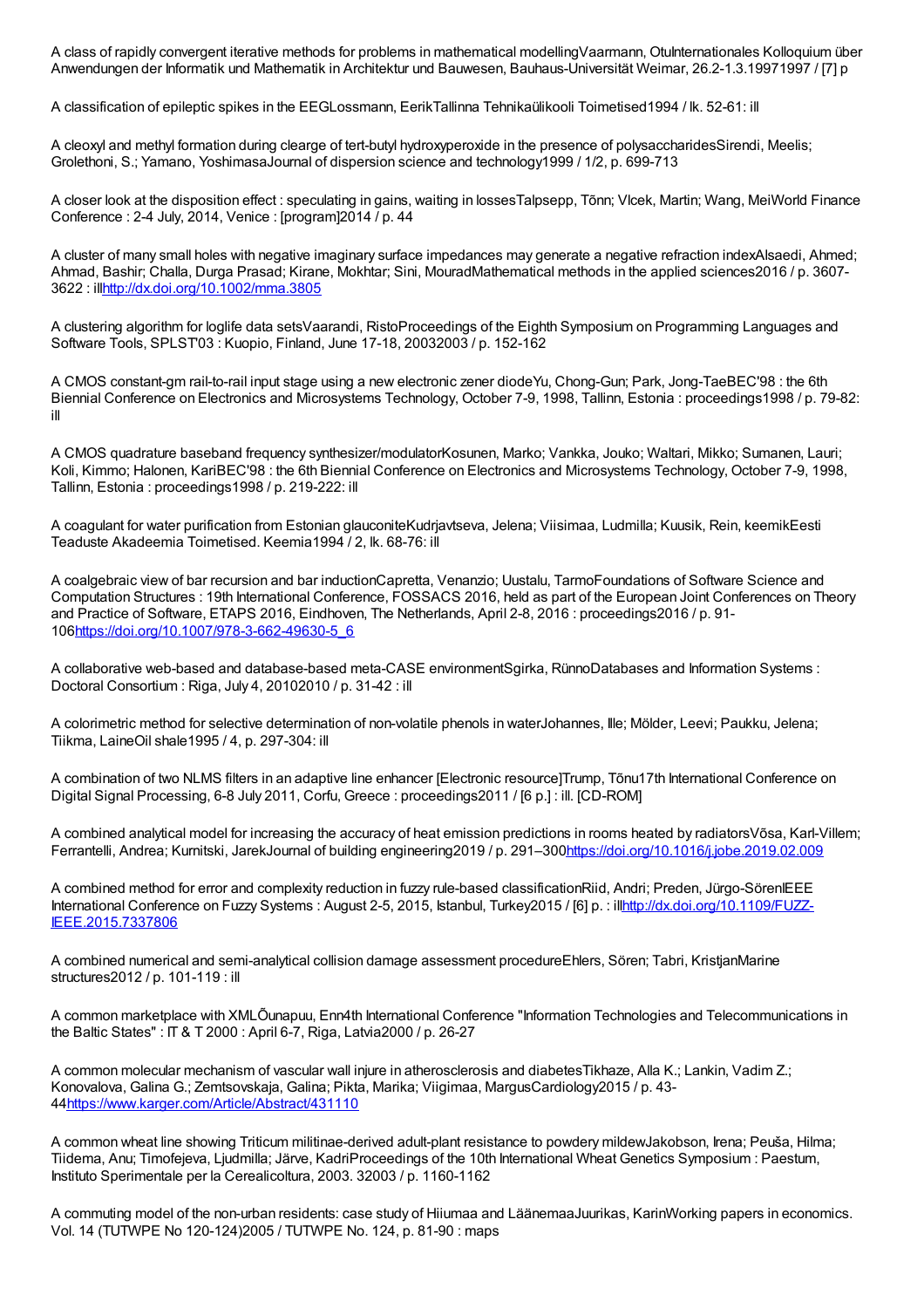A class of rapidly convergent iterative methods for problems in mathematical modellingVaarmann, OtuInternationales Kolloquium über Anwendungen der Informatik und Mathematik in Architektur und Bauwesen, Bauhaus-Universität Weimar, 26.2-1.3.19971997 / [7] p

A classification of epileptic spikes in the EEGLossmann, EerikTallinna Tehnikaülikooli Toimetised1994 / lk. 52-61: ill

A cleoxyl and methyl formation during clearge of tert-butyl hydroxyperoxide in the presence of polysaccharidesSirendi, Meelis; Grolethoni, S.; Yamano, YoshimasaJournal of dispersion science and technology1999 / 1/2, p. 699-713

A closer look at the disposition effect : speculating in gains, waiting in lossesTalpsepp, Tõnn; Vlcek, Martin; Wang, MeiWorld Finance Conference : 2-4 July, 2014, Venice : [program]2014 / p. 44

A cluster of many small holes with negative imaginary surface impedances may generate a negative refraction indexAlsaedi, Ahmed; Ahmad, Bashir; Challa, Durga Prasad; Kirane, Mokhtar; Sini, MouradMathematical methods in the applied sciences2016 / p. 3607-3622 : illhttp://dx.doi.org/10.1002/mma.3805

A clustering algorithm for loglife data setsVaarandi, RistoProceedings of the Eighth Symposium on Programming Languages and Software Tools, SPLST'03 : Kuopio, Finland, June 17-18, 20032003 / p. 152-162

A CMOS constant-gm rail-to-rail input stage using a new electronic zener diodeYu, Chong-Gun; Park, Jong-TaeBEC'98 : the 6th Biennial Conference on Electronics and Microsystems Technology, October 7-9, 1998, Tallinn, Estonia : proceedings1998 / p. 79-82: ill

A CMOS quadrature baseband frequency synthesizer/modulatorKosunen, Marko; Vankka, Jouko; Waltari, Mikko; Sumanen, Lauri; Koli, Kimmo; Halonen, KariBEC'98 : the 6th Biennial Conference on Electronics and Microsystems Technology, October 7-9, 1998, Tallinn, Estonia : proceedings1998 / p. 219-222: ill

A coagulant for water purification from Estonian glauconiteKudrjavtseva, Jelena; Viisimaa, Ludmilla; Kuusik, Rein, keemikEesti Teaduste Akadeemia Toimetised. Keemia1994 / 2, lk. 68-76: ill

A coalgebraic view of bar recursion and bar inductionCapretta, Venanzio; Uustalu, TarmoFoundations of Software Science and Computation Structures : 19th International Conference, FOSSACS 2016, held as part of the European Joint Conferences on Theory and Practice of Software, ETAPS 2016, Eindhoven, The Netherlands, April 2-8, 2016 : proceedings2016 / p. 91-106https://doi.org/10.1007/978-3-662-49630-5_6

A collaborative web-based and database-based meta-CASE environmentSgirka, RünnoDatabases and Information Systems : Doctoral Consortium : Riga, July 4, 20102010 / p. 31-42 : ill

A colorimetric method for selective determination of non-volatile phenols in waterJohannes, Ille; Mölder, Leevi; Paukku, Jelena; Tiikma, LaineOil shale1995 / 4, p. 297-304: ill

A combination of two NLMS filters in an adaptive line enhancer [Electronic resource]Trump, Tõnu17th International Conference on Digital Signal Processing, 6-8 July 2011, Corfu, Greece : proceedings2011 / [6 p.] : ill. [CD-ROM]

A combined analytical model for increasing the accuracy of heat emission predictions in rooms heated by radiatorsVõsa, Karl-Villem; Ferrantelli, Andrea; Kurnitski, JarekJournal of building engineering2019 / p. 291–300https://doi.org/10.1016/j.jobe.2019.02.009

A combined method for error and complexity reduction in fuzzy rule-based classificationRiid, Andri; Preden, Jürgo-SörenIEEE International Conference on Fuzzy Systems : August 2-5, 2015, Istanbul, Turkey2015 / [6] p. : illhttp://dx.doi.org/10.1109/FUZZ-IEEE.2015.7337806

A combined numerical and semi-analytical collision damage assessment procedureEhlers, Sören; Tabri, KristjanMarine structures2012 / p. 101-119 : ill

A common marketplace with XMLÕunapuu, Enn4th International Conference "Information Technologies and Telecommunications in the Baltic States" : IT & T 2000 : April 6-7, Riga, Latvia2000 / p. 26-27

A common molecular mechanism of vascular wall injure in atherosclerosis and diabetesTikhaze, Alla K.; Lankin, Vadim Z.; Konovalova, Galina G.; Zemtsovskaja, Galina; Pikta, Marika; Viigimaa, MargusCardiology2015 / p. 43-44https://www.karger.com/Article/Abstract/431110

A common wheat line showing Triticum militinae-derived adult-plant resistance to powdery mildewJakobson, Irena; Peuša, Hilma; Tiidema, Anu; Timofejeva, Ljudmilla; Järve, KadriProceedings of the 10th International Wheat Genetics Symposium : Paestum, Instituto Sperimentale per la Cerealicoltura, 2003. 32003 / p. 1160-1162

A commuting model of the non-urban residents: case study of Hiiumaa and LäänemaaJuurikas, KarinWorking papers in economics. Vol. 14 (TUTWPE No 120-124)2005 / TUTWPE No. 124, p. 81-90 : maps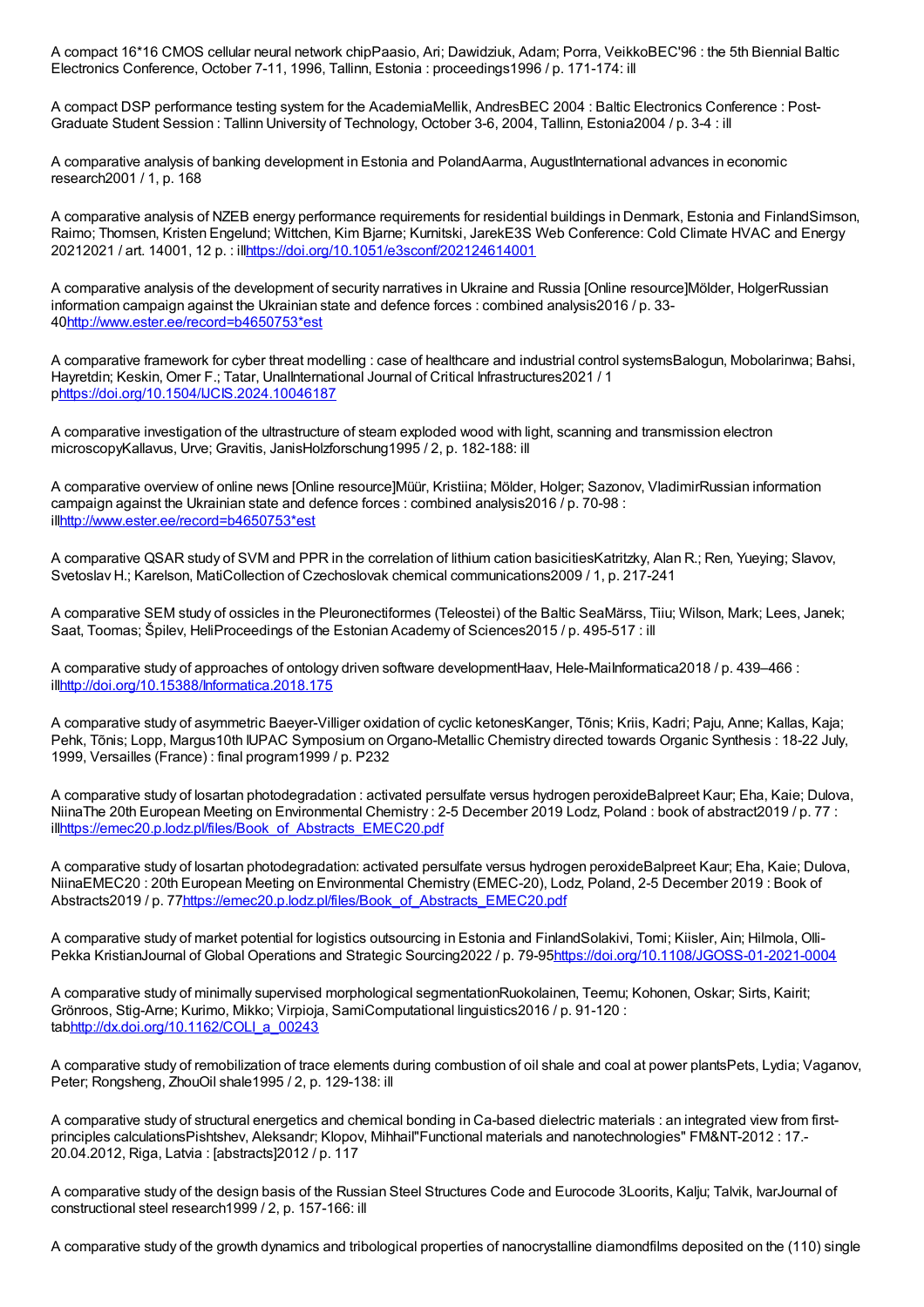A compact 16*16 CMOS cellular neural network chipPaasio, Ari; Dawidziuk, Adam; Porra, VeikkoBEC'96 : the 5th Biennial Baltic Electronics Conference, October 7-11, 1996, Tallinn, Estonia : proceedings1996 / p. 171-174: ill

A compact DSP performance testing system for the AcademiaMellik, AndresBEC 2004 : Baltic Electronics Conference : Post-Graduate Student Session : Tallinn University of Technology, October 3-6, 2004, Tallinn, Estonia2004 / p. 3-4 : ill

A comparative analysis of banking development in Estonia and PolandAarma, AugustInternational advances in economic research2001 / 1, p. 168

A comparative analysis of NZEB energy performance requirements for residential buildings in Denmark, Estonia and FinlandSimson, Raimo; Thomsen, Kristen Engelund; Wittchen, Kim Bjarne; Kurnitski, JarekE3S Web Conference: Cold Climate HVAC and Energy 20212021 / art. 14001, 12 p. : illhttps://doi.org/10.1051/e3sconf/202124614001

A comparative analysis of the development of security narratives in Ukraine and Russia [Online resource]Mölder, HolgerRussian information campaign against the Ukrainian state and defence forces : combined analysis2016 / p. 33-40http://www.ester.ee/record=b4650753*est

A comparative framework for cyber threat modelling : case of healthcare and industrial control systemsBalogun, Mobolarinwa; Bahsi, Hayretdin; Keskin, Omer F.; Tatar, UnalInternational Journal of Critical Infrastructures2021 / 1 phttps://doi.org/10.1504/IJCIS.2024.10046187

A comparative investigation of the ultrastructure of steam exploded wood with light, scanning and transmission electron microscopyKallavus, Urve; Gravitis, JanisHolzforschung1995 / 2, p. 182-188: ill

A comparative overview of online news [Online resource]Müür, Kristiina; Mölder, Holger; Sazonov, VladimirRussian information campaign against the Ukrainian state and defence forces : combined analysis2016 / p. 70-98 : illhttp://www.ester.ee/record=b4650753*est

A comparative QSAR study of SVM and PPR in the correlation of lithium cation basicitiesKatritzky, Alan R.; Ren, Yueying; Slavov, Svetoslav H.; Karelson, MatiCollection of Czechoslovak chemical communications2009 / 1, p. 217-241

A comparative SEM study of ossicles in the Pleuronectiformes (Teleostei) of the Baltic SeaMärss, Tiiu; Wilson, Mark; Lees, Janek; Saat, Toomas; Špilev, HeliProceedings of the Estonian Academy of Sciences2015 / p. 495-517 : ill

A comparative study of approaches of ontology driven software developmentHaav, Hele-MaiInformatica2018 / p. 439–466 : illhttp://doi.org/10.15388/Informatica.2018.175

A comparative study of asymmetric Baeyer-Villiger oxidation of cyclic ketonesKanger, Tõnis; Kriis, Kadri; Paju, Anne; Kallas, Kaja; Pehk, Tõnis; Lopp, Margus10th IUPAC Symposium on Organo-Metallic Chemistry directed towards Organic Synthesis : 18-22 July, 1999, Versailles (France) : final program1999 / p. P232

A comparative study of losartan photodegradation : activated persulfate versus hydrogen peroxideBalpreet Kaur; Eha, Kaie; Dulova, NiinaThe 20th European Meeting on Environmental Chemistry : 2-5 December 2019 Lodz, Poland : book of abstract2019 / p. 77 : illhttps://emec20.p.lodz.pl/files/Book_of_Abstracts_EMEC20.pdf

A comparative study of losartan photodegradation: activated persulfate versus hydrogen peroxideBalpreet Kaur; Eha, Kaie; Dulova, NiinaEMEC20 : 20th European Meeting on Environmental Chemistry (EMEC-20), Lodz, Poland, 2-5 December 2019 : Book of Abstracts2019 / p. 77https://emec20.p.lodz.pl/files/Book_of_Abstracts_EMEC20.pdf

A comparative study of market potential for logistics outsourcing in Estonia and FinlandSolakivi, Tomi; Kiisler, Ain; Hilmola, Olli-Pekka KristianJournal of Global Operations and Strategic Sourcing2022 / p. 79-95https://doi.org/10.1108/JGOSS-01-2021-0004

A comparative study of minimally supervised morphological segmentationRuokolainen, Teemu; Kohonen, Oskar; Sirts, Kairit; Grönroos, Stig-Arne; Kurimo, Mikko; Virpioja, SamiComputational linguistics2016 / p. 91-120 : tabhttp://dx.doi.org/10.1162/COLI_a_00243

A comparative study of remobilization of trace elements during combustion of oil shale and coal at power plantsPets, Lydia; Vaganov, Peter; Rongsheng, ZhouOil shale1995 / 2, p. 129-138: ill

A comparative study of structural energetics and chemical bonding in Ca-based dielectric materials : an integrated view from first-principles calculationsPishtshev, Aleksandr; Klopov, Mihhail"Functional materials and nanotechnologies" FM&NT-2012 : 17.-20.04.2012, Riga, Latvia : [abstracts]2012 / p. 117

A comparative study of the design basis of the Russian Steel Structures Code and Eurocode 3Loorits, Kalju; Talvik, IvarJournal of constructional steel research1999 / 2, p. 157-166: ill

A comparative study of the growth dynamics and tribological properties of nanocrystalline diamondfilms deposited on the (110) single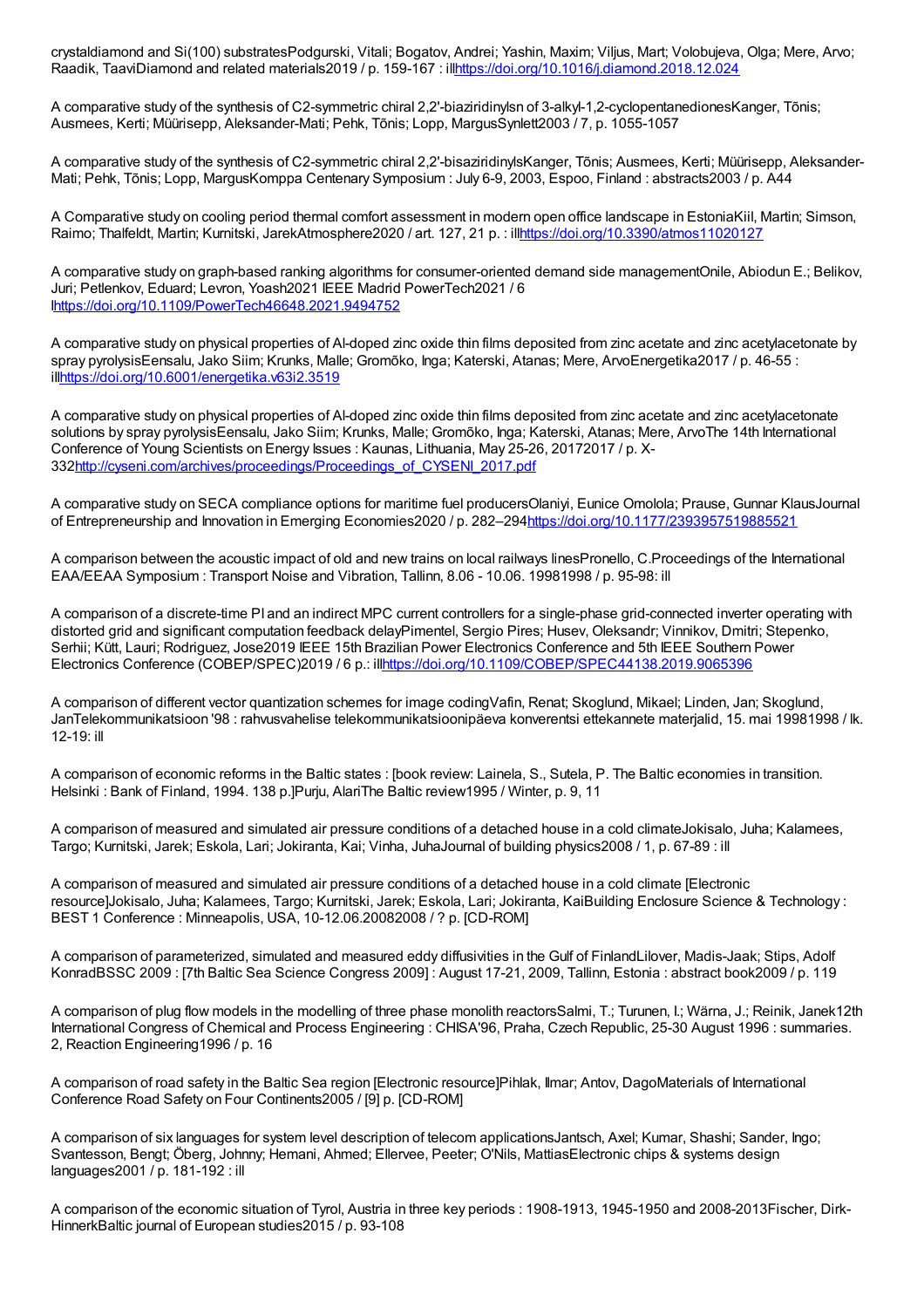crystaldiamond and Si(100) substratesPodgurski, Vitali; Bogatov, Andrei; Yashin, Maxim; Viljus, Mart; Volobujeva, Olga; Mere, Arvo; Raadik, TaaviDiamond and related materials2019 / p. 159-167 : ill[https://doi.org/10.1016/j.diamond.2018.12.024](https://doi.org/10.1016/j.diamond.2018.12.024)

A comparative study of the synthesis of C2-symmetric chiral 2,2'-biaziridinylsn of 3-alkyl-1,2-cyclopentanedionesKanger, Tõnis; Ausmees, Kerti; Müürisepp, Aleksander-Mati; Pehk, Tõnis; Lopp, MargusSynlett2003 / 7, p. 1055-1057

A comparative study of the synthesis of C2-symmetric chiral 2,2'-bisaziridinylsKanger, Tõnis; Ausmees, Kerti; Müürisepp, Aleksander-Mati; Pehk, Tõnis; Lopp, MargusKomppa Centenary Symposium : July 6-9, 2003, Espoo, Finland : abstracts2003 / p. A44

A Comparative study on cooling period thermal comfort assessment in modern open office landscape in EstoniaKiil, Martin; Simson, Raimo; Thalfeldt, Martin; Kurnitski, JarekAtmosphere2020 / art. 127, 21 p. : ill[https://doi.org/10.3390/atmos11020127](https://doi.org/10.3390/atmos11020127)

A comparative study on graph-based ranking algorithms for consumer-oriented demand side managementOnile, Abiodun E.; Belikov, Juri; Petlenkov, Eduard; Levron, Yoash2021 IEEE Madrid PowerTech2021 / 6 l[https://doi.org/10.1109/PowerTech46648.2021.9494752](https://doi.org/10.1109/PowerTech46648.2021.9494752)

A comparative study on physical properties of Al-doped zinc oxide thin films deposited from zinc acetate and zinc acetylacetonate by spray pyrolysisEensalu, Jako Siim; Krunks, Malle; Gromõko, Inga; Katerski, Atanas; Mere, ArvoEnergetika2017 / p. 46-55 : ill[https://doi.org/10.6001/energetika.v63i2.3519](https://doi.org/10.6001/energetika.v63i2.3519)

A comparative study on physical properties of Al-doped zinc oxide thin films deposited from zinc acetate and zinc acetylacetonate solutions by spray pyrolysisEensalu, Jako Siim; Krunks, Malle; Gromõko, Inga; Katerski, Atanas; Mere, ArvoThe 14th International Conference of Young Scientists on Energy Issues : Kaunas, Lithuania, May 25-26, 20172017 / p. X-332[http://cyseni.com/archives/proceedings/Proceedings_of_CYSENI_2017.pdf](http://cyseni.com/archives/proceedings/Proceedings_of_CYSENI_2017.pdf)

A comparative study on SECA compliance options for maritime fuel producersOlaniyi, Eunice Omolola; Prause, Gunnar KlausJournal of Entrepreneurship and Innovation in Emerging Economies2020 / p. 282–294[https://doi.org/10.1177/2393957519885521](https://doi.org/10.1177/2393957519885521)

A comparison between the acoustic impact of old and new trains on local railways linesPronello, C.Proceedings of the International EAA/EEAA Symposium : Transport Noise and Vibration, Tallinn, 8.06 - 10.06. 19981998 / p. 95-98: ill

A comparison of a discrete-time PI and an indirect MPC current controllers for a single-phase grid-connected inverter operating with distorted grid and significant computation feedback delayPimentel, Sergio Pires; Husev, Oleksandr; Vinnikov, Dmitri; Stepenko, Serhii; Kütt, Lauri; Rodriguez, Jose2019 IEEE 15th Brazilian Power Electronics Conference and 5th IEEE Southern Power Electronics Conference (COBEP/SPEC)2019 / 6 p.: ill[https://doi.org/10.1109/COBEP/SPEC44138.2019.9065396](https://doi.org/10.1109/COBEP/SPEC44138.2019.9065396)

A comparison of different vector quantization schemes for image codingVafin, Renat; Skoglund, Mikael; Linden, Jan; Skoglund, JanTelekommunikatsioon '98 : rahvusvahelise telekommunikatsioonipäeva konverentsi ettekannete materjalid, 15. mai 19981998 / lk. 12-19: ill

A comparison of economic reforms in the Baltic states : [book review: Lainela, S., Sutela, P. The Baltic economies in transition. Helsinki : Bank of Finland, 1994. 138 p.]Purju, AlariThe Baltic review1995 / Winter, p. 9, 11

A comparison of measured and simulated air pressure conditions of a detached house in a cold climateJokisalo, Juha; Kalamees, Targo; Kurnitski, Jarek; Eskola, Lari; Jokiranta, Kai; Vinha, JuhaJournal of building physics2008 / 1, p. 67-89 : ill

A comparison of measured and simulated air pressure conditions of a detached house in a cold climate [Electronic resource]Jokisalo, Juha; Kalamees, Targo; Kurnitski, Jarek; Eskola, Lari; Jokiranta, KaiBuilding Enclosure Science & Technology : BEST 1 Conference : Minneapolis, USA, 10-12.06.20082008 / ? p. [CD-ROM]

A comparison of parameterized, simulated and measured eddy diffusivities in the Gulf of FinlandLilover, Madis-Jaak; Stips, Adolf KonradBSSC 2009 : [7th Baltic Sea Science Congress 2009] : August 17-21, 2009, Tallinn, Estonia : abstract book2009 / p. 119

A comparison of plug flow models in the modelling of three phase monolith reactorsSalmi, T.; Turunen, I.; Wärna, J.; Reinik, Janek12th International Congress of Chemical and Process Engineering : CHISA'96, Praha, Czech Republic, 25-30 August 1996 : summaries. 2, Reaction Engineering1996 / p. 16

A comparison of road safety in the Baltic Sea region [Electronic resource]Pihlak, Ilmar; Antov, DagoMaterials of International Conference Road Safety on Four Continents2005 / [9] p. [CD-ROM]

A comparison of six languages for system level description of telecom applicationsJantsch, Axel; Kumar, Shashi; Sander, Ingo; Svantesson, Bengt; Öberg, Johnny; Hemani, Ahmed; Ellervee, Peeter; O'Nils, MattiasElectronic chips & systems design languages2001 / p. 181-192 : ill

A comparison of the economic situation of Tyrol, Austria in three key periods : 1908-1913, 1945-1950 and 2008-2013Fischer, Dirk-HinnerkBaltic journal of European studies2015 / p. 93-108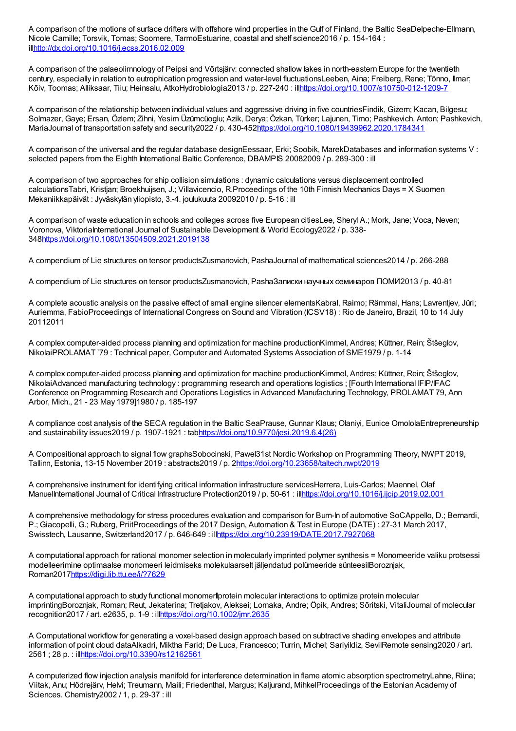A comparison of the motions of surface drifters with offshore wind properties in the Gulf of Finland, the Baltic SeaDelpeche-Ellmann, Nicole Camille; Torsvik, Tomas; Soomere, TarmoEstuarine, coastal and shelf science2016 / p. 154-164 : illhttp://dx.doi.org/10.1016/j.ecss.2016.02.009

A comparison of the palaeolimnology of Peipsi and Võrtsjärv: connected shallow lakes in north-eastern Europe for the twentieth century, especially in relation to eutrophication progression and water-level fluctuationsLeeben, Aina; Freiberg, Rene; Tõnno, Ilmar; Kõiv, Toomas; Alliksaar, Tiiu; Heinsalu, AtkoHydrobiologia2013 / p. 227-240 : illhttps://doi.org/10.1007/s10750-012-1209-7

A comparison of the relationship between individual values and aggressive driving in five countriesFindik, Gizem; Kacan, Bilgesu; Solmazer, Gaye; Ersan, Özlem; Zihni, Yesim Üzümcüoglu; Azik, Derya; Özkan, Türker; Lajunen, Timo; Pashkevich, Anton; Pashkevich, MariaJournal of transportation safety and security2022 / p. 430-452https://doi.org/10.1080/19439962.2020.1784341

A comparison of the universal and the regular database designEessaar, Erki; Soobik, MarekDatabases and information systems V : selected papers from the Eighth International Baltic Conference, DBAMPIS 20082009 / p. 289-300 : ill

A comparison of two approaches for ship collision simulations : dynamic calculations versus displacement controlled calculationsTabri, Kristjan; Broekhuijsen, J.; Villavicencio, R.Proceedings of the 10th Finnish Mechanics Days = X Suomen Mekaniikkapäivät : Jyväskylän yliopisto, 3.-4. joulukuuta 20092010 / p. 5-16 : ill

A comparison of waste education in schools and colleges across five European citiesLee, Sheryl A.; Mork, Jane; Voca, Neven; Voronova, ViktoriaInternational Journal of Sustainable Development & World Ecology2022 / p. 338-348https://doi.org/10.1080/13504509.2021.2019138

A compendium of Lie structures on tensor productsZusmanovich, PashaJournal of mathematical sciences2014 / p. 266-288

A compendium of Lie structures on tensor productsZusmanovich, PashaЗаписки научных семинаров ПОМИ2013 / p. 40-81

A complete acoustic analysis on the passive effect of small engine silencer elementsKabral, Raimo; Rämmal, Hans; Lavrentjev, Jüri; Auriemma, FabioProceedings of International Congress on Sound and Vibration (ICSV18) : Rio de Janeiro, Brazil, 10 to 14 July 20112011

A complex computer-aided process planning and optimization for machine productionKimmel, Andres; Küttner, Rein; Štšeglov, NikolaiPROLAMAT '79 : Technical paper, Computer and Automated Systems Association of SME1979 / p. 1-14

A complex computer-aided process planning and optimization for machine productionKimmel, Andres; Küttner, Rein; Štšeglov, NikolaiAdvanced manufacturing technology : programming research and operations logistics ; [Fourth International IFIP/IFAC Conference on Programming Research and Operations Logistics in Advanced Manufacturing Technology, PROLAMAT 79, Ann Arbor, Mich., 21 - 23 May 1979]1980 / p. 185-197

A compliance cost analysis of the SECA regulation in the Baltic SeaPrause, Gunnar Klaus; Olaniyi, Eunice OmololaEntrepreneurship and sustainability issues2019 / p. 1907-1921 : tabhttps://doi.org/10.9770/jesi.2019.6.4(26)

A Compositional approach to signal flow graphsSobocinski, Pawel31st Nordic Workshop on Programming Theory, NWPT 2019, Tallinn, Estonia, 13-15 November 2019 : abstracts2019 / p. 2https://doi.org/10.23658/taltech.nwpt/2019

A comprehensive instrument for identifying critical information infrastructure servicesHerrera, Luis-Carlos; Maennel, Olaf ManuelInternational Journal of Critical Infrastructure Protection2019 / p. 50-61 : illhttps://doi.org/10.1016/j.ijcip.2019.02.001

A comprehensive methodology for stress procedures evaluation and comparison for Burn-In of automotive SoCAppello, D.; Bernardi, P.; Giacopelli, G.; Ruberg, PriitProceedings of the 2017 Design, Automation & Test in Europe (DATE) : 27-31 March 2017, Swisstech, Lausanne, Switzerland2017 / p. 646-649 : illhttps://doi.org/10.23919/DATE.2017.7927068

A computational approach for rational monomer selection in molecularly imprinted polymer synthesis = Monomeeride valiku protsessi modelleerimine optimaalse monomeeri leidmiseks molekulaarselt jäljendatud polümeeride sünteesilBoroznjak, Roman2017https://digi.lib.ttu.ee/i/?7629

A computational approach to study functional monomer‐protein molecular interactions to optimize protein molecular imprintingBoroznjak, Roman; Reut, Jekaterina; Tretjakov, Aleksei; Lomaka, Andre; Öpik, Andres; Sõritski, VitaliJournal of molecular recognition2017 / art. e2635, p. 1-9 : illhttps://doi.org/10.1002/jmr.2635

A Computational workflow for generating a voxel-based design approach based on subtractive shading envelopes and attribute information of point cloud dataAlkadri, Miktha Farid; De Luca, Francesco; Turrin, Michel; Sariyildiz, SevilRemote sensing2020 / art. 2561 ; 28 p. : illhttps://doi.org/10.3390/rs12162561

A computerized flow injection analysis manifold for interference determination in flame atomic absorption spectrometryLahne, Riina; Viitak, Anu; Hödrejärv, Helvi; Treumann, Maili; Friedenthal, Margus; Kaljurand, MihkelProceedings of the Estonian Academy of Sciences. Chemistry2002 / 1, p. 29-37 : ill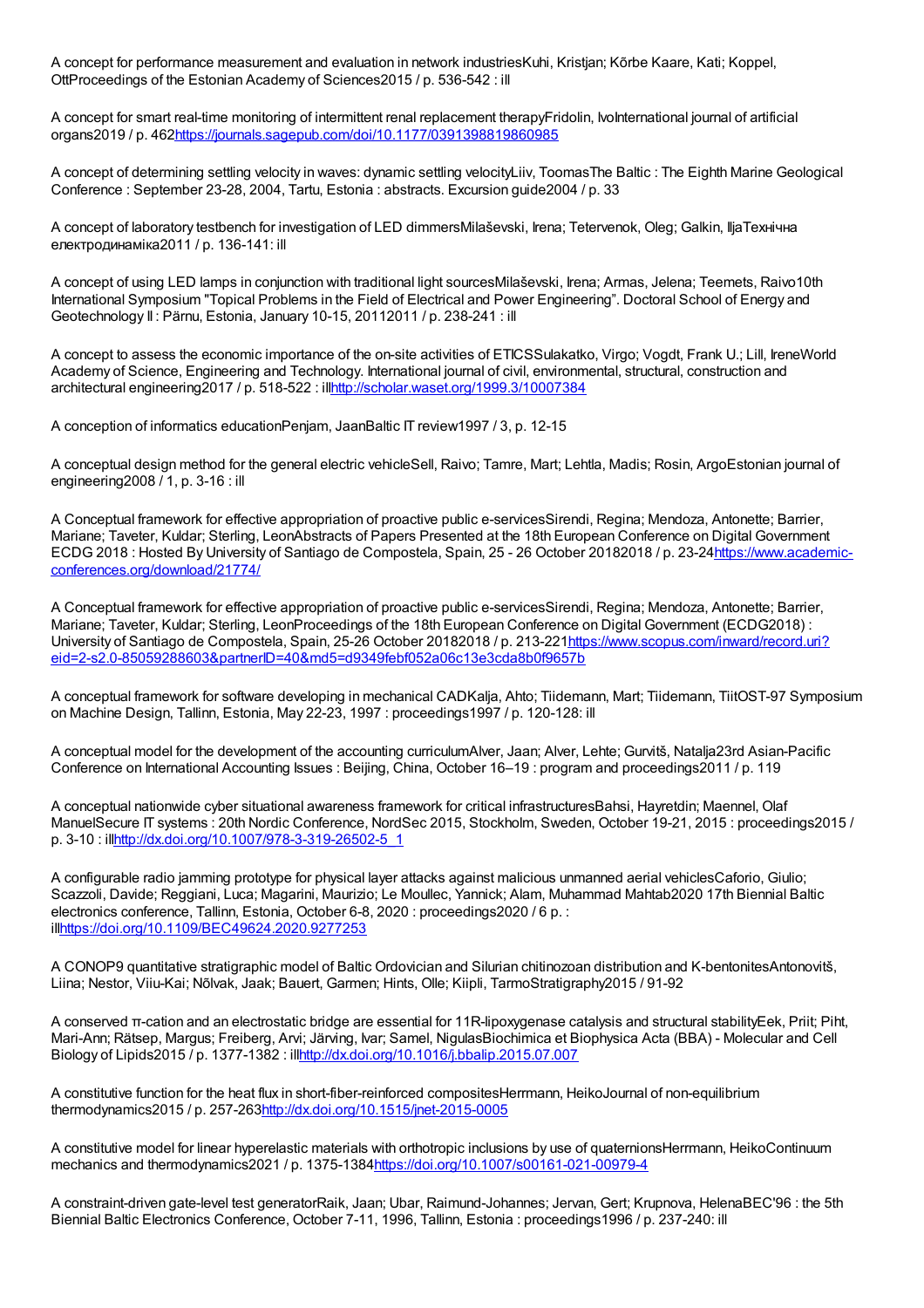A concept for performance measurement and evaluation in network industriesKuhi, Kristjan; Kõrbe Kaare, Kati; Koppel, OttProceedings of the Estonian Academy of Sciences2015 / p. 536-542 : ill

A concept for smart real-time monitoring of intermittent renal replacement therapyFridolin, IvoInternational journal of artificial organs2019 / p. 462https://journals.sagepub.com/doi/10.1177/0391398819860985

A concept of determining settling velocity in waves: dynamic settling velocityLiiv, ToomasThe Baltic : The Eighth Marine Geological Conference : September 23-28, 2004, Tartu, Estonia : abstracts. Excursion guide2004 / p. 33

A concept of laboratory testbench for investigation of LED dimmersMilaševski, Irena; Tetervenok, Oleg; Galkin, IljaТехнічна електродинаміка2011 / p. 136-141: ill

A concept of using LED lamps in conjunction with traditional light sourcesMilaševski, Irena; Armas, Jelena; Teemets, Raivo10th International Symposium "Topical Problems in the Field of Electrical and Power Engineering". Doctoral School of Energy and Geotechnology II : Pärnu, Estonia, January 10-15, 20112011 / p. 238-241 : ill

A concept to assess the economic importance of the on-site activities of ETICSSulakatko, Virgo; Vogdt, Frank U.; Lill, IreneWorld Academy of Science, Engineering and Technology. International journal of civil, environmental, structural, construction and architectural engineering2017 / p. 518-522 : illhttp://scholar.waset.org/1999.3/10007384

A conception of informatics educationPenjam, JaanBaltic IT review1997 / 3, p. 12-15

A conceptual design method for the general electric vehicleSell, Raivo; Tamre, Mart; Lehtla, Madis; Rosin, ArgoEstonian journal of engineering2008 / 1, p. 3-16 : ill

A Conceptual framework for effective appropriation of proactive public e-servicesSirendi, Regina; Mendoza, Antonette; Barrier, Mariane; Taveter, Kuldar; Sterling, LeonAbstracts of Papers Presented at the 18th European Conference on Digital Government ECDG 2018 : Hosted By University of Santiago de Compostela, Spain, 25 - 26 October 20182018 / p. 23-24https://www.academic-conferences.org/download/21774/

A Conceptual framework for effective appropriation of proactive public e-servicesSirendi, Regina; Mendoza, Antonette; Barrier, Mariane; Taveter, Kuldar; Sterling, LeonProceedings of the 18th European Conference on Digital Government (ECDG2018) : University of Santiago de Compostela, Spain, 25-26 October 20182018 / p. 213-221https://www.scopus.com/inward/record.uri?eid=2-s2.0-85059288603&partnerID=40&md5=d9349febf052a06c13e3cda8b0f9657b

A conceptual framework for software developing in mechanical CADKalja, Ahto; Tiidemann, Mart; Tiidemann, TiitOST-97 Symposium on Machine Design, Tallinn, Estonia, May 22-23, 1997 : proceedings1997 / p. 120-128: ill

A conceptual model for the development of the accounting curriculumAlver, Jaan; Alver, Lehte; Gurvitš, Natalja23rd Asian-Pacific Conference on International Accounting Issues : Beijing, China, October 16–19 : program and proceedings2011 / p. 119

A conceptual nationwide cyber situational awareness framework for critical infrastructuresBahsi, Hayretdin; Maennel, Olaf ManuelSecure IT systems : 20th Nordic Conference, NordSec 2015, Stockholm, Sweden, October 19-21, 2015 : proceedings2015 / p. 3-10 : illhttp://dx.doi.org/10.1007/978-3-319-26502-5_1

A configurable radio jamming prototype for physical layer attacks against malicious unmanned aerial vehiclesCaforio, Giulio; Scazzoli, Davide; Reggiani, Luca; Magarini, Maurizio; Le Moullec, Yannick; Alam, Muhammad Mahtab2020 17th Biennial Baltic electronics conference, Tallinn, Estonia, October 6-8, 2020 : proceedings2020 / 6 p. : illhttps://doi.org/10.1109/BEC49624.2020.9277253

A CONOP9 quantitative stratigraphic model of Baltic Ordovician and Silurian chitinozoan distribution and K-bentonitesAntonovitš, Liina; Nestor, Viiu-Kai; Nõlvak, Jaak; Bauert, Garmen; Hints, Olle; Kiipli, TarmoStratigraphy2015 / 91-92

A conserved π-cation and an electrostatic bridge are essential for 11R-lipoxygenase catalysis and structural stabilityEek, Priit; Piht, Mari-Ann; Rätsep, Margus; Freiberg, Arvi; Järving, Ivar; Samel, NigulasBiochimica et Biophysica Acta (BBA) - Molecular and Cell Biology of Lipids2015 / p. 1377-1382 : illhttp://dx.doi.org/10.1016/j.bbalip.2015.07.007

A constitutive function for the heat flux in short-fiber-reinforced compositesHerrmann, HeikoJournal of non-equilibrium thermodynamics2015 / p. 257-263http://dx.doi.org/10.1515/jnet-2015-0005

A constitutive model for linear hyperelastic materials with orthotropic inclusions by use of quaternionsHerrmann, HeikoContinuum mechanics and thermodynamics2021 / p. 1375-1384https://doi.org/10.1007/s00161-021-00979-4

A constraint-driven gate-level test generatorRaik, Jaan; Ubar, Raimund-Johannes; Jervan, Gert; Krupnova, HelenaBEC'96 : the 5th Biennial Baltic Electronics Conference, October 7-11, 1996, Tallinn, Estonia : proceedings1996 / p. 237-240: ill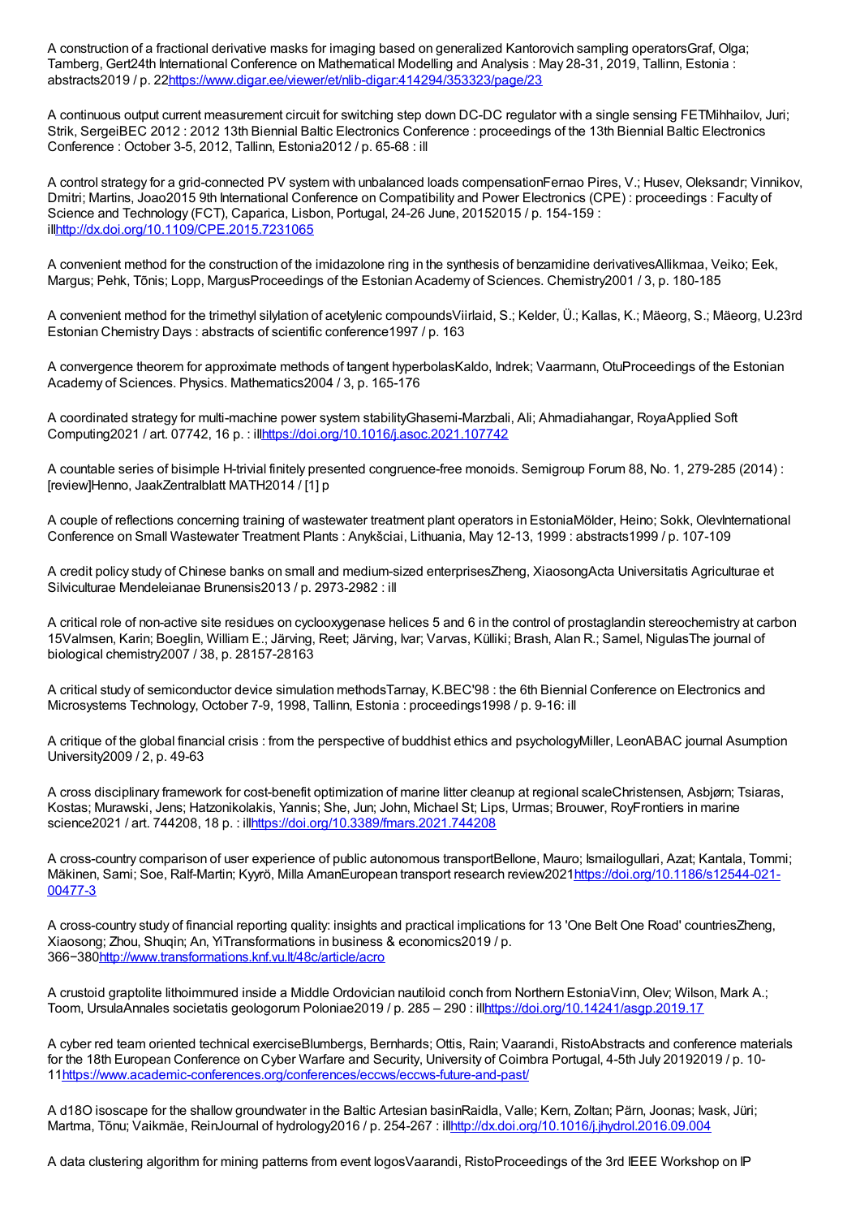A construction of a fractional derivative masks for imaging based on generalized Kantorovich sampling operatorsGraf, Olga; Tamberg, Gert24th International Conference on Mathematical Modelling and Analysis : May 28-31, 2019, Tallinn, Estonia : abstracts2019 / p. 22https://www.digar.ee/viewer/et/nlib-digar:414294/353323/page/23

A continuous output current measurement circuit for switching step down DC-DC regulator with a single sensing FETMihhailov, Juri; Strik, SergeiBEC 2012 : 2012 13th Biennial Baltic Electronics Conference : proceedings of the 13th Biennial Baltic Electronics Conference : October 3-5, 2012, Tallinn, Estonia2012 / p. 65-68 : ill

A control strategy for a grid-connected PV system with unbalanced loads compensationFernao Pires, V.; Husev, Oleksandr; Vinnikov, Dmitri; Martins, Joao2015 9th International Conference on Compatibility and Power Electronics (CPE) : proceedings : Faculty of Science and Technology (FCT), Caparica, Lisbon, Portugal, 24-26 June, 20152015 / p. 154-159 : illhttp://dx.doi.org/10.1109/CPE.2015.7231065

A convenient method for the construction of the imidazolone ring in the synthesis of benzamidine derivativesAllikmaa, Veiko; Eek, Margus; Pehk, Tõnis; Lopp, MargusProceedings of the Estonian Academy of Sciences. Chemistry2001 / 3, p. 180-185

A convenient method for the trimethyl silylation of acetylenic compoundsViirlaid, S.; Kelder, Ü.; Kallas, K.; Mäeorg, S.; Mäeorg, U.23rd Estonian Chemistry Days : abstracts of scientific conference1997 / p. 163

A convergence theorem for approximate methods of tangent hyperbolasKaldo, Indrek; Vaarmann, OtuProceedings of the Estonian Academy of Sciences. Physics. Mathematics2004 / 3, p. 165-176

A coordinated strategy for multi-machine power system stabilityGhasemi-Marzbali, Ali; Ahmadiahangar, RoyaApplied Soft Computing2021 / art. 07742, 16 p. : illhttps://doi.org/10.1016/j.asoc.2021.107742

A countable series of bisimple H-trivial finitely presented congruence-free monoids. Semigroup Forum 88, No. 1, 279-285 (2014) : [review]Henno, JaakZentralblatt MATH2014 / [1] p

A couple of reflections concerning training of wastewater treatment plant operators in EstoniaMölder, Heino; Sokk, OlevInternational Conference on Small Wastewater Treatment Plants : Anykšciai, Lithuania, May 12-13, 1999 : abstracts1999 / p. 107-109

A credit policy study of Chinese banks on small and medium-sized enterprisesZheng, XiaosongActa Universitatis Agriculturae et Silviculturae Mendeleianae Brunensis2013 / p. 2973-2982 : ill

A critical role of non-active site residues on cyclooxygenase helices 5 and 6 in the control of prostaglandin stereochemistry at carbon 15Valmsen, Karin; Boeglin, William E.; Järving, Reet; Järving, Ivar; Varvas, Külliki; Brash, Alan R.; Samel, NigulasThe journal of biological chemistry2007 / 38, p. 28157-28163

A critical study of semiconductor device simulation methodsTarnay, K.BEC'98 : the 6th Biennial Conference on Electronics and Microsystems Technology, October 7-9, 1998, Tallinn, Estonia : proceedings1998 / p. 9-16: ill

A critique of the global financial crisis : from the perspective of buddhist ethics and psychologyMiller, LeonABAC journal Asumption University2009 / 2, p. 49-63

A cross disciplinary framework for cost-benefit optimization of marine litter cleanup at regional scaleChristensen, Asbjørn; Tsiaras, Kostas; Murawski, Jens; Hatzonikolakis, Yannis; She, Jun; John, Michael St; Lips, Urmas; Brouwer, RoyFrontiers in marine science2021 / art. 744208, 18 p. : illhttps://doi.org/10.3389/fmars.2021.744208

A cross-country comparison of user experience of public autonomous transportBellone, Mauro; Ismailogullari, Azat; Kantala, Tommi; Mäkinen, Sami; Soe, Ralf-Martin; Kyyrö, Milla AmanEuropean transport research review2021https://doi.org/10.1186/s12544-021-00477-3

A cross-country study of financial reporting quality: insights and practical implications for 13 'One Belt One Road' countriesZheng, Xiaosong; Zhou, Shuqin; An, YiTransformations in business & economics2019 / p. 366−380http://www.transformations.knf.vu.lt/48c/article/acro

A crustoid graptolite lithoimmured inside a Middle Ordovician nautiloid conch from Northern EstoniaVinn, Olev; Wilson, Mark A.; Toom, UrsulaAnnales societatis geologorum Poloniae2019 / p. 285 – 290 : illhttps://doi.org/10.14241/asgp.2019.17

A cyber red team oriented technical exerciseBlumbergs, Bernhards; Ottis, Rain; Vaarandi, RistoAbstracts and conference materials for the 18th European Conference on Cyber Warfare and Security, University of Coimbra Portugal, 4-5th July 20192019 / p. 10-11https://www.academic-conferences.org/conferences/eccws/eccws-future-and-past/

A d18O isoscape for the shallow groundwater in the Baltic Artesian basinRaidla, Valle; Kern, Zoltan; Pärn, Joonas; Ivask, Jüri; Martma, Tõnu; Vaikmäe, ReinJournal of hydrology2016 / p. 254-267 : illhttp://dx.doi.org/10.1016/j.jhydrol.2016.09.004

A data clustering algorithm for mining patterns from event logosVaarandi, RistoProceedings of the 3rd IEEE Workshop on IP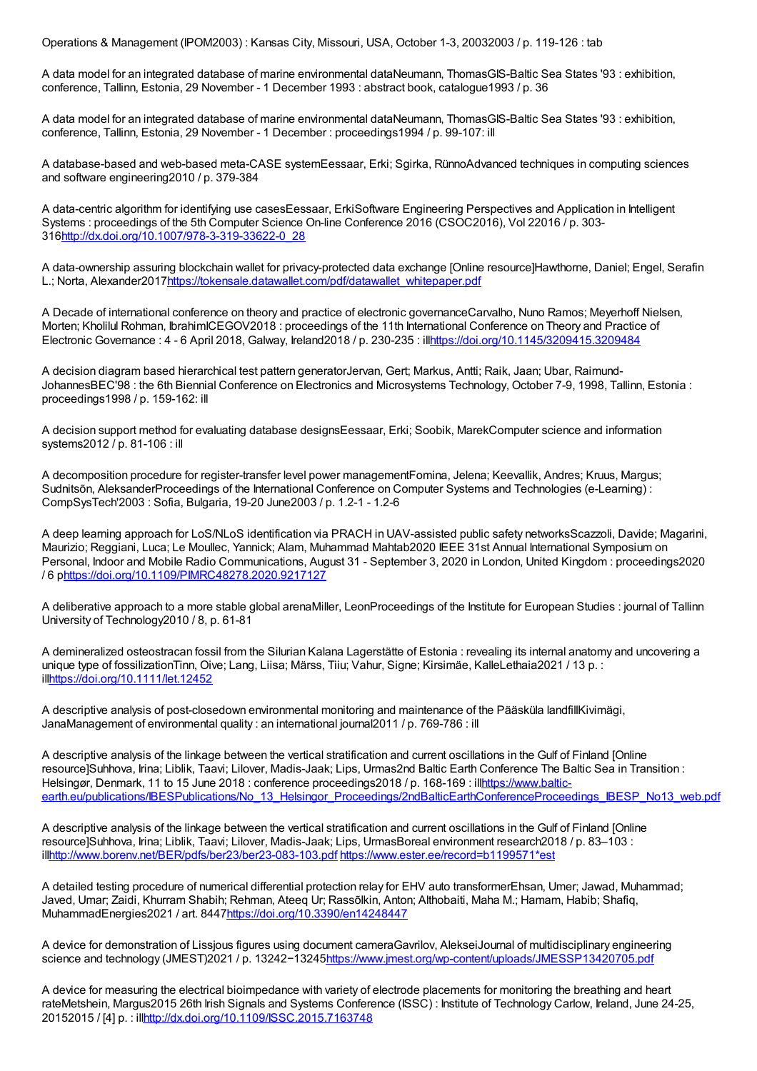Operations & Management (IPOM2003) : Kansas City, Missouri, USA, October 1-3, 20032003 / p. 119-126 : tab

A data model for an integrated database of marine environmental dataNeumann, ThomasGIS-Baltic Sea States '93 : exhibition, conference, Tallinn, Estonia, 29 November - 1 December 1993 : abstract book, catalogue1993 / p. 36

A data model for an integrated database of marine environmental dataNeumann, ThomasGIS-Baltic Sea States '93 : exhibition, conference, Tallinn, Estonia, 29 November - 1 December : proceedings1994 / p. 99-107: ill

A database-based and web-based meta-CASE systemEessaar, Erki; Sgirka, RünnoAdvanced techniques in computing sciences and software engineering2010 / p. 379-384

A data-centric algorithm for identifying use casesEessaar, ErkiSoftware Engineering Perspectives and Application in Intelligent Systems : proceedings of the 5th Computer Science On-line Conference 2016 (CSOC2016), Vol 22016 / p. 303-316http://dx.doi.org/10.1007/978-3-319-33622-0_28

A data-ownership assuring blockchain wallet for privacy-protected data exchange [Online resource]Hawthorne, Daniel; Engel, Serafin L.; Norta, Alexander2017https://tokensale.datawallet.com/pdf/datawallet_whitepaper.pdf

A Decade of international conference on theory and practice of electronic governanceCarvalho, Nuno Ramos; Meyerhoff Nielsen, Morten; Kholilul Rohman, IbrahimICEGOV2018 : proceedings of the 11th International Conference on Theory and Practice of Electronic Governance : 4 - 6 April 2018, Galway, Ireland2018 / p. 230-235 : illhttps://doi.org/10.1145/3209415.3209484

A decision diagram based hierarchical test pattern generatorJervan, Gert; Markus, Antti; Raik, Jaan; Ubar, Raimund-JohannesBEC'98 : the 6th Biennial Conference on Electronics and Microsystems Technology, October 7-9, 1998, Tallinn, Estonia : proceedings1998 / p. 159-162: ill

A decision support method for evaluating database designsEessaar, Erki; Soobik, MarekComputer science and information systems2012 / p. 81-106 : ill

A decomposition procedure for register-transfer level power managementFomina, Jelena; Keevallik, Andres; Kruus, Margus; Sudnitsõn, AleksanderProceedings of the International Conference on Computer Systems and Technologies (e-Learning) : CompSysTech'2003 : Sofia, Bulgaria, 19-20 June2003 / p. 1.2-1 - 1.2-6

A deep learning approach for LoS/NLoS identification via PRACH in UAV-assisted public safety networksScazzoli, Davide; Magarini, Maurizio; Reggiani, Luca; Le Moullec, Yannick; Alam, Muhammad Mahtab2020 IEEE 31st Annual International Symposium on Personal, Indoor and Mobile Radio Communications, August 31 - September 3, 2020 in London, United Kingdom : proceedings2020 / 6 phttps://doi.org/10.1109/PIMRC48278.2020.9217127

A deliberative approach to a more stable global arenaMiller, LeonProceedings of the Institute for European Studies : journal of Tallinn University of Technology2010 / 8, p. 61-81

A demineralized osteostracan fossil from the Silurian Kalana Lagerstätte of Estonia : revealing its internal anatomy and uncovering a unique type of fossilizationTinn, Oive; Lang, Liisa; Märss, Tiiu; Vahur, Signe; Kirsimäe, KalleLethaia2021 / 13 p. : illhttps://doi.org/10.1111/let.12452

A descriptive analysis of post-closedown environmental monitoring and maintenance of the Pääsküla landfillKivimägi, JanaManagement of environmental quality : an international journal2011 / p. 769-786 : ill

A descriptive analysis of the linkage between the vertical stratification and current oscillations in the Gulf of Finland [Online resource]Suhhova, Irina; Liblik, Taavi; Lilover, Madis-Jaak; Lips, Urmas2nd Baltic Earth Conference The Baltic Sea in Transition : Helsingør, Denmark, 11 to 15 June 2018 : conference proceedings2018 / p. 168-169 : illhttps://www.baltic-earth.eu/publications/IBESPublications/No_13_Helsingor_Proceedings/2ndBalticEarthConferenceProceedings_IBESP_No13_web.pdf

A descriptive analysis of the linkage between the vertical stratification and current oscillations in the Gulf of Finland [Online resource]Suhhova, Irina; Liblik, Taavi; Lilover, Madis-Jaak; Lips, UrmasBoreal environment research2018 / p. 83–103 : illhttp://www.borenv.net/BER/pdfs/ber23/ber23-083-103.pdf https://www.ester.ee/record=b1199571*est

A detailed testing procedure of numerical differential protection relay for EHV auto transformerEhsan, Umer; Jawad, Muhammad; Javed, Umar; Zaidi, Khurram Shabih; Rehman, Ateeq Ur; Rassõlkin, Anton; Althobaiti, Maha M.; Hamam, Habib; Shafiq, MuhammadEnergies2021 / art. 8447https://doi.org/10.3390/en14248447

A device for demonstration of Lissjous figures using document cameraGavrilov, AlekseiJournal of multidisciplinary engineering science and technology (JMEST)2021 / p. 13242−13245https://www.jmest.org/wp-content/uploads/JMESSP13420705.pdf

A device for measuring the electrical bioimpedance with variety of electrode placements for monitoring the breathing and heart rateMetshein, Margus2015 26th Irish Signals and Systems Conference (ISSC) : Institute of Technology Carlow, Ireland, June 24-25, 20152015 / [4] p. : illhttp://dx.doi.org/10.1109/ISSC.2015.7163748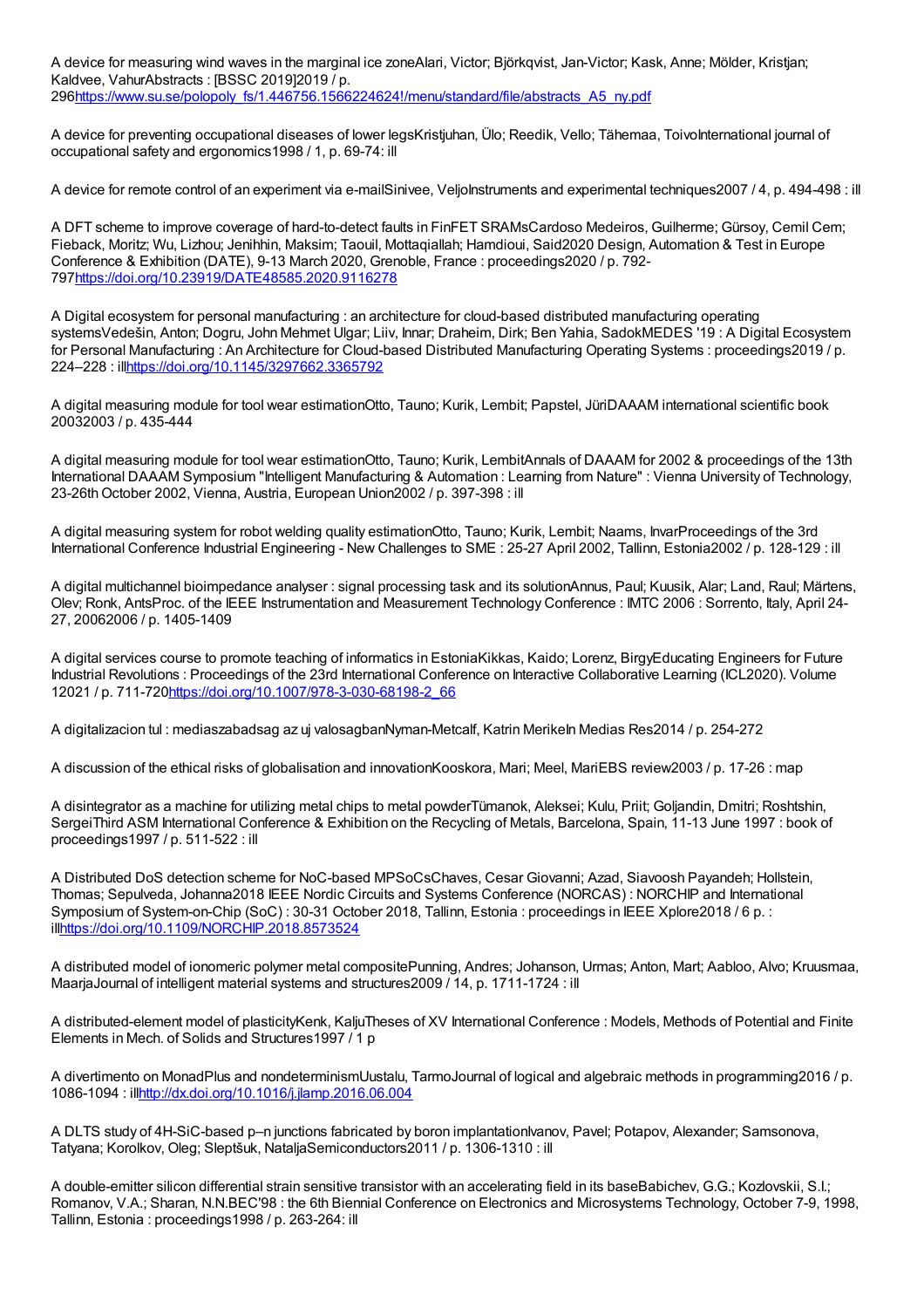A device for measuring wind waves in the marginal ice zoneAlari, Victor; Björkqvist, Jan-Victor; Kask, Anne; Mölder, Kristjan; Kaldvee, VahurAbstracts : [BSSC 2019]2019 / p. 296https://www.su.se/polopoly_fs/1.446756.1566224624!/menu/standard/file/abstracts_A5_ny.pdf

A device for preventing occupational diseases of lower legsKristjuhan, Ülo; Reedik, Vello; Tähemaa, ToivoInternational journal of occupational safety and ergonomics1998 / 1, p. 69-74: ill

A device for remote control of an experiment via e-mailSinivee, VeljoInstruments and experimental techniques2007 / 4, p. 494-498 : ill

A DFT scheme to improve coverage of hard-to-detect faults in FinFET SRAMsCardoso Medeiros, Guilherme; Gürsoy, Cemil Cem; Fieback, Moritz; Wu, Lizhou; Jenihhin, Maksim; Taouil, Mottaqiallah; Hamdioui, Said2020 Design, Automation & Test in Europe Conference & Exhibition (DATE), 9-13 March 2020, Grenoble, France : proceedings2020 / p. 792-797https://doi.org/10.23919/DATE48585.2020.9116278

A Digital ecosystem for personal manufacturing : an architecture for cloud-based distributed manufacturing operating systemsVedešin, Anton; Dogru, John Mehmet Ulgar; Liiv, Innar; Draheim, Dirk; Ben Yahia, SadokMEDES '19 : A Digital Ecosystem for Personal Manufacturing : An Architecture for Cloud-based Distributed Manufacturing Operating Systems : proceedings2019 / p. 224–228 : illhttps://doi.org/10.1145/3297662.3365792

A digital measuring module for tool wear estimationOtto, Tauno; Kurik, Lembit; Papstel, JüriDAAAM international scientific book 20032003 / p. 435-444

A digital measuring module for tool wear estimationOtto, Tauno; Kurik, LembitAnnals of DAAAM for 2002 & proceedings of the 13th International DAAAM Symposium "Intelligent Manufacturing & Automation : Learning from Nature" : Vienna University of Technology, 23-26th October 2002, Vienna, Austria, European Union2002 / p. 397-398 : ill

A digital measuring system for robot welding quality estimationOtto, Tauno; Kurik, Lembit; Naams, InvarProceedings of the 3rd International Conference Industrial Engineering - New Challenges to SME : 25-27 April 2002, Tallinn, Estonia2002 / p. 128-129 : ill

A digital multichannel bioimpedance analyser : signal processing task and its solutionAnnus, Paul; Kuusik, Alar; Land, Raul; Märtens, Olev; Ronk, AntsProc. of the IEEE Instrumentation and Measurement Technology Conference : IMTC 2006 : Sorrento, Italy, April 24-27, 20062006 / p. 1405-1409

A digital services course to promote teaching of informatics in EstoniaKikkas, Kaido; Lorenz, BirgyEducating Engineers for Future Industrial Revolutions : Proceedings of the 23rd International Conference on Interactive Collaborative Learning (ICL2020). Volume 12021 / p. 711-720https://doi.org/10.1007/978-3-030-68198-2_66

A digitalizacion tul : mediaszabadsag az uj valosagbanNyman-Metcalf, Katrin MerikeIn Medias Res2014 / p. 254-272

A discussion of the ethical risks of globalisation and innovationKooskora, Mari; Meel, MariEBS review2003 / p. 17-26 : map

A disintegrator as a machine for utilizing metal chips to metal powderTümanok, Aleksei; Kulu, Priit; Goljandin, Dmitri; Roshtshin, SergeiThird ASM International Conference & Exhibition on the Recycling of Metals, Barcelona, Spain, 11-13 June 1997 : book of proceedings1997 / p. 511-522 : ill

A Distributed DoS detection scheme for NoC-based MPSoCsChaves, Cesar Giovanni; Azad, Siavoosh Payandeh; Hollstein, Thomas; Sepulveda, Johanna2018 IEEE Nordic Circuits and Systems Conference (NORCAS) : NORCHIP and International Symposium of System-on-Chip (SoC) : 30-31 October 2018, Tallinn, Estonia : proceedings in IEEE Xplore2018 / 6 p. : illhttps://doi.org/10.1109/NORCHIP.2018.8573524

A distributed model of ionomeric polymer metal compositePunning, Andres; Johanson, Urmas; Anton, Mart; Aabloo, Alvo; Kruusmaa, MaarjaJournal of intelligent material systems and structures2009 / 14, p. 1711-1724 : ill

A distributed-element model of plasticityKenk, KaljuTheses of XV International Conference : Models, Methods of Potential and Finite Elements in Mech. of Solids and Structures1997 / 1 p

A divertimento on MonadPlus and nondeterminismUustalu, TarmoJournal of logical and algebraic methods in programming2016 / p. 1086-1094 : illhttp://dx.doi.org/10.1016/j.jlamp.2016.06.004

A DLTS study of 4H-SiC-based p–n junctions fabricated by boron implantationIvanov, Pavel; Potapov, Alexander; Samsonova, Tatyana; Korolkov, Oleg; Sleptšuk, NataljaSemiconductors2011 / p. 1306-1310 : ill

A double-emitter silicon differential strain sensitive transistor with an accelerating field in its baseBabichev, G.G.; Kozlovskii, S.I.; Romanov, V.A.; Sharan, N.N.BEC'98 : the 6th Biennial Conference on Electronics and Microsystems Technology, October 7-9, 1998, Tallinn, Estonia : proceedings1998 / p. 263-264: ill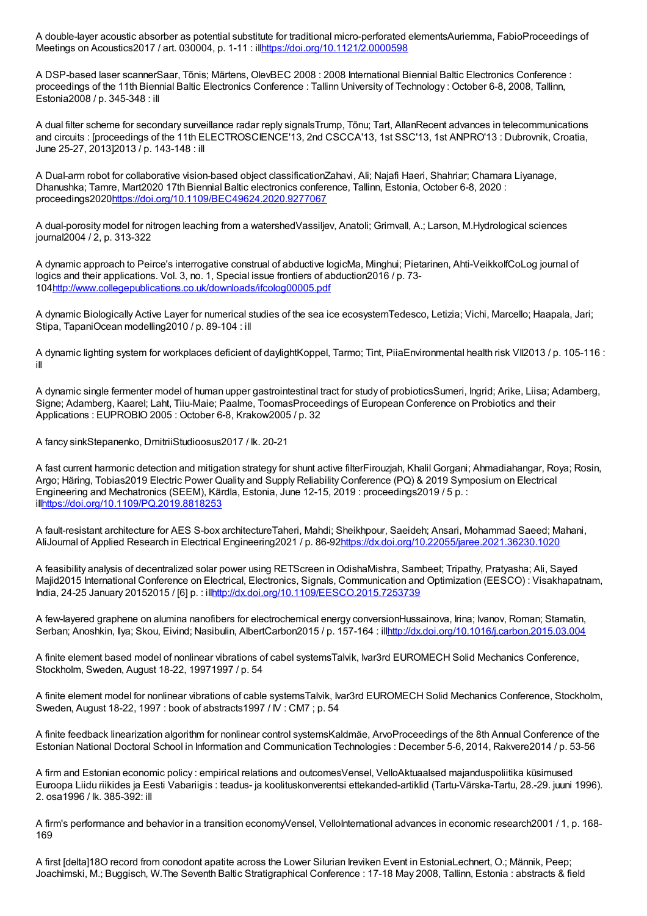A double-layer acoustic absorber as potential substitute for traditional micro-perforated elementsAuriemma, FabioProceedings of Meetings on Acoustics2017 / art. 030004, p. 1-11 : illhttps://doi.org/10.1121/2.0000598

A DSP-based laser scannerSaar, Tõnis; Märtens, OlevBEC 2008 : 2008 International Biennial Baltic Electronics Conference : proceedings of the 11th Biennial Baltic Electronics Conference : Tallinn University of Technology : October 6-8, 2008, Tallinn, Estonia2008 / p. 345-348 : ill

A dual filter scheme for secondary surveillance radar reply signalsTrump, Tõnu; Tart, AllanRecent advances in telecommunications and circuits : [proceedings of the 11th ELECTROSCIENCE'13, 2nd CSCCA'13, 1st SSC'13, 1st ANPRO'13 : Dubrovnik, Croatia, June 25-27, 2013]2013 / p. 143-148 : ill

A Dual-arm robot for collaborative vision-based object classificationZahavi, Ali; Najafi Haeri, Shahriar; Chamara Liyanage, Dhanushka; Tamre, Mart2020 17th Biennial Baltic electronics conference, Tallinn, Estonia, October 6-8, 2020 : proceedings2020https://doi.org/10.1109/BEC49624.2020.9277067

A dual-porosity model for nitrogen leaching from a watershedVassiljev, Anatoli; Grimvall, A.; Larson, M.Hydrological sciences journal2004 / 2, p. 313-322

A dynamic approach to Peirce's interrogative construal of abductive logicMa, Minghui; Pietarinen, Ahti-VeikkoIfCoLog journal of logics and their applications. Vol. 3, no. 1, Special issue frontiers of abduction2016 / p. 73-104http://www.collegepublications.co.uk/downloads/ifcolog00005.pdf

A dynamic Biologically Active Layer for numerical studies of the sea ice ecosystemTedesco, Letizia; Vichi, Marcello; Haapala, Jari; Stipa, TapaniOcean modelling2010 / p. 89-104 : ill

A dynamic lighting system for workplaces deficient of daylightKoppel, Tarmo; Tint, PiiaEnvironmental health risk VII2013 / p. 105-116 : ill

A dynamic single fermenter model of human upper gastrointestinal tract for study of probioticsSumeri, Ingrid; Arike, Liisa; Adamberg, Signe; Adamberg, Kaarel; Laht, Tiiu-Maie; Paalme, ToomasProceedings of European Conference on Probiotics and their Applications : EUPROBIO 2005 : October 6-8, Krakow2005 / p. 32

A fancy sinkStepanenko, DmitriiStudioosus2017 / lk. 20-21

A fast current harmonic detection and mitigation strategy for shunt active filterFirouzjah, Khalil Gorgani; Ahmadiahangar, Roya; Rosin, Argo; Häring, Tobias2019 Electric Power Quality and Supply Reliability Conference (PQ) & 2019 Symposium on Electrical Engineering and Mechatronics (SEEM), Kärdla, Estonia, June 12-15, 2019 : proceedings2019 / 5 p. : illhttps://doi.org/10.1109/PQ.2019.8818253

A fault-resistant architecture for AES S-box architectureTaheri, Mahdi; Sheikhpour, Saeideh; Ansari, Mohammad Saeed; Mahani, AliJournal of Applied Research in Electrical Engineering2021 / p. 86-92https://dx.doi.org/10.22055/jaree.2021.36230.1020

A feasibility analysis of decentralized solar power using RETScreen in OdishaMishra, Sambeet; Tripathy, Pratyasha; Ali, Sayed Majid2015 International Conference on Electrical, Electronics, Signals, Communication and Optimization (EESCO) : Visakhapatnam, India, 24-25 January 20152015 / [6] p. : illhttp://dx.doi.org/10.1109/EESCO.2015.7253739

A few-layered graphene on alumina nanofibers for electrochemical energy conversionHussainova, Irina; Ivanov, Roman; Stamatin, Serban; Anoshkin, Ilya; Skou, Eivind; Nasibulin, AlbertCarbon2015 / p. 157-164 : illhttp://dx.doi.org/10.1016/j.carbon.2015.03.004

A finite element based model of nonlinear vibrations of cabel systemsTalvik, Ivar3rd EUROMECH Solid Mechanics Conference, Stockholm, Sweden, August 18-22, 19971997 / p. 54

A finite element model for nonlinear vibrations of cable systemsTalvik, Ivar3rd EUROMECH Solid Mechanics Conference, Stockholm, Sweden, August 18-22, 1997 : book of abstracts1997 / IV : CM7 ; p. 54

A finite feedback linearization algorithm for nonlinear control systemsKaldmäe, ArvoProceedings of the 8th Annual Conference of the Estonian National Doctoral School in Information and Communication Technologies : December 5-6, 2014, Rakvere2014 / p. 53-56

A firm and Estonian economic policy : empirical relations and outcomesVensel, VelloAktuaalsed majanduspoliitika küsimused Euroopa Liidu riikides ja Eesti Vabariigis : teadus- ja koolituskonverentsi ettekanded-artiklid (Tartu-Värska-Tartu, 28.-29. juuni 1996). 2. osa1996 / lk. 385-392: ill

A firm's performance and behavior in a transition economyVensel, VelloInternational advances in economic research2001 / 1, p. 168-169

A first [delta]18O record from conodont apatite across the Lower Silurian Ireviken Event in EstoniaLechnert, O.; Männik, Peep; Joachimski, M.; Buggisch, W.The Seventh Baltic Stratigraphical Conference : 17-18 May 2008, Tallinn, Estonia : abstracts & field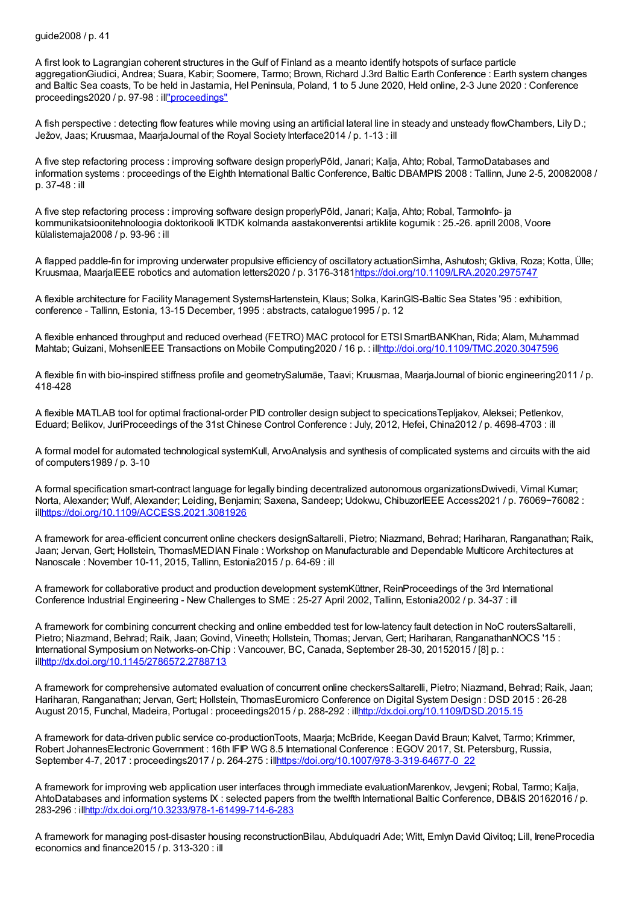guide2008 / p. 41

A first look to Lagrangian coherent structures in the Gulf of Finland as a meanto identify hotspots of surface particle aggregationGiudici, Andrea; Suara, Kabir; Soomere, Tarmo; Brown, Richard J.3rd Baltic Earth Conference : Earth system changes and Baltic Sea coasts, To be held in Jastarnia, Hel Peninsula, Poland, 1 to 5 June 2020, Held online, 2-3 June 2020 : Conference proceedings2020 / p. 97-98 : ill"proceedings"

A fish perspective : detecting flow features while moving using an artificial lateral line in steady and unsteady flowChambers, Lily D.; Ježov, Jaas; Kruusmaa, MaarjaJournal of the Royal Society Interface2014 / p. 1-13 : ill

A five step refactoring process : improving software design properlyPõld, Janari; Kalja, Ahto; Robal, TarmoDatabases and information systems : proceedings of the Eighth International Baltic Conference, Baltic DBAMPIS 2008 : Tallinn, June 2-5, 20082008 / p. 37-48 : ill

A five step refactoring process : improving software design properlyPõld, Janari; Kalja, Ahto; Robal, TarmoInfo- ja kommunikatsioonitehnoloogia doktorikooli IKTDK kolmanda aastakonverentsi artiklite kogumik : 25.-26. aprill 2008, Voore külalistemaja2008 / p. 93-96 : ill

A flapped paddle-fin for improving underwater propulsive efficiency of oscillatory actuationSimha, Ashutosh; Gkliva, Roza; Kotta, Ülle; Kruusmaa, MaarjaIEEE robotics and automation letters2020 / p. 3176-3181https://doi.org/10.1109/LRA.2020.2975747

A flexible architecture for Facility Management SystemsHartenstein, Klaus; Solka, KarinGIS-Baltic Sea States '95 : exhibition, conference - Tallinn, Estonia, 13-15 December, 1995 : abstracts, catalogue1995 / p. 12

A flexible enhanced throughput and reduced overhead (FETRO) MAC protocol for ETSI SmartBANKhan, Rida; Alam, Muhammad Mahtab; Guizani, MohsenIEEE Transactions on Mobile Computing2020 / 16 p. : illhttp://doi.org/10.1109/TMC.2020.3047596

A flexible fin with bio-inspired stiffness profile and geometrySalumäe, Taavi; Kruusmaa, MaarjaJournal of bionic engineering2011 / p. 418-428

A flexible MATLAB tool for optimal fractional-order PID controller design subject to specicationsTepljakov, Aleksei; Petlenkov, Eduard; Belikov, JuriProceedings of the 31st Chinese Control Conference : July, 2012, Hefei, China2012 / p. 4698-4703 : ill

A formal model for automated technological systemKull, ArvoAnalysis and synthesis of complicated systems and circuits with the aid of computers1989 / p. 3-10

A formal specification smart-contract language for legally binding decentralized autonomous organizationsDwivedi, Vimal Kumar; Norta, Alexander; Wulf, Alexander; Leiding, Benjamin; Saxena, Sandeep; Udokwu, ChibuzorIEEE Access2021 / p. 76069−76082 : illhttps://doi.org/10.1109/ACCESS.2021.3081926

A framework for area-efficient concurrent online checkers designSaltarelli, Pietro; Niazmand, Behrad; Hariharan, Ranganathan; Raik, Jaan; Jervan, Gert; Hollstein, ThomasMEDIAN Finale : Workshop on Manufacturable and Dependable Multicore Architectures at Nanoscale : November 10-11, 2015, Tallinn, Estonia2015 / p. 64-69 : ill

A framework for collaborative product and production development systemKüttner, ReinProceedings of the 3rd International Conference Industrial Engineering - New Challenges to SME : 25-27 April 2002, Tallinn, Estonia2002 / p. 34-37 : ill

A framework for combining concurrent checking and online embedded test for low-latency fault detection in NoC routersSaltarelli, Pietro; Niazmand, Behrad; Raik, Jaan; Govind, Vineeth; Hollstein, Thomas; Jervan, Gert; Hariharan, RanganathanNOCS '15 : International Symposium on Networks-on-Chip : Vancouver, BC, Canada, September 28-30, 20152015 / [8] p. : illhttp://dx.doi.org/10.1145/2786572.2788713

A framework for comprehensive automated evaluation of concurrent online checkersSaltarelli, Pietro; Niazmand, Behrad; Raik, Jaan; Hariharan, Ranganathan; Jervan, Gert; Hollstein, ThomasEuromicro Conference on Digital System Design : DSD 2015 : 26-28 August 2015, Funchal, Madeira, Portugal : proceedings2015 / p. 288-292 : illhttp://dx.doi.org/10.1109/DSD.2015.15

A framework for data-driven public service co-productionToots, Maarja; McBride, Keegan David Braun; Kalvet, Tarmo; Krimmer, Robert JohannesElectronic Government : 16th IFIP WG 8.5 International Conference : EGOV 2017, St. Petersburg, Russia, September 4-7, 2017 : proceedings2017 / p. 264-275 : illhttps://doi.org/10.1007/978-3-319-64677-0_22

A framework for improving web application user interfaces through immediate evaluationMarenkov, Jevgeni; Robal, Tarmo; Kalja, AhtoDatabases and information systems IX : selected papers from the twelfth International Baltic Conference, DB&IS 20162016 / p. 283-296 : illhttp://dx.doi.org/10.3233/978-1-61499-714-6-283

A framework for managing post-disaster housing reconstructionBilau, Abdulquadri Ade; Witt, Emlyn David Qivitoq; Lill, IreneProcedia economics and finance2015 / p. 313-320 : ill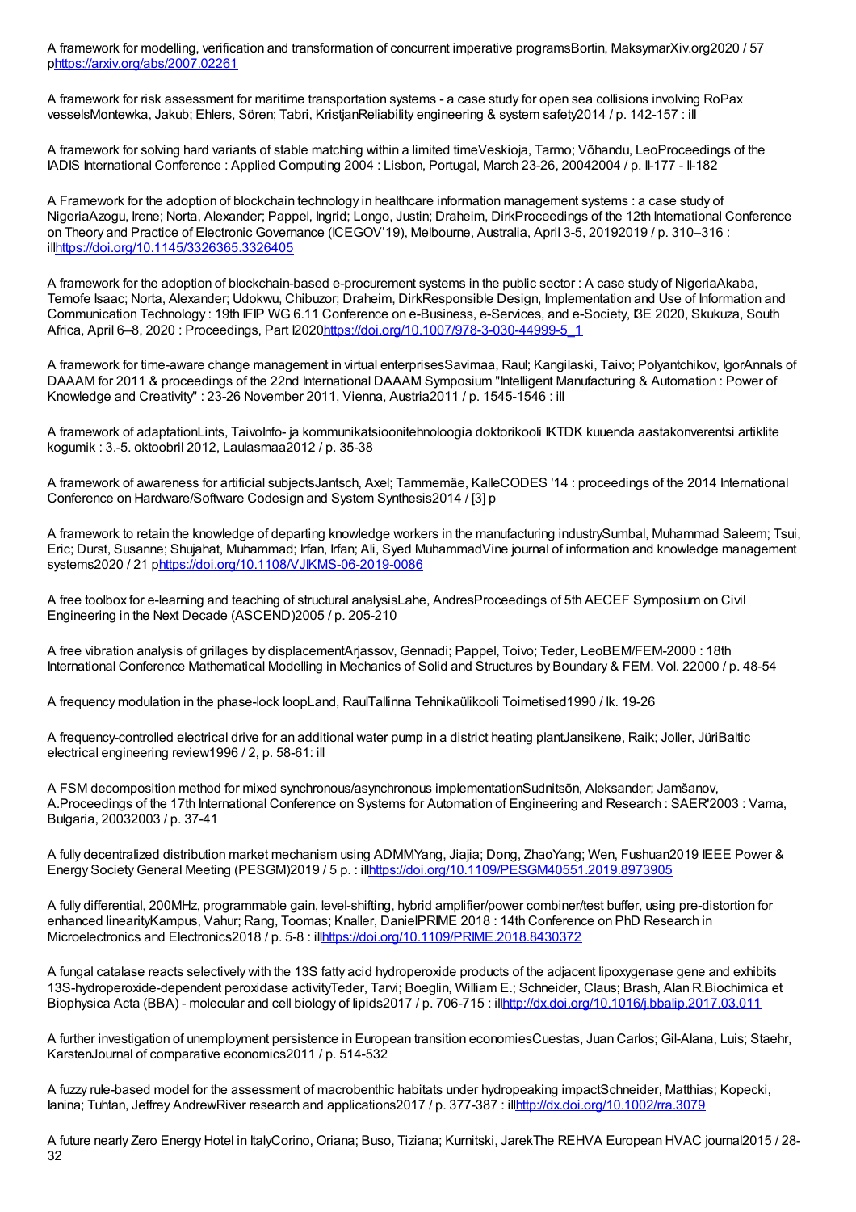A framework for modelling, verification and transformation of concurrent imperative programsBortin, MaksymarXiv.org2020 / 57 phttps://arxiv.org/abs/2007.02261

A framework for risk assessment for maritime transportation systems - a case study for open sea collisions involving RoPax vesselsMontewka, Jakub; Ehlers, Sören; Tabri, KristjanReliability engineering & system safety2014 / p. 142-157 : ill

A framework for solving hard variants of stable matching within a limited timeVeskioja, Tarmo; Võhandu, LeoProceedings of the IADIS International Conference : Applied Computing 2004 : Lisbon, Portugal, March 23-26, 20042004 / p. II-177 - II-182

A Framework for the adoption of blockchain technology in healthcare information management systems : a case study of NigeriaAzogu, Irene; Norta, Alexander; Pappel, Ingrid; Longo, Justin; Draheim, DirkProceedings of the 12th International Conference on Theory and Practice of Electronic Governance (ICEGOV'19), Melbourne, Australia, April 3-5, 20192019 / p. 310–316 : illhttps://doi.org/10.1145/3326365.3326405

A framework for the adoption of blockchain-based e-procurement systems in the public sector : A case study of NigeriaAkaba, Temofe Isaac; Norta, Alexander; Udokwu, Chibuzor; Draheim, DirkResponsible Design, Implementation and Use of Information and Communication Technology : 19th IFIP WG 6.11 Conference on e-Business, e-Services, and e-Society, I3E 2020, Skukuza, South Africa, April 6–8, 2020 : Proceedings, Part I2020https://doi.org/10.1007/978-3-030-44999-5_1

A framework for time-aware change management in virtual enterprisesSavimaa, Raul; Kangilaski, Taivo; Polyantchikov, IgorAnnals of DAAAM for 2011 & proceedings of the 22nd International DAAAM Symposium "Intelligent Manufacturing & Automation : Power of Knowledge and Creativity" : 23-26 November 2011, Vienna, Austria2011 / p. 1545-1546 : ill

A framework of adaptationLints, TaivoInfo- ja kommunikatsioonitehnoloogia doktorikooli IKTDK kuuenda aastakonverentsi artiklite kogumik : 3.-5. oktoobril 2012, Laulasmaa2012 / p. 35-38

A framework of awareness for artificial subjectsJantsch, Axel; Tammemäe, KalleCODES '14 : proceedings of the 2014 International Conference on Hardware/Software Codesign and System Synthesis2014 / [3] p

A framework to retain the knowledge of departing knowledge workers in the manufacturing industrySumbal, Muhammad Saleem; Tsui, Eric; Durst, Susanne; Shujahat, Muhammad; Irfan, Irfan; Ali, Syed MuhammadVine journal of information and knowledge management systems2020 / 21 phttps://doi.org/10.1108/VJIKMS-06-2019-0086

A free toolbox for e-learning and teaching of structural analysisLahe, AndresProceedings of 5th AECEF Symposium on Civil Engineering in the Next Decade (ASCEND)2005 / p. 205-210

A free vibration analysis of grillages by displacementArjassov, Gennadi; Pappel, Toivo; Teder, LeoBEM/FEM-2000 : 18th International Conference Mathematical Modelling in Mechanics of Solid and Structures by Boundary & FEM. Vol. 22000 / p. 48-54

A frequency modulation in the phase-lock loopLand, RaulTallinna Tehnikaülikooli Toimetised1990 / lk. 19-26

A frequency-controlled electrical drive for an additional water pump in a district heating plantJansikene, Raik; Joller, JüriBaltic electrical engineering review1996 / 2, p. 58-61: ill

A FSM decomposition method for mixed synchronous/asynchronous implementationSudnitsõn, Aleksander; Jamšanov, A.Proceedings of the 17th International Conference on Systems for Automation of Engineering and Research : SAER'2003 : Varna, Bulgaria, 20032003 / p. 37-41

A fully decentralized distribution market mechanism using ADMMYang, Jiajia; Dong, ZhaoYang; Wen, Fushuan2019 IEEE Power & Energy Society General Meeting (PESGM)2019 / 5 p. : illhttps://doi.org/10.1109/PESGM40551.2019.8973905

A fully differential, 200MHz, programmable gain, level-shifting, hybrid amplifier/power combiner/test buffer, using pre-distortion for enhanced linearityKampus, Vahur; Rang, Toomas; Knaller, DanielPRIME 2018 : 14th Conference on PhD Research in Microelectronics and Electronics2018 / p. 5-8 : illhttps://doi.org/10.1109/PRIME.2018.8430372

A fungal catalase reacts selectively with the 13S fatty acid hydroperoxide products of the adjacent lipoxygenase gene and exhibits 13S-hydroperoxide-dependent peroxidase activityTeder, Tarvi; Boeglin, William E.; Schneider, Claus; Brash, Alan R.Biochimica et Biophysica Acta (BBA) - molecular and cell biology of lipids2017 / p. 706-715 : illhttp://dx.doi.org/10.1016/j.bbalip.2017.03.011

A further investigation of unemployment persistence in European transition economiesCuestas, Juan Carlos; Gil-Alana, Luis; Staehr, KarstenJournal of comparative economics2011 / p. 514-532

A fuzzy rule-based model for the assessment of macrobenthic habitats under hydropeaking impactSchneider, Matthias; Kopecki, Ianina; Tuhtan, Jeffrey AndrewRiver research and applications2017 / p. 377-387 : illhttp://dx.doi.org/10.1002/rra.3079

A future nearly Zero Energy Hotel in ItalyCorino, Oriana; Buso, Tiziana; Kurnitski, JarekThe REHVA European HVAC journal2015 / 28-32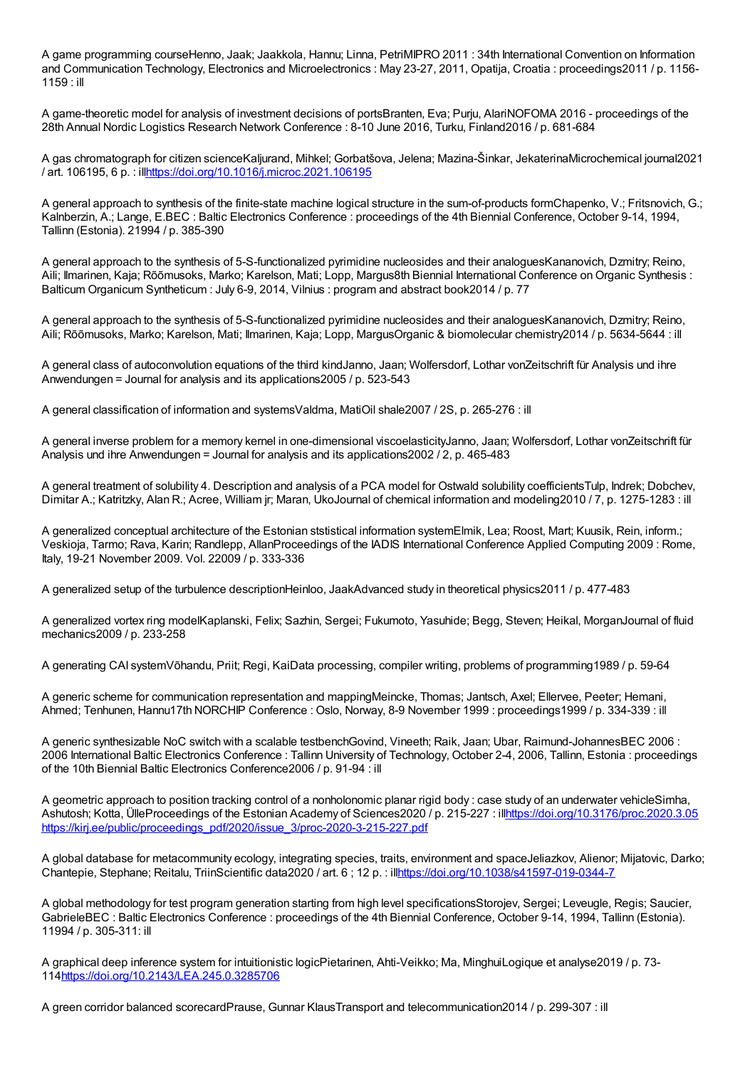A game programming courseHenno, Jaak; Jaakkola, Hannu; Linna, PetriMIPRO 2011 : 34th International Convention on Information and Communication Technology, Electronics and Microelectronics : May 23-27, 2011, Opatija, Croatia : proceedings2011 / p. 1156-1159 : ill

A game-theoretic model for analysis of investment decisions of portsBranten, Eva; Purju, AlariNOFOMA 2016 - proceedings of the 28th Annual Nordic Logistics Research Network Conference : 8-10 June 2016, Turku, Finland2016 / p. 681-684

A gas chromatograph for citizen scienceKaljurand, Mihkel; Gorbatšova, Jelena; Mazina-Šinkar, JekaterinaMicrochemical journal2021 / art. 106195, 6 p. : illhttps://doi.org/10.1016/j.microc.2021.106195

A general approach to synthesis of the finite-state machine logical structure in the sum-of-products formChapenko, V.; Fritsnovich, G.; Kalnberzin, A.; Lange, E.BEC : Baltic Electronics Conference : proceedings of the 4th Biennial Conference, October 9-14, 1994, Tallinn (Estonia). 21994 / p. 385-390

A general approach to the synthesis of 5-S-functionalized pyrimidine nucleosides and their analoguesKananovich, Dzmitry; Reino, Aili; Ilmarinen, Kaja; Rõõmusoks, Marko; Karelson, Mati; Lopp, Margus8th Biennial International Conference on Organic Synthesis : Balticum Organicum Syntheticum : July 6-9, 2014, Vilnius : program and abstract book2014 / p. 77

A general approach to the synthesis of 5-S-functionalized pyrimidine nucleosides and their analoguesKananovich, Dzmitry; Reino, Aili; Rõõmusoks, Marko; Karelson, Mati; Ilmarinen, Kaja; Lopp, MargusOrganic & biomolecular chemistry2014 / p. 5634-5644 : ill

A general class of autoconvolution equations of the third kindJanno, Jaan; Wolfersdorf, Lothar vonZeitschrift für Analysis und ihre Anwendungen = Journal for analysis and its applications2005 / p. 523-543

A general classification of information and systemsValdma, MatiOil shale2007 / 2S, p. 265-276 : ill

A general inverse problem for a memory kernel in one-dimensional viscoelasticityJanno, Jaan; Wolfersdorf, Lothar vonZeitschrift für Analysis und ihre Anwendungen = Journal for analysis and its applications2002 / 2, p. 465-483

A general treatment of solubility 4. Description and analysis of a PCA model for Ostwald solubility coefficientsTulp, Indrek; Dobchev, Dimitar A.; Katritzky, Alan R.; Acree, William jr; Maran, UkoJournal of chemical information and modeling2010 / 7, p. 1275-1283 : ill

A generalized conceptual architecture of the Estonian ststistical information systemElmik, Lea; Roost, Mart; Kuusik, Rein, inform.; Veskioja, Tarmo; Rava, Karin; Randlepp, AllanProceedings of the IADIS International Conference Applied Computing 2009 : Rome, Italy, 19-21 November 2009. Vol. 22009 / p. 333-336

A generalized setup of the turbulence descriptionHeinloo, JaakAdvanced study in theoretical physics2011 / p. 477-483

A generalized vortex ring modelKaplanski, Felix; Sazhin, Sergei; Fukumoto, Yasuhide; Begg, Steven; Heikal, MorganJournal of fluid mechanics2009 / p. 233-258

A generating CAI systemVõhandu, Priit; Regi, KaiData processing, compiler writing, problems of programming1989 / p. 59-64

A generic scheme for communication representation and mappingMeincke, Thomas; Jantsch, Axel; Ellervee, Peeter; Hemani, Ahmed; Tenhunen, Hannu17th NORCHIP Conference : Oslo, Norway, 8-9 November 1999 : proceedings1999 / p. 334-339 : ill

A generic synthesizable NoC switch with a scalable testbenchGovind, Vineeth; Raik, Jaan; Ubar, Raimund-JohannesBEC 2006 : 2006 International Baltic Electronics Conference : Tallinn University of Technology, October 2-4, 2006, Tallinn, Estonia : proceedings of the 10th Biennial Baltic Electronics Conference2006 / p. 91-94 : ill

A geometric approach to position tracking control of a nonholonomic planar rigid body : case study of an underwater vehicleSimha, Ashutosh; Kotta, ÜlleProceedings of the Estonian Academy of Sciences2020 / p. 215-227 : illhttps://doi.org/10.3176/proc.2020.3.05 https://kirj.ee/public/proceedings_pdf/2020/issue_3/proc-2020-3-215-227.pdf

A global database for metacommunity ecology, integrating species, traits, environment and spaceJeliazkov, Alienor; Mijatovic, Darko; Chantepie, Stephane; Reitalu, TriinScientific data2020 / art. 6 ; 12 p. : illhttps://doi.org/10.1038/s41597-019-0344-7

A global methodology for test program generation starting from high level specificationsStorojev, Sergei; Leveugle, Regis; Saucier, GabrieleBEC : Baltic Electronics Conference : proceedings of the 4th Biennial Conference, October 9-14, 1994, Tallinn (Estonia). 11994 / p. 305-311: ill

A graphical deep inference system for intuitionistic logicPietarinen, Ahti-Veikko; Ma, MinghuiLogique et analyse2019 / p. 73-114https://doi.org/10.2143/LEA.245.0.3285706

A green corridor balanced scorecardPrause, Gunnar KlausTransport and telecommunication2014 / p. 299-307 : ill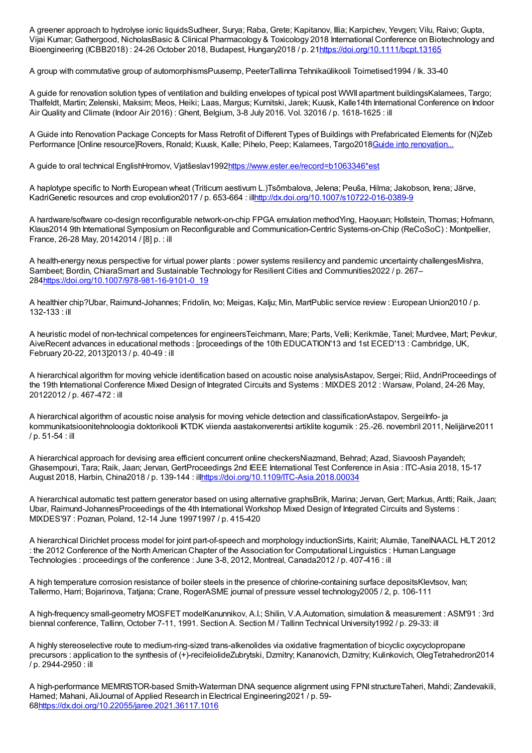A greener approach to hydrolyse ionic liquidsSudheer, Surya; Raba, Grete; Kapitanov, Illia; Karpichev, Yevgen; Vilu, Raivo; Gupta, Vijai Kumar; Gathergood, NicholasBasic & Clinical Pharmacology & Toxicology 2018 International Conference on Biotechnology and Bioengineering (ICBB2018) : 24-26 October 2018, Budapest, Hungary2018 / p. 21https://doi.org/10.1111/bcpt.13165

A group with commutative group of automorphismsPuusemp, PeeterTallinna Tehnikaülikooli Toimetised1994 / lk. 33-40

A guide for renovation solution types of ventilation and building envelopes of typical post WWII apartment buildingsKalamees, Targo; Thalfeldt, Martin; Zelenski, Maksim; Meos, Heiki; Laas, Margus; Kurnitski, Jarek; Kuusk, Kalle14th International Conference on Indoor Air Quality and Climate (Indoor Air 2016) : Ghent, Belgium, 3-8 July 2016. Vol. 32016 / p. 1618-1625 : ill

A Guide into Renovation Package Concepts for Mass Retrofit of Different Types of Buildings with Prefabricated Elements for (N)Zeb Performance [Online resource]Rovers, Ronald; Kuusk, Kalle; Pihelo, Peep; Kalamees, Targo2018Guide into renovation...

A guide to oral technical EnglishHromov, Vjatšeslav1992https://www.ester.ee/record=b1063346*est

A haplotype specific to North European wheat (Triticum aestivum L.)Tsõmbalova, Jelena; Peuša, Hilma; Jakobson, Irena; Järve, KadriGenetic resources and crop evolution2017 / p. 653-664 : illhttp://dx.doi.org/10.1007/s10722-016-0389-9

A hardware/software co-design reconfigurable network-on-chip FPGA emulation methodYing, Haoyuan; Hollstein, Thomas; Hofmann, Klaus2014 9th International Symposium on Reconfigurable and Communication-Centric Systems-on-Chip (ReCoSoC) : Montpellier, France, 26-28 May, 20142014 / [8] p. : ill

A health-energy nexus perspective for virtual power plants : power systems resiliency and pandemic uncertainty challengesMishra, Sambeet; Bordin, ChiaraSmart and Sustainable Technology for Resilient Cities and Communities2022 / p. 267–284https://doi.org/10.1007/978-981-16-9101-0_19

A healthier chip?Ubar, Raimund-Johannes; Fridolin, Ivo; Meigas, Kalju; Min, MartPublic service review : European Union2010 / p. 132-133 : ill

A heuristic model of non-technical competences for engineersTeichmann, Mare; Parts, Velli; Kerikmäe, Tanel; Murdvee, Mart; Pevkur, AiveRecent advances in educational methods : [proceedings of the 10th EDUCATION'13 and 1st ECED'13 : Cambridge, UK, February 20-22, 2013]2013 / p. 40-49 : ill

A hierarchical algorithm for moving vehicle identification based on acoustic noise analysisAstapov, Sergei; Riid, AndriProceedings of the 19th International Conference Mixed Design of Integrated Circuits and Systems : MIXDES 2012 : Warsaw, Poland, 24-26 May, 20122012 / p. 467-472 : ill

A hierarchical algorithm of acoustic noise analysis for moving vehicle detection and classificationAstapov, SergeiInfo- ja kommunikatsioonitehnoloogia doktorikooli IKTDK viienda aastakonverentsi artiklite kogumik : 25.-26. novembril 2011, Nelijärve2011 / p. 51-54 : ill

A hierarchical approach for devising area efficient concurrent online checkersNiazmand, Behrad; Azad, Siavoosh Payandeh; Ghasempouri, Tara; Raik, Jaan; Jervan, GertProceedings 2nd IEEE International Test Conference in Asia : ITC-Asia 2018, 15-17 August 2018, Harbin, China2018 / p. 139-144 : illhttps://doi.org/10.1109/ITC-Asia.2018.00034

A hierarchical automatic test pattern generator based on using alternative graphsBrik, Marina; Jervan, Gert; Markus, Antti; Raik, Jaan; Ubar, Raimund-JohannesProceedings of the 4th International Workshop Mixed Design of Integrated Circuits and Systems : MIXDES'97 : Poznan, Poland, 12-14 June 19971997 / p. 415-420

A hierarchical Dirichlet process model for joint part-of-speech and morphology inductionSirts, Kairit; Alumäe, TanelNAACL HLT 2012 : the 2012 Conference of the North American Chapter of the Association for Computational Linguistics : Human Language Technologies : proceedings of the conference : June 3-8, 2012, Montreal, Canada2012 / p. 407-416 : ill

A high temperature corrosion resistance of boiler steels in the presence of chlorine-containing surface depositsKlevtsov, Ivan; Tallermo, Harri; Bojarinova, Tatjana; Crane, RogerASME journal of pressure vessel technology2005 / 2, p. 106-111

A high-frequency small-geometry MOSFET modelKanunnikov, A.I.; Shilin, V.A.Automation, simulation & measurement : ASM'91 : 3rd biennal conference, Tallinn, October 7-11, 1991. Section A. Section M / Tallinn Technical University1992 / p. 29-33: ill

A highly stereoselective route to medium-ring-sized trans-alkenolides via oxidative fragmentation of bicyclic oxycyclopropane precursors : application to the synthesis of (+)-recifeiolideZubrytski, Dzmitry; Kananovich, Dzmitry; Kulinkovich, OlegTetrahedron2014 / p. 2944-2950 : ill

A high-performance MEMRISTOR-based Smith-Waterman DNA sequence alignment using FPNI structureTaheri, Mahdi; Zandevakili, Hamed; Mahani, AliJournal of Applied Research in Electrical Engineering2021 / p. 59-68https://dx.doi.org/10.22055/jaree.2021.36117.1016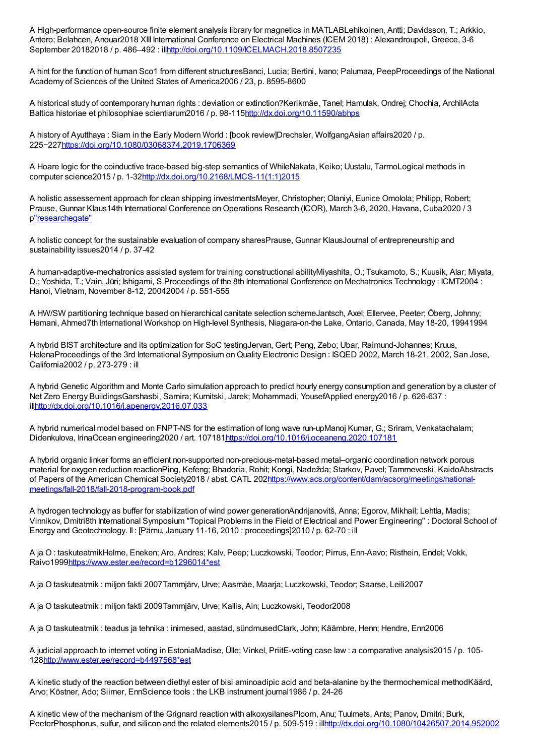A High-performance open-source finite element analysis library for magnetics in MATLABLehikoinen, Antti; Davidsson, T.; Arkkio, Antero; Belahcen, Anouar2018 XIII International Conference on Electrical Machines (ICEM 2018) : Alexandroupoli, Greece, 3-6 September 20182018 / p. 486–492 : ill[http://doi.org/10.1109/ICELMACH.2018.8507235](http://doi.org/10.1109/ICELMACH.2018.8507235)

A hint for the function of human Sco1 from different structuresBanci, Lucia; Bertini, Ivano; Palumaa, PeepProceedings of the National Academy of Sciences of the United States of America2006 / 23, p. 8595-8600

A historical study of contemporary human rights : deviation or extinction?Kerikmäe, Tanel; Hamulak, Ondrej; Chochia, ArchilActa Baltica historiae et philosophiae scientiarum2016 / p. 98-115[http://dx.doi.org/10.11590/abhps](http://dx.doi.org/10.11590/abhps)

A history of Ayutthaya : Siam in the Early Modern World : [book review]Drechsler, WolfgangAsian affairs2020 / p. 225−227[https://doi.org/10.1080/03068374.2019.1706369](https://doi.org/10.1080/03068374.2019.1706369)

A Hoare logic for the coinductive trace-based big-step semantics of WhileNakata, Keiko; Uustalu, TarmoLogical methods in computer science2015 / p. 1-32[http://dx.doi.org/10.2168/LMCS-11(1:1)2015](http://dx.doi.org/10.2168/LMCS-11(1:1)2015)

A holistic assessement approach for clean shipping investmentsMeyer, Christopher; Olaniyi, Eunice Omolola; Philipp, Robert; Prause, Gunnar Klaus14th International Conference on Operations Research (ICOR), March 3-6, 2020, Havana, Cuba2020 / 3 p"researchegate"

A holistic concept for the sustainable evaluation of company sharesPrause, Gunnar KlausJournal of entrepreneurship and sustainability issues2014 / p. 37-42

A human-adaptive-mechatronics assisted system for training constructional abilityMiyashita, O.; Tsukamoto, S.; Kuusik, Alar; Miyata, D.; Yoshida, T.; Vain, Jüri; Ishigami, S.Proceedings of the 8th International Conference on Mechatronics Technology : ICMT2004 : Hanoi, Vietnam, November 8-12, 20042004 / p. 551-555

A HW/SW partitioning technique based on hierarchical canitate selection schemeJantsch, Axel; Ellervee, Peeter; Öberg, Johnny; Hemani, Ahmed7th International Workshop on High-level Synthesis, Niagara-on-the Lake, Ontario, Canada, May 18-20, 19941994

A hybrid BIST architecture and its optimization for SoC testingJervan, Gert; Peng, Zebo; Ubar, Raimund-Johannes; Kruus, HelenaProceedings of the 3rd International Symposium on Quality Electronic Design : ISQED 2002, March 18-21, 2002, San Jose, California2002 / p. 273-279 : ill

A hybrid Genetic Algorithm and Monte Carlo simulation approach to predict hourly energy consumption and generation by a cluster of Net Zero Energy BuildingsGarshasbi, Samira; Kurnitski, Jarek; Mohammadi, YousefApplied energy2016 / p. 626-637 : ill[http://dx.doi.org/10.1016/j.apenergy.2016.07.033](http://dx.doi.org/10.1016/j.apenergy.2016.07.033)

A hybrid numerical model based on FNPT-NS for the estimation of long wave run-upManoj Kumar, G.; Sriram, Venkatachalam; Didenkulova, IrinaOcean engineering2020 / art. 107181[https://doi.org/10.1016/j.oceaneng.2020.107181](https://doi.org/10.1016/j.oceaneng.2020.107181)

A hybrid organic linker forms an efficient non-supported non-precious-metal-based metal–organic coordination network porous material for oxygen reduction reactionPing, Kefeng; Bhadoria, Rohit; Kongi, Nadežda; Starkov, Pavel; Tammeveski, KaidoAbstracts of Papers of the American Chemical Society2018 / abst. CATL 202[https://www.acs.org/content/dam/acsorg/meetings/national-meetings/fall-2018/fall-2018-program-book.pdf](https://www.acs.org/content/dam/acsorg/meetings/national-meetings/fall-2018/fall-2018-program-book.pdf)

A hydrogen technology as buffer for stabilization of wind power generationAndrijanovitš, Anna; Egorov, Mikhail; Lehtla, Madis; Vinnikov, Dmitri8th International Symposium "Topical Problems in the Field of Electrical and Power Engineering" : Doctoral School of Energy and Geotechnology. II : [Pärnu, January 11-16, 2010 : proceedings]2010 / p. 62-70 : ill

A ja O : taskuteatmikHelme, Eneken; Aro, Andres; Kalv, Peep; Luczkowski, Teodor; Pirrus, Enn-Aavo; Risthein, Endel; Vokk, Raivo1999[https://www.ester.ee/record=b1296014*est](https://www.ester.ee/record=b1296014*est)

A ja O taskuteatmik : miljon fakti 2007Tammjärv, Urve; Aasmäe, Maarja; Luczkowski, Teodor; Saarse, Leili2007

A ja O taskuteatmik : miljon fakti 2009Tammjärv, Urve; Kallis, Ain; Luczkowski, Teodor2008

A ja O taskuteatmik : teadus ja tehnika : inimesed, aastad, sündmusedClark, John; Käämbre, Henn; Hendre, Enn2006

A judicial approach to internet voting in EstoniaMadise, Ülle; Vinkel, PriitE-voting case law : a comparative analysis2015 / p. 105-128[http://www.ester.ee/record=b4497568*est](http://www.ester.ee/record=b4497568*est)

A kinetic study of the reaction between diethyl ester of bisi aminoadipic acid and beta-alanine by the thermochemical methodKäärd, Arvo; Köstner, Ado; Siimer, EnnScience tools : the LKB instrument journal1986 / p. 24-26

A kinetic view of the mechanism of the Grignard reaction with alkoxysilanesPloom, Anu; Tuulmets, Ants; Panov, Dmitri; Burk, PeeterPhosphorus, sulfur, and silicon and the related elements2015 / p. 509-519 : ill[http://dx.doi.org/10.1080/10426507.2014.952002](http://dx.doi.org/10.1080/10426507.2014.952002)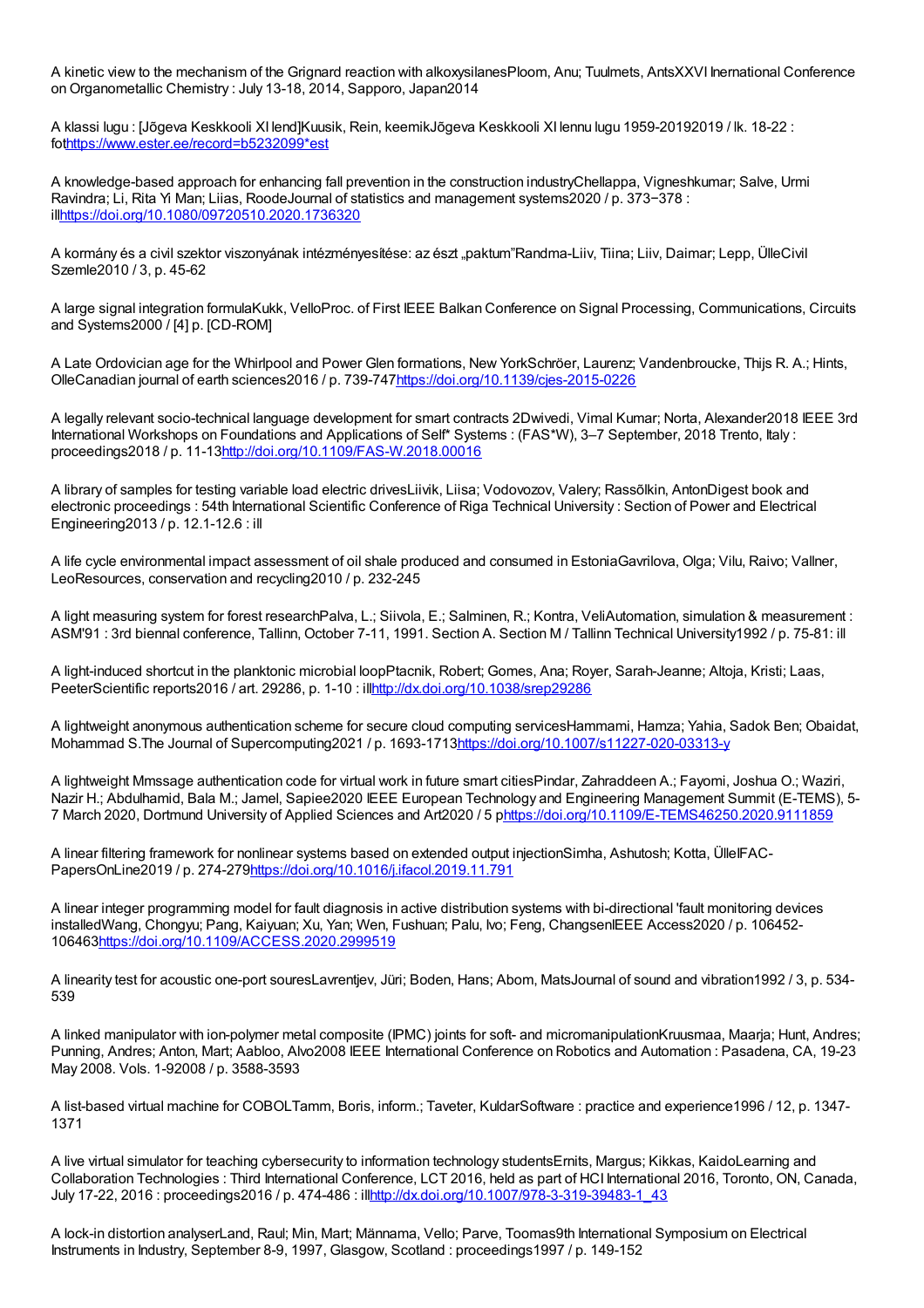A kinetic view to the mechanism of the Grignard reaction with alkoxysilanesPloom, Anu; Tuulmets, AntsXXVI International Conference on Organometallic Chemistry : July 13-18, 2014, Sapporo, Japan2014

A klassi lugu : [Jõgeva Keskkooli XI lend]Kuusik, Rein, keemikJõgeva Keskkooli XI lennu lugu 1959-20192019 / lk. 18-22 : fothttps://www.ester.ee/record=b5232099*est

A knowledge-based approach for enhancing fall prevention in the construction industryChellappa, Vigneshkumar; Salve, Urmi Ravindra; Li, Rita Yi Man; Liias, RoodeJournal of statistics and management systems2020 / p. 373−378 : illhttps://doi.org/10.1080/09720510.2020.1736320

A kormány és a civil szektor viszonyának intézményesítése: az észt „paktum"Randma-Liiv, Tiina; Liiv, Daimar; Lepp, ÜlleCivil Szemle2010 / 3, p. 45-62

A large signal integration formulaKukk, VelloProc. of First IEEE Balkan Conference on Signal Processing, Communications, Circuits and Systems2000 / [4] p. [CD-ROM]

A Late Ordovician age for the Whirlpool and Power Glen formations, New YorkSchröer, Laurenz; Vandenbroucke, Thijs R. A.; Hints, OlleCanadian journal of earth sciences2016 / p. 739-747https://doi.org/10.1139/cjes-2015-0226

A legally relevant socio-technical language development for smart contracts 2Dwivedi, Vimal Kumar; Norta, Alexander2018 IEEE 3rd International Workshops on Foundations and Applications of Self* Systems : (FAS*W), 3–7 September, 2018 Trento, Italy : proceedings2018 / p. 11-13http://doi.org/10.1109/FAS-W.2018.00016

A library of samples for testing variable load electric drivesLiivik, Liisa; Vodovozov, Valery; Rassõlkin, AntonDigest book and electronic proceedings : 54th International Scientific Conference of Riga Technical University : Section of Power and Electrical Engineering2013 / p. 12.1-12.6 : ill

A life cycle environmental impact assessment of oil shale produced and consumed in EstoniaGavrilova, Olga; Vilu, Raivo; Vallner, LeoResources, conservation and recycling2010 / p. 232-245

A light measuring system for forest researchPalva, L.; Siivola, E.; Salminen, R.; Kontra, VeliAutomation, simulation & measurement : ASM'91 : 3rd biennal conference, Tallinn, October 7-11, 1991. Section A. Section M / Tallinn Technical University1992 / p. 75-81: ill

A light-induced shortcut in the planktonic microbial loopPtacnik, Robert; Gomes, Ana; Royer, Sarah-Jeanne; Altoja, Kristi; Laas, PeeterScientific reports2016 / art. 29286, p. 1-10 : illhttp://dx.doi.org/10.1038/srep29286

A lightweight anonymous authentication scheme for secure cloud computing servicesHammami, Hamza; Yahia, Sadok Ben; Obaidat, Mohammad S.The Journal of Supercomputing2021 / p. 1693-1713https://doi.org/10.1007/s11227-020-03313-y

A lightweight Mmssage authentication code for virtual work in future smart citiesPindar, Zahraddeen A.; Fayomi, Joshua O.; Waziri, Nazir H.; Abdulhamid, Bala M.; Jamel, Sapiee2020 IEEE European Technology and Engineering Management Summit (E-TEMS), 5-7 March 2020, Dortmund University of Applied Sciences and Art2020 / 5 phttps://doi.org/10.1109/E-TEMS46250.2020.9111859

A linear filtering framework for nonlinear systems based on extended output injectionSimha, Ashutosh; Kotta, ÜlleIFAC-PapersOnLine2019 / p. 274-279https://doi.org/10.1016/j.ifacol.2019.11.791

A linear integer programming model for fault diagnosis in active distribution systems with bi-directional 'fault monitoring devices installedWang, Chongyu; Pang, Kaiyuan; Xu, Yan; Wen, Fushuan; Palu, Ivo; Feng, ChangsenIEEE Access2020 / p. 106452-106463https://doi.org/10.1109/ACCESS.2020.2999519

A linearity test for acoustic one-port souresLavrentjev, Jüri; Boden, Hans; Abom, MatsJournal of sound and vibration1992 / 3, p. 534-539

A linked manipulator with ion-polymer metal composite (IPMC) joints for soft- and micromanipulationKruusmaa, Maarja; Hunt, Andres; Punning, Andres; Anton, Mart; Aabloo, Alvo2008 IEEE International Conference on Robotics and Automation : Pasadena, CA, 19-23 May 2008. Vols. 1-92008 / p. 3588-3593

A list-based virtual machine for COBOLTamm, Boris, inform.; Taveter, KuldarSoftware : practice and experience1996 / 12, p. 1347-1371

A live virtual simulator for teaching cybersecurity to information technology studentsErnits, Margus; Kikkas, KaidoLearning and Collaboration Technologies : Third International Conference, LCT 2016, held as part of HCI International 2016, Toronto, ON, Canada, July 17-22, 2016 : proceedings2016 / p. 474-486 : illhttp://dx.doi.org/10.1007/978-3-319-39483-1_43

A lock-in distortion analyserLand, Raul; Min, Mart; Männama, Vello; Parve, Toomas9th International Symposium on Electrical Instruments in Industry, September 8-9, 1997, Glasgow, Scotland : proceedings1997 / p. 149-152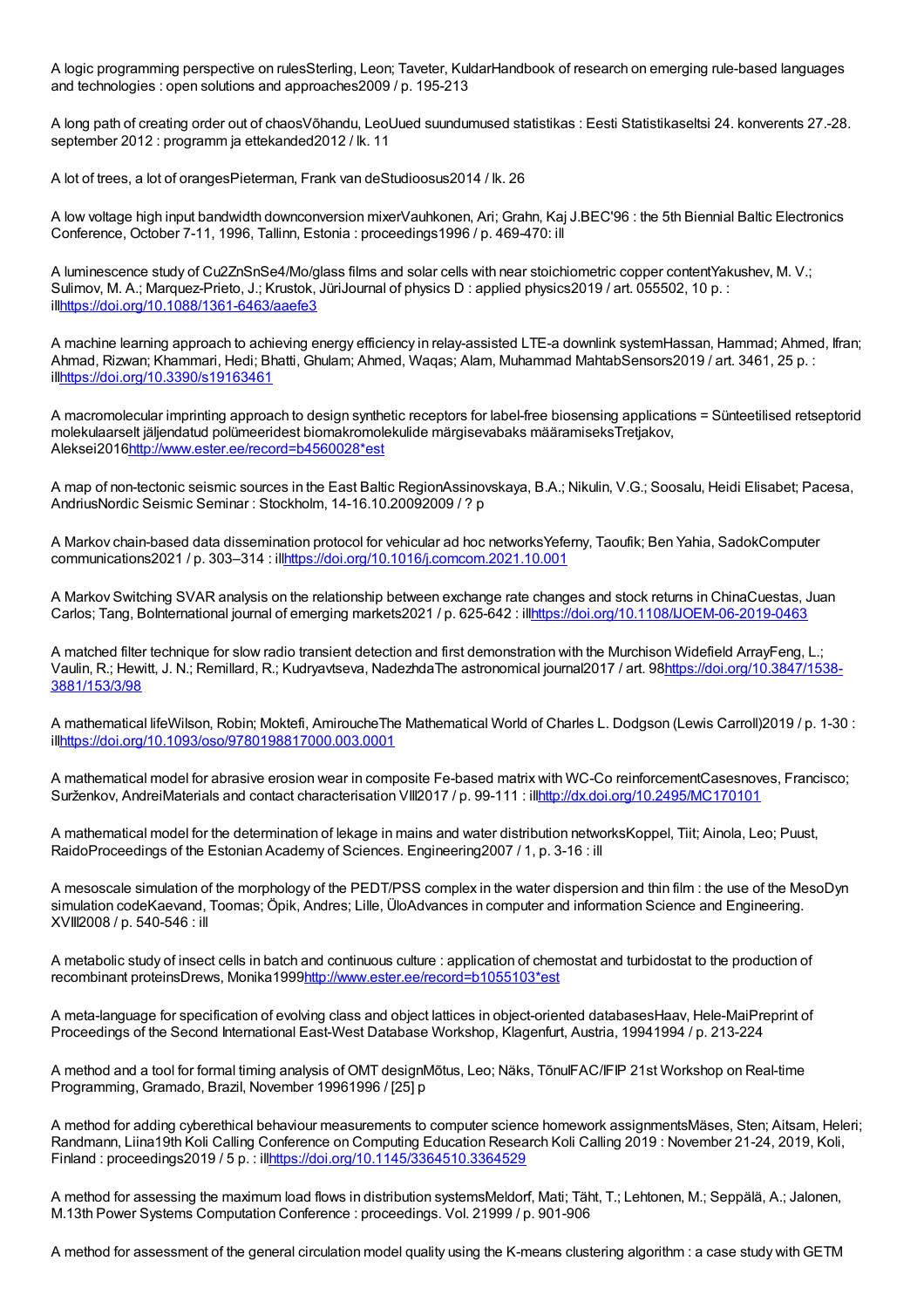A logic programming perspective on rulesSterling, Leon; Taveter, KuldarHandbook of research on emerging rule-based languages and technologies : open solutions and approaches2009 / p. 195-213

A long path of creating order out of chaosVõhandu, LeoUued suundumused statistikas : Eesti Statistikaseltsi 24. konverents 27.-28. september 2012 : programm ja ettekanded2012 / lk. 11

A lot of trees, a lot of orangesPieterman, Frank van deStudioosus2014 / lk. 26

A low voltage high input bandwidth downconversion mixerVauhkonen, Ari; Grahn, Kaj J.BEC'96 : the 5th Biennial Baltic Electronics Conference, October 7-11, 1996, Tallinn, Estonia : proceedings1996 / p. 469-470: ill

A luminescence study of Cu2ZnSnSe4/Mo/glass films and solar cells with near stoichiometric copper contentYakushev, M. V.; Sulimov, M. A.; Marquez-Prieto, J.; Krustok, JüriJournal of physics D : applied physics2019 / art. 055502, 10 p. : illhttps://doi.org/10.1088/1361-6463/aaefe3

A machine learning approach to achieving energy efficiency in relay-assisted LTE-a downlink systemHassan, Hammad; Ahmed, Ifran; Ahmad, Rizwan; Khammari, Hedi; Bhatti, Ghulam; Ahmed, Waqas; Alam, Muhammad MahtabSensors2019 / art. 3461, 25 p. : illhttps://doi.org/10.3390/s19163461

A macromolecular imprinting approach to design synthetic receptors for label-free biosensing applications = Sünteetilised retseptorid molekulaarselt jäljendatud polümeeridest biomakromolekulide märgisevabaks määramiseksTretjakov, Aleksei2016http://www.ester.ee/record=b4560028*est

A map of non-tectonic seismic sources in the East Baltic RegionAssinovskaya, B.A.; Nikulin, V.G.; Soosalu, Heidi Elisabet; Pacesa, AndriusNordic Seismic Seminar : Stockholm, 14-16.10.20092009 / ? p

A Markov chain-based data dissemination protocol for vehicular ad hoc networksYeferny, Taoufik; Ben Yahia, SadokComputer communications2021 / p. 303–314 : illhttps://doi.org/10.1016/j.comcom.2021.10.001

A Markov Switching SVAR analysis on the relationship between exchange rate changes and stock returns in ChinaCuestas, Juan Carlos; Tang, BoInternational journal of emerging markets2021 / p. 625-642 : illhttps://doi.org/10.1108/IJOEM-06-2019-0463

A matched filter technique for slow radio transient detection and first demonstration with the Murchison Widefield ArrayFeng, L.; Vaulin, R.; Hewitt, J. N.; Remillard, R.; Kudryavtseva, NadezhdaThe astronomical journal2017 / art. 98https://doi.org/10.3847/1538-3881/153/3/98

A mathematical lifeWilson, Robin; Moktefi, AmiroucheThe Mathematical World of Charles L. Dodgson (Lewis Carroll)2019 / p. 1-30 : illhttps://doi.org/10.1093/oso/9780198817000.003.0001

A mathematical model for abrasive erosion wear in composite Fe-based matrix with WC-Co reinforcementCasesnoves, Francisco; Surženkov, AndreiMaterials and contact characterisation VIII2017 / p. 99-111 : illhttp://dx.doi.org/10.2495/MC170101

A mathematical model for the determination of lekage in mains and water distribution networksKoppel, Tiit; Ainola, Leo; Puust, RaidoProceedings of the Estonian Academy of Sciences. Engineering2007 / 1, p. 3-16 : ill

A mesoscale simulation of the morphology of the PEDT/PSS complex in the water dispersion and thin film : the use of the MesoDyn simulation codeKaevand, Toomas; Öpik, Andres; Lille, ÜloAdvances in computer and information Science and Engineering. XVIII2008 / p. 540-546 : ill

A metabolic study of insect cells in batch and continuous culture : application of chemostat and turbidostat to the production of recombinant proteinsDrews, Monika1999http://www.ester.ee/record=b1055103*est

A meta-language for specification of evolving class and object lattices in object-oriented databasesHaav, Hele-MaiPreprint of Proceedings of the Second International East-West Database Workshop, Klagenfurt, Austria, 19941994 / p. 213-224

A method and a tool for formal timing analysis of OMT designMõtus, Leo; Näks, TõnuIFAC/IFIP 21st Workshop on Real-time Programming, Gramado, Brazil, November 19961996 / [25] p

A method for adding cyberethical behaviour measurements to computer science homework assignmentsMäses, Sten; Aitsam, Heleri; Randmann, Liina19th Koli Calling Conference on Computing Education Research Koli Calling 2019 : November 21-24, 2019, Koli, Finland : proceedings2019 / 5 p. : illhttps://doi.org/10.1145/3364510.3364529

A method for assessing the maximum load flows in distribution systemsMeldorf, Mati; Täht, T.; Lehtonen, M.; Seppälä, A.; Jalonen, M.13th Power Systems Computation Conference : proceedings. Vol. 21999 / p. 901-906

A method for assessment of the general circulation model quality using the K-means clustering algorithm : a case study with GETM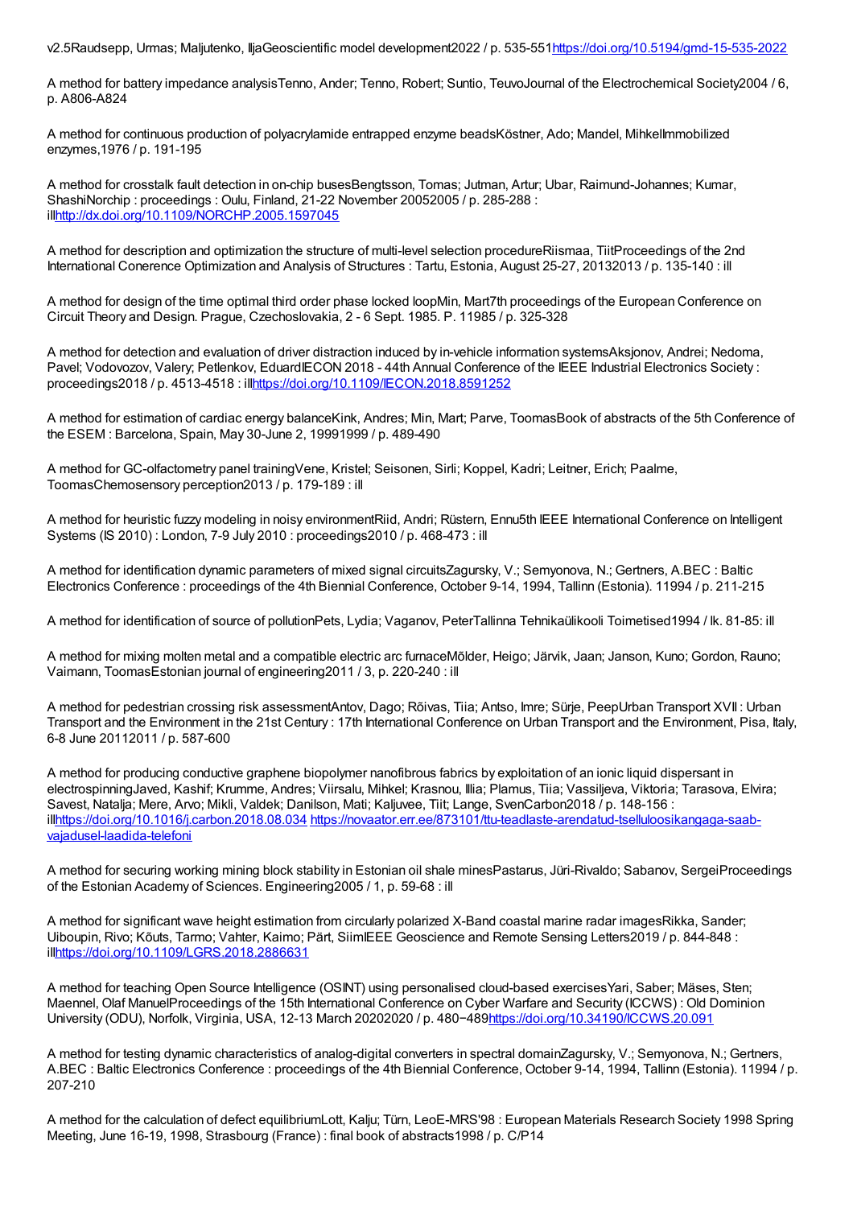v2.5Raudsepp, Urmas; Maljutenko, IljaGeoscientific model development2022 / p. 535-551https://doi.org/10.5194/gmd-15-535-2022

A method for battery impedance analysisTenno, Ander; Tenno, Robert; Suntio, TeuvoJournal of the Electrochemical Society2004 / 6, p. A806-A824

A method for continuous production of polyacrylamide entrapped enzyme beadsKöstner, Ado; Mandel, MihkelImmobilized enzymes,1976 / p. 191-195

A method for crosstalk fault detection in on-chip busesBengtsson, Tomas; Jutman, Artur; Ubar, Raimund-Johannes; Kumar, ShashiNorchip : proceedings : Oulu, Finland, 21-22 November 20052005 / p. 285-288 : illhttp://dx.doi.org/10.1109/NORCHP.2005.1597045

A method for description and optimization the structure of multi-level selection procedureRiismaa, TiitProceedings of the 2nd International Conerence Optimization and Analysis of Structures : Tartu, Estonia, August 25-27, 20132013 / p. 135-140 : ill

A method for design of the time optimal third order phase locked loopMin, Mart7th proceedings of the European Conference on Circuit Theory and Design. Prague, Czechoslovakia, 2 - 6 Sept. 1985. P. 11985 / p. 325-328

A method for detection and evaluation of driver distraction induced by in-vehicle information systemsAksjonov, Andrei; Nedoma, Pavel; Vodovozov, Valery; Petlenkov, EduardIECON 2018 - 44th Annual Conference of the IEEE Industrial Electronics Society : proceedings2018 / p. 4513-4518 : illhttps://doi.org/10.1109/IECON.2018.8591252

A method for estimation of cardiac energy balanceKink, Andres; Min, Mart; Parve, ToomasBook of abstracts of the 5th Conference of the ESEM : Barcelona, Spain, May 30-June 2, 19991999 / p. 489-490

A method for GC-olfactometry panel trainingVene, Kristel; Seisonen, Sirli; Koppel, Kadri; Leitner, Erich; Paalme, ToomasChemosensory perception2013 / p. 179-189 : ill

A method for heuristic fuzzy modeling in noisy environmentRiid, Andri; Rüstern, Ennu5th IEEE International Conference on Intelligent Systems (IS 2010) : London, 7-9 July 2010 : proceedings2010 / p. 468-473 : ill

A method for identification dynamic parameters of mixed signal circuitsZagursky, V.; Semyonova, N.; Gertners, A.BEC : Baltic Electronics Conference : proceedings of the 4th Biennial Conference, October 9-14, 1994, Tallinn (Estonia). 11994 / p. 211-215

A method for identification of source of pollutionPets, Lydia; Vaganov, PeterTallinna Tehnikaülikooli Toimetised1994 / lk. 81-85: ill

A method for mixing molten metal and a compatible electric arc furnaceMõlder, Heigo; Järvik, Jaan; Janson, Kuno; Gordon, Rauno; Vaimann, ToomasEstonian journal of engineering2011 / 3, p. 220-240 : ill

A method for pedestrian crossing risk assessmentAntov, Dago; Rõivas, Tiia; Antso, Imre; Sürje, PeepUrban Transport XVII : Urban Transport and the Environment in the 21st Century : 17th International Conference on Urban Transport and the Environment, Pisa, Italy, 6-8 June 20112011 / p. 587-600

A method for producing conductive graphene biopolymer nanofibrous fabrics by exploitation of an ionic liquid dispersant in electrospinningJaved, Kashif; Krumme, Andres; Viirsalu, Mihkel; Krasnou, Illia; Plamus, Tiia; Vassiljeva, Viktoria; Tarasova, Elvira; Savest, Natalja; Mere, Arvo; Mikli, Valdek; Danilson, Mati; Kaljuvee, Tiit; Lange, SvenCarbon2018 / p. 148-156 : illhttps://doi.org/10.1016/j.carbon.2018.08.034 https://novaator.err.ee/873101/ttu-teadlaste-arendatud-tselluloosikangaga-saab-vajadusel-laadida-telefoni

A method for securing working mining block stability in Estonian oil shale minesPastarus, Jüri-Rivaldo; Sabanov, SergeiProceedings of the Estonian Academy of Sciences. Engineering2005 / 1, p. 59-68 : ill

A method for significant wave height estimation from circularly polarized X-Band coastal marine radar imagesRikka, Sander; Uiboupin, Rivo; Kõuts, Tarmo; Vahter, Kaimo; Pärt, SiimIEEE Geoscience and Remote Sensing Letters2019 / p. 844-848 : illhttps://doi.org/10.1109/LGRS.2018.2886631

A method for teaching Open Source Intelligence (OSINT) using personalised cloud-based exercisesYari, Saber; Mäses, Sten; Maennel, Olaf ManuelProceedings of the 15th International Conference on Cyber Warfare and Security (ICCWS) : Old Dominion University (ODU), Norfolk, Virginia, USA, 12-13 March 20202020 / p. 480−489https://doi.org/10.34190/ICCWS.20.091

A method for testing dynamic characteristics of analog-digital converters in spectral domainZagursky, V.; Semyonova, N.; Gertners, A.BEC : Baltic Electronics Conference : proceedings of the 4th Biennial Conference, October 9-14, 1994, Tallinn (Estonia). 11994 / p. 207-210

A method for the calculation of defect equilibriumLott, Kalju; Türn, LeoE-MRS'98 : European Materials Research Society 1998 Spring Meeting, June 16-19, 1998, Strasbourg (France) : final book of abstracts1998 / p. C/P14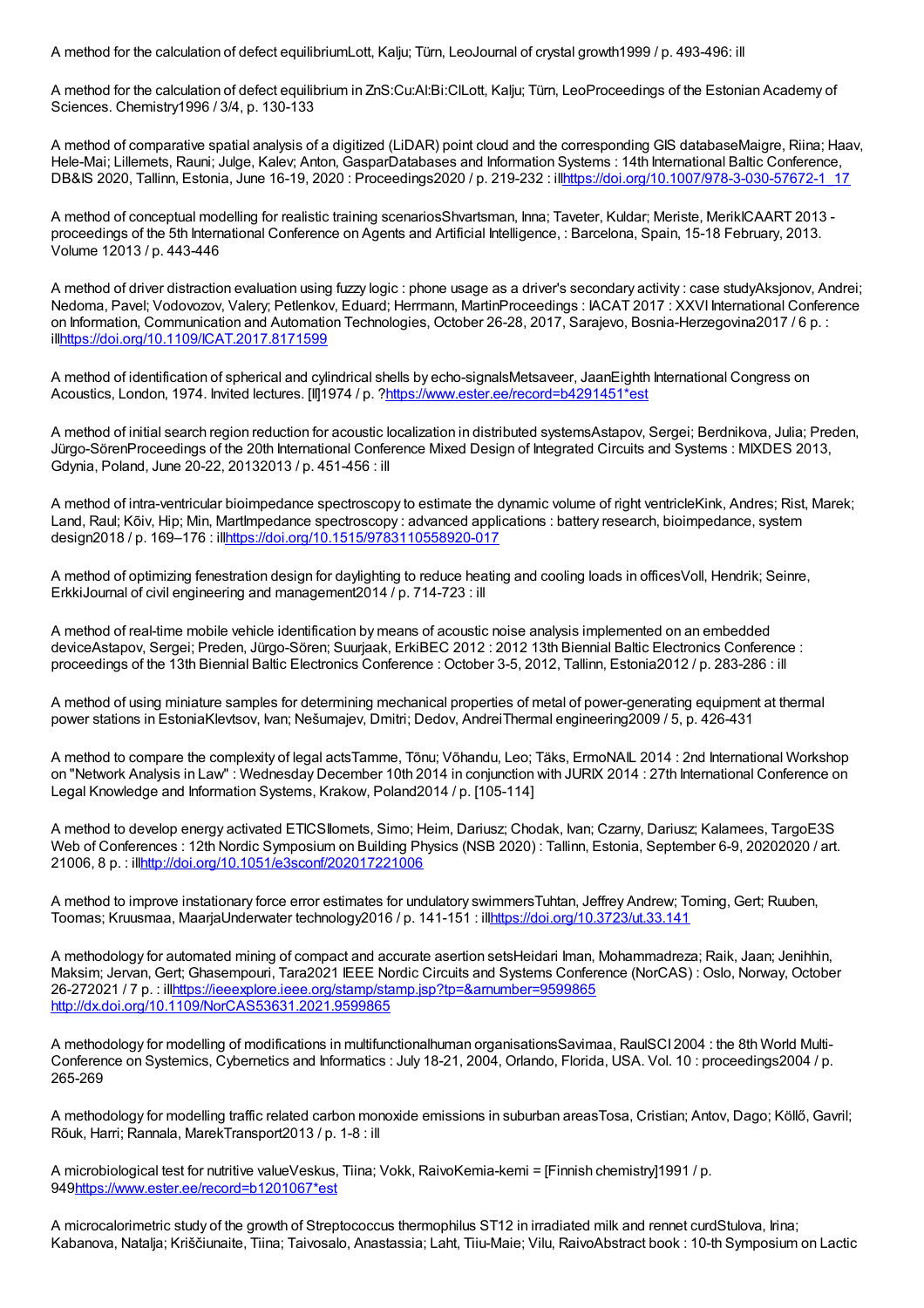A method for the calculation of defect equilibriumLott, Kalju; Türn, LeoJournal of crystal growth1999 / p. 493-496: ill

A method for the calculation of defect equilibrium in ZnS:Cu:Al:Bi:ClLott, Kalju; Türn, LeoProceedings of the Estonian Academy of Sciences. Chemistry1996 / 3/4, p. 130-133

A method of comparative spatial analysis of a digitized (LiDAR) point cloud and the corresponding GIS databaseMaigre, Riina; Haav, Hele-Mai; Lillemets, Rauni; Julge, Kalev; Anton, GasparDatabases and Information Systems : 14th International Baltic Conference, DB&IS 2020, Tallinn, Estonia, June 16-19, 2020 : Proceedings2020 / p. 219-232 : illhttps://doi.org/10.1007/978-3-030-57672-1_17

A method of conceptual modelling for realistic training scenariosShvartsman, Inna; Taveter, Kuldar; Meriste, MerikICAART 2013 - proceedings of the 5th International Conference on Agents and Artificial Intelligence, : Barcelona, Spain, 15-18 February, 2013. Volume 12013 / p. 443-446

A method of driver distraction evaluation using fuzzy logic : phone usage as a driver's secondary activity : case studyAksjonov, Andrei; Nedoma, Pavel; Vodovozov, Valery; Petlenkov, Eduard; Herrmann, MartinProceedings : IACAT 2017 : XXVI International Conference on Information, Communication and Automation Technologies, October 26-28, 2017, Sarajevo, Bosnia-Herzegovina2017 / 6 p. : illhttps://doi.org/10.1109/ICAT.2017.8171599

A method of identification of spherical and cylindrical shells by echo-signalsMetsaveer, JaanEighth International Congress on Acoustics, London, 1974. Invited lectures. [II]1974 / p. ?https://www.ester.ee/record=b4291451*est

A method of initial search region reduction for acoustic localization in distributed systemsAstapov, Sergei; Berdnikova, Julia; Preden, Jürgo-SörenProceedings of the 20th International Conference Mixed Design of Integrated Circuits and Systems : MIXDES 2013, Gdynia, Poland, June 20-22, 20132013 / p. 451-456 : ill

A method of intra-ventricular bioimpedance spectroscopy to estimate the dynamic volume of right ventricleKink, Andres; Rist, Marek; Land, Raul; Kõiv, Hip; Min, MartImpedance spectroscopy : advanced applications : battery research, bioimpedance, system design2018 / p. 169–176 : illhttps://doi.org/10.1515/9783110558920-017

A method of optimizing fenestration design for daylighting to reduce heating and cooling loads in officesVoll, Hendrik; Seinre, ErkkiJournal of civil engineering and management2014 / p. 714-723 : ill

A method of real-time mobile vehicle identification by means of acoustic noise analysis implemented on an embedded deviceAstapov, Sergei; Preden, Jürgo-Sören; Suurjaak, ErkiBEC 2012 : 2012 13th Biennial Baltic Electronics Conference : proceedings of the 13th Biennial Baltic Electronics Conference : October 3-5, 2012, Tallinn, Estonia2012 / p. 283-286 : ill

A method of using miniature samples for determining mechanical properties of metal of power-generating equipment at thermal power stations in EstoniaKlevtsov, Ivan; Nešumajev, Dmitri; Dedov, AndreiThermal engineering2009 / 5, p. 426-431

A method to compare the complexity of legal actsTamme, Tõnu; Võhandu, Leo; Täks, ErmoNAIL 2014 : 2nd International Workshop on "Network Analysis in Law" : Wednesday December 10th 2014 in conjunction with JURIX 2014 : 27th International Conference on Legal Knowledge and Information Systems, Krakow, Poland2014 / p. [105-114]

A method to develop energy activated ETICSIlomets, Simo; Heim, Dariusz; Chodak, Ivan; Czarny, Dariusz; Kalamees, TargoE3S Web of Conferences : 12th Nordic Symposium on Building Physics (NSB 2020) : Tallinn, Estonia, September 6-9, 20202020 / art. 21006, 8 p. : illhttp://doi.org/10.1051/e3sconf/202017221006

A method to improve instationary force error estimates for undulatory swimmersTuhtan, Jeffrey Andrew; Toming, Gert; Ruuben, Toomas; Kruusmaa, MaarjaUnderwater technology2016 / p. 141-151 : illhttps://doi.org/10.3723/ut.33.141

A methodology for automated mining of compact and accurate asertion setsHeidari Iman, Mohammadreza; Raik, Jaan; Jenihhin, Maksim; Jervan, Gert; Ghasempouri, Tara2021 IEEE Nordic Circuits and Systems Conference (NorCAS) : Oslo, Norway, October 26-272021 / 7 p. : illhttps://ieeexplore.ieee.org/stamp/stamp.jsp?tp=&arnumber=9599865 http://dx.doi.org/10.1109/NorCAS53631.2021.9599865

A methodology for modelling of modifications in multifunctionalhuman organisationsSavimaa, RaulSCI 2004 : the 8th World Multi-Conference on Systemics, Cybernetics and Informatics : July 18-21, 2004, Orlando, Florida, USA. Vol. 10 : proceedings2004 / p. 265-269

A methodology for modelling traffic related carbon monoxide emissions in suburban areasTosa, Cristian; Antov, Dago; Köllő, Gavril; Rõuk, Harri; Rannala, MarekTransport2013 / p. 1-8 : ill

A microbiological test for nutritive valueVeskus, Tiina; Vokk, RaivoKemia-kemi = [Finnish chemistry]1991 / p. 949https://www.ester.ee/record=b1201067*est

A microcalorimetric study of the growth of Streptococcus thermophilus ST12 in irradiated milk and rennet curdStulova, Irina; Kabanova, Natalja; Kriščiunaite, Tiina; Taivosalo, Anastassia; Laht, Tiiu-Maie; Vilu, RaivoAbstract book : 10-th Symposium on Lactic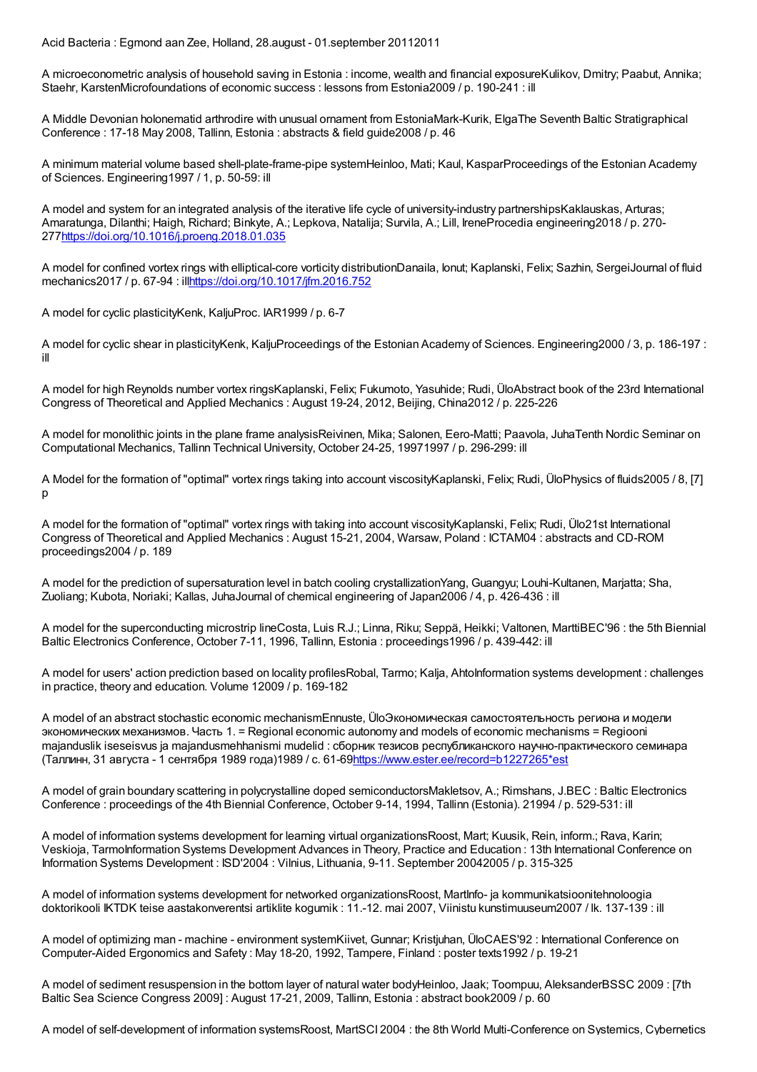Acid Bacteria : Egmond aan Zee, Holland, 28.august - 01.september 20112011

A microeconometric analysis of household saving in Estonia : income, wealth and financial exposureKulikov, Dmitry; Paabut, Annika; Staehr, KarstenMicrofoundations of economic success : lessons from Estonia2009 / p. 190-241 : ill

A Middle Devonian holonematid arthrodire with unusual ornament from EstoniaMark-Kurik, ElgaThe Seventh Baltic Stratigraphical Conference : 17-18 May 2008, Tallinn, Estonia : abstracts & field guide2008 / p. 46

A minimum material volume based shell-plate-frame-pipe systemHeinloo, Mati; Kaul, KasparProceedings of the Estonian Academy of Sciences. Engineering1997 / 1, p. 50-59: ill

A model and system for an integrated analysis of the iterative life cycle of university-industry partnershipsKaklauskas, Arturas; Amaratunga, Dilanthi; Haigh, Richard; Binkyte, A.; Lepkova, Natalija; Survila, A.; Lill, IreneProcedia engineering2018 / p. 270-277https://doi.org/10.1016/j.proeng.2018.01.035

A model for confined vortex rings with elliptical-core vorticity distributionDanaila, Ionut; Kaplanski, Felix; Sazhin, SergeiJournal of fluid mechanics2017 / p. 67-94 : illhttps://doi.org/10.1017/jfm.2016.752

A model for cyclic plasticityKenk, KaljuProc. IAR1999 / p. 6-7

A model for cyclic shear in plasticityKenk, KaljuProceedings of the Estonian Academy of Sciences. Engineering2000 / 3, p. 186-197 : ill

A model for high Reynolds number vortex ringsKaplanski, Felix; Fukumoto, Yasuhide; Rudi, ÜloAbstract book of the 23rd International Congress of Theoretical and Applied Mechanics : August 19-24, 2012, Beijing, China2012 / p. 225-226

A model for monolithic joints in the plane frame analysisReivinen, Mika; Salonen, Eero-Matti; Paavola, JuhaTenth Nordic Seminar on Computational Mechanics, Tallinn Technical University, October 24-25, 19971997 / p. 296-299: ill

A Model for the formation of "optimal" vortex rings taking into account viscosityKaplanski, Felix; Rudi, ÜloPhysics of fluids2005 / 8, [7] p

A model for the formation of "optimal" vortex rings with taking into account viscosityKaplanski, Felix; Rudi, Ülo21st International Congress of Theoretical and Applied Mechanics : August 15-21, 2004, Warsaw, Poland : ICTAM04 : abstracts and CD-ROM proceedings2004 / p. 189

A model for the prediction of supersaturation level in batch cooling crystallizationYang, Guangyu; Louhi-Kultanen, Marjatta; Sha, Zuoliang; Kubota, Noriaki; Kallas, JuhaJournal of chemical engineering of Japan2006 / 4, p. 426-436 : ill

A model for the superconducting microstrip lineCosta, Luis R.J.; Linna, Riku; Seppä, Heikki; Valtonen, MarttiBEC'96 : the 5th Biennial Baltic Electronics Conference, October 7-11, 1996, Tallinn, Estonia : proceedings1996 / p. 439-442: ill

A model for users' action prediction based on locality profilesRobal, Tarmo; Kalja, AhtoInformation systems development : challenges in practice, theory and education. Volume 12009 / p. 169-182

A model of an abstract stochastic economic mechanismEnnuste, ÜloЭкономическая самостоятельность региона и модели экономических механизмов. Часть 1. = Regional economic autonomy and models of economic mechanisms = Regiooni majanduslik iseseisvus ja majandusmehhanismi mudelid : сборник тезисов республиканского научно-практического семинара (Таллинн, 31 августа - 1 сентября 1989 года)1989 / с. 61-69https://www.ester.ee/record=b1227265*est

A model of grain boundary scattering in polycrystalline doped semiconductorsMakletsov, A.; Rimshans, J.BEC : Baltic Electronics Conference : proceedings of the 4th Biennial Conference, October 9-14, 1994, Tallinn (Estonia). 21994 / p. 529-531: ill

A model of information systems development for learning virtual organizationsRoost, Mart; Kuusik, Rein, inform.; Rava, Karin; Veskioja, TarmoInformation Systems Development Advances in Theory, Practice and Education : 13th International Conference on Information Systems Development : ISD'2004 : Vilnius, Lithuania, 9-11. September 20042005 / p. 315-325

A model of information systems development for networked organizationsRoost, MartInfo- ja kommunikatsioonitehnoloogia doktorikooli IKTDK teise aastakonverentsi artiklite kogumik : 11.-12. mai 2007, Viinistu kunstimuuseum2007 / lk. 137-139 : ill

A model of optimizing man - machine - environment systemKiivet, Gunnar; Kristjuhan, ÜloCAES'92 : International Conference on Computer-Aided Ergonomics and Safety : May 18-20, 1992, Tampere, Finland : poster texts1992 / p. 19-21

A model of sediment resuspension in the bottom layer of natural water bodyHeinloo, Jaak; Toompuu, AleksanderBSSC 2009 : [7th Baltic Sea Science Congress 2009] : August 17-21, 2009, Tallinn, Estonia : abstract book2009 / p. 60

A model of self-development of information systemsRoost, MartSCI 2004 : the 8th World Multi-Conference on Systemics, Cybernetics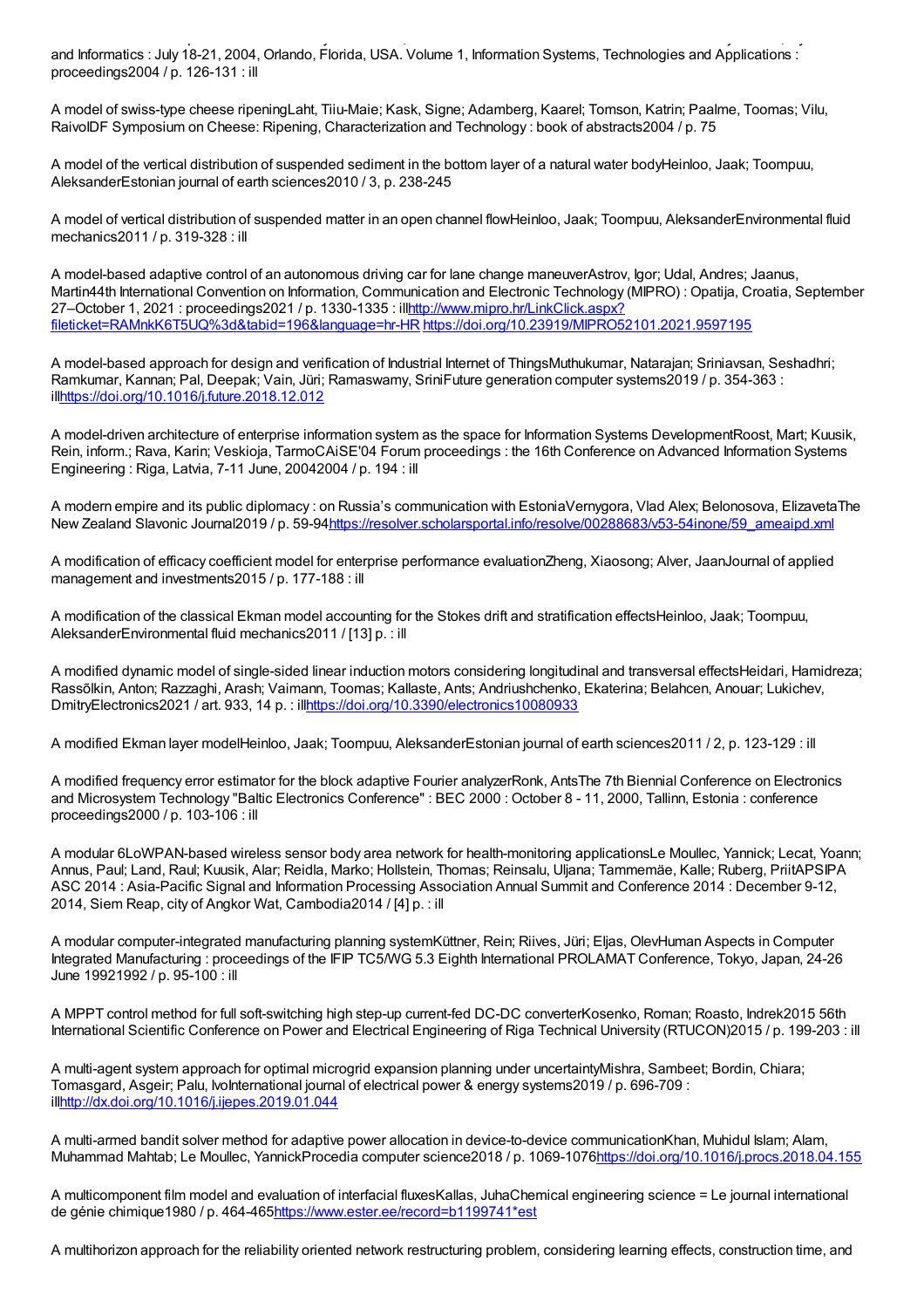and Informatics : July 18-21, 2004, Orlando, Florida, USA. Volume 1, Information Systems, Technologies and Applications : proceedings2004 / p. 126-131 : ill

A model of swiss-type cheese ripeningLaht, Tiiu-Maie; Kask, Signe; Adamberg, Kaarel; Tomson, Katrin; Paalme, Toomas; Vilu, RaivoIDF Symposium on Cheese: Ripening, Characterization and Technology : book of abstracts2004 / p. 75

A model of the vertical distribution of suspended sediment in the bottom layer of a natural water bodyHeinloo, Jaak; Toompuu, AleksanderEstonian journal of earth sciences2010 / 3, p. 238-245

A model of vertical distribution of suspended matter in an open channel flowHeinloo, Jaak; Toompuu, AleksanderEnvironmental fluid mechanics2011 / p. 319-328 : ill

A model-based adaptive control of an autonomous driving car for lane change maneuverAstrov, Igor; Udal, Andres; Jaanus, Martin44th International Convention on Information, Communication and Electronic Technology (MIPRO) : Opatija, Croatia, September 27–October 1, 2021 : proceedings2021 / p. 1330-1335 : illhttp://www.mipro.hr/LinkClick.aspx?fileticket=RAMnkK6T5UQ%3d&tabid=196&language=hr-HR https://doi.org/10.23919/MIPRO52101.2021.9597195

A model-based approach for design and verification of Industrial Internet of ThingsMuthukumar, Natarajan; Sriniavsan, Seshadhri; Ramkumar, Kannan; Pal, Deepak; Vain, Jüri; Ramaswamy, SriniFuture generation computer systems2019 / p. 354-363 : illhttps://doi.org/10.1016/j.future.2018.12.012

A model-driven architecture of enterprise information system as the space for Information Systems DevelopmentRoost, Mart; Kuusik, Rein, inform.; Rava, Karin; Veskioja, TarmoCAiSE'04 Forum proceedings : the 16th Conference on Advanced Information Systems Engineering : Riga, Latvia, 7-11 June, 20042004 / p. 194 : ill

A modern empire and its public diplomacy : on Russia's communication with EstoniaVernygora, Vlad Alex; Belonosova, ElizavetaThe New Zealand Slavonic Journal2019 / p. 59-94https://resolver.scholarsportal.info/resolve/00288683/v53-54inone/59_ameaipd.xml

A modification of efficacy coefficient model for enterprise performance evaluationZheng, Xiaosong; Alver, JaanJournal of applied management and investments2015 / p. 177-188 : ill

A modification of the classical Ekman model accounting for the Stokes drift and stratification effectsHeinloo, Jaak; Toompuu, AleksanderEnvironmental fluid mechanics2011 / [13] p. : ill

A modified dynamic model of single-sided linear induction motors considering longitudinal and transversal effectsHeidari, Hamidreza; Rassõlkin, Anton; Razzaghi, Arash; Vaimann, Toomas; Kallaste, Ants; Andriushchenko, Ekaterina; Belahcen, Anouar; Lukichev, DmitryElectronics2021 / art. 933, 14 p. : illhttps://doi.org/10.3390/electronics10080933

A modified Ekman layer modelHeinloo, Jaak; Toompuu, AleksanderEstonian journal of earth sciences2011 / 2, p. 123-129 : ill

A modified frequency error estimator for the block adaptive Fourier analyzerRonk, AntsThe 7th Biennial Conference on Electronics and Microsystem Technology "Baltic Electronics Conference" : BEC 2000 : October 8 - 11, 2000, Tallinn, Estonia : conference proceedings2000 / p. 103-106 : ill

A modular 6LoWPAN-based wireless sensor body area network for health-monitoring applicationsLe Moullec, Yannick; Lecat, Yoann; Annus, Paul; Land, Raul; Kuusik, Alar; Reidla, Marko; Hollstein, Thomas; Reinsalu, Uljana; Tammemäe, Kalle; Ruberg, PriitAPSIPA ASC 2014 : Asia-Pacific Signal and Information Processing Association Annual Summit and Conference 2014 : December 9-12, 2014, Siem Reap, city of Angkor Wat, Cambodia2014 / [4] p. : ill

A modular computer-integrated manufacturing planning systemKüttner, Rein; Riives, Jüri; Eljas, OlevHuman Aspects in Computer Integrated Manufacturing : proceedings of the IFIP TC5/WG 5.3 Eighth International PROLAMAT Conference, Tokyo, Japan, 24-26 June 19921992 / p. 95-100 : ill

A MPPT control method for full soft-switching high step-up current-fed DC-DC converterKosenko, Roman; Roasto, Indrek2015 56th International Scientific Conference on Power and Electrical Engineering of Riga Technical University (RTUCON)2015 / p. 199-203 : ill

A multi-agent system approach for optimal microgrid expansion planning under uncertaintyMishra, Sambeet; Bordin, Chiara; Tomasgard, Asgeir; Palu, IvoInternational journal of electrical power & energy systems2019 / p. 696-709 : illhttp://dx.doi.org/10.1016/j.ijepes.2019.01.044

A multi-armed bandit solver method for adaptive power allocation in device-to-device communicationKhan, Muhidul Islam; Alam, Muhammad Mahtab; Le Moullec, YannickProcedia computer science2018 / p. 1069-1076https://doi.org/10.1016/j.procs.2018.04.155

A multicomponent film model and evaluation of interfacial fluxesKallas, JuhaChemical engineering science = Le journal international de génie chimique1980 / p. 464-465https://www.ester.ee/record=b1199741*est

A multihorizon approach for the reliability oriented network restructuring problem, considering learning effects, construction time, and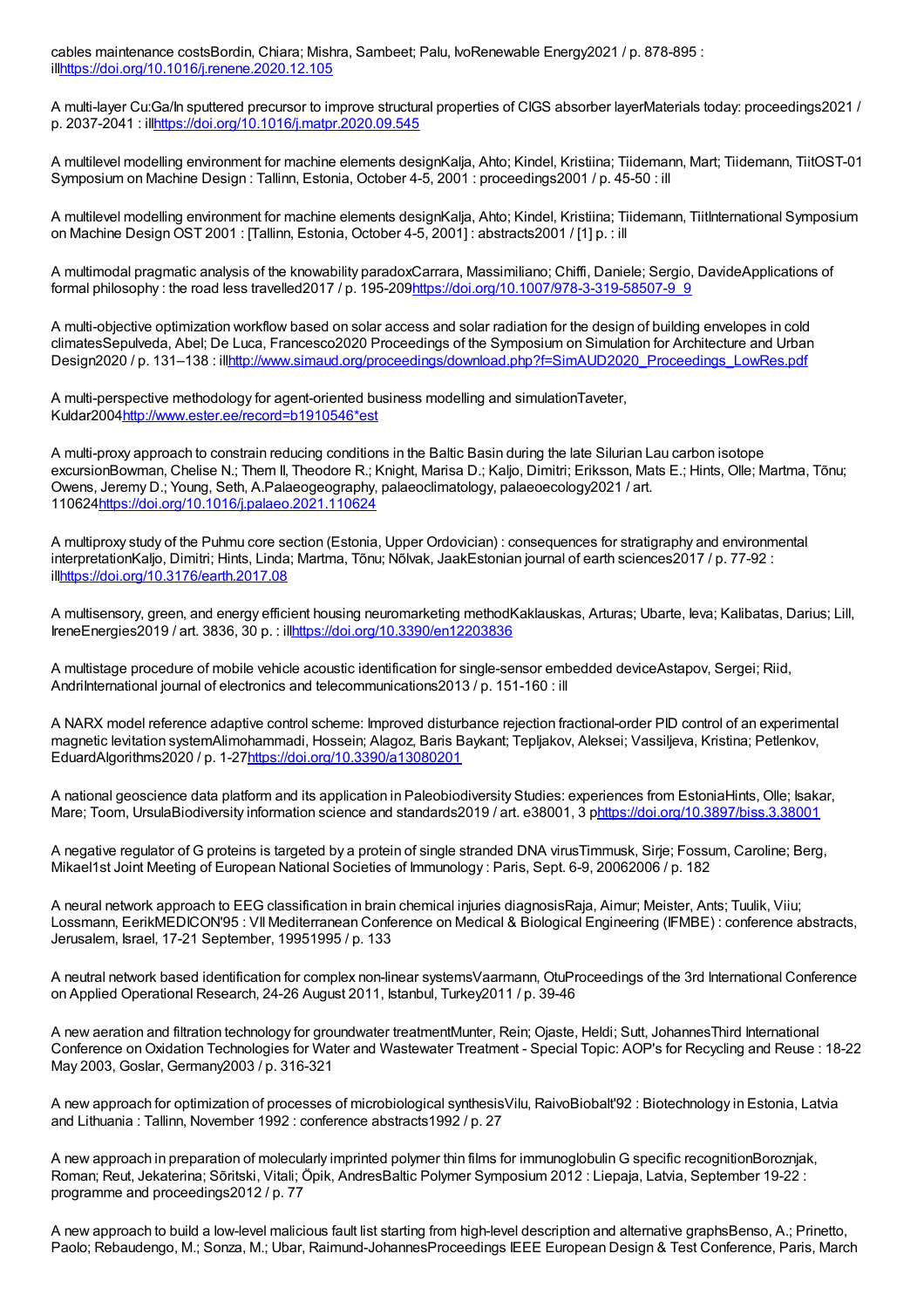cables maintenance costsBordin, Chiara; Mishra, Sambeet; Palu, IvoRenewable Energy2021 / p. 878-895 : illhttps://doi.org/10.1016/j.renene.2020.12.105

A multi-layer Cu:Ga/In sputtered precursor to improve structural properties of CIGS absorber layerMaterials today: proceedings2021 / p. 2037-2041 : illhttps://doi.org/10.1016/j.matpr.2020.09.545

A multilevel modelling environment for machine elements designKalja, Ahto; Kindel, Kristiina; Tiidemann, Mart; Tiidemann, TiitOST-01 Symposium on Machine Design : Tallinn, Estonia, October 4-5, 2001 : proceedings2001 / p. 45-50 : ill

A multilevel modelling environment for machine elements designKalja, Ahto; Kindel, Kristiina; Tiidemann, TiitInternational Symposium on Machine Design OST 2001 : [Tallinn, Estonia, October 4-5, 2001] : abstracts2001 / [1] p. : ill

A multimodal pragmatic analysis of the knowability paradoxCarrara, Massimiliano; Chiffi, Daniele; Sergio, DavideApplications of formal philosophy : the road less travelled2017 / p. 195-209https://doi.org/10.1007/978-3-319-58507-9_9

A multi-objective optimization workflow based on solar access and solar radiation for the design of building envelopes in cold climatesSepulveda, Abel; De Luca, Francesco2020 Proceedings of the Symposium on Simulation for Architecture and Urban Design2020 / p. 131–138 : illhttp://www.simaud.org/proceedings/download.php?f=SimAUD2020_Proceedings_LowRes.pdf

A multi-perspective methodology for agent-oriented business modelling and simulationTaveter, Kuldar2004http://www.ester.ee/record=b1910546*est

A multi-proxy approach to constrain reducing conditions in the Baltic Basin during the late Silurian Lau carbon isotope excursionBowman, Chelise N.; Them II, Theodore R.; Knight, Marisa D.; Kaljo, Dimitri; Eriksson, Mats E.; Hints, Olle; Martma, Tõnu; Owens, Jeremy D.; Young, Seth, A.Palaeogeography, palaeoclimatology, palaeoecology2021 / art. 110624https://doi.org/10.1016/j.palaeo.2021.110624

A multiproxy study of the Puhmu core section (Estonia, Upper Ordovician) : consequences for stratigraphy and environmental interpretationKaljo, Dimitri; Hints, Linda; Martma, Tõnu; Nõlvak, JaakEstonian journal of earth sciences2017 / p. 77-92 : illhttps://doi.org/10.3176/earth.2017.08

A multisensory, green, and energy efficient housing neuromarketing methodKaklauskas, Arturas; Ubarte, Ieva; Kalibatas, Darius; Lill, IreneEnergies2019 / art. 3836, 30 p. : illhttps://doi.org/10.3390/en12203836

A multistage procedure of mobile vehicle acoustic identification for single-sensor embedded deviceAstapov, Sergei; Riid, AndriInternational journal of electronics and telecommunications2013 / p. 151-160 : ill

A NARX model reference adaptive control scheme: Improved disturbance rejection fractional-order PID control of an experimental magnetic levitation systemAlimohammadi, Hossein; Alagoz, Baris Baykant; Tepljakov, Aleksei; Vassiljeva, Kristina; Petlenkov, EduardAlgorithms2020 / p. 1-27https://doi.org/10.3390/a13080201

A national geoscience data platform and its application in Paleobiodiversity Studies: experiences from EstoniaHints, Olle; Isakar, Mare; Toom, UrsulaBiodiversity information science and standards2019 / art. e38001, 3 phttps://doi.org/10.3897/biss.3.38001

A negative regulator of G proteins is targeted by a protein of single stranded DNA virusTimmusk, Sirje; Fossum, Caroline; Berg, Mikael1st Joint Meeting of European National Societies of Immunology : Paris, Sept. 6-9, 20062006 / p. 182

A neural network approach to EEG classification in brain chemical injuries diagnosisRaja, Aimur; Meister, Ants; Tuulik, Viiu; Lossmann, EerikMEDICON'95 : VII Mediterranean Conference on Medical & Biological Engineering (IFMBE) : conference abstracts, Jerusalem, Israel, 17-21 September, 19951995 / p. 133

A neutral network based identification for complex non-linear systemsVaarmann, OtuProceedings of the 3rd International Conference on Applied Operational Research, 24-26 August 2011, Istanbul, Turkey2011 / p. 39-46

A new aeration and filtration technology for groundwater treatmentMunter, Rein; Ojaste, Heldi; Sutt, JohannesThird International Conference on Oxidation Technologies for Water and Wastewater Treatment - Special Topic: AOP's for Recycling and Reuse : 18-22 May 2003, Goslar, Germany2003 / p. 316-321

A new approach for optimization of processes of microbiological synthesisVilu, RaivoBiobalt'92 : Biotechnology in Estonia, Latvia and Lithuania : Tallinn, November 1992 : conference abstracts1992 / p. 27

A new approach in preparation of molecularly imprinted polymer thin films for immunoglobulin G specific recognitionBoroznjak, Roman; Reut, Jekaterina; Sõritski, Vitali; Öpik, AndresBaltic Polymer Symposium 2012 : Liepaja, Latvia, September 19-22 : programme and proceedings2012 / p. 77

A new approach to build a low-level malicious fault list starting from high-level description and alternative graphsBenso, A.; Prinetto, Paolo; Rebaudengo, M.; Sonza, M.; Ubar, Raimund-JohannesProceedings IEEE European Design & Test Conference, Paris, March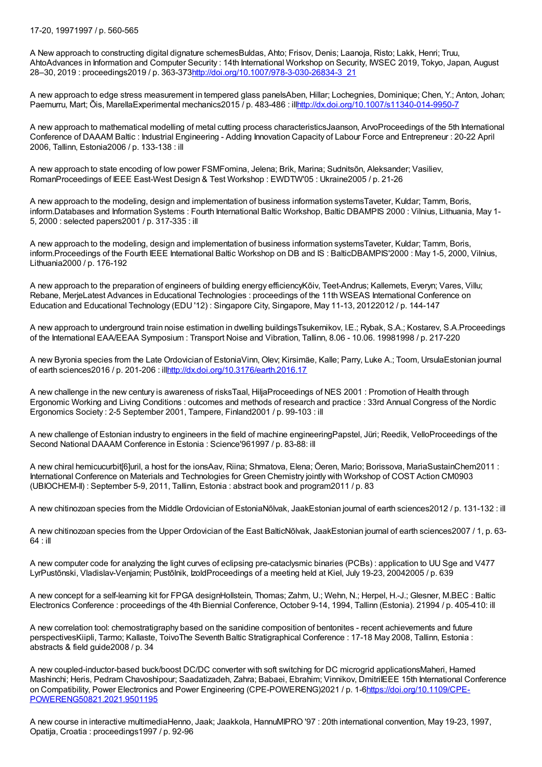17-20, 19971997 / p. 560-565

A New approach to constructing digital dignature schemesBuldas, Ahto; Frisov, Denis; Laanoja, Risto; Lakk, Henri; Truu, AhtoAdvances in Information and Computer Security : 14th International Workshop on Security, IWSEC 2019, Tokyo, Japan, August 28–30, 2019 : proceedings2019 / p. 363-373http://doi.org/10.1007/978-3-030-26834-3_21

A new approach to edge stress measurement in tempered glass panelsAben, Hillar; Lochegnies, Dominique; Chen, Y.; Anton, Johan; Paemurru, Mart; Õis, MarellaExperimental mechanics2015 / p. 483-486 : illhttp://dx.doi.org/10.1007/s11340-014-9950-7

A new approach to mathematical modelling of metal cutting process characteristicsJaanson, ArvoProceedings of the 5th International Conference of DAAAM Baltic : Industrial Engineering - Adding Innovation Capacity of Labour Force and Entrepreneur : 20-22 April 2006, Tallinn, Estonia2006 / p. 133-138 : ill

A new approach to state encoding of low power FSMFomina, Jelena; Brik, Marina; Sudnitsõn, Aleksander; Vasiliev, RomanProceedings of IEEE East-West Design & Test Workshop : EWDTW'05 : Ukraine2005 / p. 21-26

A new approach to the modeling, design and implementation of business information systemsTaveter, Kuldar; Tamm, Boris, inform.Databases and Information Systems : Fourth International Baltic Workshop, Baltic DBAMPIS 2000 : Vilnius, Lithuania, May 1-5, 2000 : selected papers2001 / p. 317-335 : ill

A new approach to the modeling, design and implementation of business information systemsTaveter, Kuldar; Tamm, Boris, inform.Proceedings of the Fourth IEEE International Baltic Workshop on DB and IS : BalticDBAMPIS'2000 : May 1-5, 2000, Vilnius, Lithuania2000 / p. 176-192

A new approach to the preparation of engineers of building energy efficiencyKõiv, Teet-Andrus; Kallemets, Everyn; Vares, Villu; Rebane, MerjeLatest Advances in Educational Technologies : proceedings of the 11th WSEAS International Conference on Education and Educational Technology (EDU '12) : Singapore City, Singapore, May 11-13, 20122012 / p. 144-147

A new approach to underground train noise estimation in dwelling buildingsTsukernikov, I.E.; Rybak, S.A.; Kostarev, S.A.Proceedings of the International EAA/EEAA Symposium : Transport Noise and Vibration, Tallinn, 8.06 - 10.06. 19981998 / p. 217-220

A new Byronia species from the Late Ordovician of EstoniaVinn, Olev; Kirsimäe, Kalle; Parry, Luke A.; Toom, UrsulaEstonian journal of earth sciences2016 / p. 201-206 : illhttp://dx.doi.org/10.3176/earth.2016.17

A new challenge in the new century is awareness of risksTaal, HiljaProceedings of NES 2001 : Promotion of Health through Ergonomic Working and Living Conditions : outcomes and methods of research and practice : 33rd Annual Congress of the Nordic Ergonomics Society : 2-5 September 2001, Tampere, Finland2001 / p. 99-103 : ill

A new challenge of Estonian industry to engineers in the field of machine engineeringPapstel, Jüri; Reedik, VelloProceedings of the Second National DAAAM Conference in Estonia : Science'961997 / p. 83-88: ill

A new chiral hemicucurbit[6]uril, a host for the ionsAav, Riina; Shmatova, Elena; Öeren, Mario; Borissova, MariaSustainChem2011 : International Conference on Materials and Technologies for Green Chemistry jointly with Workshop of COST Action CM0903 (UBIOCHEM-II) : September 5-9, 2011, Tallinn, Estonia : abstract book and program2011 / p. 83

A new chitinozoan species from the Middle Ordovician of EstoniaNõlvak, JaakEstonian journal of earth sciences2012 / p. 131-132 : ill

A new chitinozoan species from the Upper Ordovician of the East BalticNõlvak, JaakEstonian journal of earth sciences2007 / 1, p. 63-64 : ill

A new computer code for analyzing the light curves of eclipsing pre-cataclysmic binaries (PCBs) : application to UU Sge and V477 LyrPustõnski, Vladislav-Venjamin; Pustõlnik, IzoldProceedings of a meeting held at Kiel, July 19-23, 20042005 / p. 639

A new concept for a self-learning kit for FPGA designHollstein, Thomas; Zahm, U.; Wehn, N.; Herpel, H.-J.; Glesner, M.BEC : Baltic Electronics Conference : proceedings of the 4th Biennial Conference, October 9-14, 1994, Tallinn (Estonia). 21994 / p. 405-410: ill

A new correlation tool: chemostratigraphy based on the sanidine composition of bentonites - recent achievements and future perspectivesKiipli, Tarmo; Kallaste, ToivoThe Seventh Baltic Stratigraphical Conference : 17-18 May 2008, Tallinn, Estonia : abstracts & field guide2008 / p. 34

A new coupled-inductor-based buck/boost DC/DC converter with soft switching for DC microgrid applicationsMaheri, Hamed Mashinchi; Heris, Pedram Chavoshipour; Saadatizadeh, Zahra; Babaei, Ebrahim; Vinnikov, DmitriIEEE 15th International Conference on Compatibility, Power Electronics and Power Engineering (CPE-POWERENG)2021 / p. 1-6https://doi.org/10.1109/CPE-POWERENG50821.2021.9501195

A new course in interactive multimediaHenno, Jaak; Jaakkola, HannuMIPRO '97 : 20th international convention, May 19-23, 1997, Opatija, Croatia : proceedings1997 / p. 92-96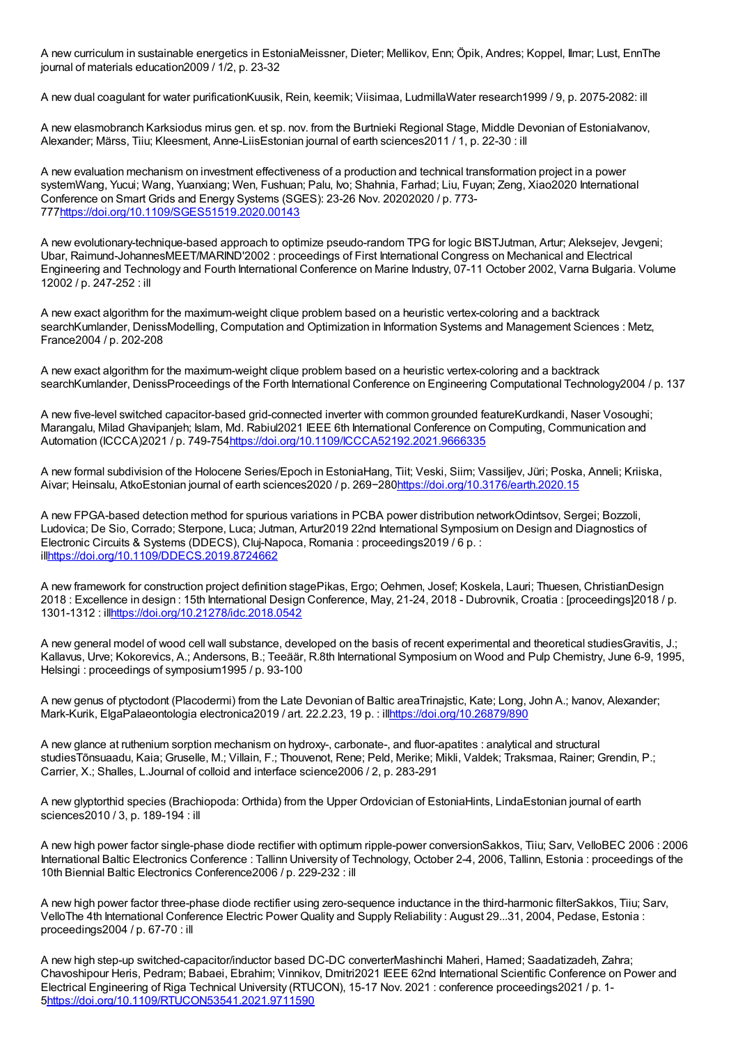A new curriculum in sustainable energetics in EstoniaMeissner, Dieter; Mellikov, Enn; Öpik, Andres; Koppel, Ilmar; Lust, EnnThe journal of materials education2009 / 1/2, p. 23-32

A new dual coagulant for water purificationKuusik, Rein, keemik; Viisimaa, LudmillaWater research1999 / 9, p. 2075-2082: ill

A new elasmobranch Karksiodus mirus gen. et sp. nov. from the Burtnieki Regional Stage, Middle Devonian of EstoniaIvanov, Alexander; Märss, Tiiu; Kleesment, Anne-LiisEstonian journal of earth sciences2011 / 1, p. 22-30 : ill

A new evaluation mechanism on investment effectiveness of a production and technical transformation project in a power systemWang, Yucui; Wang, Yuanxiang; Wen, Fushuan; Palu, Ivo; Shahnia, Farhad; Liu, Fuyan; Zeng, Xiao2020 International Conference on Smart Grids and Energy Systems (SGES): 23-26 Nov. 20202020 / p. 773-777https://doi.org/10.1109/SGES51519.2020.00143

A new evolutionary-technique-based approach to optimize pseudo-random TPG for logic BISTJutman, Artur; Aleksejev, Jevgeni; Ubar, Raimund-JohannesMEET/MARIND'2002 : proceedings of First International Congress on Mechanical and Electrical Engineering and Technology and Fourth International Conference on Marine Industry, 07-11 October 2002, Varna Bulgaria. Volume 12002 / p. 247-252 : ill

A new exact algorithm for the maximum-weight clique problem based on a heuristic vertex-coloring and a backtrack searchKumlander, DenissModelling, Computation and Optimization in Information Systems and Management Sciences : Metz, France2004 / p. 202-208

A new exact algorithm for the maximum-weight clique problem based on a heuristic vertex-coloring and a backtrack searchKumlander, DenissProceedings of the Forth International Conference on Engineering Computational Technology2004 / p. 137

A new five-level switched capacitor-based grid-connected inverter with common grounded featureKurdkandi, Naser Vosoughi; Marangalu, Milad Ghavipanjeh; Islam, Md. Rabiul2021 IEEE 6th International Conference on Computing, Communication and Automation (ICCCA)2021 / p. 749-754https://doi.org/10.1109/ICCCA52192.2021.9666335

A new formal subdivision of the Holocene Series/Epoch in EstoniaHang, Tiit; Veski, Siim; Vassiljev, Jüri; Poska, Anneli; Kriiska, Aivar; Heinsalu, AtkoEstonian journal of earth sciences2020 / p. 269−280https://doi.org/10.3176/earth.2020.15

A new FPGA-based detection method for spurious variations in PCBA power distribution networkOdintsov, Sergei; Bozzoli, Ludovica; De Sio, Corrado; Sterpone, Luca; Jutman, Artur2019 22nd International Symposium on Design and Diagnostics of Electronic Circuits & Systems (DDECS), Cluj-Napoca, Romania : proceedings2019 / 6 p. : illhttps://doi.org/10.1109/DDECS.2019.8724662

A new framework for construction project definition stagePikas, Ergo; Oehmen, Josef; Koskela, Lauri; Thuesen, ChristianDesign 2018 : Excellence in design : 15th International Design Conference, May, 21-24, 2018 - Dubrovnik, Croatia : [proceedings]2018 / p. 1301-1312 : illhttps://doi.org/10.21278/idc.2018.0542

A new general model of wood cell wall substance, developed on the basis of recent experimental and theoretical studiesGravitis, J.; Kallavus, Urve; Kokorevics, A.; Andersons, B.; Teeäär, R.8th International Symposium on Wood and Pulp Chemistry, June 6-9, 1995, Helsingi : proceedings of symposium1995 / p. 93-100

A new genus of ptyctodont (Placodermi) from the Late Devonian of Baltic areaTrinajstic, Kate; Long, John A.; Ivanov, Alexander; Mark-Kurik, ElgaPalaeontologia electronica2019 / art. 22.2.23, 19 p. : illhttps://doi.org/10.26879/890

A new glance at ruthenium sorption mechanism on hydroxy-, carbonate-, and fluor-apatites : analytical and structural studiesTõnsuaadu, Kaia; Gruselle, M.; Villain, F.; Thouvenot, Rene; Peld, Merike; Mikli, Valdek; Traksmaa, Rainer; Grendin, P.; Carrier, X.; Shalles, L.Journal of colloid and interface science2006 / 2, p. 283-291

A new glyptorthid species (Brachiopoda: Orthida) from the Upper Ordovician of EstoniaHints, LindaEstonian journal of earth sciences2010 / 3, p. 189-194 : ill

A new high power factor single-phase diode rectifier with optimum ripple-power conversionSakkos, Tiiu; Sarv, VelloBEC 2006 : 2006 International Baltic Electronics Conference : Tallinn University of Technology, October 2-4, 2006, Tallinn, Estonia : proceedings of the 10th Biennial Baltic Electronics Conference2006 / p. 229-232 : ill

A new high power factor three-phase diode rectifier using zero-sequence inductance in the third-harmonic filterSakkos, Tiiu; Sarv, VelloThe 4th International Conference Electric Power Quality and Supply Reliability : August 29...31, 2004, Pedase, Estonia : proceedings2004 / p. 67-70 : ill

A new high step-up switched-capacitor/inductor based DC-DC converterMashinchi Maheri, Hamed; Saadatizadeh, Zahra; Chavoshipour Heris, Pedram; Babaei, Ebrahim; Vinnikov, Dmitri2021 IEEE 62nd International Scientific Conference on Power and Electrical Engineering of Riga Technical University (RTUCON), 15-17 Nov. 2021 : conference proceedings2021 / p. 1-5https://doi.org/10.1109/RTUCON53541.2021.9711590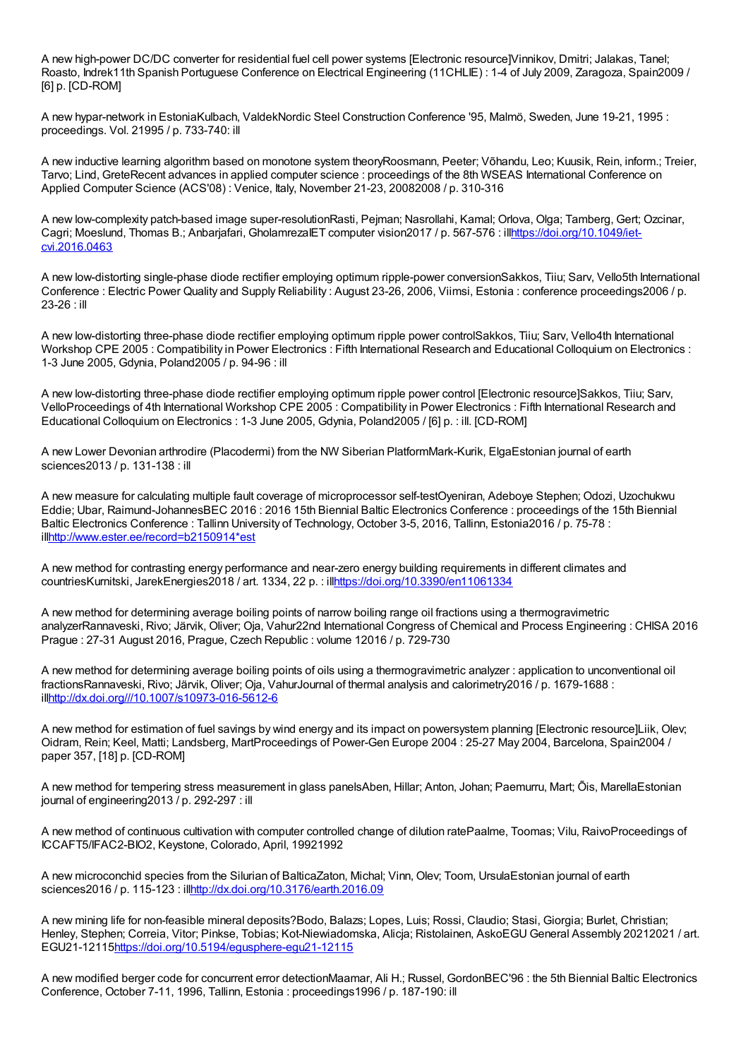A new high-power DC/DC converter for residential fuel cell power systems [Electronic resource]Vinnikov, Dmitri; Jalakas, Tanel; Roasto, Indrek11th Spanish Portuguese Conference on Electrical Engineering (11CHLIE) : 1-4 of July 2009, Zaragoza, Spain2009 / [6] p. [CD-ROM]

A new hypar-network in EstoniaKulbach, ValdekNordic Steel Construction Conference '95, Malmö, Sweden, June 19-21, 1995 : proceedings. Vol. 21995 / p. 733-740: ill

A new inductive learning algorithm based on monotone system theoryRoosmann, Peeter; Võhandu, Leo; Kuusik, Rein, inform.; Treier, Tarvo; Lind, GreteRecent advances in applied computer science : proceedings of the 8th WSEAS International Conference on Applied Computer Science (ACS'08) : Venice, Italy, November 21-23, 20082008 / p. 310-316

A new low-complexity patch-based image super-resolutionRasti, Pejman; Nasrollahi, Kamal; Orlova, Olga; Tamberg, Gert; Ozcinar, Cagri; Moeslund, Thomas B.; Anbarjafari, GholamrezaIET computer vision2017 / p. 567-576 : illhttps://doi.org/10.1049/iet-cvi.2016.0463

A new low-distorting single-phase diode rectifier employing optimum ripple-power conversionSakkos, Tiiu; Sarv, Vello5th International Conference : Electric Power Quality and Supply Reliability : August 23-26, 2006, Viimsi, Estonia : conference proceedings2006 / p. 23-26 : ill

A new low-distorting three-phase diode rectifier employing optimum ripple power controlSakkos, Tiiu; Sarv, Vello4th International Workshop CPE 2005 : Compatibility in Power Electronics : Fifth International Research and Educational Colloquium on Electronics : 1-3 June 2005, Gdynia, Poland2005 / p. 94-96 : ill

A new low-distorting three-phase diode rectifier employing optimum ripple power control [Electronic resource]Sakkos, Tiiu; Sarv, VelloProceedings of 4th International Workshop CPE 2005 : Compatibility in Power Electronics : Fifth International Research and Educational Colloquium on Electronics : 1-3 June 2005, Gdynia, Poland2005 / [6] p. : ill. [CD-ROM]

A new Lower Devonian arthrodire (Placodermi) from the NW Siberian PlatformMark-Kurik, ElgaEstonian journal of earth sciences2013 / p. 131-138 : ill

A new measure for calculating multiple fault coverage of microprocessor self-testOyeniran, Adeboye Stephen; Odozi, Uzochukwu Eddie; Ubar, Raimund-JohannesBEC 2016 : 2016 15th Biennial Baltic Electronics Conference : proceedings of the 15th Biennial Baltic Electronics Conference : Tallinn University of Technology, October 3-5, 2016, Tallinn, Estonia2016 / p. 75-78 : illhttp://www.ester.ee/record=b2150914*est

A new method for contrasting energy performance and near-zero energy building requirements in different climates and countriesKurnitski, JarekEnergies2018 / art. 1334, 22 p. : illhttps://doi.org/10.3390/en11061334

A new method for determining average boiling points of narrow boiling range oil fractions using a thermogravimetric analyzerRannaveski, Rivo; Järvik, Oliver; Oja, Vahur22nd International Congress of Chemical and Process Engineering : CHISA 2016 Prague : 27-31 August 2016, Prague, Czech Republic : volume 12016 / p. 729-730

A new method for determining average boiling points of oils using a thermogravimetric analyzer : application to unconventional oil fractionsRannaveski, Rivo; Järvik, Oliver; Oja, VahurJournal of thermal analysis and calorimetry2016 / p. 1679-1688 : illhttp://dx.doi.org///10.1007/s10973-016-5612-6

A new method for estimation of fuel savings by wind energy and its impact on powersystem planning [Electronic resource]Liik, Olev; Oidram, Rein; Keel, Matti; Landsberg, MartProceedings of Power-Gen Europe 2004 : 25-27 May 2004, Barcelona, Spain2004 / paper 357, [18] p. [CD-ROM]

A new method for tempering stress measurement in glass panelsAben, Hillar; Anton, Johan; Paemurru, Mart; Õis, MarellaEstonian journal of engineering2013 / p. 292-297 : ill

A new method of continuous cultivation with computer controlled change of dilution ratePaalme, Toomas; Vilu, RaivoProceedings of ICCAFT5/IFAC2-BIO2, Keystone, Colorado, April, 19921992

A new microconchid species from the Silurian of BalticaZaton, Michal; Vinn, Olev; Toom, UrsulaEstonian journal of earth sciences2016 / p. 115-123 : illhttp://dx.doi.org/10.3176/earth.2016.09

A new mining life for non-feasible mineral deposits?Bodo, Balazs; Lopes, Luis; Rossi, Claudio; Stasi, Giorgia; Burlet, Christian; Henley, Stephen; Correia, Vitor; Pinkse, Tobias; Kot-Niewiadomska, Alicja; Ristolainen, AskoEGU General Assembly 20212021 / art. EGU21-12115https://doi.org/10.5194/egusphere-egu21-12115

A new modified berger code for concurrent error detectionMaamar, Ali H.; Russel, GordonBEC'96 : the 5th Biennial Baltic Electronics Conference, October 7-11, 1996, Tallinn, Estonia : proceedings1996 / p. 187-190: ill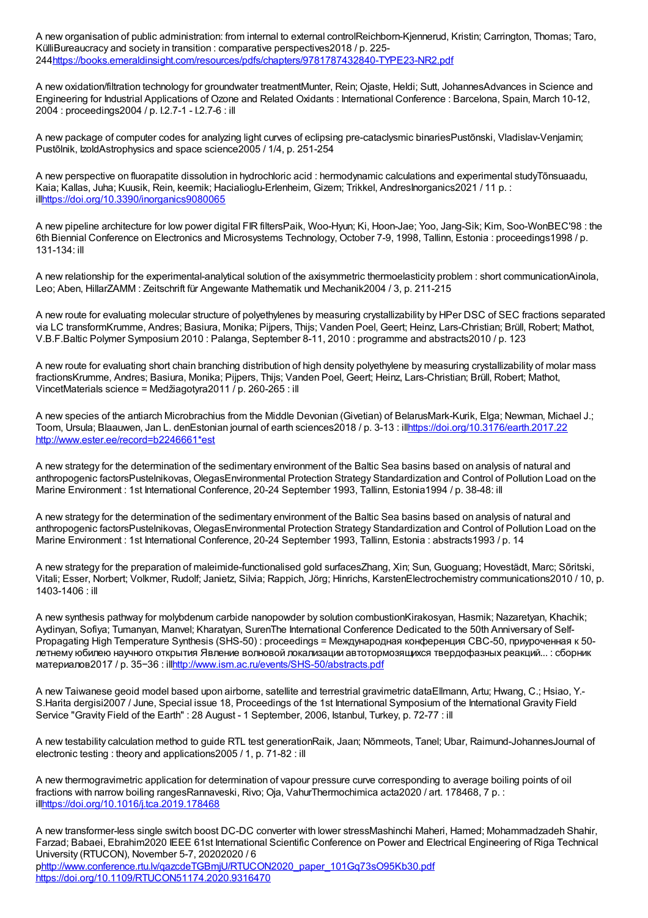A new organisation of public administration: from internal to external controlReichborn-Kjennerud, Kristin; Carrington, Thomas; Taro, KülliBureaucracy and society in transition : comparative perspectives2018 / p. 225-244https://books.emeraldinsight.com/resources/pdfs/chapters/9781787432840-TYPE23-NR2.pdf

A new oxidation/filtration technology for groundwater treatmentMunter, Rein; Ojaste, Heldi; Sutt, JohannesAdvances in Science and Engineering for Industrial Applications of Ozone and Related Oxidants : International Conference : Barcelona, Spain, March 10-12, 2004 : proceedings2004 / p. I.2.7-1 - I.2.7-6 : ill

A new package of computer codes for analyzing light curves of eclipsing pre-cataclysmic binariesPustõnski, Vladislav-Venjamin; Pustõlnik, IzoldAstrophysics and space science2005 / 1/4, p. 251-254

A new perspective on fluorapatite dissolution in hydrochloric acid : hermodynamic calculations and experimental studyTõnsuaadu, Kaia; Kallas, Juha; Kuusik, Rein, keemik; Hacialioglu-Erlenheim, Gizem; Trikkel, AndresInorganics2021 / 11 p. : illhttps://doi.org/10.3390/inorganics9080065

A new pipeline architecture for low power digital FIR filtersPaik, Woo-Hyun; Ki, Hoon-Jae; Yoo, Jang-Sik; Kim, Soo-WonBEC'98 : the 6th Biennial Conference on Electronics and Microsystems Technology, October 7-9, 1998, Tallinn, Estonia : proceedings1998 / p. 131-134: ill

A new relationship for the experimental-analytical solution of the axisymmetric thermoelasticity problem : short communicationAinola, Leo; Aben, HillarZAMM : Zeitschrift für Angewante Mathematik und Mechanik2004 / 3, p. 211-215

A new route for evaluating molecular structure of polyethylenes by measuring crystallizability by HPer DSC of SEC fractions separated via LC transformKrumme, Andres; Basiura, Monika; Pijpers, Thijs; Vanden Poel, Geert; Heinz, Lars-Christian; Brüll, Robert; Mathot, V.B.F.Baltic Polymer Symposium 2010 : Palanga, September 8-11, 2010 : programme and abstracts2010 / p. 123

A new route for evaluating short chain branching distribution of high density polyethylene by measuring crystallizability of molar mass fractionsKrumme, Andres; Basiura, Monika; Pijpers, Thijs; Vanden Poel, Geert; Heinz, Lars-Christian; Brüll, Robert; Mathot, VincetMaterials science = Medžiagotyra2011 / p. 260-265 : ill

A new species of the antiarch Microbrachius from the Middle Devonian (Givetian) of BelarusMark-Kurik, Elga; Newman, Michael J.; Toom, Ursula; Blaauwen, Jan L. denEstonian journal of earth sciences2018 / p. 3-13 : illhttps://doi.org/10.3176/earth.2017.22
http://www.ester.ee/record=b2246661*est

A new strategy for the determination of the sedimentary environment of the Baltic Sea basins based on analysis of natural and anthropogenic factorsPustelnikovas, OlegasEnvironmental Protection Strategy Standardization and Control of Pollution Load on the Marine Environment : 1st International Conference, 20-24 September 1993, Tallinn, Estonia1994 / p. 38-48: ill

A new strategy for the determination of the sedimentary environment of the Baltic Sea basins based on analysis of natural and anthropogenic factorsPustelnikovas, OlegasEnvironmental Protection Strategy Standardization and Control of Pollution Load on the Marine Environment : 1st International Conference, 20-24 September 1993, Tallinn, Estonia : abstracts1993 / p. 14

A new strategy for the preparation of maleimide-functionalised gold surfacesZhang, Xin; Sun, Guoguang; Hovestädt, Marc; Sõritski, Vitali; Esser, Norbert; Volkmer, Rudolf; Janietz, Silvia; Rappich, Jörg; Hinrichs, KarstenElectrochemistry communications2010 / 10, p. 1403-1406 : ill

A new synthesis pathway for molybdenum carbide nanopowder by solution combustionKirakosyan, Hasmik; Nazaretyan, Khachik; Aydinyan, Sofiya; Tumanyan, Manvel; Kharatyan, SurenThe International Conference Dedicated to the 50th Anniversary of Self-Propagating High Temperature Synthesis (SHS-50) : proceedings = Международная конференция СВС-50, приуроченная к 50-летнему юбилею научного открытия Явление волновой локализации автотормозящихся твердофазных реакций... : сборник материалов2017 / p. 35−36 : illhttp://www.ism.ac.ru/events/SHS-50/abstracts.pdf

A new Taiwanese geoid model based upon airborne, satellite and terrestrial gravimetric dataEllmann, Artu; Hwang, C.; Hsiao, Y.-S.Harita dergisi2007 / June, Special issue 18, Proceedings of the 1st International Symposium of the International Gravity Field Service "Gravity Field of the Earth" : 28 August - 1 September, 2006, Istanbul, Turkey, p. 72-77 : ill

A new testability calculation method to guide RTL test generationRaik, Jaan; Nõmmeots, Tanel; Ubar, Raimund-JohannesJournal of electronic testing : theory and applications2005 / 1, p. 71-82 : ill

A new thermogravimetric application for determination of vapour pressure curve corresponding to average boiling points of oil fractions with narrow boiling rangesRannaveski, Rivo; Oja, VahurThermochimica acta2020 / art. 178468, 7 p. : illhttps://doi.org/10.1016/j.tca.2019.178468

A new transformer-less single switch boost DC-DC converter with lower stressMashinchi Maheri, Hamed; Mohammadzadeh Shahir, Farzad; Babaei, Ebrahim2020 IEEE 61st International Scientific Conference on Power and Electrical Engineering of Riga Technical University (RTUCON), November 5-7, 20202020 / 6 phttp://www.conference.rtu.lv/qazcdeTGBmjU/RTUCON2020_paper_101Gq73sO95Kb30.pdf
https://doi.org/10.1109/RTUCON51174.2020.9316470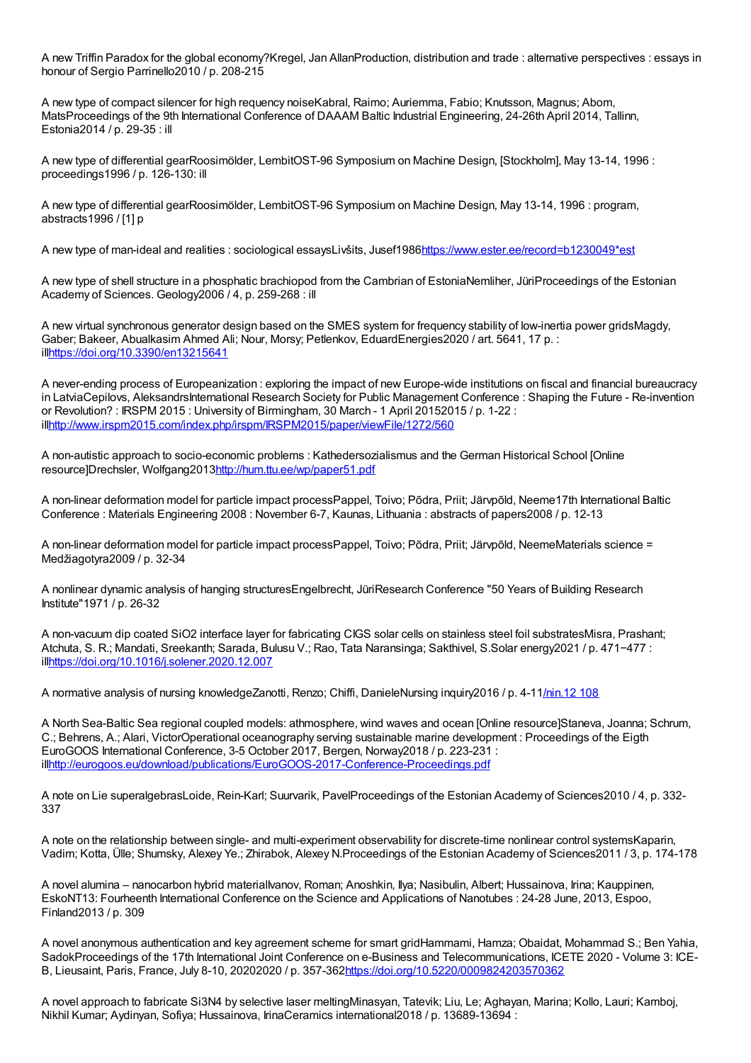A new Triffin Paradox for the global economy?Kregel, Jan AllanProduction, distribution and trade : alternative perspectives : essays in honour of Sergio Parrinello2010 / p. 208-215

A new type of compact silencer for high requency noiseKabral, Raimo; Auriemma, Fabio; Knutsson, Magnus; Abom, MatsProceedings of the 9th International Conference of DAAAM Baltic Industrial Engineering, 24-26th April 2014, Tallinn, Estonia2014 / p. 29-35 : ill

A new type of differential gearRoosimölder, LembitOST-96 Symposium on Machine Design, [Stockholm], May 13-14, 1996 : proceedings1996 / p. 126-130: ill

A new type of differential gearRoosimölder, LembitOST-96 Symposium on Machine Design, May 13-14, 1996 : program, abstracts1996 / [1] p

A new type of man-ideal and realities : sociological essaysLivšits, Jusef1986https://www.ester.ee/record=b1230049*est

A new type of shell structure in a phosphatic brachiopod from the Cambrian of EstoniaNemliher, JüriProceedings of the Estonian Academy of Sciences. Geology2006 / 4, p. 259-268 : ill

A new virtual synchronous generator design based on the SMES system for frequency stability of low-inertia power gridsMagdy, Gaber; Bakeer, Abualkasim Ahmed Ali; Nour, Morsy; Petlenkov, EduardEnergies2020 / art. 5641, 17 p. : illhttps://doi.org/10.3390/en13215641

A never-ending process of Europeanization : exploring the impact of new Europe-wide institutions on fiscal and financial bureaucracy in LatviaCepilovs, AleksandrsInternational Research Society for Public Management Conference : Shaping the Future - Re-invention or Revolution? : IRSPM 2015 : University of Birmingham, 30 March - 1 April 20152015 / p. 1-22 : illhttp://www.irspm2015.com/index.php/irspm/IRSPM2015/paper/viewFile/1272/560

A non-autistic approach to socio-economic problems : Kathedersozialismus and the German Historical School [Online resource]Drechsler, Wolfgang2013http://hum.ttu.ee/wp/paper51.pdf

A non-linear deformation model for particle impact processPappel, Toivo; Põdra, Priit; Järvpõld, Neeme17th International Baltic Conference : Materials Engineering 2008 : November 6-7, Kaunas, Lithuania : abstracts of papers2008 / p. 12-13

A non-linear deformation model for particle impact processPappel, Toivo; Põdra, Priit; Järvpõld, NeemeMaterials science = Medžiagotyra2009 / p. 32-34

A nonlinear dynamic analysis of hanging structuresEngelbrecht, JüriResearch Conference "50 Years of Building Research Institute"1971 / p. 26-32

A non-vacuum dip coated $SiO_2$ interface layer for fabricating CIGS solar cells on stainless steel foil substratesMisra, Prashant; Atchuta, S. R.; Mandati, Sreekanth; Sarada, Bulusu V.; Rao, Tata Naransinga; Sakthivel, S.Solar energy2021 / p. 471−477 : illhttps://doi.org/10.1016/j.solener.2020.12.007

A normative analysis of nursing knowledgeZanotti, Renzo; Chiffi, DanieleNursing inquiry2016 / p. 4-11/nin.12 108

A North Sea-Baltic Sea regional coupled models: athmosphere, wind waves and ocean [Online resource]Staneva, Joanna; Schrum, C.; Behrens, A.; Alari, VictorOperational oceanography serving sustainable marine development : Proceedings of the Eigth EuroGOOS International Conference, 3-5 October 2017, Bergen, Norway2018 / p. 223-231 : illhttp://eurogoos.eu/download/publications/EuroGOOS-2017-Conference-Proceedings.pdf

A note on Lie superalgebrasLoide, Rein-Karl; Suurvarik, PavelProceedings of the Estonian Academy of Sciences2010 / 4, p. 332-337

A note on the relationship between single- and multi-experiment observability for discrete-time nonlinear control systemsKaparin, Vadim; Kotta, Ülle; Shumsky, Alexey Ye.; Zhirabok, Alexey N.Proceedings of the Estonian Academy of Sciences2011 / 3, p. 174-178

A novel alumina – nanocarbon hybrid materialIvanov, Roman; Anoshkin, Ilya; Nasibulin, Albert; Hussainova, Irina; Kauppinen, EskoNT13: Fourheenth International Conference on the Science and Applications of Nanotubes : 24-28 June, 2013, Espoo, Finland2013 / p. 309

A novel anonymous authentication and key agreement scheme for smart gridHammami, Hamza; Obaidat, Mohammad S.; Ben Yahia, SadokProceedings of the 17th International Joint Conference on e-Business and Telecommunications, ICETE 2020 - Volume 3: ICE-B, Lieusaint, Paris, France, July 8-10, 20202020 / p. 357-362https://doi.org/10.5220/0009824203570362

A novel approach to fabricate $Si_3N_4$ by selective laser meltingMinasyan, Tatevik; Liu, Le; Aghayan, Marina; Kollo, Lauri; Kamboj, Nikhil Kumar; Aydinyan, Sofiya; Hussainova, IrinaCeramics international2018 / p. 13689-13694 :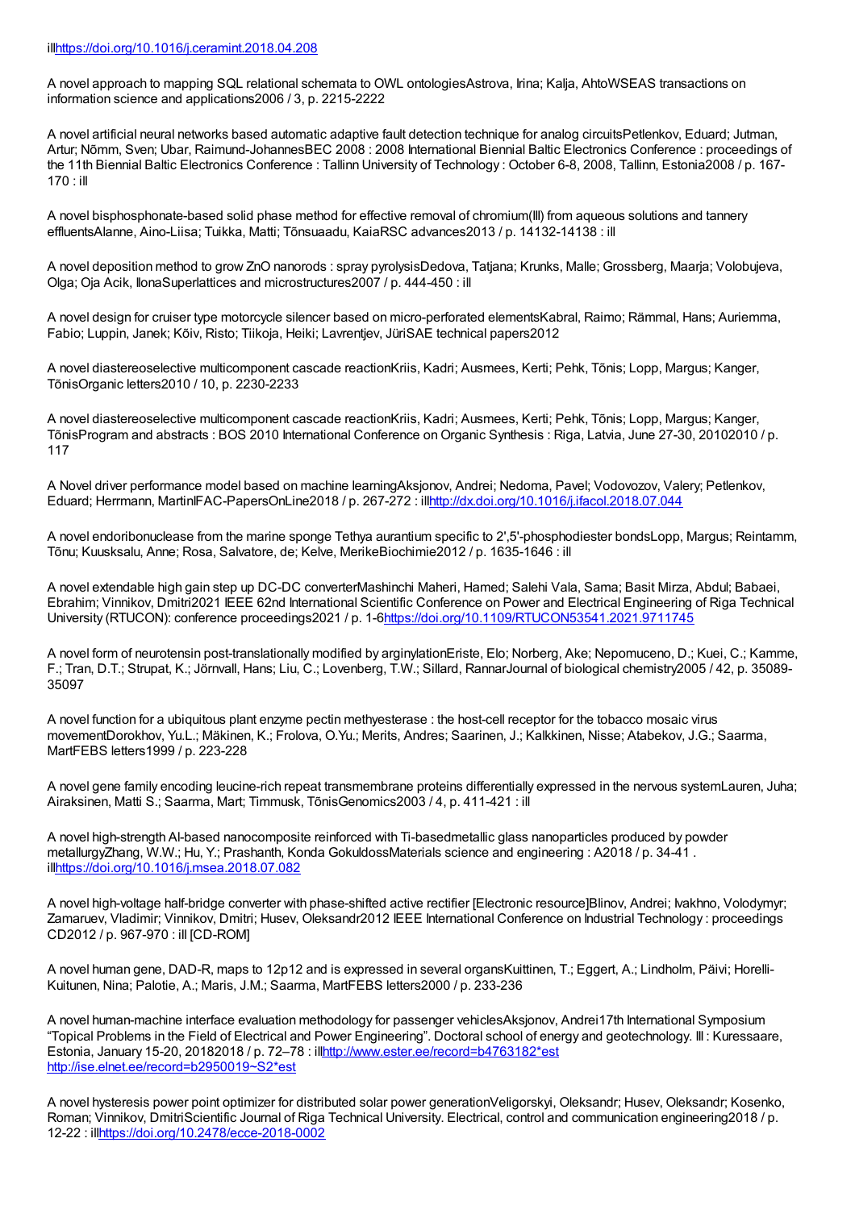illhttps://doi.org/10.1016/j.ceramint.2018.04.208

A novel approach to mapping SQL relational schemata to OWL ontologiesAstrova, Irina; Kalja, AhtoWSEAS transactions on information science and applications2006 / 3, p. 2215-2222

A novel artificial neural networks based automatic adaptive fault detection technique for analog circuitsPetlenkov, Eduard; Jutman, Artur; Nõmm, Sven; Ubar, Raimund-JohannesBEC 2008 : 2008 International Biennial Baltic Electronics Conference : proceedings of the 11th Biennial Baltic Electronics Conference : Tallinn University of Technology : October 6-8, 2008, Tallinn, Estonia2008 / p. 167-170 : ill

A novel bisphosphonate-based solid phase method for effective removal of chromium(III) from aqueous solutions and tannery effluentsAlanne, Aino-Liisa; Tuikka, Matti; Tõnsuaadu, KaiaRSC advances2013 / p. 14132-14138 : ill

A novel deposition method to grow ZnO nanorods : spray pyrolysisDedova, Tatjana; Krunks, Malle; Grossberg, Maarja; Volobujeva, Olga; Oja Acik, IlonaSuperlattices and microstructures2007 / p. 444-450 : ill

A novel design for cruiser type motorcycle silencer based on micro-perforated elementsKabral, Raimo; Rämmal, Hans; Auriemma, Fabio; Luppin, Janek; Kõiv, Risto; Tiikoja, Heiki; Lavrentjev, JüriSAE technical papers2012

A novel diastereoselective multicomponent cascade reactionKriis, Kadri; Ausmees, Kerti; Pehk, Tõnis; Lopp, Margus; Kanger, TõnisOrganic letters2010 / 10, p. 2230-2233

A novel diastereoselective multicomponent cascade reactionKriis, Kadri; Ausmees, Kerti; Pehk, Tõnis; Lopp, Margus; Kanger, TõnisProgram and abstracts : BOS 2010 International Conference on Organic Synthesis : Riga, Latvia, June 27-30, 20102010 / p. 117

A Novel driver performance model based on machine learningAksjonov, Andrei; Nedoma, Pavel; Vodovozov, Valery; Petlenkov, Eduard; Herrmann, MartinIFAC-PapersOnLine2018 / p. 267-272 : illhttp://dx.doi.org/10.1016/j.ifacol.2018.07.044

A novel endoribonuclease from the marine sponge Tethya aurantium specific to 2',5'-phosphodiester bondsLopp, Margus; Reintamm, Tõnu; Kuusksalu, Anne; Rosa, Salvatore, de; Kelve, MerikeBiochimie2012 / p. 1635-1646 : ill

A novel extendable high gain step up DC-DC converterMashinchi Maheri, Hamed; Salehi Vala, Sama; Basit Mirza, Abdul; Babaei, Ebrahim; Vinnikov, Dmitri2021 IEEE 62nd International Scientific Conference on Power and Electrical Engineering of Riga Technical University (RTUCON): conference proceedings2021 / p. 1-6https://doi.org/10.1109/RTUCON53541.2021.9711745

A novel form of neurotensin post-translationally modified by arginylationEriste, Elo; Norberg, Ake; Nepomuceno, D.; Kuei, C.; Kamme, F.; Tran, D.T.; Strupat, K.; Jörnvall, Hans; Liu, C.; Lovenberg, T.W.; Sillard, RannarJournal of biological chemistry2005 / 42, p. 35089-35097

A novel function for a ubiquitous plant enzyme pectin methyesterase : the host-cell receptor for the tobacco mosaic virus movementDorokhov, Yu.L.; Mäkinen, K.; Frolova, O.Yu.; Merits, Andres; Saarinen, J.; Kalkkinen, Nisse; Atabekov, J.G.; Saarma, MartFEBS letters1999 / p. 223-228

A novel gene family encoding leucine-rich repeat transmembrane proteins differentially expressed in the nervous systemLauren, Juha; Airaksinen, Matti S.; Saarma, Mart; Timmusk, TõnisGenomics2003 / 4, p. 411-421 : ill

A novel high-strength Al-based nanocomposite reinforced with Ti-basedmetallic glass nanoparticles produced by powder metallurgyZhang, W.W.; Hu, Y.; Prashanth, Konda GokuldossMaterials science and engineering : A2018 / p. 34-41 . illhttps://doi.org/10.1016/j.msea.2018.07.082

A novel high-voltage half-bridge converter with phase-shifted active rectifier [Electronic resource]Blinov, Andrei; Ivakhno, Volodymyr; Zamaruev, Vladimir; Vinnikov, Dmitri; Husev, Oleksandr2012 IEEE International Conference on Industrial Technology : proceedings CD2012 / p. 967-970 : ill [CD-ROM]

A novel human gene, DAD-R, maps to 12p12 and is expressed in several organsKuittinen, T.; Eggert, A.; Lindholm, Päivi; Horelli-Kuitunen, Nina; Palotie, A.; Maris, J.M.; Saarma, MartFEBS letters2000 / p. 233-236

A novel human-machine interface evaluation methodology for passenger vehiclesAksjonov, Andrei17th International Symposium "Topical Problems in the Field of Electrical and Power Engineering". Doctoral school of energy and geotechnology. III : Kuressaare, Estonia, January 15-20, 20182018 / p. 72–78 : illhttp://www.ester.ee/record=b4763182*est http://ise.elnet.ee/record=b2950019~S2*est

A novel hysteresis power point optimizer for distributed solar power generationVeligorskyi, Oleksandr; Husev, Oleksandr; Kosenko, Roman; Vinnikov, DmitriScientific Journal of Riga Technical University. Electrical, control and communication engineering2018 / p. 12-22 : illhttps://doi.org/10.2478/ecce-2018-0002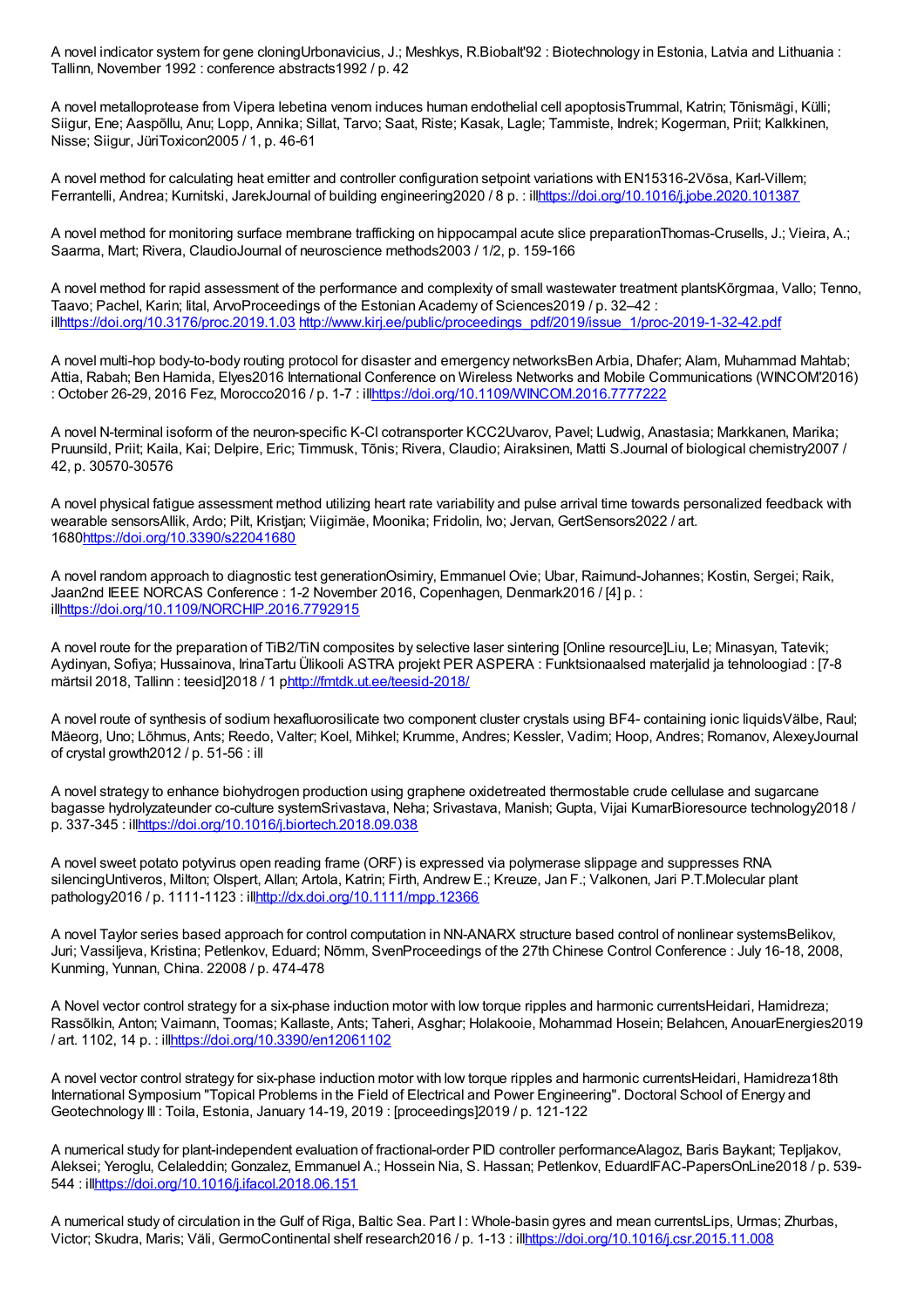A novel indicator system for gene cloningUrbonavicius, J.; Meshkys, R.Biobalt'92 : Biotechnology in Estonia, Latvia and Lithuania : Tallinn, November 1992 : conference abstracts1992 / p. 42

A novel metalloprotease from Vipera lebetina venom induces human endothelial cell apoptosisTrummal, Katrin; Tõnismägi, Külli; Siigur, Ene; Aaspõllu, Anu; Lopp, Annika; Sillat, Tarvo; Saat, Riste; Kasak, Lagle; Tammiste, Indrek; Kogerman, Priit; Kalkkinen, Nisse; Siigur, JüriToxicon2005 / 1, p. 46-61

A novel method for calculating heat emitter and controller configuration setpoint variations with EN15316-2Võsa, Karl-Villem; Ferrantelli, Andrea; Kurnitski, JarekJournal of building engineering2020 / 8 p. : illhttps://doi.org/10.1016/j.jobe.2020.101387

A novel method for monitoring surface membrane trafficking on hippocampal acute slice preparationThomas-Crusells, J.; Vieira, A.; Saarma, Mart; Rivera, ClaudioJournal of neuroscience methods2003 / 1/2, p. 159-166

A novel method for rapid assessment of the performance and complexity of small wastewater treatment plantsKõrgmaa, Vallo; Tenno, Taavo; Pachel, Karin; Iital, ArvoProceedings of the Estonian Academy of Sciences2019 / p. 32–42 : illhttps://doi.org/10.3176/proc.2019.1.03 http://www.kirj.ee/public/proceedings_pdf/2019/issue_1/proc-2019-1-32-42.pdf

A novel multi-hop body-to-body routing protocol for disaster and emergency networksBen Arbia, Dhafer; Alam, Muhammad Mahtab; Attia, Rabah; Ben Hamida, Elyes2016 International Conference on Wireless Networks and Mobile Communications (WINCOM'2016) : October 26-29, 2016 Fez, Morocco2016 / p. 1-7 : illhttps://doi.org/10.1109/WINCOM.2016.7777222

A novel N-terminal isoform of the neuron-specific K-Cl cotransporter KCC2Uvarov, Pavel; Ludwig, Anastasia; Markkanen, Marika; Pruunsild, Priit; Kaila, Kai; Delpire, Eric; Timmusk, Tõnis; Rivera, Claudio; Airaksinen, Matti S.Journal of biological chemistry2007 / 42, p. 30570-30576

A novel physical fatigue assessment method utilizing heart rate variability and pulse arrival time towards personalized feedback with wearable sensorsAllik, Ardo; Pilt, Kristjan; Viigimäe, Moonika; Fridolin, Ivo; Jervan, GertSensors2022 / art. 1680https://doi.org/10.3390/s22041680

A novel random approach to diagnostic test generationOsimiry, Emmanuel Ovie; Ubar, Raimund-Johannes; Kostin, Sergei; Raik, Jaan2nd IEEE NORCAS Conference : 1-2 November 2016, Copenhagen, Denmark2016 / [4] p. : illhttps://doi.org/10.1109/NORCHIP.2016.7792915

A novel route for the preparation of TiB2/TiN composites by selective laser sintering [Online resource]Liu, Le; Minasyan, Tatevik; Aydinyan, Sofiya; Hussainova, IrinaTartu Ülikooli ASTRA projekt PER ASPERA : Funktsionaalsed materjalid ja tehnoloogiad : [7-8 märtsil 2018, Tallinn : teesid]2018 / 1 phttp://fmtdk.ut.ee/teesid-2018/

A novel route of synthesis of sodium hexafluorosilicate two component cluster crystals using BF4- containing ionic liquidsVälbe, Raul; Mäeorg, Uno; Lõhmus, Ants; Reedo, Valter; Koel, Mihkel; Krumme, Andres; Kessler, Vadim; Hoop, Andres; Romanov, AlexeyJournal of crystal growth2012 / p. 51-56 : ill

A novel strategy to enhance biohydrogen production using graphene oxidetreated thermostable crude cellulase and sugarcane bagasse hydrolyzateunder co-culture systemSrivastava, Neha; Srivastava, Manish; Gupta, Vijai KumarBioresource technology2018 / p. 337-345 : illhttps://doi.org/10.1016/j.biortech.2018.09.038

A novel sweet potato potyvirus open reading frame (ORF) is expressed via polymerase slippage and suppresses RNA silencingUntiveros, Milton; Olspert, Allan; Artola, Katrin; Firth, Andrew E.; Kreuze, Jan F.; Valkonen, Jari P.T.Molecular plant pathology2016 / p. 1111-1123 : illhttp://dx.doi.org/10.1111/mpp.12366

A novel Taylor series based approach for control computation in NN-ANARX structure based control of nonlinear systemsBelikov, Juri; Vassiljeva, Kristina; Petlenkov, Eduard; Nõmm, SvenProceedings of the 27th Chinese Control Conference : July 16-18, 2008, Kunming, Yunnan, China. 22008 / p. 474-478

A Novel vector control strategy for a six-phase induction motor with low torque ripples and harmonic currentsHeidari, Hamidreza; Rassõlkin, Anton; Vaimann, Toomas; Kallaste, Ants; Taheri, Asghar; Holakooie, Mohammad Hosein; Belahcen, AnouarEnergies2019 / art. 1102, 14 p. : illhttps://doi.org/10.3390/en12061102

A novel vector control strategy for six-phase induction motor with low torque ripples and harmonic currentsHeidari, Hamidreza18th International Symposium "Topical Problems in the Field of Electrical and Power Engineering". Doctoral School of Energy and Geotechnology III : Toila, Estonia, January 14-19, 2019 : [proceedings]2019 / p. 121-122

A numerical study for plant-independent evaluation of fractional-order PID controller performanceAlagoz, Baris Baykant; Tepljakov, Aleksei; Yeroglu, Celaleddin; Gonzalez, Emmanuel A.; Hossein Nia, S. Hassan; Petlenkov, EduardIFAC-PapersOnLine2018 / p. 539-544 : illhttps://doi.org/10.1016/j.ifacol.2018.06.151

A numerical study of circulation in the Gulf of Riga, Baltic Sea. Part I : Whole-basin gyres and mean currentsLips, Urmas; Zhurbas, Victor; Skudra, Maris; Väli, GermoContinental shelf research2016 / p. 1-13 : illhttps://doi.org/10.1016/j.csr.2015.11.008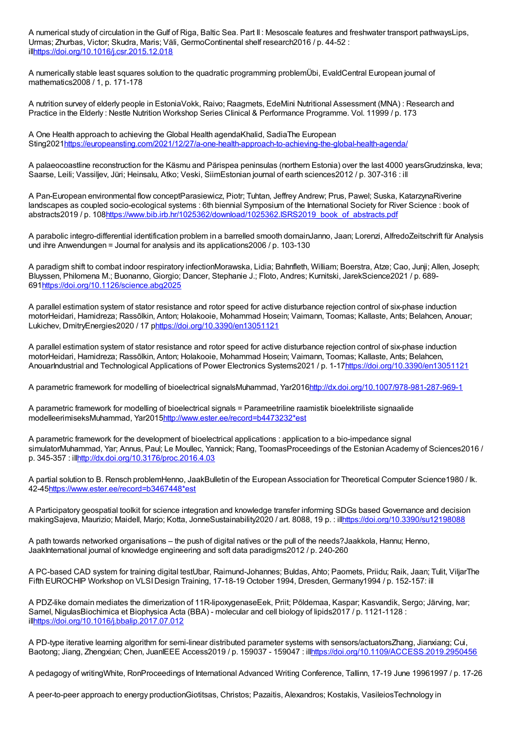A numerical study of circulation in the Gulf of Riga, Baltic Sea. Part II : Mesoscale features and freshwater transport pathwaysLips, Urmas; Zhurbas, Victor; Skudra, Maris; Väli, GermoContinental shelf research2016 / p. 44-52 : illhttps://doi.org/10.1016/j.csr.2015.12.018

A numerically stable least squares solution to the quadratic programming problemÜbi, EvaldCentral European journal of mathematics2008 / 1, p. 171-178

A nutrition survey of elderly people in EstoniaVokk, Raivo; Raagmets, EdeMini Nutritional Assessment (MNA) : Research and Practice in the Elderly : Nestle Nutrition Workshop Series Clinical & Performance Programme. Vol. 11999 / p. 173

A One Health approach to achieving the Global Health agendaKhalid, SadiaThe European Sting2021https://europeansting.com/2021/12/27/a-one-health-approach-to-achieving-the-global-health-agenda/

A palaeocoastline reconstruction for the Käsmu and Pärispea peninsulas (northern Estonia) over the last 4000 yearsGrudzinska, Ieva; Saarse, Leili; Vassiljev, Jüri; Heinsalu, Atko; Veski, SiimEstonian journal of earth sciences2012 / p. 307-316 : ill

A Pan-European environmental flow conceptParasiewicz, Piotr; Tuhtan, Jeffrey Andrew; Prus, Pawel; Suska, KatarzynaRiverine landscapes as coupled socio-ecological systems : 6th biennial Symposium of the International Society for River Science : book of abstracts2019 / p. 108https://www.bib.irb.hr/1025362/download/1025362.ISRS2019_book_of_abstracts.pdf

A parabolic integro-differential identification problem in a barrelled smooth domainJanno, Jaan; Lorenzi, AlfredoZeitschrift für Analysis und ihre Anwendungen = Journal for analysis and its applications2006 / p. 103-130

A paradigm shift to combat indoor respiratory infectionMorawska, Lidia; Bahnfleth, William; Boerstra, Atze; Cao, Junji; Allen, Joseph; Bluyssen, Philomena M.; Buonanno, Giorgio; Dancer, Stephanie J.; Floto, Andres; Kurnitski, JarekScience2021 / p. 689-691https://doi.org/10.1126/science.abg2025

A parallel estimation system of stator resistance and rotor speed for active disturbance rejection control of six-phase induction motorHeidari, Hamidreza; Rassõlkin, Anton; Holakooie, Mohammad Hosein; Vaimann, Toomas; Kallaste, Ants; Belahcen, Anouar; Lukichev, DmitryEnergies2020 / 17 phttps://doi.org/10.3390/en13051121

A parallel estimation system of stator resistance and rotor speed for active disturbance rejection control of six-phase induction motorHeidari, Hamidreza; Rassõlkin, Anton; Holakooie, Mohammad Hosein; Vaimann, Toomas; Kallaste, Ants; Belahcen, AnouarIndustrial and Technological Applications of Power Electronics Systems2021 / p. 1-17https://doi.org/10.3390/en13051121

A parametric framework for modelling of bioelectrical signalsMuhammad, Yar2016http://dx.doi.org/10.1007/978-981-287-969-1

A parametric framework for modelling of bioelectrical signals = Parameetriline raamistik bioelektriliste signaalide modelleerimiseksMuhammad, Yar2015http://www.ester.ee/record=b4473232*est

A parametric framework for the development of bioelectrical applications : application to a bio-impedance signal simulatorMuhammad, Yar; Annus, Paul; Le Moullec, Yannick; Rang, ToomasProceedings of the Estonian Academy of Sciences2016 / p. 345-357 : illhttp://dx.doi.org/10.3176/proc.2016.4.03

A partial solution to B. Rensch problemHenno, JaakBulletin of the European Association for Theoretical Computer Science1980 / lk. 42-45https://www.ester.ee/record=b3467448*est

A Participatory geospatial toolkit for science integration and knowledge transfer informing SDGs based Governance and decision makingSajeva, Maurizio; Maidell, Marjo; Kotta, JonneSustainability2020 / art. 8088, 19 p. : illhttps://doi.org/10.3390/su12198088

A path towards networked organisations – the push of digital natives or the pull of the needs?Jaakkola, Hannu; Henno, JaakInternational journal of knowledge engineering and soft data paradigms2012 / p. 240-260

A PC-based CAD system for training digital testUbar, Raimund-Johannes; Buldas, Ahto; Paomets, Priidu; Raik, Jaan; Tulit, ViljarThe Fifth EUROCHIP Workshop on VLSI Design Training, 17-18-19 October 1994, Dresden, Germany1994 / p. 152-157: ill

A PDZ-like domain mediates the dimerization of 11R-lipoxygenaseEek, Priit; Põldemaa, Kaspar; Kasvandik, Sergo; Järving, Ivar; Samel, NigulasBiochimica et Biophysica Acta (BBA) - molecular and cell biology of lipids2017 / p. 1121-1128 : illhttps://doi.org/10.1016/j.bbalip.2017.07.012

A PD-type iterative learning algorithm for semi-linear distributed parameter systems with sensors/actuatorsZhang, Jianxiang; Cui, Baotong; Jiang, Zhengxian; Chen, JuanIEEE Access2019 / p. 159037 - 159047 : illhttps://doi.org/10.1109/ACCESS.2019.2950456

A pedagogy of writingWhite, RonProceedings of International Advanced Writing Conference, Tallinn, 17-19 June 19961997 / p. 17-26

A peer-to-peer approach to energy productionGiotitsas, Christos; Pazaitis, Alexandros; Kostakis, VasileiosTechnology in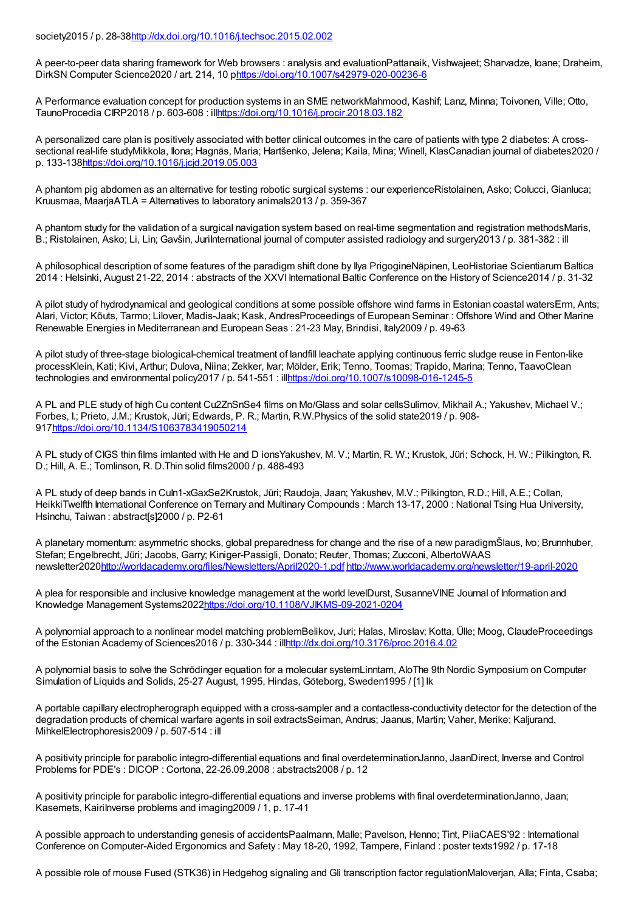society2015 / p. 28-38http://dx.doi.org/10.1016/j.techsoc.2015.02.002

A peer-to-peer data sharing framework for Web browsers : analysis and evaluationPattanaik, Vishwajeet; Sharvadze, Ioane; Draheim, DirkSN Computer Science2020 / art. 214, 10 phttps://doi.org/10.1007/s42979-020-00236-6

A Performance evaluation concept for production systems in an SME networkMahmood, Kashif; Lanz, Minna; Toivonen, Ville; Otto, TaunoProcedia CIRP2018 / p. 603-608 : illhttps://doi.org/10.1016/j.procir.2018.03.182

A personalized care plan is positively associated with better clinical outcomes in the care of patients with type 2 diabetes: A cross-sectional real-life studyMikkola, Ilona; Hagnäs, Maria; Hartšenko, Jelena; Kaila, Mina; Winell, KlasCanadian journal of diabetes2020 / p. 133-138https://doi.org/10.1016/j.jcjd.2019.05.003

A phantom pig abdomen as an alternative for testing robotic surgical systems : our experienceRistolainen, Asko; Colucci, Gianluca; Kruusmaa, MaarjaATLA = Alternatives to laboratory animals2013 / p. 359-367

A phantom study for the validation of a surgical navigation system based on real-time segmentation and registration methodsMaris, B.; Ristolainen, Asko; Li, Lin; Gavšin, JuriInternational journal of computer assisted radiology and surgery2013 / p. 381-382 : ill

A philosophical description of some features of the paradigm shift done by Ilya PrigogineNäpinen, LeoHistoriae Scientiarum Baltica 2014 : Helsinki, August 21-22, 2014 : abstracts of the XXVI International Baltic Conference on the History of Science2014 / p. 31-32

A pilot study of hydrodynamical and geological conditions at some possible offshore wind farms in Estonian coastal watersErm, Ants; Alari, Victor; Kõuts, Tarmo; Lilover, Madis-Jaak; Kask, AndresProceedings of European Seminar : Offshore Wind and Other Marine Renewable Energies in Mediterranean and European Seas : 21-23 May, Brindisi, Italy2009 / p. 49-63

A pilot study of three-stage biological-chemical treatment of landfill leachate applying continuous ferric sludge reuse in Fenton-like processKlein, Kati; Kivi, Arthur; Dulova, Niina; Zekker, Ivar; Mölder, Erik; Tenno, Toomas; Trapido, Marina; Tenno, TaavoClean technologies and environmental policy2017 / p. 541-551 : illhttps://doi.org/10.1007/s10098-016-1245-5

A PL and PLE study of high Cu content Cu2ZnSnSe4 films on Mo/Glass and solar cellsSulimov, Mikhail A.; Yakushev, Michael V.; Forbes, I.; Prieto, J.M.; Krustok, Jüri; Edwards, P. R.; Martin, R.W.Physics of the solid state2019 / p. 908-917https://doi.org/10.1134/S1063783419050214

A PL study of CIGS thin films imlanted with He and D ionsYakushev, M. V.; Martin, R. W.; Krustok, Jüri; Schock, H. W.; Pilkington, R. D.; Hill, A. E.; Tomlinson, R. D.Thin solid films2000 / p. 488-493

A PL study of deep bands in CuIn1-xGaxSe2Krustok, Jüri; Raudoja, Jaan; Yakushev, M.V.; Pilkington, R.D.; Hill, A.E.; Collan, HeikkiTwelfth International Conference on Ternary and Multinary Compounds : March 13-17, 2000 : National Tsing Hua University, Hsinchu, Taiwan : abstract[s]2000 / p. P2-61

A planetary momentum: asymmetric shocks, global preparedness for change and the rise of a new paradigmŠlaus, Ivo; Brunnhuber, Stefan; Engelbrecht, Jüri; Jacobs, Garry; Kiniger-Passigli, Donato; Reuter, Thomas; Zucconi, AlbertoWAAS newsletter2020http://worldacademy.org/files/Newsletters/April2020-1.pdf http://www.worldacademy.org/newsletter/19-april-2020

A plea for responsible and inclusive knowledge management at the world levelDurst, SusanneVINE Journal of Information and Knowledge Management Systems2022https://doi.org/10.1108/VJIKMS-09-2021-0204

A polynomial approach to a nonlinear model matching problemBelikov, Juri; Halas, Miroslav; Kotta, Ülle; Moog, ClaudeProceedings of the Estonian Academy of Sciences2016 / p. 330-344 : illhttp://dx.doi.org/10.3176/proc.2016.4.02

A polynomial basis to solve the Schrödinger equation for a molecular systemLinntam, AloThe 9th Nordic Symposium on Computer Simulation of Liquids and Solids, 25-27 August, 1995, Hindas, Göteborg, Sweden1995 / [1] lk

A portable capillary electropherograph equipped with a cross-sampler and a contactless-conductivity detector for the detection of the degradation products of chemical warfare agents in soil extractsSeiman, Andrus; Jaanus, Martin; Vaher, Merike; Kaljurand, MihkelElectrophoresis2009 / p. 507-514 : ill

A positivity principle for parabolic integro-differential equations and final overdeterminationJanno, JaanDirect, Inverse and Control Problems for PDE's : DICOP : Cortona, 22-26.09.2008 : abstracts2008 / p. 12

A positivity principle for parabolic integro-differential equations and inverse problems with final overdeterminationJanno, Jaan; Kasemets, KairiInverse problems and imaging2009 / 1, p. 17-41

A possible approach to understanding genesis of accidentsPaalmann, Malle; Pavelson, Henno; Tint, PiiaCAES'92 : International Conference on Computer-Aided Ergonomics and Safety : May 18-20, 1992, Tampere, Finland : poster texts1992 / p. 17-18

A possible role of mouse Fused (STK36) in Hedgehog signaling and Gli transcription factor regulationMaloverjan, Alla; Finta, Csaba;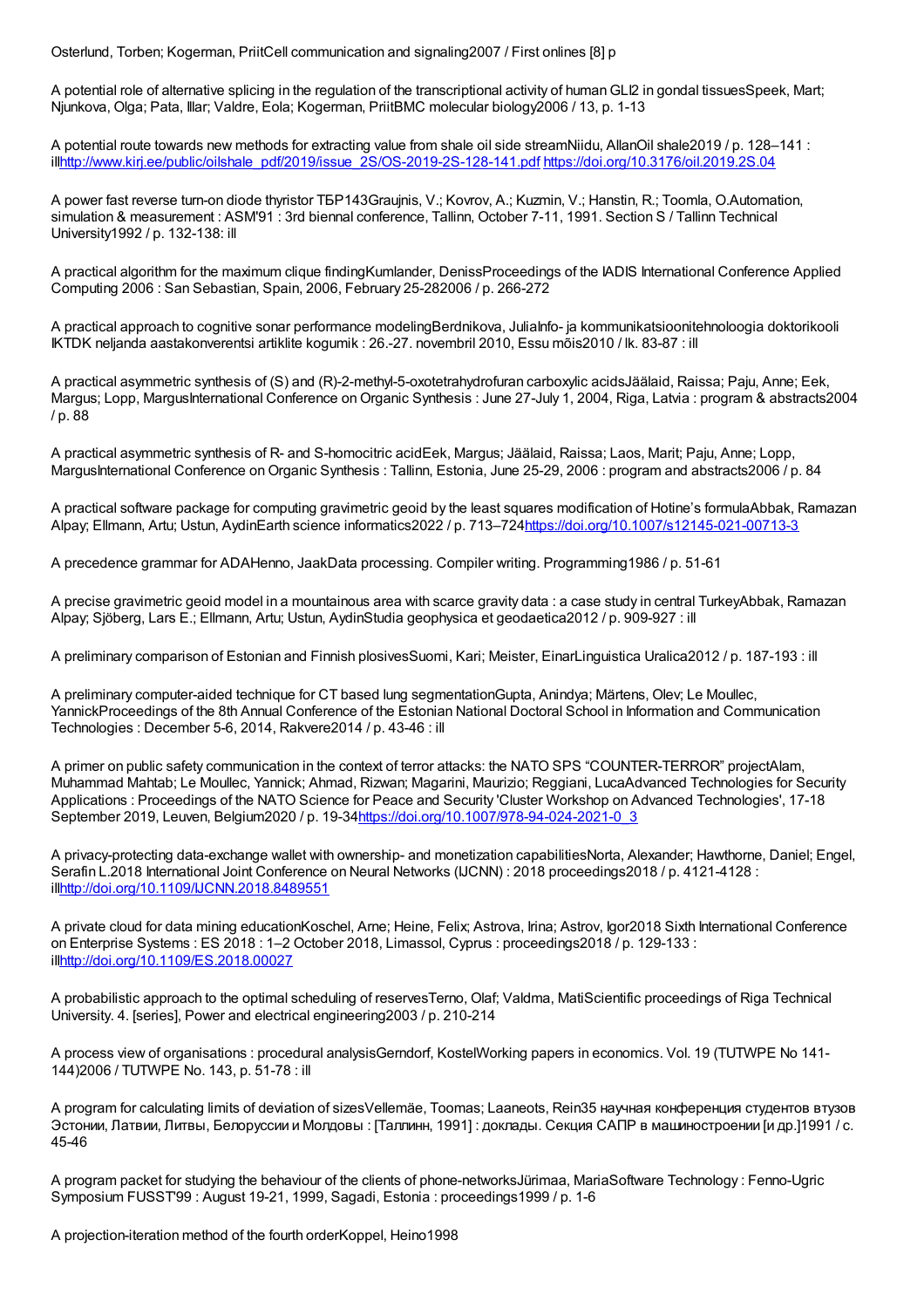Osterlund, Torben; Kogerman, PriitCell communication and signaling2007 / First onlines [8] p

A potential role of alternative splicing in the regulation of the transcriptional activity of human GLI2 in gondal tissuesSpeek, Mart; Njunkova, Olga; Pata, Illar; Valdre, Eola; Kogerman, PriitBMC molecular biology2006 / 13, p. 1-13

A potential route towards new methods for extracting value from shale oil side streamNiidu, AllanOil shale2019 / p. 128–141 : illhttp://www.kirj.ee/public/oilshale_pdf/2019/issue_2S/OS-2019-2S-128-141.pdf https://doi.org/10.3176/oil.2019.2S.04

A power fast reverse turn-on diode thyristor ТБР143Graujnis, V.; Kovrov, A.; Kuzmin, V.; Hanstin, R.; Toomla, O.Automation, simulation & measurement : ASM'91 : 3rd biennal conference, Tallinn, October 7-11, 1991. Section S / Tallinn Technical University1992 / p. 132-138: ill

A practical algorithm for the maximum clique findingKumlander, DenissProceedings of the IADIS International Conference Applied Computing 2006 : San Sebastian, Spain, 2006, February 25-282006 / p. 266-272

A practical approach to cognitive sonar performance modelingBerdnikova, JuliaInfo- ja kommunikatsioonitehnoloogia doktorikooli IKTDK neljanda aastakonverentsi artiklite kogumik : 26.-27. novembril 2010, Essu mõis2010 / lk. 83-87 : ill

A practical asymmetric synthesis of (S) and (R)-2-methyl-5-oxotetrahydrofuran carboxylic acidsJäälaid, Raissa; Paju, Anne; Eek, Margus; Lopp, MargusInternational Conference on Organic Synthesis : June 27-July 1, 2004, Riga, Latvia : program & abstracts2004 / p. 88

A practical asymmetric synthesis of R- and S-homocitric acidEek, Margus; Jäälaid, Raissa; Laos, Marit; Paju, Anne; Lopp, MargusInternational Conference on Organic Synthesis : Tallinn, Estonia, June 25-29, 2006 : program and abstracts2006 / p. 84

A practical software package for computing gravimetric geoid by the least squares modification of Hotine's formulaAbbak, Ramazan Alpay; Ellmann, Artu; Ustun, AydinEarth science informatics2022 / p. 713–724https://doi.org/10.1007/s12145-021-00713-3

A precedence grammar for ADAHenno, JaakData processing. Compiler writing. Programming1986 / p. 51-61

A precise gravimetric geoid model in a mountainous area with scarce gravity data : a case study in central TurkeyAbbak, Ramazan Alpay; Sjöberg, Lars E.; Ellmann, Artu; Ustun, AydinStudia geophysica et geodaetica2012 / p. 909-927 : ill

A preliminary comparison of Estonian and Finnish plosivesSuomi, Kari; Meister, EinarLinguistica Uralica2012 / p. 187-193 : ill

A preliminary computer-aided technique for CT based lung segmentationGupta, Anindya; Märtens, Olev; Le Moullec, YannickProceedings of the 8th Annual Conference of the Estonian National Doctoral School in Information and Communication Technologies : December 5-6, 2014, Rakvere2014 / p. 43-46 : ill

A primer on public safety communication in the context of terror attacks: the NATO SPS "COUNTER-TERROR" projectAlam, Muhammad Mahtab; Le Moullec, Yannick; Ahmad, Rizwan; Magarini, Maurizio; Reggiani, LucaAdvanced Technologies for Security Applications : Proceedings of the NATO Science for Peace and Security 'Cluster Workshop on Advanced Technologies', 17-18 September 2019, Leuven, Belgium2020 / p. 19-34https://doi.org/10.1007/978-94-024-2021-0_3

A privacy-protecting data-exchange wallet with ownership- and monetization capabilitiesNorta, Alexander; Hawthorne, Daniel; Engel, Serafin L.2018 International Joint Conference on Neural Networks (IJCNN) : 2018 proceedings2018 / p. 4121-4128 : illhttp://doi.org/10.1109/IJCNN.2018.8489551

A private cloud for data mining educationKoschel, Arne; Heine, Felix; Astrova, Irina; Astrov, Igor2018 Sixth International Conference on Enterprise Systems : ES 2018 : 1–2 October 2018, Limassol, Cyprus : proceedings2018 / p. 129-133 : illhttp://doi.org/10.1109/ES.2018.00027

A probabilistic approach to the optimal scheduling of reservesTerno, Olaf; Valdma, MatiScientific proceedings of Riga Technical University. 4. [series], Power and electrical engineering2003 / p. 210-214

A process view of organisations : procedural analysisGerndorf, KostelWorking papers in economics. Vol. 19 (TUTWPE No 141-144)2006 / TUTWPE No. 143, p. 51-78 : ill

A program for calculating limits of deviation of sizesVellemäe, Toomas; Laaneots, Rein35 научная конференция студентов втузов Эстонии, Латвии, Литвы, Белоруссии и Молдовы : [Таллинн, 1991] : доклады. Секция САПР в машиностроении [и др.]1991 / с. 45-46

A program packet for studying the behaviour of the clients of phone-networksJürimaa, MariaSoftware Technology : Fenno-Ugric Symposium FUSST'99 : August 19-21, 1999, Sagadi, Estonia : proceedings1999 / p. 1-6

A projection-iteration method of the fourth orderKoppel, Heino1998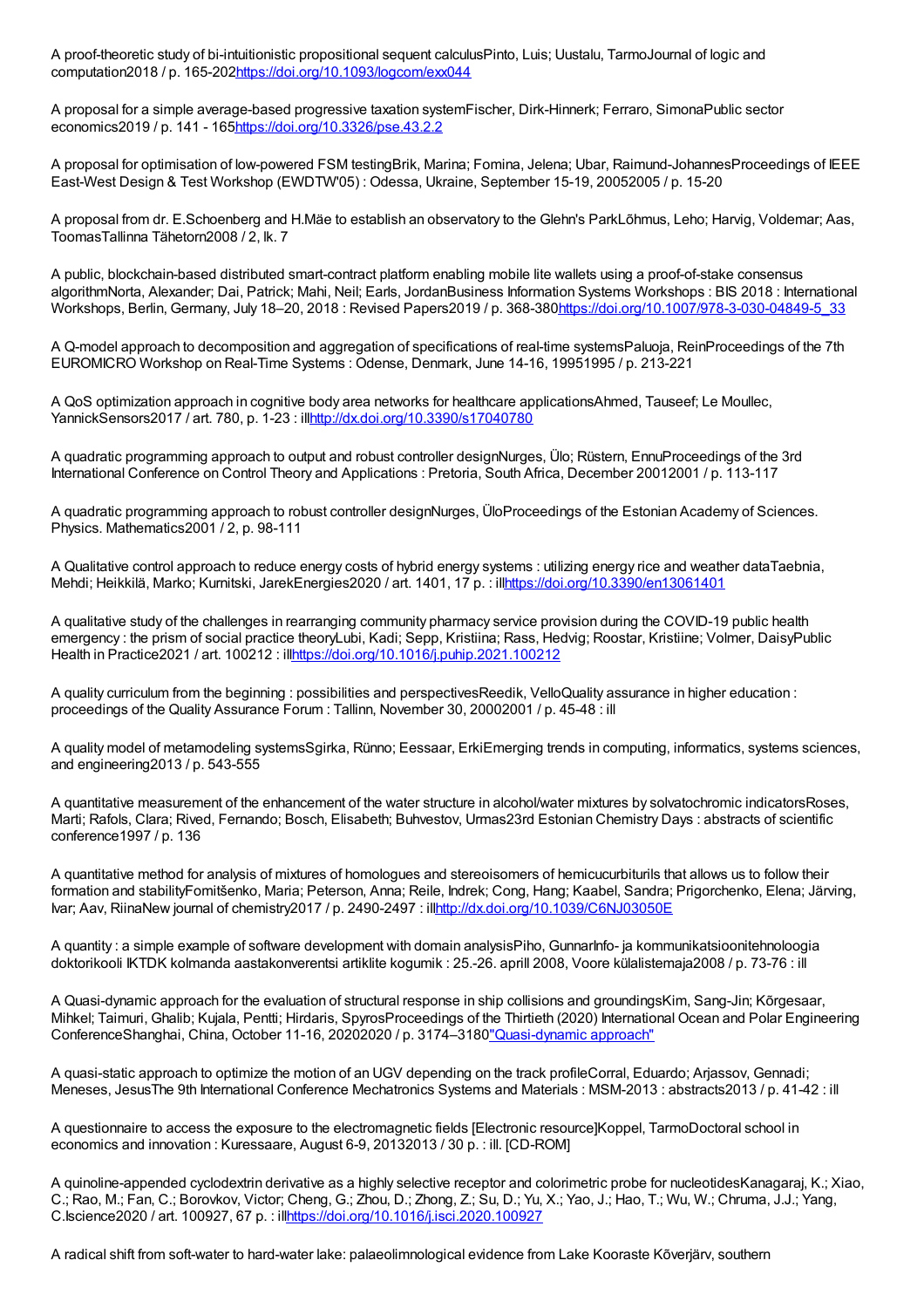A proof-theoretic study of bi-intuitionistic propositional sequent calculusPinto, Luis; Uustalu, TarmoJournal of logic and computation2018 / p. 165-202https://doi.org/10.1093/logcom/exx044

A proposal for a simple average-based progressive taxation systemFischer, Dirk-Hinnerk; Ferraro, SimonaPublic sector economics2019 / p. 141 - 165https://doi.org/10.3326/pse.43.2.2

A proposal for optimisation of low-powered FSM testingBrik, Marina; Fomina, Jelena; Ubar, Raimund-JohannesProceedings of IEEE East-West Design & Test Workshop (EWDTW'05) : Odessa, Ukraine, September 15-19, 20052005 / p. 15-20

A proposal from dr. E.Schoenberg and H.Mäe to establish an observatory to the Glehn's ParkLõhmus, Leho; Harvig, Voldemar; Aas, ToomasTallinna Tähetorn2008 / 2, lk. 7

A public, blockchain-based distributed smart-contract platform enabling mobile lite wallets using a proof-of-stake consensus algorithmNorta, Alexander; Dai, Patrick; Mahi, Neil; Earls, JordanBusiness Information Systems Workshops : BIS 2018 : International Workshops, Berlin, Germany, July 18–20, 2018 : Revised Papers2019 / p. 368-380https://doi.org/10.1007/978-3-030-04849-5_33

A Q-model approach to decomposition and aggregation of specifications of real-time systemsPaluoja, ReinProceedings of the 7th EUROMICRO Workshop on Real-Time Systems : Odense, Denmark, June 14-16, 19951995 / p. 213-221

A QoS optimization approach in cognitive body area networks for healthcare applicationsAhmed, Tauseef; Le Moullec, YannickSensors2017 / art. 780, p. 1-23 : illhttp://dx.doi.org/10.3390/s17040780

A quadratic programming approach to output and robust controller designNurges, Ülo; Rüstern, EnnuProceedings of the 3rd International Conference on Control Theory and Applications : Pretoria, South Africa, December 20012001 / p. 113-117

A quadratic programming approach to robust controller designNurges, ÜloProceedings of the Estonian Academy of Sciences. Physics. Mathematics2001 / 2, p. 98-111

A Qualitative control approach to reduce energy costs of hybrid energy systems : utilizing energy rice and weather dataTaebnia, Mehdi; Heikkilä, Marko; Kurnitski, JarekEnergies2020 / art. 1401, 17 p. : illhttps://doi.org/10.3390/en13061401

A qualitative study of the challenges in rearranging community pharmacy service provision during the COVID-19 public health emergency : the prism of social practice theoryLubi, Kadi; Sepp, Kristiina; Rass, Hedvig; Roostar, Kristiine; Volmer, DaisyPublic Health in Practice2021 / art. 100212 : illhttps://doi.org/10.1016/j.puhip.2021.100212

A quality curriculum from the beginning : possibilities and perspectivesReedik, VelloQuality assurance in higher education : proceedings of the Quality Assurance Forum : Tallinn, November 30, 20002001 / p. 45-48 : ill

A quality model of metamodeling systemsSgirka, Rünno; Eessaar, ErkiEmerging trends in computing, informatics, systems sciences, and engineering2013 / p. 543-555

A quantitative measurement of the enhancement of the water structure in alcohol/water mixtures by solvatochromic indicatorsRoses, Marti; Rafols, Clara; Rived, Fernando; Bosch, Elisabeth; Buhvestov, Urmas23rd Estonian Chemistry Days : abstracts of scientific conference1997 / p. 136

A quantitative method for analysis of mixtures of homologues and stereoisomers of hemicucurbiturils that allows us to follow their formation and stabilityFomitšenko, Maria; Peterson, Anna; Reile, Indrek; Cong, Hang; Kaabel, Sandra; Prigorchenko, Elena; Järving, Ivar; Aav, RiinaNew journal of chemistry2017 / p. 2490-2497 : illhttp://dx.doi.org/10.1039/C6NJ03050E

A quantity : a simple example of software development with domain analysisPiho, GunnarInfo- ja kommunikatsioonitehnoloogia doktorikooli IKTDK kolmanda aastakonverentsi artiklite kogumik : 25.-26. aprill 2008, Voore külalistemaja2008 / p. 73-76 : ill

A Quasi-dynamic approach for the evaluation of structural response in ship collisions and groundingsKim, Sang-Jin; Kõrgesaar, Mihkel; Taimuri, Ghalib; Kujala, Pentti; Hirdaris, SpyrosProceedings of the Thirtieth (2020) International Ocean and Polar Engineering ConferenceShanghai, China, October 11-16, 20202020 / p. 3174–3180"Quasi-dynamic approach"

A quasi-static approach to optimize the motion of an UGV depending on the track profileCorral, Eduardo; Arjassov, Gennadi; Meneses, JesusThe 9th International Conference Mechatronics Systems and Materials : MSM-2013 : abstracts2013 / p. 41-42 : ill

A questionnaire to access the exposure to the electromagnetic fields [Electronic resource]Koppel, TarmoDoctoral school in economics and innovation : Kuressaare, August 6-9, 20132013 / 30 p. : ill. [CD-ROM]

A quinoline-appended cyclodextrin derivative as a highly selective receptor and colorimetric probe for nucleotidesKanagaraj, K.; Xiao, C.; Rao, M.; Fan, C.; Borovkov, Victor; Cheng, G.; Zhou, D.; Zhong, Z.; Su, D.; Yu, X.; Yao, J.; Hao, T.; Wu, W.; Chruma, J.J.; Yang, C.Iscience2020 / art. 100927, 67 p. : illhttps://doi.org/10.1016/j.isci.2020.100927

A radical shift from soft-water to hard-water lake: palaeolimnological evidence from Lake Kooraste Kõverjärv, southern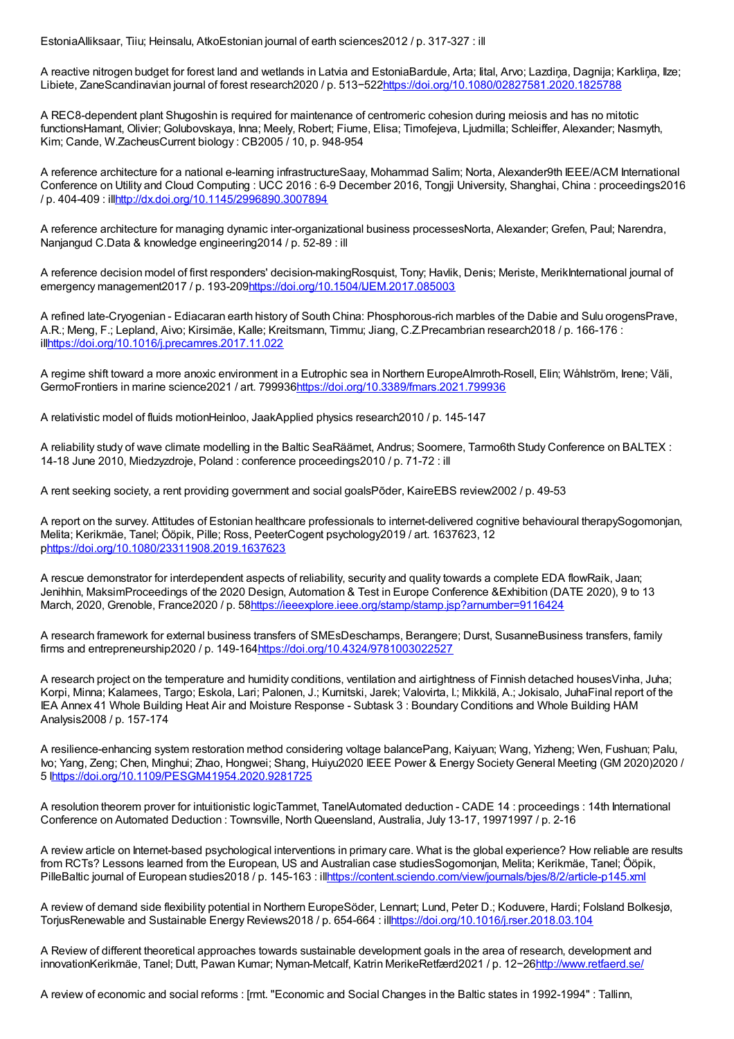EstoniaAlliksaar, Tiiu; Heinsalu, AtkoEstonian journal of earth sciences2012 / p. 317-327 : ill

A reactive nitrogen budget for forest land and wetlands in Latvia and EstoniaBardule, Arta; Iital, Arvo; Lazdiņa, Dagnija; Karkliņa, Ilze; Libiete, ZaneScandinavian journal of forest research2020 / p. 513−522https://doi.org/10.1080/02827581.2020.1825788

A REC8-dependent plant Shugoshin is required for maintenance of centromeric cohesion during meiosis and has no mitotic functionsHamant, Olivier; Golubovskaya, Inna; Meely, Robert; Fiume, Elisa; Timofejeva, Ljudmilla; Schleiffer, Alexander; Nasmyth, Kim; Cande, W.ZacheusCurrent biology : CB2005 / 10, p. 948-954

A reference architecture for a national e-learning infrastructureSaay, Mohammad Salim; Norta, Alexander9th IEEE/ACM International Conference on Utility and Cloud Computing : UCC 2016 : 6-9 December 2016, Tongji University, Shanghai, China : proceedings2016 / p. 404-409 : illhttp://dx.doi.org/10.1145/2996890.3007894

A reference architecture for managing dynamic inter-organizational business processesNorta, Alexander; Grefen, Paul; Narendra, Nanjangud C.Data & knowledge engineering2014 / p. 52-89 : ill

A reference decision model of first responders' decision-makingRosquist, Tony; Havlik, Denis; Meriste, MerikInternational journal of emergency management2017 / p. 193-209https://doi.org/10.1504/IJEM.2017.085003

A refined late-Cryogenian - Ediacaran earth history of South China: Phosphorous-rich marbles of the Dabie and Sulu orogensPrave, A.R.; Meng, F.; Lepland, Aivo; Kirsimäe, Kalle; Kreitsmann, Timmu; Jiang, C.Z.Precambrian research2018 / p. 166-176 : illhttps://doi.org/10.1016/j.precamres.2017.11.022

A regime shift toward a more anoxic environment in a Eutrophic sea in Northern EuropeAlmroth-Rosell, Elin; Wåhlström, Irene; Väli, GermoFrontiers in marine science2021 / art. 799936https://doi.org/10.3389/fmars.2021.799936

A relativistic model of fluids motionHeinloo, JaakApplied physics research2010 / p. 145-147

A reliability study of wave climate modelling in the Baltic SeaRäämet, Andrus; Soomere, Tarmo6th Study Conference on BALTEX : 14-18 June 2010, Miedzyzdroje, Poland : conference proceedings2010 / p. 71-72 : ill

A rent seeking society, a rent providing government and social goalsPõder, KaireEBS review2002 / p. 49-53

A report on the survey. Attitudes of Estonian healthcare professionals to internet-delivered cognitive behavioural therapySogomonjan, Melita; Kerikmäe, Tanel; Ööpik, Pille; Ross, PeeterCogent psychology2019 / art. 1637623, 12 phttps://doi.org/10.1080/23311908.2019.1637623

A rescue demonstrator for interdependent aspects of reliability, security and quality towards a complete EDA flowRaik, Jaan; Jenihhin, MaksimProceedings of the 2020 Design, Automation & Test in Europe Conference &Exhibition (DATE 2020), 9 to 13 March, 2020, Grenoble, France2020 / p. 58https://ieeexplore.ieee.org/stamp/stamp.jsp?arnumber=9116424

A research framework for external business transfers of SMEsDeschamps, Berangere; Durst, SusanneBusiness transfers, family firms and entrepreneurship2020 / p. 149-164https://doi.org/10.4324/9781003022527

A research project on the temperature and humidity conditions, ventilation and airtightness of Finnish detached housesVinha, Juha; Korpi, Minna; Kalamees, Targo; Eskola, Lari; Palonen, J.; Kurnitski, Jarek; Valovirta, I.; Mikkilä, A.; Jokisalo, JuhaFinal report of the IEA Annex 41 Whole Building Heat Air and Moisture Response - Subtask 3 : Boundary Conditions and Whole Building HAM Analysis2008 / p. 157-174

A resilience-enhancing system restoration method considering voltage balancePang, Kaiyuan; Wang, Yizheng; Wen, Fushuan; Palu, Ivo; Yang, Zeng; Chen, Minghui; Zhao, Hongwei; Shang, Huiyu2020 IEEE Power & Energy Society General Meeting (GM 2020)2020 / 5 lhttps://doi.org/10.1109/PESGM41954.2020.9281725

A resolution theorem prover for intuitionistic logicTammet, TanelAutomated deduction - CADE 14 : proceedings : 14th International Conference on Automated Deduction : Townsville, North Queensland, Australia, July 13-17, 19971997 / p. 2-16

A review article on Internet-based psychological interventions in primary care. What is the global experience? How reliable are results from RCTs? Lessons learned from the European, US and Australian case studiesSogomonjan, Melita; Kerikmäe, Tanel; Ööpik, PilleBaltic journal of European studies2018 / p. 145-163 : illhttps://content.sciendo.com/view/journals/bjes/8/2/article-p145.xml

A review of demand side flexibility potential in Northern EuropeSöder, Lennart; Lund, Peter D.; Koduvere, Hardi; Folsland Bolkesjø, TorjusRenewable and Sustainable Energy Reviews2018 / p. 654-664 : illhttps://doi.org/10.1016/j.rser.2018.03.104

A Review of different theoretical approaches towards sustainable development goals in the area of research, development and innovationKerikmäe, Tanel; Dutt, Pawan Kumar; Nyman-Metcalf, Katrin MerikeRetfærd2021 / p. 12−26http://www.retfaerd.se/

A review of economic and social reforms : [rmt. "Economic and Social Changes in the Baltic states in 1992-1994" : Tallinn,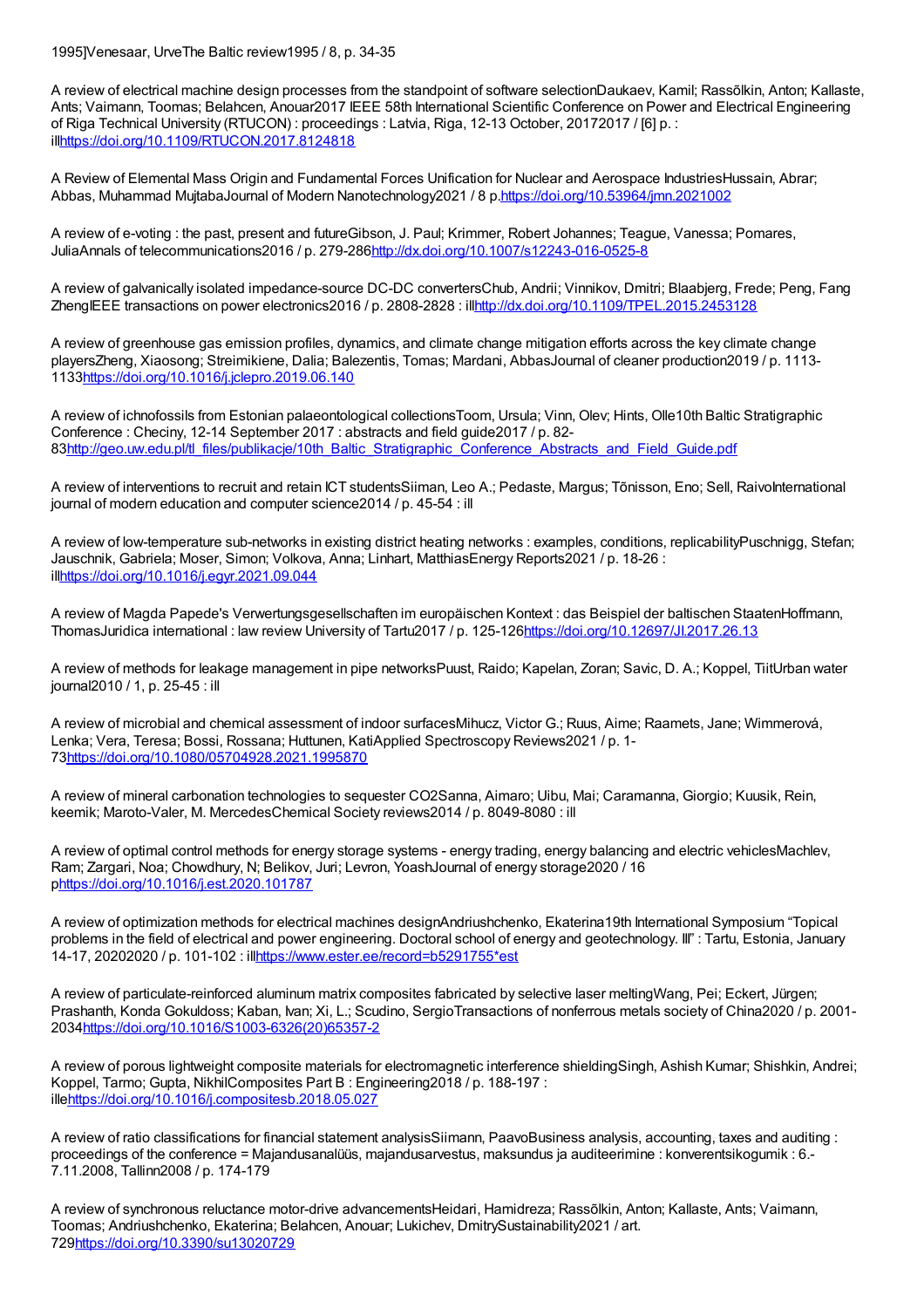1995]Venesaar, UrveThe Baltic review1995 / 8, p. 34-35

A review of electrical machine design processes from the standpoint of software selectionDaukaev, Kamil; Rassõlkin, Anton; Kallaste, Ants; Vaimann, Toomas; Belahcen, Anouar2017 IEEE 58th International Scientific Conference on Power and Electrical Engineering of Riga Technical University (RTUCON) : proceedings : Latvia, Riga, 12-13 October, 20172017 / [6] p. : illhttps://doi.org/10.1109/RTUCON.2017.8124818

A Review of Elemental Mass Origin and Fundamental Forces Unification for Nuclear and Aerospace IndustriesHussain, Abrar; Abbas, Muhammad MujtabaJournal of Modern Nanotechnology2021 / 8 p.https://doi.org/10.53964/jmn.2021002

A review of e-voting : the past, present and futureGibson, J. Paul; Krimmer, Robert Johannes; Teague, Vanessa; Pomares, JuliaAnnals of telecommunications2016 / p. 279-286http://dx.doi.org/10.1007/s12243-016-0525-8

A review of galvanically isolated impedance-source DC-DC convertersChub, Andrii; Vinnikov, Dmitri; Blaabjerg, Frede; Peng, Fang ZhengIEEE transactions on power electronics2016 / p. 2808-2828 : illhttp://dx.doi.org/10.1109/TPEL.2015.2453128

A review of greenhouse gas emission profiles, dynamics, and climate change mitigation efforts across the key climate change playersZheng, Xiaosong; Streimikiene, Dalia; Balezentis, Tomas; Mardani, AbbasJournal of cleaner production2019 / p. 1113-1133https://doi.org/10.1016/j.jclepro.2019.06.140

A review of ichnofossils from Estonian palaeontological collectionsToom, Ursula; Vinn, Olev; Hints, Olle10th Baltic Stratigraphic Conference : Checiny, 12-14 September 2017 : abstracts and field guide2017 / p. 82-83http://geo.uw.edu.pl/tl_files/publikacje/10th_Baltic_Stratigraphic_Conference_Abstracts_and_Field_Guide.pdf

A review of interventions to recruit and retain ICT studentsSiiman, Leo A.; Pedaste, Margus; Tõnisson, Eno; Sell, RaivoInternational journal of modern education and computer science2014 / p. 45-54 : ill

A review of low-temperature sub-networks in existing district heating networks : examples, conditions, replicabilityPuschnigg, Stefan; Jauschnik, Gabriela; Moser, Simon; Volkova, Anna; Linhart, MatthiasEnergy Reports2021 / p. 18-26 : illhttps://doi.org/10.1016/j.egyr.2021.09.044

A review of Magda Papede's Verwertungsgesellschaften im europäischen Kontext : das Beispiel der baltischen StaatenHoffmann, ThomasJuridica international : law review University of Tartu2017 / p. 125-126https://doi.org/10.12697/JI.2017.26.13

A review of methods for leakage management in pipe networksPuust, Raido; Kapelan, Zoran; Savic, D. A.; Koppel, TiitUrban water journal2010 / 1, p. 25-45 : ill

A review of microbial and chemical assessment of indoor surfacesMihucz, Victor G.; Ruus, Aime; Raamets, Jane; Wimmerová, Lenka; Vera, Teresa; Bossi, Rossana; Huttunen, KatiApplied Spectroscopy Reviews2021 / p. 1-73https://doi.org/10.1080/05704928.2021.1995870

A review of mineral carbonation technologies to sequester CO2Sanna, Aimaro; Uibu, Mai; Caramanna, Giorgio; Kuusik, Rein, keemik; Maroto-Valer, M. MercedesChemical Society reviews2014 / p. 8049-8080 : ill

A review of optimal control methods for energy storage systems - energy trading, energy balancing and electric vehiclesMachlev, Ram; Zargari, Noa; Chowdhury, N; Belikov, Juri; Levron, YoashJournal of energy storage2020 / 16 phttps://doi.org/10.1016/j.est.2020.101787

A review of optimization methods for electrical machines designAndriushchenko, Ekaterina19th International Symposium “Topical problems in the field of electrical and power engineering. Doctoral school of energy and geotechnology. III” : Tartu, Estonia, January 14-17, 20202020 / p. 101-102 : illhttps://www.ester.ee/record=b5291755*est

A review of particulate-reinforced aluminum matrix composites fabricated by selective laser meltingWang, Pei; Eckert, Jürgen; Prashanth, Konda Gokuldoss; Kaban, Ivan; Xi, L.; Scudino, SergioTransactions of nonferrous metals society of China2020 / p. 2001-2034https://doi.org/10.1016/S1003-6326(20)65357-2

A review of porous lightweight composite materials for electromagnetic interference shieldingSingh, Ashish Kumar; Shishkin, Andrei; Koppel, Tarmo; Gupta, NikhilComposites Part B : Engineering2018 / p. 188-197 : illehttps://doi.org/10.1016/j.compositesb.2018.05.027

A review of ratio classifications for financial statement analysisSiimann, PaavoBusiness analysis, accounting, taxes and auditing : proceedings of the conference = Majandusanalüüs, majandusarvestus, maksundus ja auditeerimine : konverentsikogumik : 6.-7.11.2008, Tallinn2008 / p. 174-179

A review of synchronous reluctance motor-drive advancementsHeidari, Hamidreza; Rassõlkin, Anton; Kallaste, Ants; Vaimann, Toomas; Andriushchenko, Ekaterina; Belahcen, Anouar; Lukichev, DmitrySustainability2021 / art. 729https://doi.org/10.3390/su13020729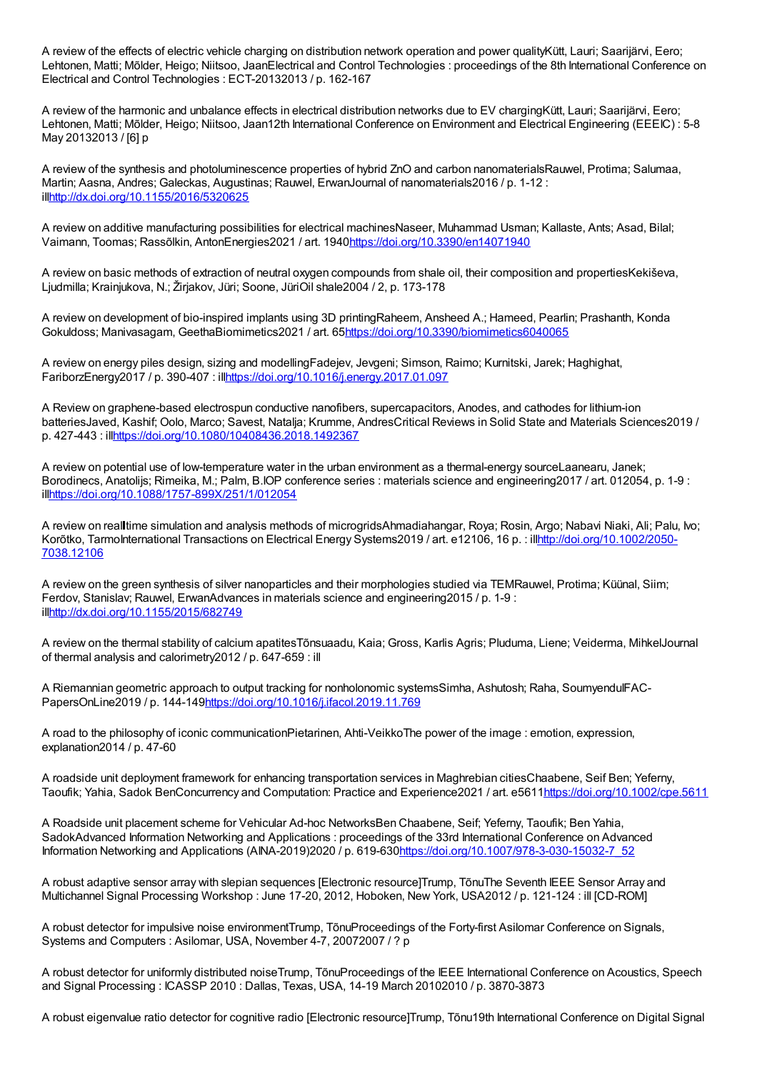A review of the effects of electric vehicle charging on distribution network operation and power qualityKütt, Lauri; Saarijärvi, Eero; Lehtonen, Matti; Mõlder, Heigo; Niitsoo, JaanElectrical and Control Technologies : proceedings of the 8th International Conference on Electrical and Control Technologies : ECT-20132013 / p. 162-167

A review of the harmonic and unbalance effects in electrical distribution networks due to EV chargingKütt, Lauri; Saarijärvi, Eero; Lehtonen, Matti; Mõlder, Heigo; Niitsoo, Jaan12th International Conference on Environment and Electrical Engineering (EEEIC) : 5-8 May 20132013 / [6] p

A review of the synthesis and photoluminescence properties of hybrid ZnO and carbon nanomaterialsRauwel, Protima; Salumaa, Martin; Aasna, Andres; Galeckas, Augustinas; Rauwel, ErwanJournal of nanomaterials2016 / p. 1-12 : illhttp://dx.doi.org/10.1155/2016/5320625

A review on additive manufacturing possibilities for electrical machinesNaseer, Muhammad Usman; Kallaste, Ants; Asad, Bilal; Vaimann, Toomas; Rassõlkin, AntonEnergies2021 / art. 1940https://doi.org/10.3390/en14071940

A review on basic methods of extraction of neutral oxygen compounds from shale oil, their composition and propertiesKekiševa, Ljudmilla; Krainjukova, N.; Žirjakov, Jüri; Soone, JüriOil shale2004 / 2, p. 173-178

A review on development of bio-inspired implants using 3D printingRaheem, Ansheed A.; Hameed, Pearlin; Prashanth, Konda Gokuldoss; Manivasagam, GeethaBiomimetics2021 / art. 65https://doi.org/10.3390/biomimetics6040065

A review on energy piles design, sizing and modellingFadejev, Jevgeni; Simson, Raimo; Kurnitski, Jarek; Haghighat, FariborzEnergy2017 / p. 390-407 : illhttps://doi.org/10.1016/j.energy.2017.01.097

A Review on graphene-based electrospun conductive nanofibers, supercapacitors, Anodes, and cathodes for lithium-ion batteriesJaved, Kashif; Oolo, Marco; Savest, Natalja; Krumme, AndresCritical Reviews in Solid State and Materials Sciences2019 / p. 427-443 : illhttps://doi.org/10.1080/10408436.2018.1492367

A review on potential use of low-temperature water in the urban environment as a thermal-energy sourceLaanearu, Janek; Borodinecs, Anatolijs; Rimeika, M.; Palm, B.IOP conference series : materials science and engineering2017 / art. 012054, p. 1-9 : illhttps://doi.org/10.1088/1757-899X/251/1/012054

A review on realltime simulation and analysis methods of microgridsAhmadiahangar, Roya; Rosin, Argo; Nabavi Niaki, Ali; Palu, Ivo; Korõtko, TarmoInternational Transactions on Electrical Energy Systems2019 / art. e12106, 16 p. : illhttp://doi.org/10.1002/2050-7038.12106

A review on the green synthesis of silver nanoparticles and their morphologies studied via TEMRauwel, Protima; Küünal, Siim; Ferdov, Stanislav; Rauwel, ErwanAdvances in materials science and engineering2015 / p. 1-9 : illhttp://dx.doi.org/10.1155/2015/682749

A review on the thermal stability of calcium apatitesTõnsuaadu, Kaia; Gross, Karlis Agris; Pluduma, Liene; Veiderma, MihkelJournal of thermal analysis and calorimetry2012 / p. 647-659 : ill

A Riemannian geometric approach to output tracking for nonholonomic systemsSimha, Ashutosh; Raha, SoumyenduIFAC-PapersOnLine2019 / p. 144-149https://doi.org/10.1016/j.ifacol.2019.11.769

A road to the philosophy of iconic communicationPietarinen, Ahti-VeikkoThe power of the image : emotion, expression, explanation2014 / p. 47-60

A roadside unit deployment framework for enhancing transportation services in Maghrebian citiesChaabene, Seif Ben; Yeferny, Taoufik; Yahia, Sadok BenConcurrency and Computation: Practice and Experience2021 / art. e5611https://doi.org/10.1002/cpe.5611

A Roadside unit placement scheme for Vehicular Ad-hoc NetworksBen Chaabene, Seif; Yeferny, Taoufik; Ben Yahia, SadokAdvanced Information Networking and Applications : proceedings of the 33rd International Conference on Advanced Information Networking and Applications (AINA-2019)2020 / p. 619-630https://doi.org/10.1007/978-3-030-15032-7_52

A robust adaptive sensor array with slepian sequences [Electronic resource]Trump, TõnuThe Seventh IEEE Sensor Array and Multichannel Signal Processing Workshop : June 17-20, 2012, Hoboken, New York, USA2012 / p. 121-124 : ill [CD-ROM]

A robust detector for impulsive noise environmentTrump, TõnuProceedings of the Forty-first Asilomar Conference on Signals, Systems and Computers : Asilomar, USA, November 4-7, 20072007 / ? p

A robust detector for uniformly distributed noiseTrump, TõnuProceedings of the IEEE International Conference on Acoustics, Speech and Signal Processing : ICASSP 2010 : Dallas, Texas, USA, 14-19 March 20102010 / p. 3870-3873

A robust eigenvalue ratio detector for cognitive radio [Electronic resource]Trump, Tõnu19th International Conference on Digital Signal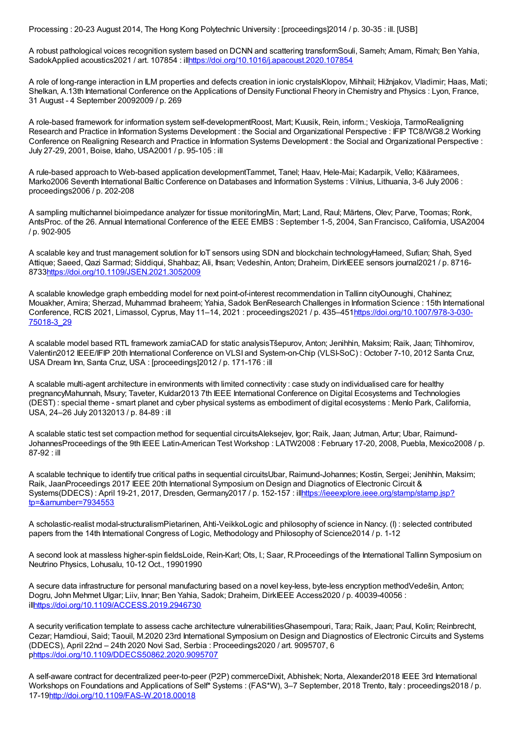Processing : 20-23 August 2014, The Hong Kong Polytechnic University : [proceedings]2014 / p. 30-35 : ill. [USB]

A robust pathological voices recognition system based on DCNN and scattering transformSouli, Sameh; Amam, Rimah; Ben Yahia, SadokApplied acoustics2021 / art. 107854 : illhttps://doi.org/10.1016/j.apacoust.2020.107854

A role of long-range interaction in ILM properties and defects creation in ionic crystalsKlopov, Mihhail; Hižnjakov, Vladimir; Haas, Mati; Shelkan, A.13th International Conference on the Applications of Density Functional Fheory in Chemistry and Physics : Lyon, France, 31 August - 4 September 20092009 / p. 269

A role-based framework for information system self-developmentRoost, Mart; Kuusik, Rein, inform.; Veskioja, TarmoRealigning Research and Practice in Information Systems Development : the Social and Organizational Perspective : IFIP TC8/WG8.2 Working Conference on Realigning Research and Practice in Information Systems Development : the Social and Organizational Perspective : July 27-29, 2001, Boise, Idaho, USA2001 / p. 95-105 : ill

A rule-based approach to Web-based application developmentTammet, Tanel; Haav, Hele-Mai; Kadarpik, Vello; Kääramees, Marko2006 Seventh International Baltic Conference on Databases and Information Systems : Vilnius, Lithuania, 3-6 July 2006 : proceedings2006 / p. 202-208

A sampling multichannel bioimpedance analyzer for tissue monitoringMin, Mart; Land, Raul; Märtens, Olev; Parve, Toomas; Ronk, AntsProc. of the 26. Annual International Conference of the IEEE EMBS : September 1-5, 2004, San Francisco, California, USA2004 / p. 902-905

A scalable key and trust management solution for IoT sensors using SDN and blockchain technologyHameed, Sufian; Shah, Syed Attique; Saeed, Qazi Sarmad; Siddiqui, Shahbaz; Ali, Ihsan; Vedeshin, Anton; Draheim, DirkIEEE sensors journal2021 / p. 8716-8733https://doi.org/10.1109/JSEN.2021.3052009

A scalable knowledge graph embedding model for next point-of-interest recommendation in Tallinn cityOunoughi, Chahinez; Mouakher, Amira; Sherzad, Muhammad Ibraheem; Yahia, Sadok BenResearch Challenges in Information Science : 15th International Conference, RCIS 2021, Limassol, Cyprus, May 11–14, 2021 : proceedings2021 / p. 435–451https://doi.org/10.1007/978-3-030-75018-3_29

A scalable model based RTL framework zamiaCAD for static analysisTšepurov, Anton; Jenihhin, Maksim; Raik, Jaan; Tihhomirov, Valentin2012 IEEE/IFIP 20th International Conference on VLSI and System-on-Chip (VLSI-SoC) : October 7-10, 2012 Santa Cruz, USA Dream Inn, Santa Cruz, USA : [proceedings]2012 / p. 171-176 : ill

A scalable multi-agent architecture in environments with limited connectivity : case study on individualised care for healthy pregnancyMahunnah, Msury; Taveter, Kuldar2013 7th IEEE International Conference on Digital Ecosystems and Technologies (DEST) : special theme - smart planet and cyber physical systems as embodiment of digital ecosystems : Menlo Park, California, USA, 24–26 July 20132013 / p. 84-89 : ill

A scalable static test set compaction method for sequential circuitsAleksejev, Igor; Raik, Jaan; Jutman, Artur; Ubar, Raimund-JohannesProceedings of the 9th IEEE Latin-American Test Workshop : LATW2008 : February 17-20, 2008, Puebla, Mexico2008 / p. 87-92 : ill

A scalable technique to identify true critical paths in sequential circuitsUbar, Raimund-Johannes; Kostin, Sergei; Jenihhin, Maksim; Raik, JaanProceedings 2017 IEEE 20th International Symposium on Design and Diagnostics of Electronic Circuit & Systems(DDECS) : April 19-21, 2017, Dresden, Germany2017 / p. 152-157 : illhttps://ieeexplore.ieee.org/stamp/stamp.jsp?tp=&arnumber=7934553

A scholastic-realist modal-structuralismPietarinen, Ahti-VeikkoLogic and philosophy of science in Nancy. (I) : selected contributed papers from the 14th International Congress of Logic, Methodology and Philosophy of Science2014 / p. 1-12

A second look at massless higher-spin fieldsLoide, Rein-Karl; Ots, I.; Saar, R.Proceedings of the International Tallinn Symposium on Neutrino Physics, Lohusalu, 10-12 Oct., 19901990

A secure data infrastructure for personal manufacturing based on a novel key-less, byte-less encryption methodVedešin, Anton; Dogru, John Mehmet Ulgar; Liiv, Innar; Ben Yahia, Sadok; Draheim, DirkIEEE Access2020 / p. 40039-40056 : illhttps://doi.org/10.1109/ACCESS.2019.2946730

A security verification template to assess cache architecture vulnerabilitiesGhasempouri, Tara; Raik, Jaan; Paul, Kolin; Reinbrecht, Cezar; Hamdioui, Said; Taouil, M.2020 23rd International Symposium on Design and Diagnostics of Electronic Circuits and Systems (DDECS), April 22nd – 24th 2020 Novi Sad, Serbia : Proceedings2020 / art. 9095707, 6 phttps://doi.org/10.1109/DDECS50862.2020.9095707

A self-aware contract for decentralized peer-to-peer (P2P) commerceDixit, Abhishek; Norta, Alexander2018 IEEE 3rd International Workshops on Foundations and Applications of Self* Systems : (FAS*W), 3–7 September, 2018 Trento, Italy : proceedings2018 / p. 17-19http://doi.org/10.1109/FAS-W.2018.00018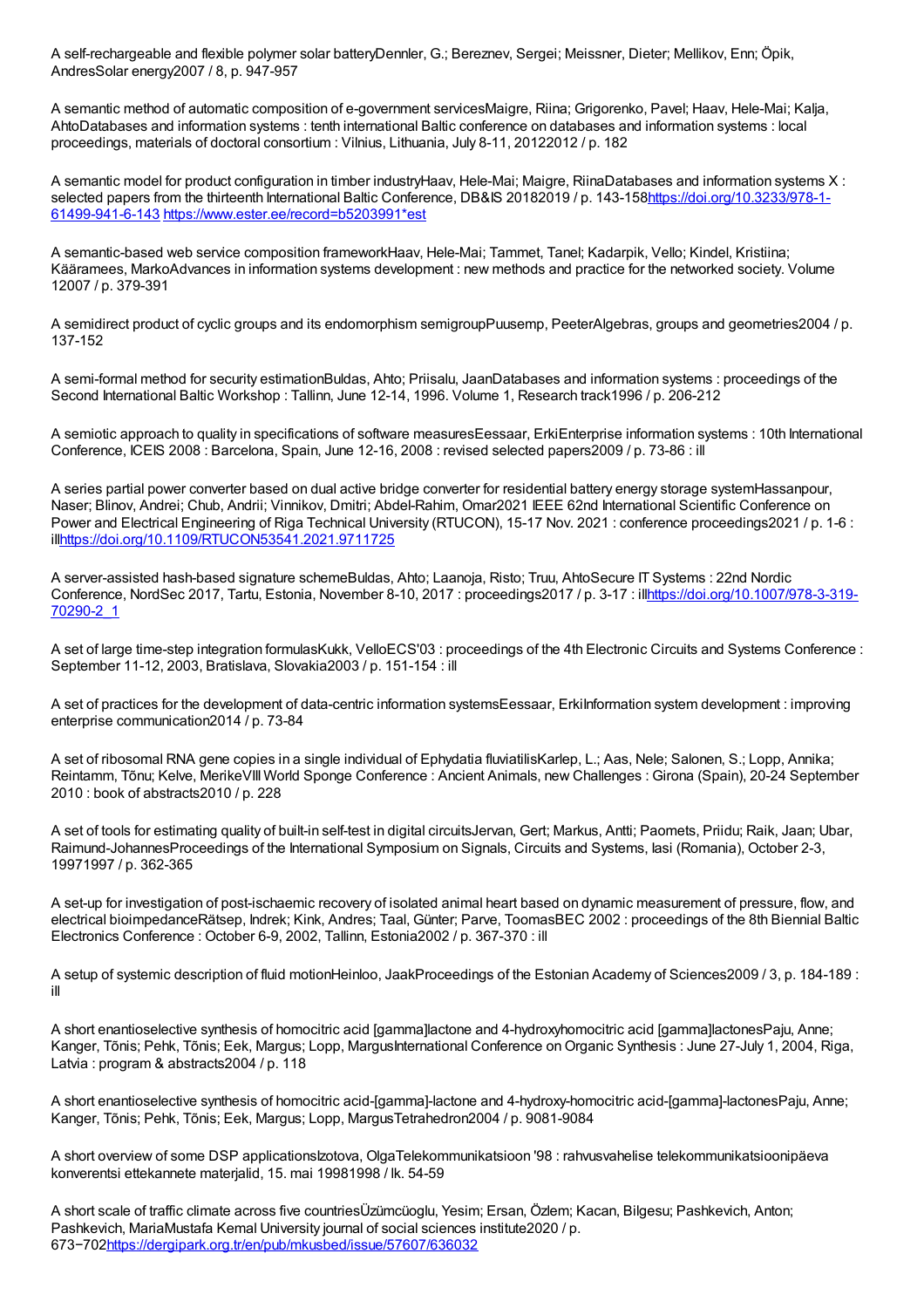A self-rechargeable and flexible polymer solar batteryDennler, G.; Bereznev, Sergei; Meissner, Dieter; Mellikov, Enn; Öpik, AndresSolar energy2007 / 8, p. 947-957

A semantic method of automatic composition of e-government servicesMaigre, Riina; Grigorenko, Pavel; Haav, Hele-Mai; Kalja, AhtoDatabases and information systems : tenth international Baltic conference on databases and information systems : local proceedings, materials of doctoral consortium : Vilnius, Lithuania, July 8-11, 20122012 / p. 182

A semantic model for product configuration in timber industryHaav, Hele-Mai; Maigre, RiinaDatabases and information systems X : selected papers from the thirteenth International Baltic Conference, DB&IS 20182019 / p. 143-158https://doi.org/10.3233/978-1-61499-941-6-143 https://www.ester.ee/record=b5203991*est

A semantic-based web service composition frameworkHaav, Hele-Mai; Tammet, Tanel; Kadarpik, Vello; Kindel, Kristiina; Kääramees, MarkoAdvances in information systems development : new methods and practice for the networked society. Volume 12007 / p. 379-391

A semidirect product of cyclic groups and its endomorphism semigroupPuusemp, PeeterAlgebras, groups and geometries2004 / p. 137-152

A semi-formal method for security estimationBuldas, Ahto; Priisalu, JaanDatabases and information systems : proceedings of the Second International Baltic Workshop : Tallinn, June 12-14, 1996. Volume 1, Research track1996 / p. 206-212

A semiotic approach to quality in specifications of software measuresEessaar, ErkiEnterprise information systems : 10th International Conference, ICEIS 2008 : Barcelona, Spain, June 12-16, 2008 : revised selected papers2009 / p. 73-86 : ill

A series partial power converter based on dual active bridge converter for residential battery energy storage systemHassanpour, Naser; Blinov, Andrei; Chub, Andrii; Vinnikov, Dmitri; Abdel-Rahim, Omar2021 IEEE 62nd International Scientific Conference on Power and Electrical Engineering of Riga Technical University (RTUCON), 15-17 Nov. 2021 : conference proceedings2021 / p. 1-6 : illhttps://doi.org/10.1109/RTUCON53541.2021.9711725

A server-assisted hash-based signature schemeBuldas, Ahto; Laanoja, Risto; Truu, AhtoSecure IT Systems : 22nd Nordic Conference, NordSec 2017, Tartu, Estonia, November 8-10, 2017 : proceedings2017 / p. 3-17 : illhttps://doi.org/10.1007/978-3-319-70290-2_1

A set of large time-step integration formulasKukk, VelloECS'03 : proceedings of the 4th Electronic Circuits and Systems Conference : September 11-12, 2003, Bratislava, Slovakia2003 / p. 151-154 : ill

A set of practices for the development of data-centric information systemsEessaar, ErkiInformation system development : improving enterprise communication2014 / p. 73-84

A set of ribosomal RNA gene copies in a single individual of Ephydatia fluviatilisKarlep, L.; Aas, Nele; Salonen, S.; Lopp, Annika; Reintamm, Tõnu; Kelve, MerikeVIII World Sponge Conference : Ancient Animals, new Challenges : Girona (Spain), 20-24 September 2010 : book of abstracts2010 / p. 228

A set of tools for estimating quality of built-in self-test in digital circuitsJervan, Gert; Markus, Antti; Paomets, Priidu; Raik, Jaan; Ubar, Raimund-JohannesProceedings of the International Symposium on Signals, Circuits and Systems, Iasi (Romania), October 2-3, 19971997 / p. 362-365

A set-up for investigation of post-ischaemic recovery of isolated animal heart based on dynamic measurement of pressure, flow, and electrical bioimpedanceRätsep, Indrek; Kink, Andres; Taal, Günter; Parve, ToomasBEC 2002 : proceedings of the 8th Biennial Baltic Electronics Conference : October 6-9, 2002, Tallinn, Estonia2002 / p. 367-370 : ill

A setup of systemic description of fluid motionHeinloo, JaakProceedings of the Estonian Academy of Sciences2009 / 3, p. 184-189 : ill

A short enantioselective synthesis of homocitric acid [gamma]lactone and 4-hydroxyhomocitric acid [gamma]lactonesPaju, Anne; Kanger, Tõnis; Pehk, Tõnis; Eek, Margus; Lopp, MargusInternational Conference on Organic Synthesis : June 27-July 1, 2004, Riga, Latvia : program & abstracts2004 / p. 118

A short enantioselective synthesis of homocitric acid-[gamma]-lactone and 4-hydroxy-homocitric acid-[gamma]-lactonesPaju, Anne; Kanger, Tõnis; Pehk, Tõnis; Eek, Margus; Lopp, MargusTetrahedron2004 / p. 9081-9084

A short overview of some DSP applicationsIzotova, OlgaTelekommunikatsioon '98 : rahvusvahelise telekommunikatsioonipäeva konverentsi ettekannete materjalid, 15. mai 19981998 / lk. 54-59

A short scale of traffic climate across five countriesÜzümcüoglu, Yesim; Ersan, Özlem; Kacan, Bilgesu; Pashkevich, Anton; Pashkevich, MariaMustafa Kemal University journal of social sciences institute2020 / p. 673−702https://dergipark.org.tr/en/pub/mkusbed/issue/57607/636032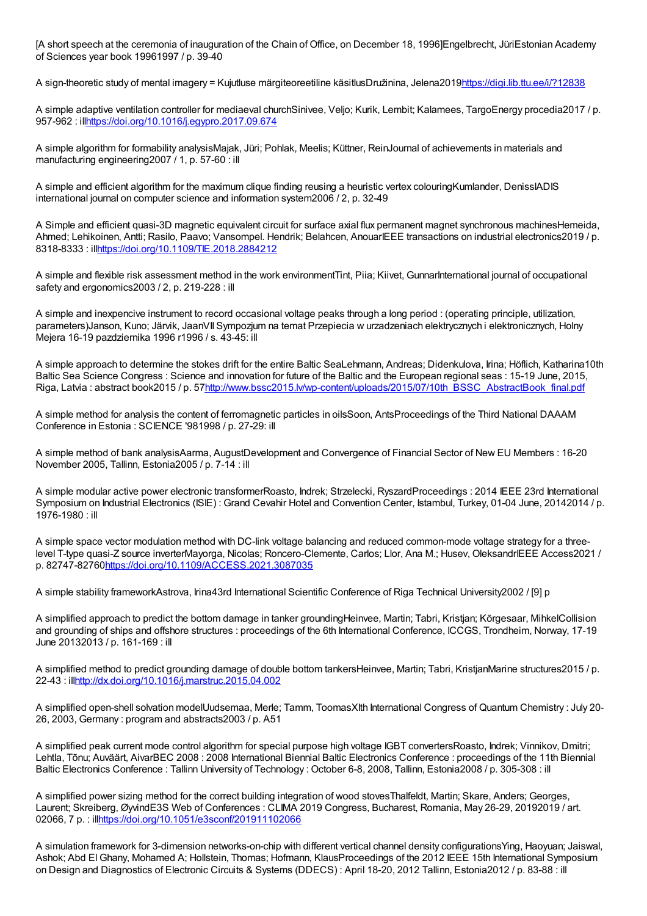[A short speech at the ceremonia of inauguration of the Chain of Office, on December 18, 1996]Engelbrecht, JüriEstonian Academy of Sciences year book 19961997 / p. 39-40

A sign-theoretic study of mental imagery = Kujutluse märgiteoreetiline käsitlusDružinina, Jelena2019https://digi.lib.ttu.ee/i/?12838

A simple adaptive ventilation controller for mediaeval churchSinivee, Veljo; Kurik, Lembit; Kalamees, TargoEnergy procedia2017 / p. 957-962 : illhttps://doi.org/10.1016/j.egypro.2017.09.674

A simple algorithm for formability analysisMajak, Jüri; Pohlak, Meelis; Küttner, ReinJournal of achievements in materials and manufacturing engineering2007 / 1, p. 57-60 : ill

A simple and efficient algorithm for the maximum clique finding reusing a heuristic vertex colouringKumlander, DenissIADIS international journal on computer science and information system2006 / 2, p. 32-49

A Simple and efficient quasi-3D magnetic equivalent circuit for surface axial flux permanent magnet synchronous machinesHemeida, Ahmed; Lehikoinen, Antti; Rasilo, Paavo; Vansompel. Hendrik; Belahcen, AnouarIEEE transactions on industrial electronics2019 / p. 8318-8333 : illhttps://doi.org/10.1109/TIE.2018.2884212

A simple and flexible risk assessment method in the work environmentTint, Piia; Kiivet, GunnarInternational journal of occupational safety and ergonomics2003 / 2, p. 219-228 : ill

A simple and inexpencive instrument to record occasional voltage peaks through a long period : (operating principle, utilization, parameters)Janson, Kuno; Järvik, JaanVII Sympozjum na temat Przepiecia w urzadzeniach elektrycznych i elektronicznych, Holny Mejera 16-19 pazdziernika 1996 r1996 / s. 43-45: ill

A simple approach to determine the stokes drift for the entire Baltic SeaLehmann, Andreas; Didenkulova, Irina; Höflich, Katharina10th Baltic Sea Science Congress : Science and innovation for future of the Baltic and the European regional seas : 15-19 June, 2015, Riga, Latvia : abstract book2015 / p. 57http://www.bssc2015.lv/wp-content/uploads/2015/07/10th_BSSC_AbstractBook_final.pdf

A simple method for analysis the content of ferromagnetic particles in oilsSoon, AntsProceedings of the Third National DAAAM Conference in Estonia : SCIENCE '981998 / p. 27-29: ill

A simple method of bank analysisAarma, AugustDevelopment and Convergence of Financial Sector of New EU Members : 16-20 November 2005, Tallinn, Estonia2005 / p. 7-14 : ill

A simple modular active power electronic transformerRoasto, Indrek; Strzelecki, RyszardProceedings : 2014 IEEE 23rd International Symposium on Industrial Electronics (ISIE) : Grand Cevahir Hotel and Convention Center, Istambul, Turkey, 01-04 June, 20142014 / p. 1976-1980 : ill

A simple space vector modulation method with DC-link voltage balancing and reduced common-mode voltage strategy for a three-level T-type quasi-Z source inverterMayorga, Nicolas; Roncero-Clemente, Carlos; Llor, Ana M.; Husev, OleksandrIEEE Access2021 / p. 82747-82760https://doi.org/10.1109/ACCESS.2021.3087035

A simple stability frameworkAstrova, Irina43rd International Scientific Conference of Riga Technical University2002 / [9] p

A simplified approach to predict the bottom damage in tanker groundingHeinvee, Martin; Tabri, Kristjan; Kõrgesaar, MihkelCollision and grounding of ships and offshore structures : proceedings of the 6th International Conference, ICCGS, Trondheim, Norway, 17-19 June 20132013 / p. 161-169 : ill

A simplified method to predict grounding damage of double bottom tankersHeinvee, Martin; Tabri, KristjanMarine structures2015 / p. 22-43 : illhttp://dx.doi.org/10.1016/j.marstruc.2015.04.002

A simplified open-shell solvation modelUudsemaa, Merle; Tamm, ToomasXIth International Congress of Quantum Chemistry : July 20-26, 2003, Germany : program and abstracts2003 / p. A51

A simplified peak current mode control algorithm for special purpose high voltage IGBT convertersRoasto, Indrek; Vinnikov, Dmitri; Lehtla, Tõnu; Auväärt, AivarBEC 2008 : 2008 International Biennial Baltic Electronics Conference : proceedings of the 11th Biennial Baltic Electronics Conference : Tallinn University of Technology : October 6-8, 2008, Tallinn, Estonia2008 / p. 305-308 : ill

A simplified power sizing method for the correct building integration of wood stovesThalfeldt, Martin; Skare, Anders; Georges, Laurent; Skreiberg, ØyvindE3S Web of Conferences : CLIMA 2019 Congress, Bucharest, Romania, May 26-29, 20192019 / art. 02066, 7 p. : illhttps://doi.org/10.1051/e3sconf/201911102066

A simulation framework for 3-dimension networks-on-chip with different vertical channel density configurationsYing, Haoyuan; Jaiswal, Ashok; Abd El Ghany, Mohamed A; Hollstein, Thomas; Hofmann, KlausProceedings of the 2012 IEEE 15th International Symposium on Design and Diagnostics of Electronic Circuits & Systems (DDECS) : April 18-20, 2012 Tallinn, Estonia2012 / p. 83-88 : ill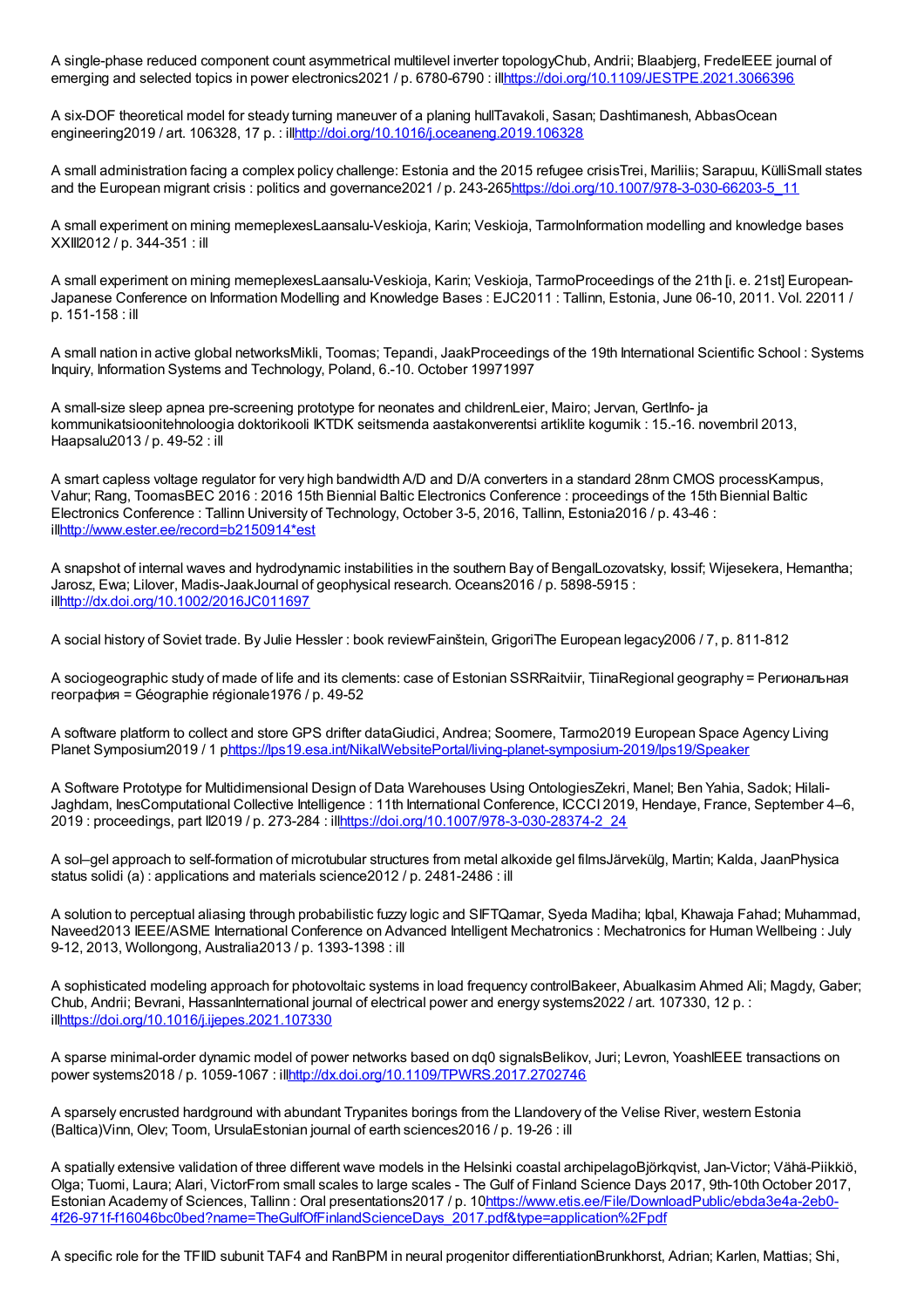A single-phase reduced component count asymmetrical multilevel inverter topologyChub, Andrii; Blaabjerg, FredeIEEE journal of emerging and selected topics in power electronics2021 / p. 6780-6790 : ill[https://doi.org/10.1109/JESTPE.2021.3066396](https://doi.org/10.1109/JESTPE.2021.3066396)

A six-DOF theoretical model for steady turning maneuver of a planing hullTavakoli, Sasan; Dashtimanesh, AbbasOcean engineering2019 / art. 106328, 17 p. : ill[http://doi.org/10.1016/j.oceaneng.2019.106328](http://doi.org/10.1016/j.oceaneng.2019.106328)

A small administration facing a complex policy challenge: Estonia and the 2015 refugee crisisTrei, Mariliis; Sarapuu, KülliSmall states and the European migrant crisis : politics and governance2021 / p. 243-265[https://doi.org/10.1007/978-3-030-66203-5_11](https://doi.org/10.1007/978-3-030-66203-5_11)

A small experiment on mining memeplexesLaansalu-Veskioja, Karin; Veskioja, TarmoInformation modelling and knowledge bases XXIII2012 / p. 344-351 : ill

A small experiment on mining memeplexesLaansalu-Veskioja, Karin; Veskioja, TarmoProceedings of the 21th [i. e. 21st] European-Japanese Conference on Information Modelling and Knowledge Bases : EJC2011 : Tallinn, Estonia, June 06-10, 2011. Vol. 22011 / p. 151-158 : ill

A small nation in active global networksMikli, Toomas; Tepandi, JaakProceedings of the 19th International Scientific School : Systems Inquiry, Information Systems and Technology, Poland, 6.-10. October 19971997

A small-size sleep apnea pre-screening prototype for neonates and childrenLeier, Mairo; Jervan, GertInfo- ja kommunikatsioonitehnoloogia doktorikooli IKTDK seitsmenda aastakonverentsi artiklite kogumik : 15.-16. novembril 2013, Haapsalu2013 / p. 49-52 : ill

A smart capless voltage regulator for very high bandwidth A/D and D/A converters in a standard 28nm CMOS processKampus, Vahur; Rang, ToomasBEC 2016 : 2016 15th Biennial Baltic Electronics Conference : proceedings of the 15th Biennial Baltic Electronics Conference : Tallinn University of Technology, October 3-5, 2016, Tallinn, Estonia2016 / p. 43-46 : ill[http://www.ester.ee/record=b2150914*est](http://www.ester.ee/record=b2150914*est)

A snapshot of internal waves and hydrodynamic instabilities in the southern Bay of BengalLozovatsky, Iossif; Wijesekera, Hemantha; Jarosz, Ewa; Lilover, Madis-JaakJournal of geophysical research. Oceans2016 / p. 5898-5915 : ill[http://dx.doi.org/10.1002/2016JC011697](http://dx.doi.org/10.1002/2016JC011697)

A social history of Soviet trade. By Julie Hessler : book reviewFainštein, GrigoriThe European legacy2006 / 7, p. 811-812

A sociogeographic study of made of life and its clements: case of Estonian SSRRaitviir, TiinaRegional geography = Региональная география = Géographie régionale1976 / p. 49-52

A software platform to collect and store GPS drifter dataGiudici, Andrea; Soomere, Tarmo2019 European Space Agency Living Planet Symposium2019 / 1 p[https://lps19.esa.int/NikalWebsitePortal/living-planet-symposium-2019/lps19/Speaker](https://lps19.esa.int/NikalWebsitePortal/living-planet-symposium-2019/lps19/Speaker)

A Software Prototype for Multidimensional Design of Data Warehouses Using OntologiesZekri, Manel; Ben Yahia, Sadok; Hilali-Jaghdam, InesComputational Collective Intelligence : 11th International Conference, ICCCI 2019, Hendaye, France, September 4–6, 2019 : proceedings, part II2019 / p. 273-284 : ill[https://doi.org/10.1007/978-3-030-28374-2_24](https://doi.org/10.1007/978-3-030-28374-2_24)

A sol–gel approach to self-formation of microtubular structures from metal alkoxide gel filmsJärvekülg, Martin; Kalda, JaanPhysica status solidi (a) : applications and materials science2012 / p. 2481-2486 : ill

A solution to perceptual aliasing through probabilistic fuzzy logic and SIFTQamar, Syeda Madiha; Iqbal, Khawaja Fahad; Muhammad, NaveedIEEE/ASME International Conference on Advanced Intelligent Mechatronics : Mechatronics for Human Wellbeing : July 9-12, 2013, Wollongong, Australia2013 / p. 1393-1398 : ill

A sophisticated modeling approach for photovoltaic systems in load frequency controlBakeer, Abualkasim Ahmed Ali; Magdy, Gaber; Chub, Andrii; Bevrani, HassanInternational journal of electrical power and energy systems2022 / art. 107330, 12 p. : ill[https://doi.org/10.1016/j.ijepes.2021.107330](https://doi.org/10.1016/j.ijepes.2021.107330)

A sparse minimal-order dynamic model of power networks based on dq0 signalsBelikov, Juri; Levron, YoashIEEE transactions on power systems2018 / p. 1059-1067 : ill[http://dx.doi.org/10.1109/TPWRS.2017.2702746](http://dx.doi.org/10.1109/TPWRS.2017.2702746)

A sparsely encrusted hardground with abundant Trypanites borings from the Llandovery of the Velise River, western Estonia (Baltica)Vinn, Olev; Toom, UrsulaEstonian journal of earth sciences2016 / p. 19-26 : ill

A spatially extensive validation of three different wave models in the Helsinki coastal archipelagoBjörkqvist, Jan-Victor; Vähä-Piikkiö, Olga; Tuomi, Laura; Alari, VictorFrom small scales to large scales - The Gulf of Finland Science Days 2017, 9th-10th October 2017, Estonian Academy of Sciences, Tallinn : Oral presentations2017 / p. 10[https://www.etis.ee/File/DownloadPublic/ebda3e4a-2eb0-4f26-971f-f16046bc0bed?name=TheGulfOfFinlandScienceDays_2017.pdf&type=application%2Fpdf](https://www.etis.ee/File/DownloadPublic/ebda3e4a-2eb0-4f26-971f-f16046bc0bed?name=TheGulfOfFinlandScienceDays_2017.pdf&type=application%2Fpdf)

A specific role for the TFIID subunit TAF4 and RanBPM in neural progenitor differentiationBrunkhorst, Adrian; Karlen, Mattias; Shi,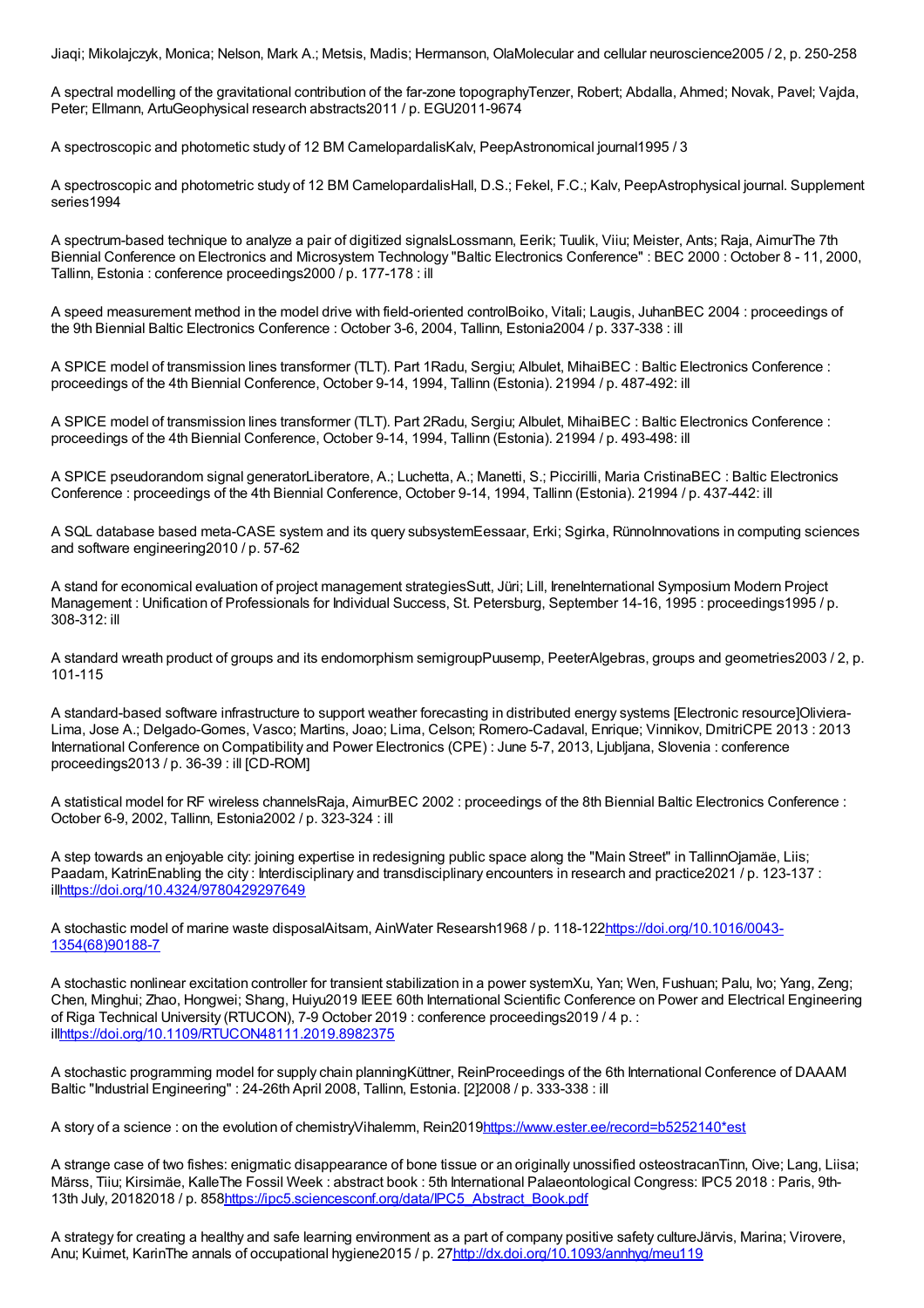Jiaqi; Mikolajczyk, Monica; Nelson, Mark A.; Metsis, Madis; Hermanson, OlaMolecular and cellular neuroscience2005 / 2, p. 250-258

A spectral modelling of the gravitational contribution of the far-zone topographyTenzer, Robert; Abdalla, Ahmed; Novak, Pavel; Vajda, Peter; Ellmann, ArtuGeophysical research abstracts2011 / p. EGU2011-9674

A spectroscopic and photometic study of 12 BM CamelopardalisKalv, PeepAstronomical journal1995 / 3

A spectroscopic and photometric study of 12 BM CamelopardalisHall, D.S.; Fekel, F.C.; Kalv, PeepAstrophysical journal. Supplement series1994

A spectrum-based technique to analyze a pair of digitized signalsLossmann, Eerik; Tuulik, Viiu; Meister, Ants; Raja, AimurThe 7th Biennial Conference on Electronics and Microsystem Technology "Baltic Electronics Conference" : BEC 2000 : October 8 - 11, 2000, Tallinn, Estonia : conference proceedings2000 / p. 177-178 : ill

A speed measurement method in the model drive with field-oriented controlBoiko, Vitali; Laugis, JuhanBEC 2004 : proceedings of the 9th Biennial Baltic Electronics Conference : October 3-6, 2004, Tallinn, Estonia2004 / p. 337-338 : ill

A SPICE model of transmission lines transformer (TLT). Part 1Radu, Sergiu; Albulet, MihaiBEC : Baltic Electronics Conference : proceedings of the 4th Biennial Conference, October 9-14, 1994, Tallinn (Estonia). 21994 / p. 487-492: ill

A SPICE model of transmission lines transformer (TLT). Part 2Radu, Sergiu; Albulet, MihaiBEC : Baltic Electronics Conference : proceedings of the 4th Biennial Conference, October 9-14, 1994, Tallinn (Estonia). 21994 / p. 493-498: ill

A SPICE pseudorandom signal generatorLiberatore, A.; Luchetta, A.; Manetti, S.; Piccirilli, Maria CristinaBEC : Baltic Electronics Conference : proceedings of the 4th Biennial Conference, October 9-14, 1994, Tallinn (Estonia). 21994 / p. 437-442: ill

A SQL database based meta-CASE system and its query subsystemEessaar, Erki; Sgirka, RünnoInnovations in computing sciences and software engineering2010 / p. 57-62

A stand for economical evaluation of project management strategiesSutt, Jüri; Lill, IreneInternational Symposium Modern Project Management : Unification of Professionals for Individual Success, St. Petersburg, September 14-16, 1995 : proceedings1995 / p. 308-312: ill

A standard wreath product of groups and its endomorphism semigroupPuusemp, PeeterAlgebras, groups and geometries2003 / 2, p. 101-115

A standard-based software infrastructure to support weather forecasting in distributed energy systems [Electronic resource]Oliviera-Lima, Jose A.; Delgado-Gomes, Vasco; Martins, Joao; Lima, Celson; Romero-Cadaval, Enrique; Vinnikov, DmitriCPE 2013 : 2013 International Conference on Compatibility and Power Electronics (CPE) : June 5-7, 2013, Ljubljana, Slovenia : conference proceedings2013 / p. 36-39 : ill [CD-ROM]

A statistical model for RF wireless channelsRaja, AimurBEC 2002 : proceedings of the 8th Biennial Baltic Electronics Conference : October 6-9, 2002, Tallinn, Estonia2002 / p. 323-324 : ill

A step towards an enjoyable city: joining expertise in redesigning public space along the "Main Street" in TallinnOjamäe, Liis; Paadam, KatrinEnabling the city : Interdisciplinary and transdisciplinary encounters in research and practice2021 / p. 123-137 : illhttps://doi.org/10.4324/9780429297649

A stochastic model of marine waste disposalAitsam, AinWater Researsh1968 / p. 118-122https://doi.org/10.1016/0043-1354(68)90188-7

A stochastic nonlinear excitation controller for transient stabilization in a power systemXu, Yan; Wen, Fushuan; Palu, Ivo; Yang, Zeng; Chen, Minghui; Zhao, Hongwei; Shang, Huiyu2019 IEEE 60th International Scientific Conference on Power and Electrical Engineering of Riga Technical University (RTUCON), 7-9 October 2019 : conference proceedings2019 / 4 p. : illhttps://doi.org/10.1109/RTUCON48111.2019.8982375

A stochastic programming model for supply chain planningKüttner, ReinProceedings of the 6th International Conference of DAAAM Baltic "Industrial Engineering" : 24-26th April 2008, Tallinn, Estonia. [2]2008 / p. 333-338 : ill

A story of a science : on the evolution of chemistryVihalemm, Rein2019https://www.ester.ee/record=b5252140*est

A strange case of two fishes: enigmatic disappearance of bone tissue or an originally unossified osteostracanTinn, Oive; Lang, Liisa; Märss, Tiiu; Kirsimäe, KalleThe Fossil Week : abstract book : 5th International Palaeontological Congress: IPC5 2018 : Paris, 9th-13th July, 20182018 / p. 858https://ipc5.sciencesconf.org/data/IPC5_Abstract_Book.pdf

A strategy for creating a healthy and safe learning environment as a part of company positive safety cultureJärvis, Marina; Virovere, Anu; Kuimet, KarinThe annals of occupational hygiene2015 / p. 27http://dx.doi.org/10.1093/annhyg/meu119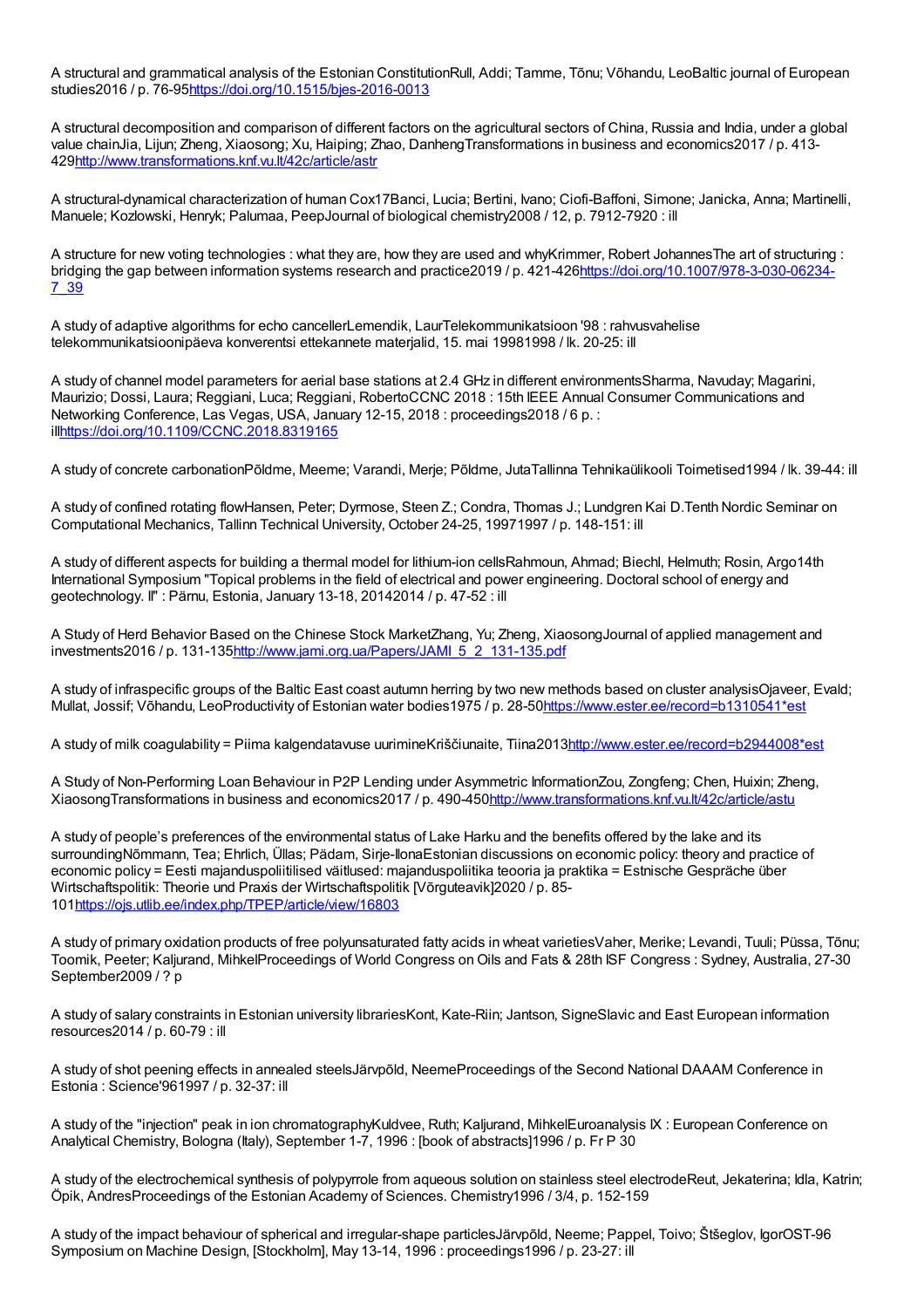A structural and grammatical analysis of the Estonian ConstitutionRull, Addi; Tamme, Tõnu; Võhandu, LeoBaltic journal of European studies2016 / p. 76-95https://doi.org/10.1515/bjes-2016-0013

A structural decomposition and comparison of different factors on the agricultural sectors of China, Russia and India, under a global value chainJia, Lijun; Zheng, Xiaosong; Xu, Haiping; Zhao, DanhengTransformations in business and economics2017 / p. 413-429http://www.transformations.knf.vu.lt/42c/article/astr

A structural-dynamical characterization of human Cox17Banci, Lucia; Bertini, Ivano; Ciofi-Baffoni, Simone; Janicka, Anna; Martinelli, Manuele; Kozlowski, Henryk; Palumaa, PeepJournal of biological chemistry2008 / 12, p. 7912-7920 : ill

A structure for new voting technologies : what they are, how they are used and whyKrimmer, Robert JohannesThe art of structuring : bridging the gap between information systems research and practice2019 / p. 421-426https://doi.org/10.1007/978-3-030-06234-7_39

A study of adaptive algorithms for echo cancellerLemendik, LaurTelekommunikatsioon '98 : rahvusvahelise telekommunikatsioonipäeva konverentsi ettekannete materjalid, 15. mai 19981998 / lk. 20-25: ill

A study of channel model parameters for aerial base stations at 2.4 GHz in different environmentsSharma, Navuday; Magarini, Maurizio; Dossi, Laura; Reggiani, Luca; Reggiani, RobertoCCNC 2018 : 15th IEEE Annual Consumer Communications and Networking Conference, Las Vegas, USA, January 12-15, 2018 : proceedings2018 / 6 p. : illhttps://doi.org/10.1109/CCNC.2018.8319165

A study of concrete carbonationPõldme, Meeme; Varandi, Merje; Põldme, JutaTallinna Tehnikaülikooli Toimetised1994 / lk. 39-44: ill

A study of confined rotating flowHansen, Peter; Dyrmose, Steen Z.; Condra, Thomas J.; Lundgren Kai D.Tenth Nordic Seminar on Computational Mechanics, Tallinn Technical University, October 24-25, 19971997 / p. 148-151: ill

A study of different aspects for building a thermal model for lithium-ion cellsRahmoun, Ahmad; Biechl, Helmuth; Rosin, Argo14th International Symposium "Topical problems in the field of electrical and power engineering. Doctoral school of energy and geotechnology. II" : Pärnu, Estonia, January 13-18, 20142014 / p. 47-52 : ill

A Study of Herd Behavior Based on the Chinese Stock MarketZhang, Yu; Zheng, XiaosongJournal of applied management and investments2016 / p. 131-135http://www.jami.org.ua/Papers/JAMI_5_2_131-135.pdf

A study of infraspecific groups of the Baltic East coast autumn herring by two new methods based on cluster analysisOjaveer, Evald; Mullat, Jossif; Võhandu, LeoProductivity of Estonian water bodies1975 / p. 28-50https://www.ester.ee/record=b1310541*est

A study of milk coagulability = Piima kalgendatavuse uurimineKriščiunaite, Tiina2013http://www.ester.ee/record=b2944008*est

A Study of Non-Performing Loan Behaviour in P2P Lending under Asymmetric InformationZou, Zongfeng; Chen, Huixin; Zheng, XiaosongTransformations in business and economics2017 / p. 490-450http://www.transformations.knf.vu.lt/42c/article/astu

A study of people's preferences of the environmental status of Lake Harku and the benefits offered by the lake and its surroundingNõmmann, Tea; Ehrlich, Üllas; Pädam, Sirje-IlonaEstonian discussions on economic policy: theory and practice of economic policy = Eesti majanduspoliitilised väitlused: majanduspoliitika teooria ja praktika = Estnische Gespräche über Wirtschaftspolitik: Theorie und Praxis der Wirtschaftspolitik [Võrguteavik]2020 / p. 85-101https://ojs.utlib.ee/index.php/TPEP/article/view/16803

A study of primary oxidation products of free polyunsaturated fatty acids in wheat varietiesVaher, Merike; Levandi, Tuuli; Püssa, Tõnu; Toomik, Peeter; Kaljurand, MihkelProceedings of World Congress on Oils and Fats & 28th ISF Congress : Sydney, Australia, 27-30 September2009 / ? p

A study of salary constraints in Estonian university librariesKont, Kate-Riin; Jantson, SigneSlavic and East European information resources2014 / p. 60-79 : ill

A study of shot peening effects in annealed steelsJärvpõld, NeemeProceedings of the Second National DAAAM Conference in Estonia : Science'961997 / p. 32-37: ill

A study of the "injection" peak in ion chromatographyKuldvee, Ruth; Kaljurand, MihkelEuroanalysis IX : European Conference on Analytical Chemistry, Bologna (Italy), September 1-7, 1996 : [book of abstracts]1996 / p. Fr P 30

A study of the electrochemical synthesis of polypyrrole from aqueous solution on stainless steel electrodeReut, Jekaterina; Idla, Katrin; Öpik, AndresProceedings of the Estonian Academy of Sciences. Chemistry1996 / 3/4, p. 152-159

A study of the impact behaviour of spherical and irregular-shape particlesJärvpõld, Neeme; Pappel, Toivo; Štšeglov, IgorOST-96 Symposium on Machine Design, [Stockholm], May 13-14, 1996 : proceedings1996 / p. 23-27: ill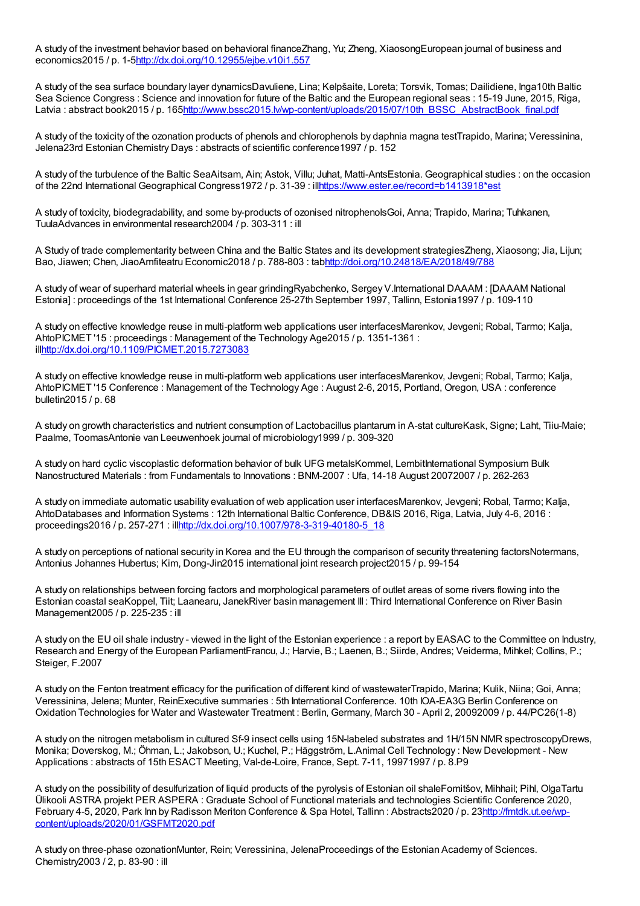A study of the investment behavior based on behavioral financeZhang, Yu; Zheng, XiaosongEuropean journal of business and economics2015 / p. 1-5http://dx.doi.org/10.12955/ejbe.v10i1.557

A study of the sea surface boundary layer dynamicsDavuliene, Lina; Kelpšaite, Loreta; Torsvik, Tomas; Dailidiene, Inga10th Baltic Sea Science Congress : Science and innovation for future of the Baltic and the European regional seas : 15-19 June, 2015, Riga, Latvia : abstract book2015 / p. 165http://www.bssc2015.lv/wp-content/uploads/2015/07/10th_BSSC_AbstractBook_final.pdf

A study of the toxicity of the ozonation products of phenols and chlorophenols by daphnia magna testTrapido, Marina; Veressinina, Jelena23rd Estonian Chemistry Days : abstracts of scientific conference1997 / p. 152

A study of the turbulence of the Baltic SeaAitsam, Ain; Astok, Villu; Juhat, Matti-AntsEstonia. Geographical studies : on the occasion of the 22nd International Geographical Congress1972 / p. 31-39 : illhttps://www.ester.ee/record=b1413918*est

A study of toxicity, biodegradability, and some by-products of ozonised nitrophenolsGoi, Anna; Trapido, Marina; Tuhkanen, TuulaAdvances in environmental research2004 / p. 303-311 : ill

A Study of trade complementarity between China and the Baltic States and its development strategiesZheng, Xiaosong; Jia, Lijun; Bao, Jiawen; Chen, JiaoAmfiteatru Economic2018 / p. 788-803 : tabhttp://doi.org/10.24818/EA/2018/49/788

A study of wear of superhard material wheels in gear grindingRyabchenko, Sergey V.International DAAAM : [DAAAM National Estonia] : proceedings of the 1st International Conference 25-27th September 1997, Tallinn, Estonia1997 / p. 109-110

A study on effective knowledge reuse in multi-platform web applications user interfacesMarenkov, Jevgeni; Robal, Tarmo; Kalja, AhtoPICMET '15 : proceedings : Management of the Technology Age2015 / p. 1351-1361 : illhttp://dx.doi.org/10.1109/PICMET.2015.7273083

A study on effective knowledge reuse in multi-platform web applications user interfacesMarenkov, Jevgeni; Robal, Tarmo; Kalja, AhtoPICMET '15 Conference : Management of the Technology Age : August 2-6, 2015, Portland, Oregon, USA : conference bulletin2015 / p. 68

A study on growth characteristics and nutrient consumption of Lactobacillus plantarum in A-stat cultureKask, Signe; Laht, Tiiu-Maie; Paalme, ToomasAntonie van Leeuwenhoek journal of microbiology1999 / p. 309-320

A study on hard cyclic viscoplastic deformation behavior of bulk UFG metalsKommel, LembitInternational Symposium Bulk Nanostructured Materials : from Fundamentals to Innovations : BNM-2007 : Ufa, 14-18 August 20072007 / p. 262-263

A study on immediate automatic usability evaluation of web application user interfacesMarenkov, Jevgeni; Robal, Tarmo; Kalja, AhtoDatabases and Information Systems : 12th International Baltic Conference, DB&IS 2016, Riga, Latvia, July 4-6, 2016 : proceedings2016 / p. 257-271 : illhttp://dx.doi.org/10.1007/978-3-319-40180-5_18

A study on perceptions of national security in Korea and the EU through the comparison of security threatening factorsNotermans, Antonius Johannes Hubertus; Kim, Dong-Jin2015 international joint research project2015 / p. 99-154

A study on relationships between forcing factors and morphological parameters of outlet areas of some rivers flowing into the Estonian coastal seaKoppel, Tiit; Laanearu, JanekRiver basin management III : Third International Conference on River Basin Management2005 / p. 225-235 : ill

A study on the EU oil shale industry - viewed in the light of the Estonian experience : a report by EASAC to the Committee on Industry, Research and Energy of the European ParliamentFrancu, J.; Harvie, B.; Laenen, B.; Siirde, Andres; Veiderma, Mihkel; Collins, P.; Steiger, F.2007

A study on the Fenton treatment efficacy for the purification of different kind of wastewaterTrapido, Marina; Kulik, Niina; Goi, Anna; Veressinina, Jelena; Munter, ReinExecutive summaries : 5th International Conference. 10th IOA-EA3G Berlin Conference on Oxidation Technologies for Water and Wastewater Treatment : Berlin, Germany, March 30 - April 2, 20092009 / p. 44/PC26(1-8)

A study on the nitrogen metabolism in cultured Sf-9 insect cells using 15N-labeled substrates and 1H/15N NMR spectroscopyDrews, Monika; Doverskog, M.; Öhman, L.; Jakobson, U.; Kuchel, P.; Häggström, L.Animal Cell Technology : New Development - New Applications : abstracts of 15th ESACT Meeting, Val-de-Loire, France, Sept. 7-11, 19971997 / p. 8.P9

A study on the possibility of desulfurization of liquid products of the pyrolysis of Estonian oil shaleFomitšov, Mihhail; Pihl, OlgaTartu Ülikooli ASTRA projekt PER ASPERA : Graduate School of Functional materials and technologies Scientific Conference 2020, February 4-5, 2020, Park Inn by Radisson Meriton Conference & Spa Hotel, Tallinn : Abstracts2020 / p. 23http://fmtdk.ut.ee/wp-content/uploads/2020/01/GSFMT2020.pdf

A study on three-phase ozonationMunter, Rein; Veressinina, JelenaProceedings of the Estonian Academy of Sciences. Chemistry2003 / 2, p. 83-90 : ill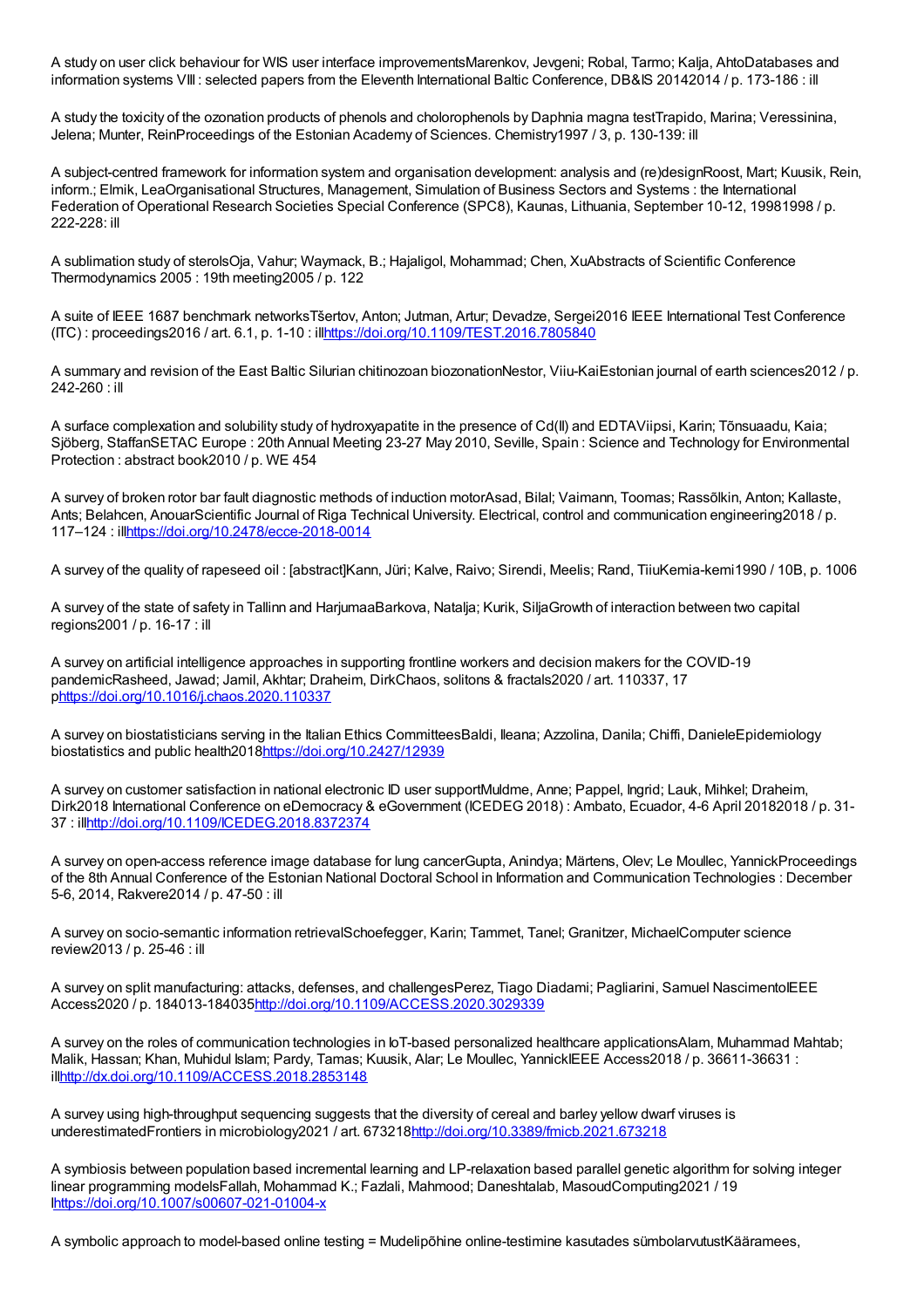A study on user click behaviour for WIS user interface improvementsMarenkov, Jevgeni; Robal, Tarmo; Kalja, AhtoDatabases and information systems VIII : selected papers from the Eleventh International Baltic Conference, DB&IS 20142014 / p. 173-186 : ill

A study the toxicity of the ozonation products of phenols and cholorophenols by Daphnia magna testTrapido, Marina; Veressinina, Jelena; Munter, ReinProceedings of the Estonian Academy of Sciences. Chemistry1997 / 3, p. 130-139: ill

A subject-centred framework for information system and organisation development: analysis and (re)designRoost, Mart; Kuusik, Rein, inform.; Elmik, LeaOrganisational Structures, Management, Simulation of Business Sectors and Systems : the International Federation of Operational Research Societies Special Conference (SPC8), Kaunas, Lithuania, September 10-12, 19981998 / p. 222-228: ill

A sublimation study of sterolsOja, Vahur; Waymack, B.; Hajaligol, Mohammad; Chen, XuAbstracts of Scientific Conference Thermodynamics 2005 : 19th meeting2005 / p. 122

A suite of IEEE 1687 benchmark networksTšertov, Anton; Jutman, Artur; Devadze, Sergei2016 IEEE International Test Conference (ITC) : proceedings2016 / art. 6.1, p. 1-10 : illhttps://doi.org/10.1109/TEST.2016.7805840

A summary and revision of the East Baltic Silurian chitinozoan biozonationNestor, Viiu-KaiEstonian journal of earth sciences2012 / p. 242-260 : ill

A surface complexation and solubility study of hydroxyapatite in the presence of Cd(II) and EDTAViipsi, Karin; Tõnsuaadu, Kaia; Sjöberg, StaffanSETAC Europe : 20th Annual Meeting 23-27 May 2010, Seville, Spain : Science and Technology for Environmental Protection : abstract book2010 / p. WE 454

A survey of broken rotor bar fault diagnostic methods of induction motorAsad, Bilal; Vaimann, Toomas; Rassõlkin, Anton; Kallaste, Ants; Belahcen, AnouarScientific Journal of Riga Technical University. Electrical, control and communication engineering2018 / p. 117–124 : illhttps://doi.org/10.2478/ecce-2018-0014

A survey of the quality of rapeseed oil : [abstract]Kann, Jüri; Kalve, Raivo; Sirendi, Meelis; Rand, TiiuKemia-kemi1990 / 10B, p. 1006

A survey of the state of safety in Tallinn and HarjumaaBarkova, Natalja; Kurik, SiljaGrowth of interaction between two capital regions2001 / p. 16-17 : ill

A survey on artificial intelligence approaches in supporting frontline workers and decision makers for the COVID-19 pandemicRasheed, Jawad; Jamil, Akhtar; Draheim, DirkChaos, solitons & fractals2020 / art. 110337, 17 phttps://doi.org/10.1016/j.chaos.2020.110337

A survey on biostatisticians serving in the Italian Ethics CommitteesBaldi, Ileana; Azzolina, Danila; Chiffi, DanieleEpidemiology biostatistics and public health2018https://doi.org/10.2427/12939

A survey on customer satisfaction in national electronic ID user supportMuldme, Anne; Pappel, Ingrid; Lauk, Mihkel; Draheim, Dirk2018 International Conference on eDemocracy & eGovernment (ICEDEG 2018) : Ambato, Ecuador, 4-6 April 20182018 / p. 31-37 : illhttp://doi.org/10.1109/ICEDEG.2018.8372374

A survey on open-access reference image database for lung cancerGupta, Anindya; Märtens, Olev; Le Moullec, YannickProceedings of the 8th Annual Conference of the Estonian National Doctoral School in Information and Communication Technologies : December 5-6, 2014, Rakvere2014 / p. 47-50 : ill

A survey on socio-semantic information retrievalSchoefegger, Karin; Tammet, Tanel; Granitzer, MichaelComputer science review2013 / p. 25-46 : ill

A survey on split manufacturing: attacks, defenses, and challengesPerez, Tiago Diadami; Pagliarini, Samuel NascimentoIEEE Access2020 / p. 184013-184035http://doi.org/10.1109/ACCESS.2020.3029339

A survey on the roles of communication technologies in IoT-based personalized healthcare applicationsAlam, Muhammad Mahtab; Malik, Hassan; Khan, Muhidul Islam; Pardy, Tamas; Kuusik, Alar; Le Moullec, YannickIEEE Access2018 / p. 36611-36631 : illhttp://dx.doi.org/10.1109/ACCESS.2018.2853148

A survey using high-throughput sequencing suggests that the diversity of cereal and barley yellow dwarf viruses is underestimatedFrontiers in microbiology2021 / art. 673218http://doi.org/10.3389/fmicb.2021.673218

A symbiosis between population based incremental learning and LP-relaxation based parallel genetic algorithm for solving integer linear programming modelsFallah, Mohammad K.; Fazlali, Mahmood; Daneshtalab, MasoudComputing2021 / 19 lhttps://doi.org/10.1007/s00607-021-01004-x

A symbolic approach to model-based online testing = Mudelipõhine online-testimine kasutades sümbolarvutustKääramees,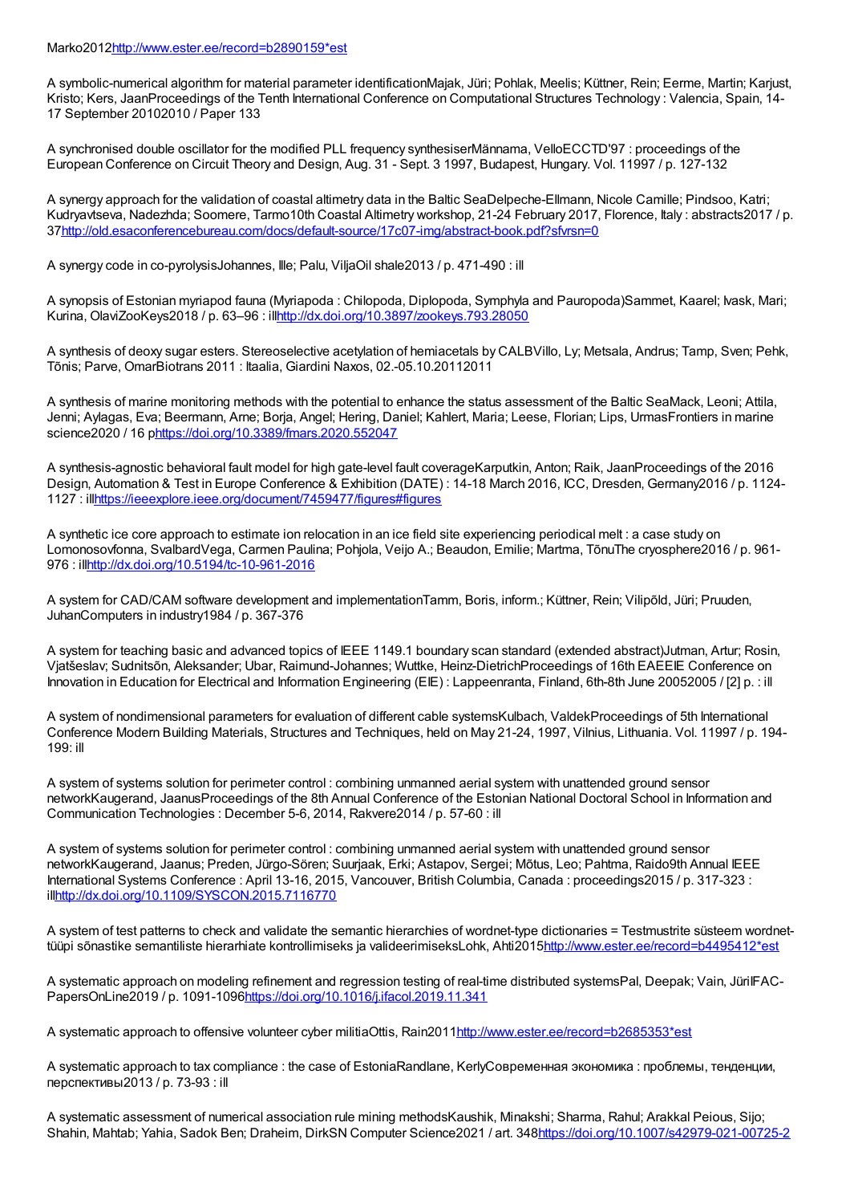Marko2012[http://www.ester.ee/record=b2890159*est](http://www.ester.ee/record=b2890159*est)

A symbolic-numerical algorithm for material parameter identificationMajak, Jüri; Pohlak, Meelis; Küttner, Rein; Eerme, Martin; Karjust, Kristo; Kers, JaanProceedings of the Tenth International Conference on Computational Structures Technology : Valencia, Spain, 14-17 September 20102010 / Paper 133

A synchronised double oscillator for the modified PLL frequency synthesiserMännama, VelloECCTD'97 : proceedings of the European Conference on Circuit Theory and Design, Aug. 31 - Sept. 3 1997, Budapest, Hungary. Vol. 11997 / p. 127-132

A synergy approach for the validation of coastal altimetry data in the Baltic SeaDelpeche-Ellmann, Nicole Camille; Pindsoo, Katri; Kudryavtseva, Nadezhda; Soomere, Tarmo10th Coastal Altimetry workshop, 21-24 February 2017, Florence, Italy : abstracts2017 / p. 37[http://old.esaconferencebureau.com/docs/default-source/17c07-img/abstract-book.pdf?sfvrsn=0](http://old.esaconferencebureau.com/docs/default-source/17c07-img/abstract-book.pdf?sfvrsn=0)

A synergy code in co-pyrolysisJohannes, Ille; Palu, ViljaOil shale2013 / p. 471-490 : ill

A synopsis of Estonian myriapod fauna (Myriapoda : Chilopoda, Diplopoda, Symphyla and Pauropoda)Sammet, Kaarel; Ivask, Mari; Kurina, OlaviZooKeys2018 / p. 63–96 : ill[http://dx.doi.org/10.3897/zookeys.793.28050](http://dx.doi.org/10.3897/zookeys.793.28050)

A synthesis of deoxy sugar esters. Stereoselective acetylation of hemiacetals by CALBVillo, Ly; Metsala, Andrus; Tamp, Sven; Pehk, Tõnis; Parve, OmarBiotrans 2011 : Itaalia, Giardini Naxos, 02.-05.10.20112011

A synthesis of marine monitoring methods with the potential to enhance the status assessment of the Baltic SeaMack, Leoni; Attila, Jenni; Aylagas, Eva; Beermann, Arne; Borja, Angel; Hering, Daniel; Kahlert, Maria; Leese, Florian; Lips, UrmasFrontiers in marine science2020 / 16 p[https://doi.org/10.3389/fmars.2020.552047](https://doi.org/10.3389/fmars.2020.552047)

A synthesis-agnostic behavioral fault model for high gate-level fault coverageKarputkin, Anton; Raik, JaanProceedings of the 2016 Design, Automation & Test in Europe Conference & Exhibition (DATE) : 14-18 March 2016, ICC, Dresden, Germany2016 / p. 1124-1127 : ill[https://ieeexplore.ieee.org/document/7459477/figures#figures](https://ieeexplore.ieee.org/document/7459477/figures#figures)

A synthetic ice core approach to estimate ion relocation in an ice field site experiencing periodical melt : a case study on Lomonosovfonna, SvalbardVega, Carmen Paulina; Pohjola, Veijo A.; Beaudon, Emilie; Martma, TõnuThe cryosphere2016 / p. 961-976 : ill[http://dx.doi.org/10.5194/tc-10-961-2016](http://dx.doi.org/10.5194/tc-10-961-2016)

A system for CAD/CAM software development and implementationTamm, Boris, inform.; Küttner, Rein; Vilipõld, Jüri; Pruuden, JuhanComputers in industry1984 / p. 367-376

A system for teaching basic and advanced topics of IEEE 1149.1 boundary scan standard (extended abstract)Jutman, Artur; Rosin, Vjatšeslav; Sudnitsõn, Aleksander; Ubar, Raimund-Johannes; Wuttke, Heinz-DietrichProceedings of 16th EAEEIE Conference on Innovation in Education for Electrical and Information Engineering (EIE) : Lappeenranta, Finland, 6th-8th June 20052005 / [2] p. : ill

A system of nondimensional parameters for evaluation of different cable systemsKulbach, ValdekProceedings of 5th International Conference Modern Building Materials, Structures and Techniques, held on May 21-24, 1997, Vilnius, Lithuania. Vol. 11997 / p. 194-199: ill

A system of systems solution for perimeter control : combining unmanned aerial system with unattended ground sensor networkKaugerand, JaanusProceedings of the 8th Annual Conference of the Estonian National Doctoral School in Information and Communication Technologies : December 5-6, 2014, Rakvere2014 / p. 57-60 : ill

A system of systems solution for perimeter control : combining unmanned aerial system with unattended ground sensor networkKaugerand, Jaanus; Preden, Jürgo-Sören; Suurjaak, Erki; Astapov, Sergei; Mõtus, Leo; Pahtma, Raido9th Annual IEEE International Systems Conference : April 13-16, 2015, Vancouver, British Columbia, Canada : proceedings2015 / p. 317-323 : ill[http://dx.doi.org/10.1109/SYSCON.2015.7116770](http://dx.doi.org/10.1109/SYSCON.2015.7116770)

A system of test patterns to check and validate the semantic hierarchies of wordnet-type dictionaries = Testmustrite süsteem wordnet-tüüpi sõnastike semantiliste hierarhiate kontrollimiseks ja valideerimiseksLohk, Ahti2015[http://www.ester.ee/record=b4495412*est](http://www.ester.ee/record=b4495412*est)

A systematic approach on modeling refinement and regression testing of real-time distributed systemsPal, Deepak; Vain, JüriIFAC-PapersOnLine2019 / p. 1091-1096[https://doi.org/10.1016/j.ifacol.2019.11.341](https://doi.org/10.1016/j.ifacol.2019.11.341)

A systematic approach to offensive volunteer cyber militiaOttis, Rain2011[http://www.ester.ee/record=b2685353*est](http://www.ester.ee/record=b2685353*est)

A systematic approach to tax compliance : the case of EstoniaRandlane, KerlyСовременная экономика : проблемы, тенденции, перспективы2013 / p. 73-93 : ill

A systematic assessment of numerical association rule mining methodsKaushik, Minakshi; Sharma, Rahul; Arakkal Peious, Sijo; Shahin, Mahtab; Yahia, Sadok Ben; Draheim, DirkSN Computer Science2021 / art. 348[https://doi.org/10.1007/s42979-021-00725-2](https://doi.org/10.1007/s42979-021-00725-2)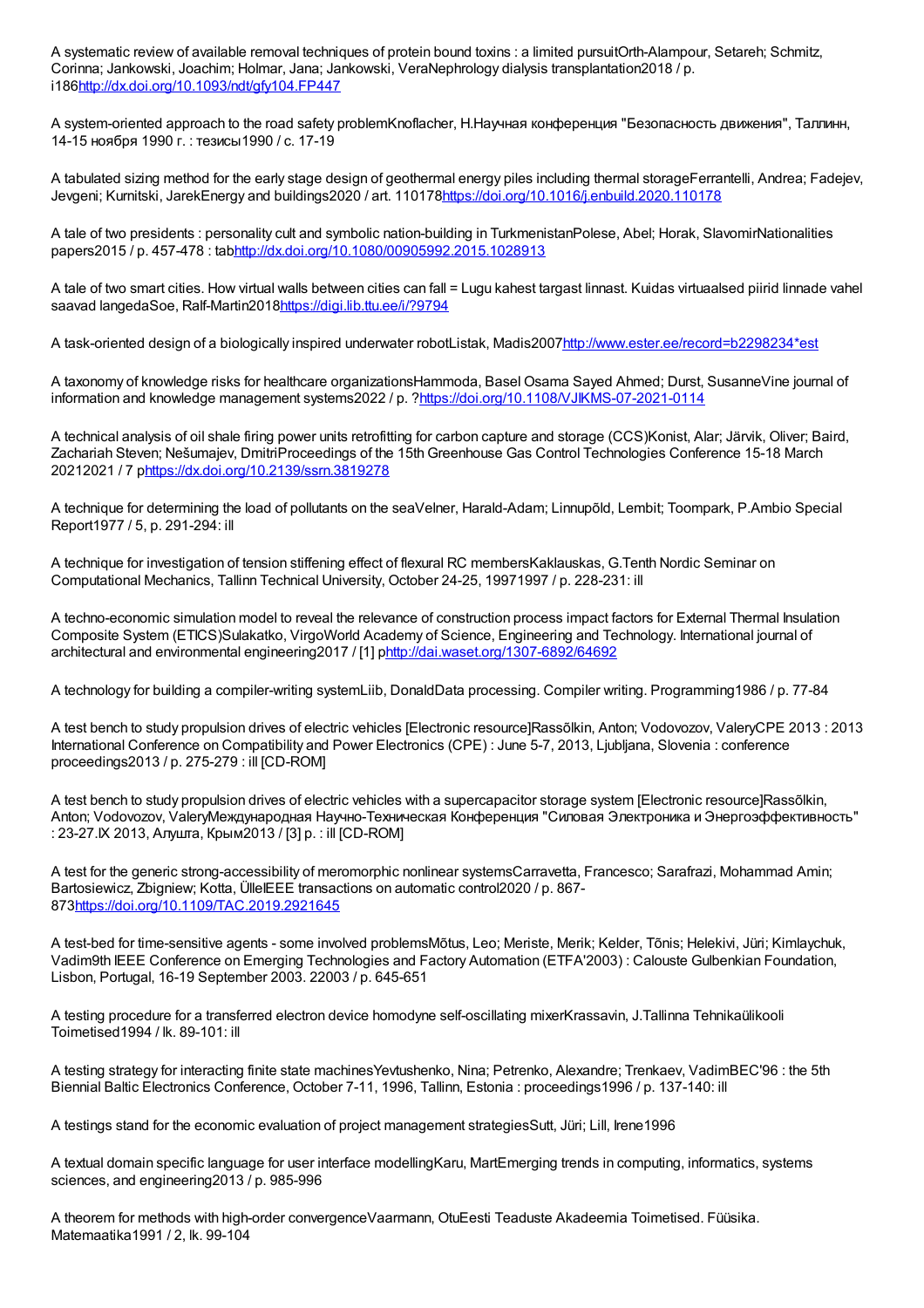A systematic review of available removal techniques of protein bound toxins : a limited pursuitOrth-Alampour, Setareh; Schmitz, Corinna; Jankowski, Joachim; Holmar, Jana; Jankowski, VeraNephrology dialysis transplantation2018 / p. i186http://dx.doi.org/10.1093/ndt/gfy104.FP447

A system-oriented approach to the road safety problemKnoflacher, H.Научная конференция "Безопасность движения", Таллинн, 14-15 ноября 1990 г. : тезисы1990 / с. 17-19

A tabulated sizing method for the early stage design of geothermal energy piles including thermal storageFerrantelli, Andrea; Fadejev, Jevgeni; Kurnitski, JarekEnergy and buildings2020 / art. 110178https://doi.org/10.1016/j.enbuild.2020.110178

A tale of two presidents : personality cult and symbolic nation-building in TurkmenistanPolese, Abel; Horak, SlavomirNationalities papers2015 / p. 457-478 : tabhttp://dx.doi.org/10.1080/00905992.2015.1028913

A tale of two smart cities. How virtual walls between cities can fall = Lugu kahest targast linnast. Kuidas virtuaalsed piirid linnade vahel saavad langedaSoe, Ralf-Martin2018https://digi.lib.ttu.ee/i/?9794

A task-oriented design of a biologically inspired underwater robotListak, Madis2007http://www.ester.ee/record=b2298234*est

A taxonomy of knowledge risks for healthcare organizationsHammoda, Basel Osama Sayed Ahmed; Durst, SusanneVine journal of information and knowledge management systems2022 / p. ?https://doi.org/10.1108/VJIKMS-07-2021-0114

A technical analysis of oil shale firing power units retrofitting for carbon capture and storage (CCS)Konist, Alar; Järvik, Oliver; Baird, Zachariah Steven; Nešumajev, DmitriProceedings of the 15th Greenhouse Gas Control Technologies Conference 15-18 March 20212021 / 7 phttps://dx.doi.org/10.2139/ssrn.3819278

A technique for determining the load of pollutants on the seaVelner, Harald-Adam; Linnupõld, Lembit; Toompark, P.Ambio Special Report1977 / 5, p. 291-294: ill

A technique for investigation of tension stiffening effect of flexural RC membersKaklauskas, G.Tenth Nordic Seminar on Computational Mechanics, Tallinn Technical University, October 24-25, 19971997 / p. 228-231: ill

A techno-economic simulation model to reveal the relevance of construction process impact factors for External Thermal Insulation Composite System (ETICS)Sulakatko, VirgoWorld Academy of Science, Engineering and Technology. International journal of architectural and environmental engineering2017 / [1] phttp://dai.waset.org/1307-6892/64692

A technology for building a compiler-writing systemLiib, DonaldData processing. Compiler writing. Programming1986 / p. 77-84

A test bench to study propulsion drives of electric vehicles [Electronic resource]Rassõlkin, Anton; Vodovozov, ValeryCPE 2013 : 2013 International Conference on Compatibility and Power Electronics (CPE) : June 5-7, 2013, Ljubljana, Slovenia : conference proceedings2013 / p. 275-279 : ill [CD-ROM]

A test bench to study propulsion drives of electric vehicles with a supercapacitor storage system [Electronic resource]Rassõlkin, Anton; Vodovozov, ValeryМеждународная Научно-Техническая Конференция "Силовая Электроника и Энергоэффективность" : 23-27.IX 2013, Алушта, Крым2013 / [3] p. : ill [CD-ROM]

A test for the generic strong-accessibility of meromorphic nonlinear systemsCarravetta, Francesco; Sarafrazi, Mohammad Amin; Bartosiewicz, Zbigniew; Kotta, ÜlleIEEE transactions on automatic control2020 / p. 867-873https://doi.org/10.1109/TAC.2019.2921645

A test-bed for time-sensitive agents - some involved problemsMõtus, Leo; Meriste, Merik; Kelder, Tõnis; Helekivi, Jüri; Kimlaychuk, Vadim9th IEEE Conference on Emerging Technologies and Factory Automation (ETFA'2003) : Calouste Gulbenkian Foundation, Lisbon, Portugal, 16-19 September 2003. 22003 / p. 645-651

A testing procedure for a transferred electron device homodyne self-oscillating mixerKrassavin, J.Tallinna Tehnikaülikooli Toimetised1994 / lk. 89-101: ill

A testing strategy for interacting finite state machinesYevtushenko, Nina; Petrenko, Alexandre; Trenkaev, VadimBEC'96 : the 5th Biennial Baltic Electronics Conference, October 7-11, 1996, Tallinn, Estonia : proceedings1996 / p. 137-140: ill

A testings stand for the economic evaluation of project management strategiesSutt, Jüri; Lill, Irene1996

A textual domain specific language for user interface modellingKaru, MartEmerging trends in computing, informatics, systems sciences, and engineering2013 / p. 985-996

A theorem for methods with high-order convergenceVaarmann, OtuEesti Teaduste Akadeemia Toimetised. Füüsika. Matemaatika1991 / 2, lk. 99-104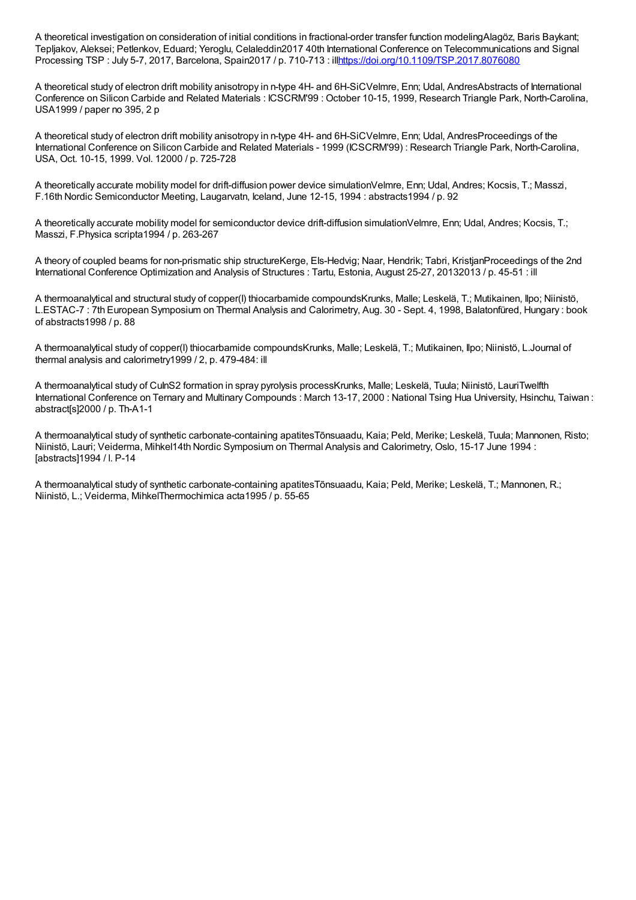A theoretical investigation on consideration of initial conditions in fractional-order transfer function modelingAlagöz, Baris Baykant; Tepljakov, Aleksei; Petlenkov, Eduard; Yeroglu, Celaleddin2017 40th International Conference on Telecommunications and Signal Processing TSP : July 5-7, 2017, Barcelona, Spain2017 / p. 710-713 : illhttps://doi.org/10.1109/TSP.2017.8076080

A theoretical study of electron drift mobility anisotropy in n-type 4H- and 6H-SiCVelmre, Enn; Udal, AndresAbstracts of International Conference on Silicon Carbide and Related Materials : ICSCRM'99 : October 10-15, 1999, Research Triangle Park, North-Carolina, USA1999 / paper no 395, 2 p

A theoretical study of electron drift mobility anisotropy in n-type 4H- and 6H-SiCVelmre, Enn; Udal, AndresProceedings of the International Conference on Silicon Carbide and Related Materials - 1999 (ICSCRM'99) : Research Triangle Park, North-Carolina, USA, Oct. 10-15, 1999. Vol. 12000 / p. 725-728

A theoretically accurate mobility model for drift-diffusion power device simulationVelmre, Enn; Udal, Andres; Kocsis, T.; Masszi, F.16th Nordic Semiconductor Meeting, Laugarvatn, Iceland, June 12-15, 1994 : abstracts1994 / p. 92

A theoretically accurate mobility model for semiconductor device drift-diffusion simulationVelmre, Enn; Udal, Andres; Kocsis, T.; Masszi, F.Physica scripta1994 / p. 263-267

A theory of coupled beams for non-prismatic ship structureKerge, Els-Hedvig; Naar, Hendrik; Tabri, KristjanProceedings of the 2nd International Conference Optimization and Analysis of Structures : Tartu, Estonia, August 25-27, 20132013 / p. 45-51 : ill

A thermoanalytical and structural study of copper(I) thiocarbamide compoundsKrunks, Malle; Leskelä, T.; Mutikainen, Ilpo; Niinistö, L.ESTAC-7 : 7th European Symposium on Thermal Analysis and Calorimetry, Aug. 30 - Sept. 4, 1998, Balatonfüred, Hungary : book of abstracts1998 / p. 88

A thermoanalytical study of copper(I) thiocarbamide compoundsKrunks, Malle; Leskelä, T.; Mutikainen, Ilpo; Niinistö, L.Journal of thermal analysis and calorimetry1999 / 2, p. 479-484: ill

A thermoanalytical study of CuInS2 formation in spray pyrolysis processKrunks, Malle; Leskelä, Tuula; Niinistö, LauriTwelfth International Conference on Ternary and Multinary Compounds : March 13-17, 2000 : National Tsing Hua University, Hsinchu, Taiwan : abstract[s]2000 / p. Th-A1-1

A thermoanalytical study of synthetic carbonate-containing apatitesTõnsuaadu, Kaia; Peld, Merike; Leskelä, Tuula; Mannonen, Risto; Niinistö, Lauri; Veiderma, Mihkel14th Nordic Symposium on Thermal Analysis and Calorimetry, Oslo, 15-17 June 1994 : [abstracts]1994 / l. P-14

A thermoanalytical study of synthetic carbonate-containing apatitesTõnsuaadu, Kaia; Peld, Merike; Leskelä, T.; Mannonen, R.; Niinistö, L.; Veiderma, MihkelThermochimica acta1995 / p. 55-65